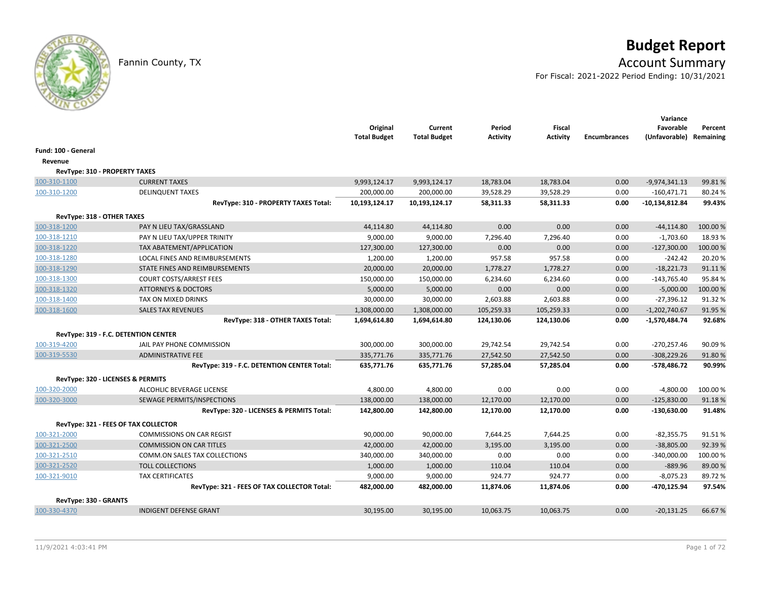# Budget Report

Fannin County, TX

## Account Summary

For Fiscal: 2021-2022 Period Ending: 10/31/2021

| | | Original Total Budget | Current Total Budget | Period Activity | Fiscal Activity | Encumbrances | Variance Favorable (Unfavorable) | Percent Remaining |
|---|---|---|---|---|---|---|---|---|
| **Fund: 100 - General** | | | | | | | | |
| **Revenue** | | | | | | | | |
| **RevType: 310 - PROPERTY TAXES** | | | | | | | | |
| 100-310-1100 | CURRENT TAXES | 9,993,124.17 | 9,993,124.17 | 18,783.04 | 18,783.04 | 0.00 | -9,974,341.13 | 99.81 % |
| 100-310-1200 | DELINQUENT TAXES | 200,000.00 | 200,000.00 | 39,528.29 | 39,528.29 | 0.00 | -160,471.71 | 80.24 % |
| | **RevType: 310 - PROPERTY TAXES Total:** | **10,193,124.17** | **10,193,124.17** | **58,311.33** | **58,311.33** | **0.00** | **-10,134,812.84** | **99.43%** |
| **RevType: 318 - OTHER TAXES** | | | | | | | | |
| 100-318-1200 | PAY N LIEU TAX/GRASSLAND | 44,114.80 | 44,114.80 | 0.00 | 0.00 | 0.00 | -44,114.80 | 100.00 % |
| 100-318-1210 | PAY N LIEU TAX/UPPER TRINITY | 9,000.00 | 9,000.00 | 7,296.40 | 7,296.40 | 0.00 | -1,703.60 | 18.93 % |
| 100-318-1220 | TAX ABATEMENT/APPLICATION | 127,300.00 | 127,300.00 | 0.00 | 0.00 | 0.00 | -127,300.00 | 100.00 % |
| 100-318-1280 | LOCAL FINES AND REIMBURSEMENTS | 1,200.00 | 1,200.00 | 957.58 | 957.58 | 0.00 | -242.42 | 20.20 % |
| 100-318-1290 | STATE FINES AND REIMBURSEMENTS | 20,000.00 | 20,000.00 | 1,778.27 | 1,778.27 | 0.00 | -18,221.73 | 91.11 % |
| 100-318-1300 | COURT COSTS/ARREST FEES | 150,000.00 | 150,000.00 | 6,234.60 | 6,234.60 | 0.00 | -143,765.40 | 95.84 % |
| 100-318-1320 | ATTORNEYS & DOCTORS | 5,000.00 | 5,000.00 | 0.00 | 0.00 | 0.00 | -5,000.00 | 100.00 % |
| 100-318-1400 | TAX ON MIXED DRINKS | 30,000.00 | 30,000.00 | 2,603.88 | 2,603.88 | 0.00 | -27,396.12 | 91.32 % |
| 100-318-1600 | SALES TAX REVENUES | 1,308,000.00 | 1,308,000.00 | 105,259.33 | 105,259.33 | 0.00 | -1,202,740.67 | 91.95 % |
| | **RevType: 318 - OTHER TAXES Total:** | **1,694,614.80** | **1,694,614.80** | **124,130.06** | **124,130.06** | **0.00** | **-1,570,484.74** | **92.68%** |
| **RevType: 319 - F.C. DETENTION CENTER** | | | | | | | | |
| 100-319-4200 | JAIL PAY PHONE COMMISSION | 300,000.00 | 300,000.00 | 29,742.54 | 29,742.54 | 0.00 | -270,257.46 | 90.09 % |
| 100-319-5530 | ADMINISTRATIVE FEE | 335,771.76 | 335,771.76 | 27,542.50 | 27,542.50 | 0.00 | -308,229.26 | 91.80 % |
| | **RevType: 319 - F.C. DETENTION CENTER Total:** | **635,771.76** | **635,771.76** | **57,285.04** | **57,285.04** | **0.00** | **-578,486.72** | **90.99%** |
| **RevType: 320 - LICENSES & PERMITS** | | | | | | | | |
| 100-320-2000 | ALCOHLIC BEVERAGE LICENSE | 4,800.00 | 4,800.00 | 0.00 | 0.00 | 0.00 | -4,800.00 | 100.00 % |
| 100-320-3000 | SEWAGE PERMITS/INSPECTIONS | 138,000.00 | 138,000.00 | 12,170.00 | 12,170.00 | 0.00 | -125,830.00 | 91.18 % |
| | **RevType: 320 - LICENSES & PERMITS Total:** | **142,800.00** | **142,800.00** | **12,170.00** | **12,170.00** | **0.00** | **-130,630.00** | **91.48%** |
| **RevType: 321 - FEES OF TAX COLLECTOR** | | | | | | | | |
| 100-321-2000 | COMMISSIONS ON CAR REGIST | 90,000.00 | 90,000.00 | 7,644.25 | 7,644.25 | 0.00 | -82,355.75 | 91.51 % |
| 100-321-2500 | COMMISSION ON CAR TITLES | 42,000.00 | 42,000.00 | 3,195.00 | 3,195.00 | 0.00 | -38,805.00 | 92.39 % |
| 100-321-2510 | COMM.ON SALES TAX COLLECTIONS | 340,000.00 | 340,000.00 | 0.00 | 0.00 | 0.00 | -340,000.00 | 100.00 % |
| 100-321-2520 | TOLL COLLECTIONS | 1,000.00 | 1,000.00 | 110.04 | 110.04 | 0.00 | -889.96 | 89.00 % |
| 100-321-9010 | TAX CERTIFICATES | 9,000.00 | 9,000.00 | 924.77 | 924.77 | 0.00 | -8,075.23 | 89.72 % |
| | **RevType: 321 - FEES OF TAX COLLECTOR Total:** | **482,000.00** | **482,000.00** | **11,874.06** | **11,874.06** | **0.00** | **-470,125.94** | **97.54%** |
| **RevType: 330 - GRANTS** | | | | | | | | |
| 100-330-4370 | INDIGENT DEFENSE GRANT | 30,195.00 | 30,195.00 | 10,063.75 | 10,063.75 | 0.00 | -20,131.25 | 66.67 % |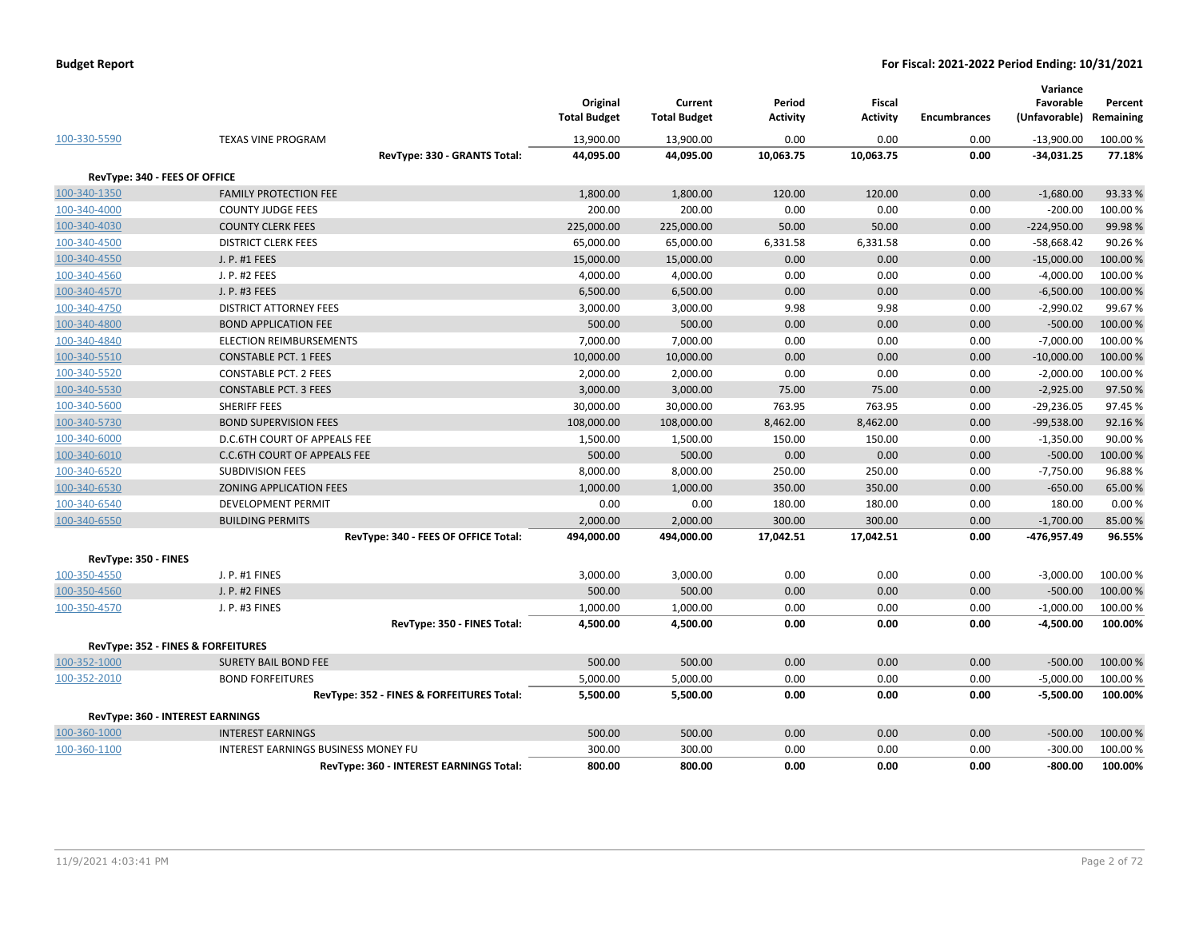| | | Original Total Budget | Current Total Budget | Period Activity | Fiscal Activity | Encumbrances | Variance Favorable (Unfavorable) | Percent Remaining |
|---|---|---|---|---|---|---|---|---|
| 100-330-5590 | TEXAS VINE PROGRAM | 13,900.00 | 13,900.00 | 0.00 | 0.00 | 0.00 | -13,900.00 | 100.00 % |
| | **RevType: 330 - GRANTS Total:** | **44,095.00** | **44,095.00** | **10,063.75** | **10,063.75** | **0.00** | **-34,031.25** | **77.18%** |
| **RevType: 340 - FEES OF OFFICE** | | | | | | | | |
| 100-340-1350 | FAMILY PROTECTION FEE | 1,800.00 | 1,800.00 | 120.00 | 120.00 | 0.00 | -1,680.00 | 93.33 % |
| 100-340-4000 | COUNTY JUDGE FEES | 200.00 | 200.00 | 0.00 | 0.00 | 0.00 | -200.00 | 100.00 % |
| 100-340-4030 | COUNTY CLERK FEES | 225,000.00 | 225,000.00 | 50.00 | 50.00 | 0.00 | -224,950.00 | 99.98 % |
| 100-340-4500 | DISTRICT CLERK FEES | 65,000.00 | 65,000.00 | 6,331.58 | 6,331.58 | 0.00 | -58,668.42 | 90.26 % |
| 100-340-4550 | J. P. #1 FEES | 15,000.00 | 15,000.00 | 0.00 | 0.00 | 0.00 | -15,000.00 | 100.00 % |
| 100-340-4560 | J. P. #2 FEES | 4,000.00 | 4,000.00 | 0.00 | 0.00 | 0.00 | -4,000.00 | 100.00 % |
| 100-340-4570 | J. P. #3 FEES | 6,500.00 | 6,500.00 | 0.00 | 0.00 | 0.00 | -6,500.00 | 100.00 % |
| 100-340-4750 | DISTRICT ATTORNEY FEES | 3,000.00 | 3,000.00 | 9.98 | 9.98 | 0.00 | -2,990.02 | 99.67 % |
| 100-340-4800 | BOND APPLICATION FEE | 500.00 | 500.00 | 0.00 | 0.00 | 0.00 | -500.00 | 100.00 % |
| 100-340-4840 | ELECTION REIMBURSEMENTS | 7,000.00 | 7,000.00 | 0.00 | 0.00 | 0.00 | -7,000.00 | 100.00 % |
| 100-340-5510 | CONSTABLE PCT. 1 FEES | 10,000.00 | 10,000.00 | 0.00 | 0.00 | 0.00 | -10,000.00 | 100.00 % |
| 100-340-5520 | CONSTABLE PCT. 2 FEES | 2,000.00 | 2,000.00 | 0.00 | 0.00 | 0.00 | -2,000.00 | 100.00 % |
| 100-340-5530 | CONSTABLE PCT. 3 FEES | 3,000.00 | 3,000.00 | 75.00 | 75.00 | 0.00 | -2,925.00 | 97.50 % |
| 100-340-5600 | SHERIFF FEES | 30,000.00 | 30,000.00 | 763.95 | 763.95 | 0.00 | -29,236.05 | 97.45 % |
| 100-340-5730 | BOND SUPERVISION FEES | 108,000.00 | 108,000.00 | 8,462.00 | 8,462.00 | 0.00 | -99,538.00 | 92.16 % |
| 100-340-6000 | D.C.6TH COURT OF APPEALS FEE | 1,500.00 | 1,500.00 | 150.00 | 150.00 | 0.00 | -1,350.00 | 90.00 % |
| 100-340-6010 | C.C.6TH COURT OF APPEALS FEE | 500.00 | 500.00 | 0.00 | 0.00 | 0.00 | -500.00 | 100.00 % |
| 100-340-6520 | SUBDIVISION FEES | 8,000.00 | 8,000.00 | 250.00 | 250.00 | 0.00 | -7,750.00 | 96.88 % |
| 100-340-6530 | ZONING APPLICATION FEES | 1,000.00 | 1,000.00 | 350.00 | 350.00 | 0.00 | -650.00 | 65.00 % |
| 100-340-6540 | DEVELOPMENT PERMIT | 0.00 | 0.00 | 180.00 | 180.00 | 0.00 | 180.00 | 0.00 % |
| 100-340-6550 | BUILDING PERMITS | 2,000.00 | 2,000.00 | 300.00 | 300.00 | 0.00 | -1,700.00 | 85.00 % |
| | **RevType: 340 - FEES OF OFFICE Total:** | **494,000.00** | **494,000.00** | **17,042.51** | **17,042.51** | **0.00** | **-476,957.49** | **96.55%** |
| **RevType: 350 - FINES** | | | | | | | | |
| 100-350-4550 | J. P. #1 FINES | 3,000.00 | 3,000.00 | 0.00 | 0.00 | 0.00 | -3,000.00 | 100.00 % |
| 100-350-4560 | J. P. #2 FINES | 500.00 | 500.00 | 0.00 | 0.00 | 0.00 | -500.00 | 100.00 % |
| 100-350-4570 | J. P. #3 FINES | 1,000.00 | 1,000.00 | 0.00 | 0.00 | 0.00 | -1,000.00 | 100.00 % |
| | **RevType: 350 - FINES Total:** | **4,500.00** | **4,500.00** | **0.00** | **0.00** | **0.00** | **-4,500.00** | **100.00%** |
| **RevType: 352 - FINES & FORFEITURES** | | | | | | | | |
| 100-352-1000 | SURETY BAIL BOND FEE | 500.00 | 500.00 | 0.00 | 0.00 | 0.00 | -500.00 | 100.00 % |
| 100-352-2010 | BOND FORFEITURES | 5,000.00 | 5,000.00 | 0.00 | 0.00 | 0.00 | -5,000.00 | 100.00 % |
| | **RevType: 352 - FINES & FORFEITURES Total:** | **5,500.00** | **5,500.00** | **0.00** | **0.00** | **0.00** | **-5,500.00** | **100.00%** |
| **RevType: 360 - INTEREST EARNINGS** | | | | | | | | |
| 100-360-1000 | INTEREST EARNINGS | 500.00 | 500.00 | 0.00 | 0.00 | 0.00 | -500.00 | 100.00 % |
| 100-360-1100 | INTEREST EARNINGS BUSINESS MONEY FU | 300.00 | 300.00 | 0.00 | 0.00 | 0.00 | -300.00 | 100.00 % |
| | **RevType: 360 - INTEREST EARNINGS Total:** | **800.00** | **800.00** | **0.00** | **0.00** | **0.00** | **-800.00** | **100.00%** |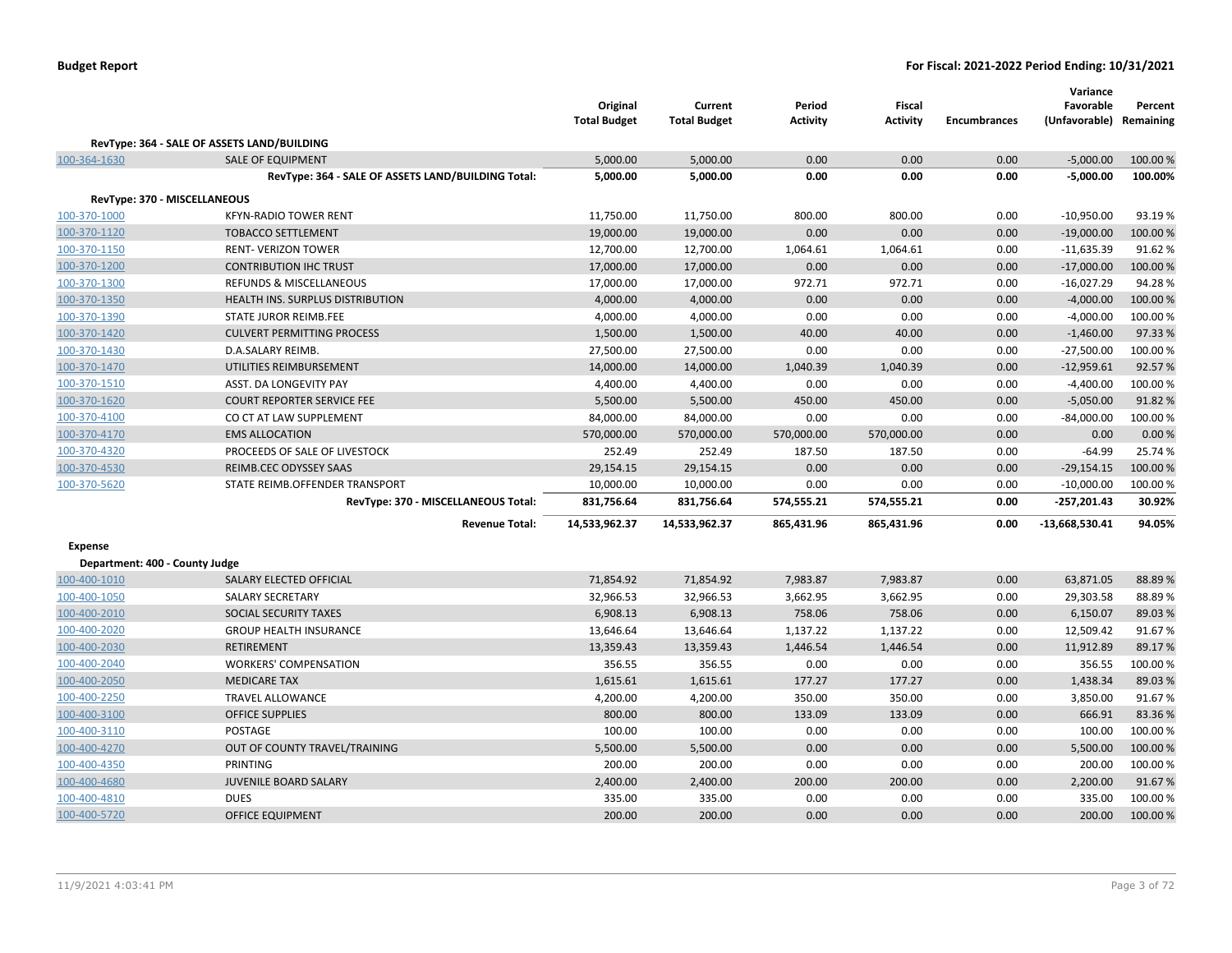**Budget Report** **For Fiscal: 2021-2022 Period Ending: 10/31/2021**

| | | Original Total Budget | Current Total Budget | Period Activity | Fiscal Activity | Encumbrances | Variance Favorable (Unfavorable) | Percent Remaining |
|---|---|---|---|---|---|---|---|---|
| **RevType: 364 - SALE OF ASSETS LAND/BUILDING** | | | | | | | | |
| 100-364-1630 | SALE OF EQUIPMENT | 5,000.00 | 5,000.00 | 0.00 | 0.00 | 0.00 | -5,000.00 | 100.00 % |
| | **RevType: 364 - SALE OF ASSETS LAND/BUILDING Total:** | **5,000.00** | **5,000.00** | **0.00** | **0.00** | **0.00** | **-5,000.00** | **100.00%** |
| **RevType: 370 - MISCELLANEOUS** | | | | | | | | |
| 100-370-1000 | KFYN-RADIO TOWER RENT | 11,750.00 | 11,750.00 | 800.00 | 800.00 | 0.00 | -10,950.00 | 93.19 % |
| 100-370-1120 | TOBACCO SETTLEMENT | 19,000.00 | 19,000.00 | 0.00 | 0.00 | 0.00 | -19,000.00 | 100.00 % |
| 100-370-1150 | RENT- VERIZON TOWER | 12,700.00 | 12,700.00 | 1,064.61 | 1,064.61 | 0.00 | -11,635.39 | 91.62 % |
| 100-370-1200 | CONTRIBUTION IHC TRUST | 17,000.00 | 17,000.00 | 0.00 | 0.00 | 0.00 | -17,000.00 | 100.00 % |
| 100-370-1300 | REFUNDS & MISCELLANEOUS | 17,000.00 | 17,000.00 | 972.71 | 972.71 | 0.00 | -16,027.29 | 94.28 % |
| 100-370-1350 | HEALTH INS. SURPLUS DISTRIBUTION | 4,000.00 | 4,000.00 | 0.00 | 0.00 | 0.00 | -4,000.00 | 100.00 % |
| 100-370-1390 | STATE JUROR REIMB.FEE | 4,000.00 | 4,000.00 | 0.00 | 0.00 | 0.00 | -4,000.00 | 100.00 % |
| 100-370-1420 | CULVERT PERMITTING PROCESS | 1,500.00 | 1,500.00 | 40.00 | 40.00 | 0.00 | -1,460.00 | 97.33 % |
| 100-370-1430 | D.A.SALARY REIMB. | 27,500.00 | 27,500.00 | 0.00 | 0.00 | 0.00 | -27,500.00 | 100.00 % |
| 100-370-1470 | UTILITIES REIMBURSEMENT | 14,000.00 | 14,000.00 | 1,040.39 | 1,040.39 | 0.00 | -12,959.61 | 92.57 % |
| 100-370-1510 | ASST. DA LONGEVITY PAY | 4,400.00 | 4,400.00 | 0.00 | 0.00 | 0.00 | -4,400.00 | 100.00 % |
| 100-370-1620 | COURT REPORTER SERVICE FEE | 5,500.00 | 5,500.00 | 450.00 | 450.00 | 0.00 | -5,050.00 | 91.82 % |
| 100-370-4100 | CO CT AT LAW SUPPLEMENT | 84,000.00 | 84,000.00 | 0.00 | 0.00 | 0.00 | -84,000.00 | 100.00 % |
| 100-370-4170 | EMS ALLOCATION | 570,000.00 | 570,000.00 | 570,000.00 | 570,000.00 | 0.00 | 0.00 | 0.00 % |
| 100-370-4320 | PROCEEDS OF SALE OF LIVESTOCK | 252.49 | 252.49 | 187.50 | 187.50 | 0.00 | -64.99 | 25.74 % |
| 100-370-4530 | REIMB.CEC ODYSSEY SAAS | 29,154.15 | 29,154.15 | 0.00 | 0.00 | 0.00 | -29,154.15 | 100.00 % |
| 100-370-5620 | STATE REIMB.OFFENDER TRANSPORT | 10,000.00 | 10,000.00 | 0.00 | 0.00 | 0.00 | -10,000.00 | 100.00 % |
| | **RevType: 370 - MISCELLANEOUS Total:** | **831,756.64** | **831,756.64** | **574,555.21** | **574,555.21** | **0.00** | **-257,201.43** | **30.92%** |
| | **Revenue Total:** | **14,533,962.37** | **14,533,962.37** | **865,431.96** | **865,431.96** | **0.00** | **-13,668,530.41** | **94.05%** |
| **Expense** | | | | | | | | |
| **Department: 400 - County Judge** | | | | | | | | |
| 100-400-1010 | SALARY ELECTED OFFICIAL | 71,854.92 | 71,854.92 | 7,983.87 | 7,983.87 | 0.00 | 63,871.05 | 88.89 % |
| 100-400-1050 | SALARY SECRETARY | 32,966.53 | 32,966.53 | 3,662.95 | 3,662.95 | 0.00 | 29,303.58 | 88.89 % |
| 100-400-2010 | SOCIAL SECURITY TAXES | 6,908.13 | 6,908.13 | 758.06 | 758.06 | 0.00 | 6,150.07 | 89.03 % |
| 100-400-2020 | GROUP HEALTH INSURANCE | 13,646.64 | 13,646.64 | 1,137.22 | 1,137.22 | 0.00 | 12,509.42 | 91.67 % |
| 100-400-2030 | RETIREMENT | 13,359.43 | 13,359.43 | 1,446.54 | 1,446.54 | 0.00 | 11,912.89 | 89.17 % |
| 100-400-2040 | WORKERS' COMPENSATION | 356.55 | 356.55 | 0.00 | 0.00 | 0.00 | 356.55 | 100.00 % |
| 100-400-2050 | MEDICARE TAX | 1,615.61 | 1,615.61 | 177.27 | 177.27 | 0.00 | 1,438.34 | 89.03 % |
| 100-400-2250 | TRAVEL ALLOWANCE | 4,200.00 | 4,200.00 | 350.00 | 350.00 | 0.00 | 3,850.00 | 91.67 % |
| 100-400-3100 | OFFICE SUPPLIES | 800.00 | 800.00 | 133.09 | 133.09 | 0.00 | 666.91 | 83.36 % |
| 100-400-3110 | POSTAGE | 100.00 | 100.00 | 0.00 | 0.00 | 0.00 | 100.00 | 100.00 % |
| 100-400-4270 | OUT OF COUNTY TRAVEL/TRAINING | 5,500.00 | 5,500.00 | 0.00 | 0.00 | 0.00 | 5,500.00 | 100.00 % |
| 100-400-4350 | PRINTING | 200.00 | 200.00 | 0.00 | 0.00 | 0.00 | 200.00 | 100.00 % |
| 100-400-4680 | JUVENILE BOARD SALARY | 2,400.00 | 2,400.00 | 200.00 | 200.00 | 0.00 | 2,200.00 | 91.67 % |
| 100-400-4810 | DUES | 335.00 | 335.00 | 0.00 | 0.00 | 0.00 | 335.00 | 100.00 % |
| 100-400-5720 | OFFICE EQUIPMENT | 200.00 | 200.00 | 0.00 | 0.00 | 0.00 | 200.00 | 100.00 % |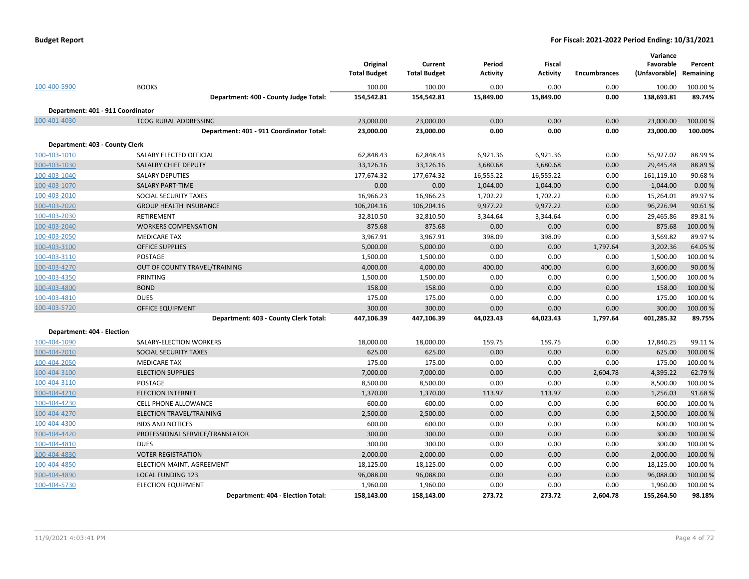| | | Original Total Budget | Current Total Budget | Period Activity | Fiscal Activity | Encumbrances | Variance Favorable (Unfavorable) | Percent Remaining |
|---|---|---|---|---|---|---|---|---|
| 100-400-5900 | BOOKS | 100.00 | 100.00 | 0.00 | 0.00 | 0.00 | 100.00 | 100.00 % |
| | **Department: 400 - County Judge Total:** | **154,542.81** | **154,542.81** | **15,849.00** | **15,849.00** | **0.00** | **138,693.81** | **89.74%** |
| **Department: 401 - 911 Coordinator** | | | | | | | | |
| 100-401-4030 | TCOG RURAL ADDRESSING | 23,000.00 | 23,000.00 | 0.00 | 0.00 | 0.00 | 23,000.00 | 100.00 % |
| | **Department: 401 - 911 Coordinator Total:** | **23,000.00** | **23,000.00** | **0.00** | **0.00** | **0.00** | **23,000.00** | **100.00%** |
| **Department: 403 - County Clerk** | | | | | | | | |
| 100-403-1010 | SALARY ELECTED OFFICIAL | 62,848.43 | 62,848.43 | 6,921.36 | 6,921.36 | 0.00 | 55,927.07 | 88.99 % |
| 100-403-1030 | SALALRY CHIEF DEPUTY | 33,126.16 | 33,126.16 | 3,680.68 | 3,680.68 | 0.00 | 29,445.48 | 88.89 % |
| 100-403-1040 | SALARY DEPUTIES | 177,674.32 | 177,674.32 | 16,555.22 | 16,555.22 | 0.00 | 161,119.10 | 90.68 % |
| 100-403-1070 | SALARY PART-TIME | 0.00 | 0.00 | 1,044.00 | 1,044.00 | 0.00 | -1,044.00 | 0.00 % |
| 100-403-2010 | SOCIAL SECURITY TAXES | 16,966.23 | 16,966.23 | 1,702.22 | 1,702.22 | 0.00 | 15,264.01 | 89.97 % |
| 100-403-2020 | GROUP HEALTH INSURANCE | 106,204.16 | 106,204.16 | 9,977.22 | 9,977.22 | 0.00 | 96,226.94 | 90.61 % |
| 100-403-2030 | RETIREMENT | 32,810.50 | 32,810.50 | 3,344.64 | 3,344.64 | 0.00 | 29,465.86 | 89.81 % |
| 100-403-2040 | WORKERS COMPENSATION | 875.68 | 875.68 | 0.00 | 0.00 | 0.00 | 875.68 | 100.00 % |
| 100-403-2050 | MEDICARE TAX | 3,967.91 | 3,967.91 | 398.09 | 398.09 | 0.00 | 3,569.82 | 89.97 % |
| 100-403-3100 | OFFICE SUPPLIES | 5,000.00 | 5,000.00 | 0.00 | 0.00 | 1,797.64 | 3,202.36 | 64.05 % |
| 100-403-3110 | POSTAGE | 1,500.00 | 1,500.00 | 0.00 | 0.00 | 0.00 | 1,500.00 | 100.00 % |
| 100-403-4270 | OUT OF COUNTY TRAVEL/TRAINING | 4,000.00 | 4,000.00 | 400.00 | 400.00 | 0.00 | 3,600.00 | 90.00 % |
| 100-403-4350 | PRINTING | 1,500.00 | 1,500.00 | 0.00 | 0.00 | 0.00 | 1,500.00 | 100.00 % |
| 100-403-4800 | BOND | 158.00 | 158.00 | 0.00 | 0.00 | 0.00 | 158.00 | 100.00 % |
| 100-403-4810 | DUES | 175.00 | 175.00 | 0.00 | 0.00 | 0.00 | 175.00 | 100.00 % |
| 100-403-5720 | OFFICE EQUIPMENT | 300.00 | 300.00 | 0.00 | 0.00 | 0.00 | 300.00 | 100.00 % |
| | **Department: 403 - County Clerk Total:** | **447,106.39** | **447,106.39** | **44,023.43** | **44,023.43** | **1,797.64** | **401,285.32** | **89.75%** |
| **Department: 404 - Election** | | | | | | | | |
| 100-404-1090 | SALARY-ELECTION WORKERS | 18,000.00 | 18,000.00 | 159.75 | 159.75 | 0.00 | 17,840.25 | 99.11 % |
| 100-404-2010 | SOCIAL SECURITY TAXES | 625.00 | 625.00 | 0.00 | 0.00 | 0.00 | 625.00 | 100.00 % |
| 100-404-2050 | MEDICARE TAX | 175.00 | 175.00 | 0.00 | 0.00 | 0.00 | 175.00 | 100.00 % |
| 100-404-3100 | ELECTION SUPPLIES | 7,000.00 | 7,000.00 | 0.00 | 0.00 | 2,604.78 | 4,395.22 | 62.79 % |
| 100-404-3110 | POSTAGE | 8,500.00 | 8,500.00 | 0.00 | 0.00 | 0.00 | 8,500.00 | 100.00 % |
| 100-404-4210 | ELECTION INTERNET | 1,370.00 | 1,370.00 | 113.97 | 113.97 | 0.00 | 1,256.03 | 91.68 % |
| 100-404-4230 | CELL PHONE ALLOWANCE | 600.00 | 600.00 | 0.00 | 0.00 | 0.00 | 600.00 | 100.00 % |
| 100-404-4270 | ELECTION TRAVEL/TRAINING | 2,500.00 | 2,500.00 | 0.00 | 0.00 | 0.00 | 2,500.00 | 100.00 % |
| 100-404-4300 | BIDS AND NOTICES | 600.00 | 600.00 | 0.00 | 0.00 | 0.00 | 600.00 | 100.00 % |
| 100-404-4420 | PROFESSIONAL SERVICE/TRANSLATOR | 300.00 | 300.00 | 0.00 | 0.00 | 0.00 | 300.00 | 100.00 % |
| 100-404-4810 | DUES | 300.00 | 300.00 | 0.00 | 0.00 | 0.00 | 300.00 | 100.00 % |
| 100-404-4830 | VOTER REGISTRATION | 2,000.00 | 2,000.00 | 0.00 | 0.00 | 0.00 | 2,000.00 | 100.00 % |
| 100-404-4850 | ELECTION MAINT. AGREEMENT | 18,125.00 | 18,125.00 | 0.00 | 0.00 | 0.00 | 18,125.00 | 100.00 % |
| 100-404-4890 | LOCAL FUNDING 123 | 96,088.00 | 96,088.00 | 0.00 | 0.00 | 0.00 | 96,088.00 | 100.00 % |
| 100-404-5730 | ELECTION EQUIPMENT | 1,960.00 | 1,960.00 | 0.00 | 0.00 | 0.00 | 1,960.00 | 100.00 % |
| | **Department: 404 - Election Total:** | **158,143.00** | **158,143.00** | **273.72** | **273.72** | **2,604.78** | **155,264.50** | **98.18%** |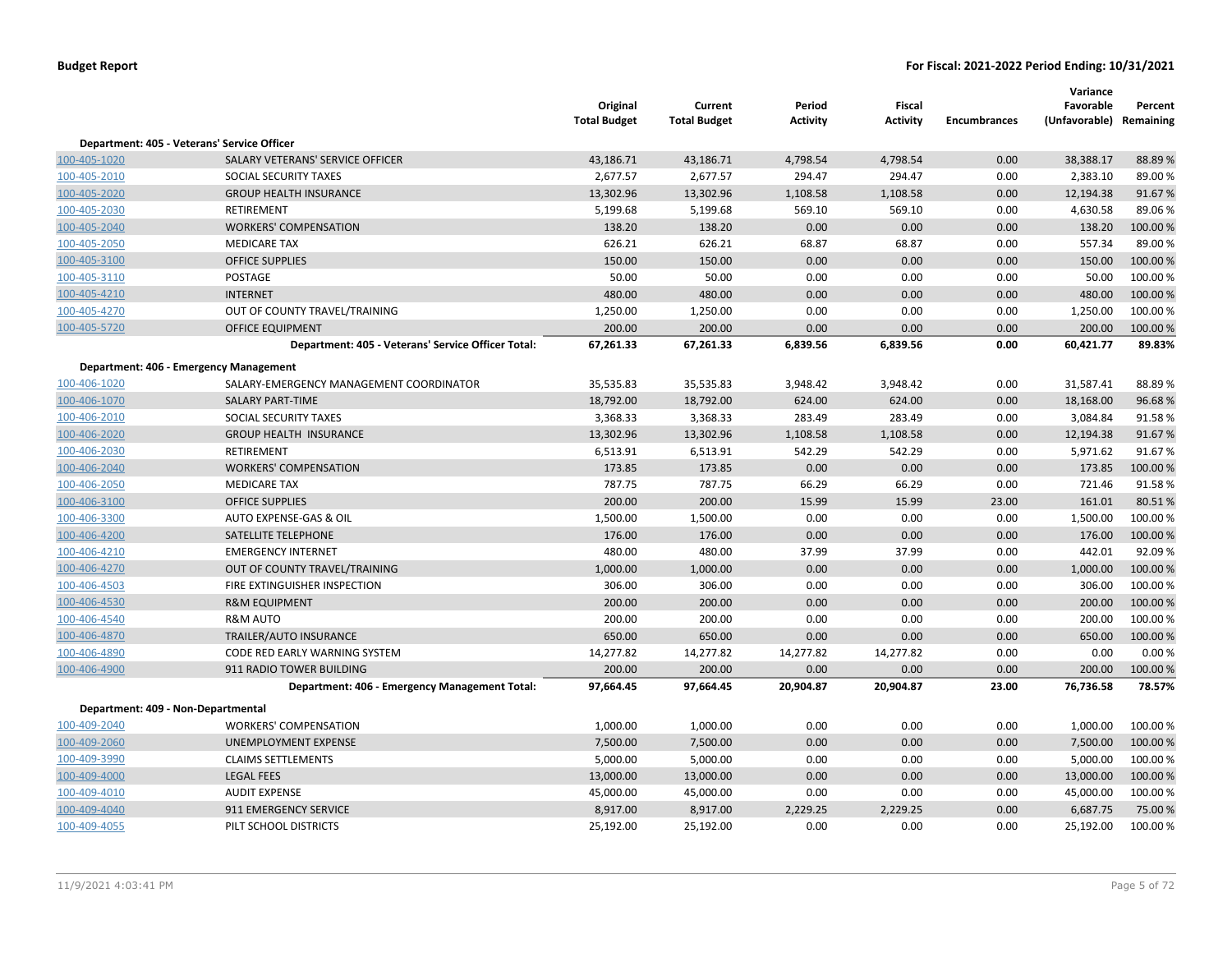| | | Original Total Budget | Current Total Budget | Period Activity | Fiscal Activity | Encumbrances | Variance Favorable (Unfavorable) | Percent Remaining |
|---|---|---|---|---|---|---|---|---|
| **Department: 405 - Veterans' Service Officer** | | | | | | | | |
| 100-405-1020 | SALARY VETERANS' SERVICE OFFICER | 43,186.71 | 43,186.71 | 4,798.54 | 4,798.54 | 0.00 | 38,388.17 | 88.89 % |
| 100-405-2010 | SOCIAL SECURITY TAXES | 2,677.57 | 2,677.57 | 294.47 | 294.47 | 0.00 | 2,383.10 | 89.00 % |
| 100-405-2020 | GROUP HEALTH INSURANCE | 13,302.96 | 13,302.96 | 1,108.58 | 1,108.58 | 0.00 | 12,194.38 | 91.67 % |
| 100-405-2030 | RETIREMENT | 5,199.68 | 5,199.68 | 569.10 | 569.10 | 0.00 | 4,630.58 | 89.06 % |
| 100-405-2040 | WORKERS' COMPENSATION | 138.20 | 138.20 | 0.00 | 0.00 | 0.00 | 138.20 | 100.00 % |
| 100-405-2050 | MEDICARE TAX | 626.21 | 626.21 | 68.87 | 68.87 | 0.00 | 557.34 | 89.00 % |
| 100-405-3100 | OFFICE SUPPLIES | 150.00 | 150.00 | 0.00 | 0.00 | 0.00 | 150.00 | 100.00 % |
| 100-405-3110 | POSTAGE | 50.00 | 50.00 | 0.00 | 0.00 | 0.00 | 50.00 | 100.00 % |
| 100-405-4210 | INTERNET | 480.00 | 480.00 | 0.00 | 0.00 | 0.00 | 480.00 | 100.00 % |
| 100-405-4270 | OUT OF COUNTY TRAVEL/TRAINING | 1,250.00 | 1,250.00 | 0.00 | 0.00 | 0.00 | 1,250.00 | 100.00 % |
| 100-405-5720 | OFFICE EQUIPMENT | 200.00 | 200.00 | 0.00 | 0.00 | 0.00 | 200.00 | 100.00 % |
| | **Department: 405 - Veterans' Service Officer Total:** | **67,261.33** | **67,261.33** | **6,839.56** | **6,839.56** | **0.00** | **60,421.77** | **89.83%** |
| **Department: 406 - Emergency Management** | | | | | | | | |
| 100-406-1020 | SALARY-EMERGENCY MANAGEMENT COORDINATOR | 35,535.83 | 35,535.83 | 3,948.42 | 3,948.42 | 0.00 | 31,587.41 | 88.89 % |
| 100-406-1070 | SALARY PART-TIME | 18,792.00 | 18,792.00 | 624.00 | 624.00 | 0.00 | 18,168.00 | 96.68 % |
| 100-406-2010 | SOCIAL SECURITY TAXES | 3,368.33 | 3,368.33 | 283.49 | 283.49 | 0.00 | 3,084.84 | 91.58 % |
| 100-406-2020 | GROUP HEALTH INSURANCE | 13,302.96 | 13,302.96 | 1,108.58 | 1,108.58 | 0.00 | 12,194.38 | 91.67 % |
| 100-406-2030 | RETIREMENT | 6,513.91 | 6,513.91 | 542.29 | 542.29 | 0.00 | 5,971.62 | 91.67 % |
| 100-406-2040 | WORKERS' COMPENSATION | 173.85 | 173.85 | 0.00 | 0.00 | 0.00 | 173.85 | 100.00 % |
| 100-406-2050 | MEDICARE TAX | 787.75 | 787.75 | 66.29 | 66.29 | 0.00 | 721.46 | 91.58 % |
| 100-406-3100 | OFFICE SUPPLIES | 200.00 | 200.00 | 15.99 | 15.99 | 23.00 | 161.01 | 80.51 % |
| 100-406-3300 | AUTO EXPENSE-GAS & OIL | 1,500.00 | 1,500.00 | 0.00 | 0.00 | 0.00 | 1,500.00 | 100.00 % |
| 100-406-4200 | SATELLITE TELEPHONE | 176.00 | 176.00 | 0.00 | 0.00 | 0.00 | 176.00 | 100.00 % |
| 100-406-4210 | EMERGENCY INTERNET | 480.00 | 480.00 | 37.99 | 37.99 | 0.00 | 442.01 | 92.09 % |
| 100-406-4270 | OUT OF COUNTY TRAVEL/TRAINING | 1,000.00 | 1,000.00 | 0.00 | 0.00 | 0.00 | 1,000.00 | 100.00 % |
| 100-406-4503 | FIRE EXTINGUISHER INSPECTION | 306.00 | 306.00 | 0.00 | 0.00 | 0.00 | 306.00 | 100.00 % |
| 100-406-4530 | R&M EQUIPMENT | 200.00 | 200.00 | 0.00 | 0.00 | 0.00 | 200.00 | 100.00 % |
| 100-406-4540 | R&M AUTO | 200.00 | 200.00 | 0.00 | 0.00 | 0.00 | 200.00 | 100.00 % |
| 100-406-4870 | TRAILER/AUTO INSURANCE | 650.00 | 650.00 | 0.00 | 0.00 | 0.00 | 650.00 | 100.00 % |
| 100-406-4890 | CODE RED EARLY WARNING SYSTEM | 14,277.82 | 14,277.82 | 14,277.82 | 14,277.82 | 0.00 | 0.00 | 0.00 % |
| 100-406-4900 | 911 RADIO TOWER BUILDING | 200.00 | 200.00 | 0.00 | 0.00 | 0.00 | 200.00 | 100.00 % |
| | **Department: 406 - Emergency Management Total:** | **97,664.45** | **97,664.45** | **20,904.87** | **20,904.87** | **23.00** | **76,736.58** | **78.57%** |
| **Department: 409 - Non-Departmental** | | | | | | | | |
| 100-409-2040 | WORKERS' COMPENSATION | 1,000.00 | 1,000.00 | 0.00 | 0.00 | 0.00 | 1,000.00 | 100.00 % |
| 100-409-2060 | UNEMPLOYMENT EXPENSE | 7,500.00 | 7,500.00 | 0.00 | 0.00 | 0.00 | 7,500.00 | 100.00 % |
| 100-409-3990 | CLAIMS SETTLEMENTS | 5,000.00 | 5,000.00 | 0.00 | 0.00 | 0.00 | 5,000.00 | 100.00 % |
| 100-409-4000 | LEGAL FEES | 13,000.00 | 13,000.00 | 0.00 | 0.00 | 0.00 | 13,000.00 | 100.00 % |
| 100-409-4010 | AUDIT EXPENSE | 45,000.00 | 45,000.00 | 0.00 | 0.00 | 0.00 | 45,000.00 | 100.00 % |
| 100-409-4040 | 911 EMERGENCY SERVICE | 8,917.00 | 8,917.00 | 2,229.25 | 2,229.25 | 0.00 | 6,687.75 | 75.00 % |
| 100-409-4055 | PILT SCHOOL DISTRICTS | 25,192.00 | 25,192.00 | 0.00 | 0.00 | 0.00 | 25,192.00 | 100.00 % |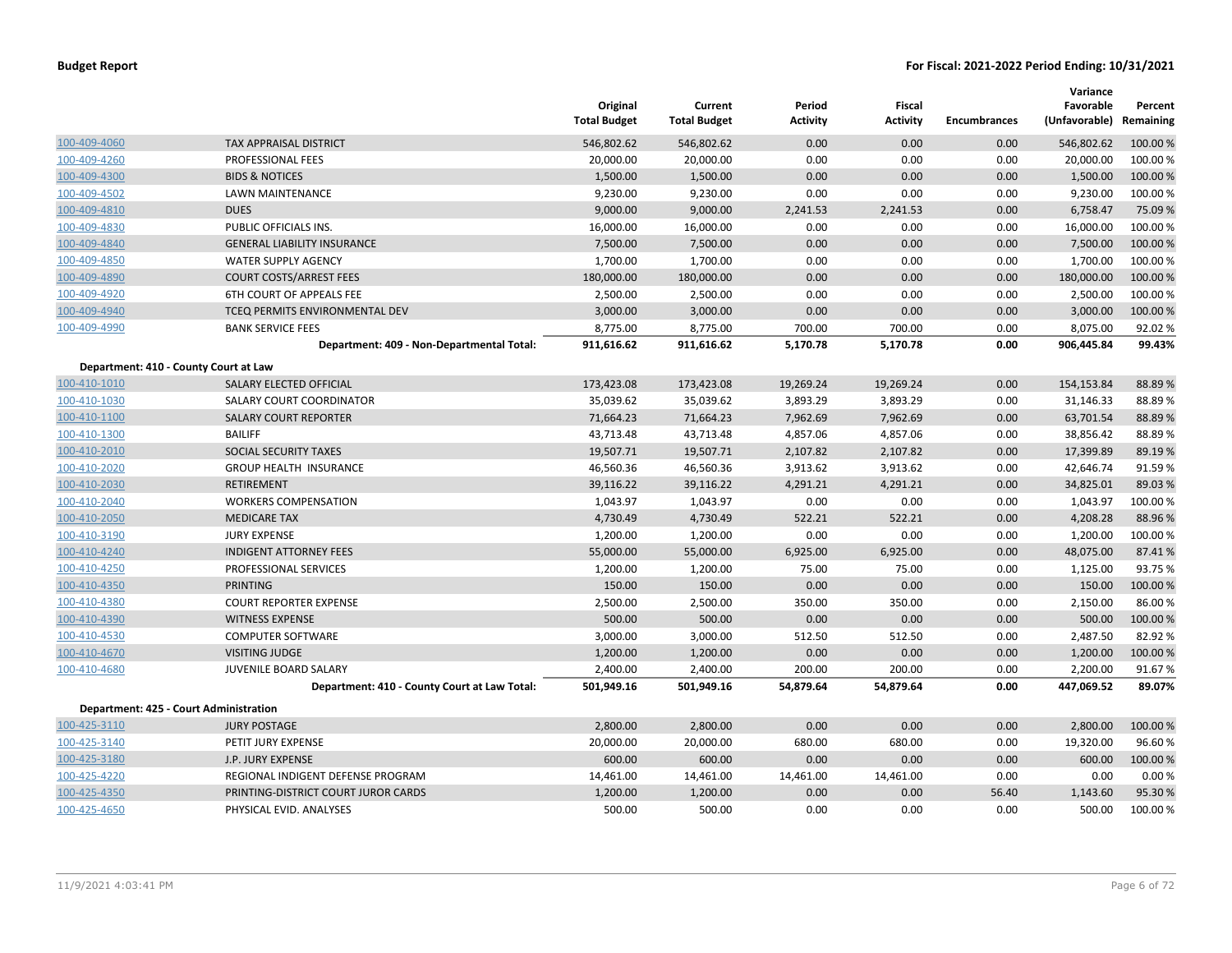| | | Original Total Budget | Current Total Budget | Period Activity | Fiscal Activity | Encumbrances | Variance Favorable (Unfavorable) | Percent Remaining |
|---|---|---|---|---|---|---|---|---|
| 100-409-4060 | TAX APPRAISAL DISTRICT | 546,802.62 | 546,802.62 | 0.00 | 0.00 | 0.00 | 546,802.62 | 100.00 % |
| 100-409-4260 | PROFESSIONAL FEES | 20,000.00 | 20,000.00 | 0.00 | 0.00 | 0.00 | 20,000.00 | 100.00 % |
| 100-409-4300 | BIDS & NOTICES | 1,500.00 | 1,500.00 | 0.00 | 0.00 | 0.00 | 1,500.00 | 100.00 % |
| 100-409-4502 | LAWN MAINTENANCE | 9,230.00 | 9,230.00 | 0.00 | 0.00 | 0.00 | 9,230.00 | 100.00 % |
| 100-409-4810 | DUES | 9,000.00 | 9,000.00 | 2,241.53 | 2,241.53 | 0.00 | 6,758.47 | 75.09 % |
| 100-409-4830 | PUBLIC OFFICIALS INS. | 16,000.00 | 16,000.00 | 0.00 | 0.00 | 0.00 | 16,000.00 | 100.00 % |
| 100-409-4840 | GENERAL LIABILITY INSURANCE | 7,500.00 | 7,500.00 | 0.00 | 0.00 | 0.00 | 7,500.00 | 100.00 % |
| 100-409-4850 | WATER SUPPLY AGENCY | 1,700.00 | 1,700.00 | 0.00 | 0.00 | 0.00 | 1,700.00 | 100.00 % |
| 100-409-4890 | COURT COSTS/ARREST FEES | 180,000.00 | 180,000.00 | 0.00 | 0.00 | 0.00 | 180,000.00 | 100.00 % |
| 100-409-4920 | 6TH COURT OF APPEALS FEE | 2,500.00 | 2,500.00 | 0.00 | 0.00 | 0.00 | 2,500.00 | 100.00 % |
| 100-409-4940 | TCEQ PERMITS ENVIRONMENTAL DEV | 3,000.00 | 3,000.00 | 0.00 | 0.00 | 0.00 | 3,000.00 | 100.00 % |
| 100-409-4990 | BANK SERVICE FEES | 8,775.00 | 8,775.00 | 700.00 | 700.00 | 0.00 | 8,075.00 | 92.02 % |
| | **Department: 409 - Non-Departmental Total:** | **911,616.62** | **911,616.62** | **5,170.78** | **5,170.78** | **0.00** | **906,445.84** | **99.43%** |
| **Department: 410 - County Court at Law** | | | | | | | | |
| 100-410-1010 | SALARY ELECTED OFFICIAL | 173,423.08 | 173,423.08 | 19,269.24 | 19,269.24 | 0.00 | 154,153.84 | 88.89 % |
| 100-410-1030 | SALARY COURT COORDINATOR | 35,039.62 | 35,039.62 | 3,893.29 | 3,893.29 | 0.00 | 31,146.33 | 88.89 % |
| 100-410-1100 | SALARY COURT REPORTER | 71,664.23 | 71,664.23 | 7,962.69 | 7,962.69 | 0.00 | 63,701.54 | 88.89 % |
| 100-410-1300 | BAILIFF | 43,713.48 | 43,713.48 | 4,857.06 | 4,857.06 | 0.00 | 38,856.42 | 88.89 % |
| 100-410-2010 | SOCIAL SECURITY TAXES | 19,507.71 | 19,507.71 | 2,107.82 | 2,107.82 | 0.00 | 17,399.89 | 89.19 % |
| 100-410-2020 | GROUP HEALTH INSURANCE | 46,560.36 | 46,560.36 | 3,913.62 | 3,913.62 | 0.00 | 42,646.74 | 91.59 % |
| 100-410-2030 | RETIREMENT | 39,116.22 | 39,116.22 | 4,291.21 | 4,291.21 | 0.00 | 34,825.01 | 89.03 % |
| 100-410-2040 | WORKERS COMPENSATION | 1,043.97 | 1,043.97 | 0.00 | 0.00 | 0.00 | 1,043.97 | 100.00 % |
| 100-410-2050 | MEDICARE TAX | 4,730.49 | 4,730.49 | 522.21 | 522.21 | 0.00 | 4,208.28 | 88.96 % |
| 100-410-3190 | JURY EXPENSE | 1,200.00 | 1,200.00 | 0.00 | 0.00 | 0.00 | 1,200.00 | 100.00 % |
| 100-410-4240 | INDIGENT ATTORNEY FEES | 55,000.00 | 55,000.00 | 6,925.00 | 6,925.00 | 0.00 | 48,075.00 | 87.41 % |
| 100-410-4250 | PROFESSIONAL SERVICES | 1,200.00 | 1,200.00 | 75.00 | 75.00 | 0.00 | 1,125.00 | 93.75 % |
| 100-410-4350 | PRINTING | 150.00 | 150.00 | 0.00 | 0.00 | 0.00 | 150.00 | 100.00 % |
| 100-410-4380 | COURT REPORTER EXPENSE | 2,500.00 | 2,500.00 | 350.00 | 350.00 | 0.00 | 2,150.00 | 86.00 % |
| 100-410-4390 | WITNESS EXPENSE | 500.00 | 500.00 | 0.00 | 0.00 | 0.00 | 500.00 | 100.00 % |
| 100-410-4530 | COMPUTER SOFTWARE | 3,000.00 | 3,000.00 | 512.50 | 512.50 | 0.00 | 2,487.50 | 82.92 % |
| 100-410-4670 | VISITING JUDGE | 1,200.00 | 1,200.00 | 0.00 | 0.00 | 0.00 | 1,200.00 | 100.00 % |
| 100-410-4680 | JUVENILE BOARD SALARY | 2,400.00 | 2,400.00 | 200.00 | 200.00 | 0.00 | 2,200.00 | 91.67 % |
| | **Department: 410 - County Court at Law Total:** | **501,949.16** | **501,949.16** | **54,879.64** | **54,879.64** | **0.00** | **447,069.52** | **89.07%** |
| **Department: 425 - Court Administration** | | | | | | | | |
| 100-425-3110 | JURY POSTAGE | 2,800.00 | 2,800.00 | 0.00 | 0.00 | 0.00 | 2,800.00 | 100.00 % |
| 100-425-3140 | PETIT JURY EXPENSE | 20,000.00 | 20,000.00 | 680.00 | 680.00 | 0.00 | 19,320.00 | 96.60 % |
| 100-425-3180 | J.P. JURY EXPENSE | 600.00 | 600.00 | 0.00 | 0.00 | 0.00 | 600.00 | 100.00 % |
| 100-425-4220 | REGIONAL INDIGENT DEFENSE PROGRAM | 14,461.00 | 14,461.00 | 14,461.00 | 14,461.00 | 0.00 | 0.00 | 0.00 % |
| 100-425-4350 | PRINTING-DISTRICT COURT JUROR CARDS | 1,200.00 | 1,200.00 | 0.00 | 0.00 | 56.40 | 1,143.60 | 95.30 % |
| 100-425-4650 | PHYSICAL EVID. ANALYSES | 500.00 | 500.00 | 0.00 | 0.00 | 0.00 | 500.00 | 100.00 % |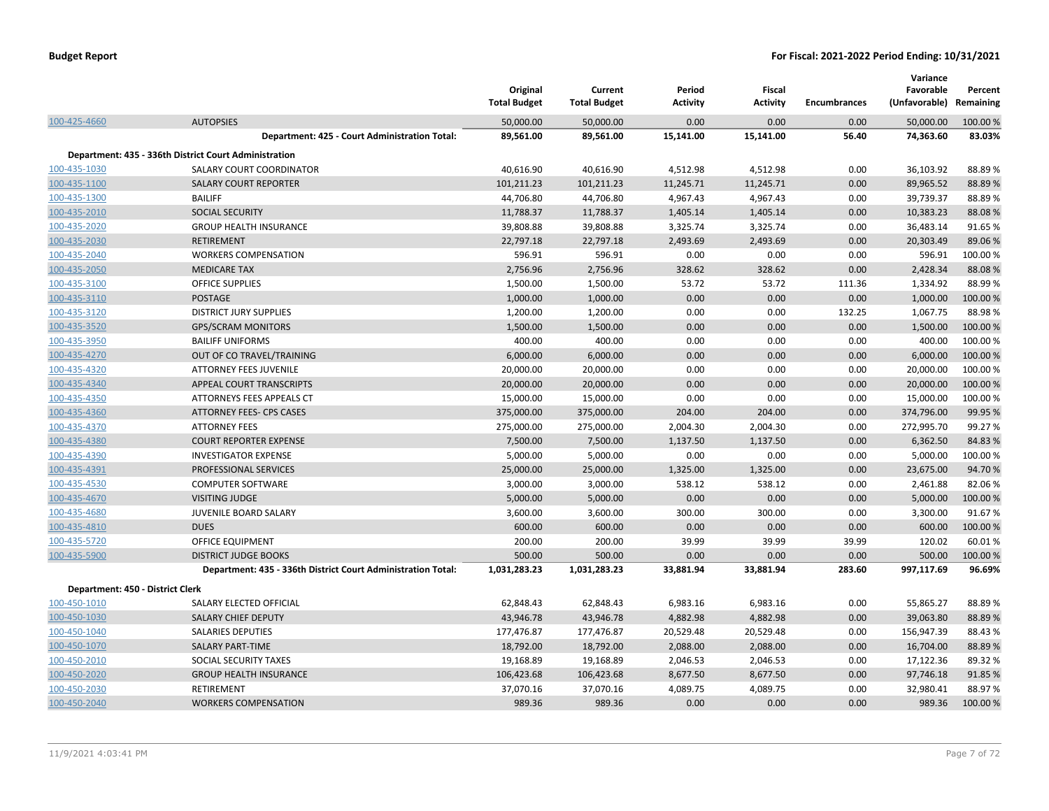| | | Original Total Budget | Current Total Budget | Period Activity | Fiscal Activity | Encumbrances | Variance Favorable (Unfavorable) | Percent Remaining |
|---|---|---|---|---|---|---|---|---|
| 100-425-4660 | AUTOPSIES | 50,000.00 | 50,000.00 | 0.00 | 0.00 | 0.00 | 50,000.00 | 100.00 % |
| | **Department: 425 - Court Administration Total:** | **89,561.00** | **89,561.00** | **15,141.00** | **15,141.00** | **56.40** | **74,363.60** | **83.03%** |
| **Department: 435 - 336th District Court Administration** | | | | | | | | |
| 100-435-1030 | SALARY COURT COORDINATOR | 40,616.90 | 40,616.90 | 4,512.98 | 4,512.98 | 0.00 | 36,103.92 | 88.89 % |
| 100-435-1100 | SALARY COURT REPORTER | 101,211.23 | 101,211.23 | 11,245.71 | 11,245.71 | 0.00 | 89,965.52 | 88.89 % |
| 100-435-1300 | BAILIFF | 44,706.80 | 44,706.80 | 4,967.43 | 4,967.43 | 0.00 | 39,739.37 | 88.89 % |
| 100-435-2010 | SOCIAL SECURITY | 11,788.37 | 11,788.37 | 1,405.14 | 1,405.14 | 0.00 | 10,383.23 | 88.08 % |
| 100-435-2020 | GROUP HEALTH INSURANCE | 39,808.88 | 39,808.88 | 3,325.74 | 3,325.74 | 0.00 | 36,483.14 | 91.65 % |
| 100-435-2030 | RETIREMENT | 22,797.18 | 22,797.18 | 2,493.69 | 2,493.69 | 0.00 | 20,303.49 | 89.06 % |
| 100-435-2040 | WORKERS COMPENSATION | 596.91 | 596.91 | 0.00 | 0.00 | 0.00 | 596.91 | 100.00 % |
| 100-435-2050 | MEDICARE TAX | 2,756.96 | 2,756.96 | 328.62 | 328.62 | 0.00 | 2,428.34 | 88.08 % |
| 100-435-3100 | OFFICE SUPPLIES | 1,500.00 | 1,500.00 | 53.72 | 53.72 | 111.36 | 1,334.92 | 88.99 % |
| 100-435-3110 | POSTAGE | 1,000.00 | 1,000.00 | 0.00 | 0.00 | 0.00 | 1,000.00 | 100.00 % |
| 100-435-3120 | DISTRICT JURY SUPPLIES | 1,200.00 | 1,200.00 | 0.00 | 0.00 | 132.25 | 1,067.75 | 88.98 % |
| 100-435-3520 | GPS/SCRAM MONITORS | 1,500.00 | 1,500.00 | 0.00 | 0.00 | 0.00 | 1,500.00 | 100.00 % |
| 100-435-3950 | BAILIFF UNIFORMS | 400.00 | 400.00 | 0.00 | 0.00 | 0.00 | 400.00 | 100.00 % |
| 100-435-4270 | OUT OF CO TRAVEL/TRAINING | 6,000.00 | 6,000.00 | 0.00 | 0.00 | 0.00 | 6,000.00 | 100.00 % |
| 100-435-4320 | ATTORNEY FEES JUVENILE | 20,000.00 | 20,000.00 | 0.00 | 0.00 | 0.00 | 20,000.00 | 100.00 % |
| 100-435-4340 | APPEAL COURT TRANSCRIPTS | 20,000.00 | 20,000.00 | 0.00 | 0.00 | 0.00 | 20,000.00 | 100.00 % |
| 100-435-4350 | ATTORNEYS FEES APPEALS CT | 15,000.00 | 15,000.00 | 0.00 | 0.00 | 0.00 | 15,000.00 | 100.00 % |
| 100-435-4360 | ATTORNEY FEES- CPS CASES | 375,000.00 | 375,000.00 | 204.00 | 204.00 | 0.00 | 374,796.00 | 99.95 % |
| 100-435-4370 | ATTORNEY FEES | 275,000.00 | 275,000.00 | 2,004.30 | 2,004.30 | 0.00 | 272,995.70 | 99.27 % |
| 100-435-4380 | COURT REPORTER EXPENSE | 7,500.00 | 7,500.00 | 1,137.50 | 1,137.50 | 0.00 | 6,362.50 | 84.83 % |
| 100-435-4390 | INVESTIGATOR EXPENSE | 5,000.00 | 5,000.00 | 0.00 | 0.00 | 0.00 | 5,000.00 | 100.00 % |
| 100-435-4391 | PROFESSIONAL SERVICES | 25,000.00 | 25,000.00 | 1,325.00 | 1,325.00 | 0.00 | 23,675.00 | 94.70 % |
| 100-435-4530 | COMPUTER SOFTWARE | 3,000.00 | 3,000.00 | 538.12 | 538.12 | 0.00 | 2,461.88 | 82.06 % |
| 100-435-4670 | VISITING JUDGE | 5,000.00 | 5,000.00 | 0.00 | 0.00 | 0.00 | 5,000.00 | 100.00 % |
| 100-435-4680 | JUVENILE BOARD SALARY | 3,600.00 | 3,600.00 | 300.00 | 300.00 | 0.00 | 3,300.00 | 91.67 % |
| 100-435-4810 | DUES | 600.00 | 600.00 | 0.00 | 0.00 | 0.00 | 600.00 | 100.00 % |
| 100-435-5720 | OFFICE EQUIPMENT | 200.00 | 200.00 | 39.99 | 39.99 | 39.99 | 120.02 | 60.01 % |
| 100-435-5900 | DISTRICT JUDGE BOOKS | 500.00 | 500.00 | 0.00 | 0.00 | 0.00 | 500.00 | 100.00 % |
| | **Department: 435 - 336th District Court Administration Total:** | **1,031,283.23** | **1,031,283.23** | **33,881.94** | **33,881.94** | **283.60** | **997,117.69** | **96.69%** |
| **Department: 450 - District Clerk** | | | | | | | | |
| 100-450-1010 | SALARY ELECTED OFFICIAL | 62,848.43 | 62,848.43 | 6,983.16 | 6,983.16 | 0.00 | 55,865.27 | 88.89 % |
| 100-450-1030 | SALARY CHIEF DEPUTY | 43,946.78 | 43,946.78 | 4,882.98 | 4,882.98 | 0.00 | 39,063.80 | 88.89 % |
| 100-450-1040 | SALARIES DEPUTIES | 177,476.87 | 177,476.87 | 20,529.48 | 20,529.48 | 0.00 | 156,947.39 | 88.43 % |
| 100-450-1070 | SALARY PART-TIME | 18,792.00 | 18,792.00 | 2,088.00 | 2,088.00 | 0.00 | 16,704.00 | 88.89 % |
| 100-450-2010 | SOCIAL SECURITY TAXES | 19,168.89 | 19,168.89 | 2,046.53 | 2,046.53 | 0.00 | 17,122.36 | 89.32 % |
| 100-450-2020 | GROUP HEALTH INSURANCE | 106,423.68 | 106,423.68 | 8,677.50 | 8,677.50 | 0.00 | 97,746.18 | 91.85 % |
| 100-450-2030 | RETIREMENT | 37,070.16 | 37,070.16 | 4,089.75 | 4,089.75 | 0.00 | 32,980.41 | 88.97 % |
| 100-450-2040 | WORKERS COMPENSATION | 989.36 | 989.36 | 0.00 | 0.00 | 0.00 | 989.36 | 100.00 % |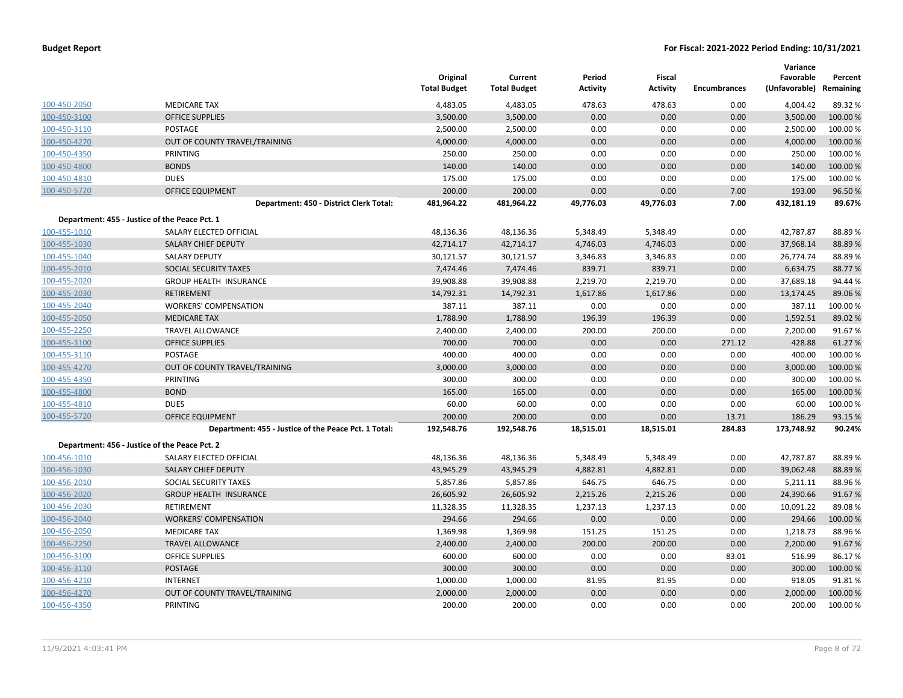| | | Original Total Budget | Current Total Budget | Period Activity | Fiscal Activity | Encumbrances | Variance Favorable (Unfavorable) | Percent Remaining |
|---|---|---|---|---|---|---|---|---|
| 100-450-2050 | MEDICARE TAX | 4,483.05 | 4,483.05 | 478.63 | 478.63 | 0.00 | 4,004.42 | 89.32 % |
| 100-450-3100 | OFFICE SUPPLIES | 3,500.00 | 3,500.00 | 0.00 | 0.00 | 0.00 | 3,500.00 | 100.00 % |
| 100-450-3110 | POSTAGE | 2,500.00 | 2,500.00 | 0.00 | 0.00 | 0.00 | 2,500.00 | 100.00 % |
| 100-450-4270 | OUT OF COUNTY TRAVEL/TRAINING | 4,000.00 | 4,000.00 | 0.00 | 0.00 | 0.00 | 4,000.00 | 100.00 % |
| 100-450-4350 | PRINTING | 250.00 | 250.00 | 0.00 | 0.00 | 0.00 | 250.00 | 100.00 % |
| 100-450-4800 | BONDS | 140.00 | 140.00 | 0.00 | 0.00 | 0.00 | 140.00 | 100.00 % |
| 100-450-4810 | DUES | 175.00 | 175.00 | 0.00 | 0.00 | 0.00 | 175.00 | 100.00 % |
| 100-450-5720 | OFFICE EQUIPMENT | 200.00 | 200.00 | 0.00 | 0.00 | 7.00 | 193.00 | 96.50 % |
| | **Department: 450 - District Clerk Total:** | **481,964.22** | **481,964.22** | **49,776.03** | **49,776.03** | **7.00** | **432,181.19** | **89.67%** |
| **Department: 455 - Justice of the Peace Pct. 1** | | | | | | | | |
| 100-455-1010 | SALARY ELECTED OFFICIAL | 48,136.36 | 48,136.36 | 5,348.49 | 5,348.49 | 0.00 | 42,787.87 | 88.89 % |
| 100-455-1030 | SALARY CHIEF DEPUTY | 42,714.17 | 42,714.17 | 4,746.03 | 4,746.03 | 0.00 | 37,968.14 | 88.89 % |
| 100-455-1040 | SALARY DEPUTY | 30,121.57 | 30,121.57 | 3,346.83 | 3,346.83 | 0.00 | 26,774.74 | 88.89 % |
| 100-455-2010 | SOCIAL SECURITY TAXES | 7,474.46 | 7,474.46 | 839.71 | 839.71 | 0.00 | 6,634.75 | 88.77 % |
| 100-455-2020 | GROUP HEALTH INSURANCE | 39,908.88 | 39,908.88 | 2,219.70 | 2,219.70 | 0.00 | 37,689.18 | 94.44 % |
| 100-455-2030 | RETIREMENT | 14,792.31 | 14,792.31 | 1,617.86 | 1,617.86 | 0.00 | 13,174.45 | 89.06 % |
| 100-455-2040 | WORKERS' COMPENSATION | 387.11 | 387.11 | 0.00 | 0.00 | 0.00 | 387.11 | 100.00 % |
| 100-455-2050 | MEDICARE TAX | 1,788.90 | 1,788.90 | 196.39 | 196.39 | 0.00 | 1,592.51 | 89.02 % |
| 100-455-2250 | TRAVEL ALLOWANCE | 2,400.00 | 2,400.00 | 200.00 | 200.00 | 0.00 | 2,200.00 | 91.67 % |
| 100-455-3100 | OFFICE SUPPLIES | 700.00 | 700.00 | 0.00 | 0.00 | 271.12 | 428.88 | 61.27 % |
| 100-455-3110 | POSTAGE | 400.00 | 400.00 | 0.00 | 0.00 | 0.00 | 400.00 | 100.00 % |
| 100-455-4270 | OUT OF COUNTY TRAVEL/TRAINING | 3,000.00 | 3,000.00 | 0.00 | 0.00 | 0.00 | 3,000.00 | 100.00 % |
| 100-455-4350 | PRINTING | 300.00 | 300.00 | 0.00 | 0.00 | 0.00 | 300.00 | 100.00 % |
| 100-455-4800 | BOND | 165.00 | 165.00 | 0.00 | 0.00 | 0.00 | 165.00 | 100.00 % |
| 100-455-4810 | DUES | 60.00 | 60.00 | 0.00 | 0.00 | 0.00 | 60.00 | 100.00 % |
| 100-455-5720 | OFFICE EQUIPMENT | 200.00 | 200.00 | 0.00 | 0.00 | 13.71 | 186.29 | 93.15 % |
| | **Department: 455 - Justice of the Peace Pct. 1 Total:** | **192,548.76** | **192,548.76** | **18,515.01** | **18,515.01** | **284.83** | **173,748.92** | **90.24%** |
| **Department: 456 - Justice of the Peace Pct. 2** | | | | | | | | |
| 100-456-1010 | SALARY ELECTED OFFICIAL | 48,136.36 | 48,136.36 | 5,348.49 | 5,348.49 | 0.00 | 42,787.87 | 88.89 % |
| 100-456-1030 | SALARY CHIEF DEPUTY | 43,945.29 | 43,945.29 | 4,882.81 | 4,882.81 | 0.00 | 39,062.48 | 88.89 % |
| 100-456-2010 | SOCIAL SECURITY TAXES | 5,857.86 | 5,857.86 | 646.75 | 646.75 | 0.00 | 5,211.11 | 88.96 % |
| 100-456-2020 | GROUP HEALTH INSURANCE | 26,605.92 | 26,605.92 | 2,215.26 | 2,215.26 | 0.00 | 24,390.66 | 91.67 % |
| 100-456-2030 | RETIREMENT | 11,328.35 | 11,328.35 | 1,237.13 | 1,237.13 | 0.00 | 10,091.22 | 89.08 % |
| 100-456-2040 | WORKERS' COMPENSATION | 294.66 | 294.66 | 0.00 | 0.00 | 0.00 | 294.66 | 100.00 % |
| 100-456-2050 | MEDICARE TAX | 1,369.98 | 1,369.98 | 151.25 | 151.25 | 0.00 | 1,218.73 | 88.96 % |
| 100-456-2250 | TRAVEL ALLOWANCE | 2,400.00 | 2,400.00 | 200.00 | 200.00 | 0.00 | 2,200.00 | 91.67 % |
| 100-456-3100 | OFFICE SUPPLIES | 600.00 | 600.00 | 0.00 | 0.00 | 83.01 | 516.99 | 86.17 % |
| 100-456-3110 | POSTAGE | 300.00 | 300.00 | 0.00 | 0.00 | 0.00 | 300.00 | 100.00 % |
| 100-456-4210 | INTERNET | 1,000.00 | 1,000.00 | 81.95 | 81.95 | 0.00 | 918.05 | 91.81 % |
| 100-456-4270 | OUT OF COUNTY TRAVEL/TRAINING | 2,000.00 | 2,000.00 | 0.00 | 0.00 | 0.00 | 2,000.00 | 100.00 % |
| 100-456-4350 | PRINTING | 200.00 | 200.00 | 0.00 | 0.00 | 0.00 | 200.00 | 100.00 % |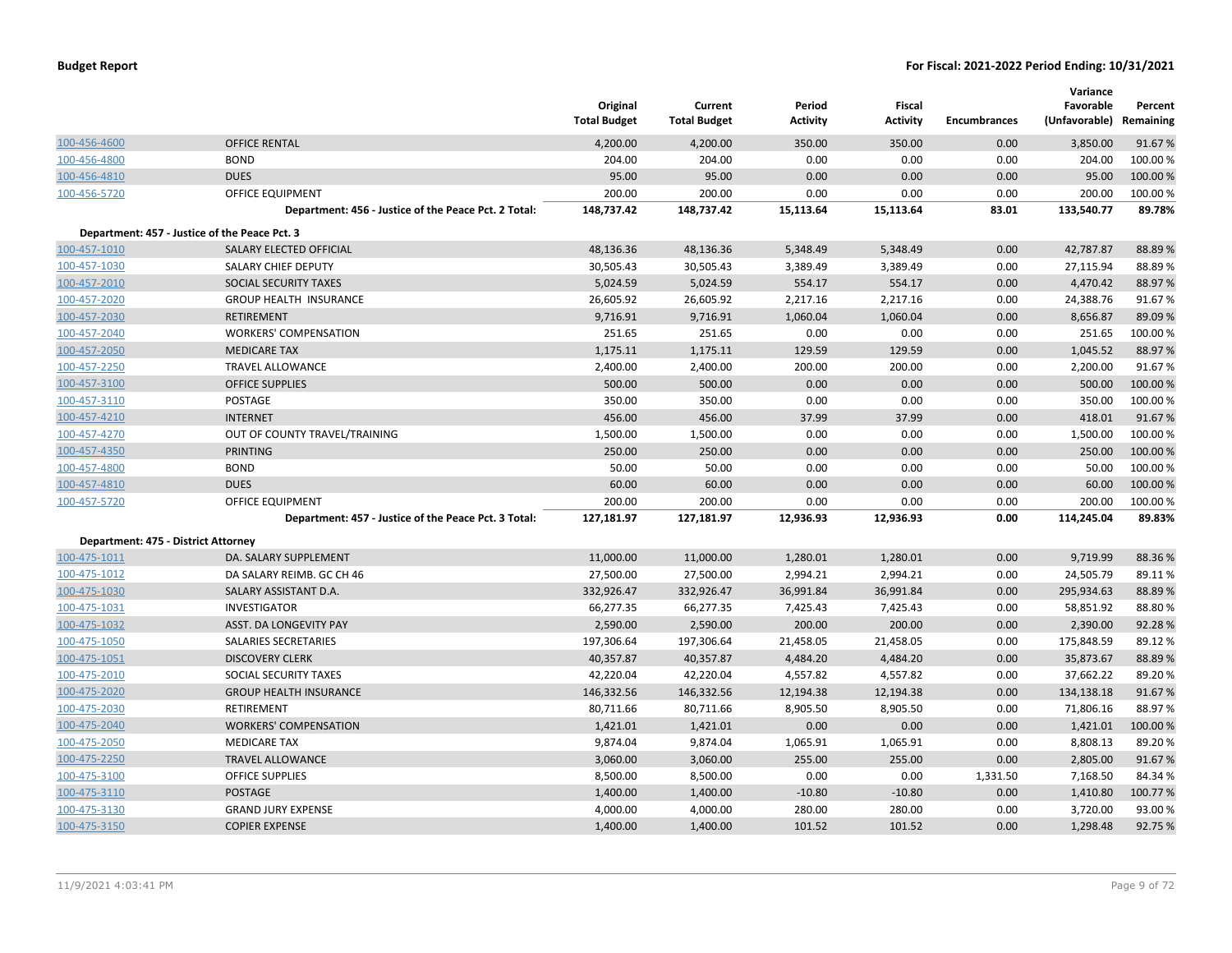| | | Original Total Budget | Current Total Budget | Period Activity | Fiscal Activity | Encumbrances | Variance Favorable (Unfavorable) | Percent Remaining |
|---|---|---|---|---|---|---|---|---|
| 100-456-4600 | OFFICE RENTAL | 4,200.00 | 4,200.00 | 350.00 | 350.00 | 0.00 | 3,850.00 | 91.67 % |
| 100-456-4800 | BOND | 204.00 | 204.00 | 0.00 | 0.00 | 0.00 | 204.00 | 100.00 % |
| 100-456-4810 | DUES | 95.00 | 95.00 | 0.00 | 0.00 | 0.00 | 95.00 | 100.00 % |
| 100-456-5720 | OFFICE EQUIPMENT | 200.00 | 200.00 | 0.00 | 0.00 | 0.00 | 200.00 | 100.00 % |
| | **Department: 456 - Justice of the Peace Pct. 2 Total:** | **148,737.42** | **148,737.42** | **15,113.64** | **15,113.64** | **83.01** | **133,540.77** | **89.78%** |
| **Department: 457 - Justice of the Peace Pct. 3** | | | | | | | | |
| 100-457-1010 | SALARY ELECTED OFFICIAL | 48,136.36 | 48,136.36 | 5,348.49 | 5,348.49 | 0.00 | 42,787.87 | 88.89 % |
| 100-457-1030 | SALARY CHIEF DEPUTY | 30,505.43 | 30,505.43 | 3,389.49 | 3,389.49 | 0.00 | 27,115.94 | 88.89 % |
| 100-457-2010 | SOCIAL SECURITY TAXES | 5,024.59 | 5,024.59 | 554.17 | 554.17 | 0.00 | 4,470.42 | 88.97 % |
| 100-457-2020 | GROUP HEALTH INSURANCE | 26,605.92 | 26,605.92 | 2,217.16 | 2,217.16 | 0.00 | 24,388.76 | 91.67 % |
| 100-457-2030 | RETIREMENT | 9,716.91 | 9,716.91 | 1,060.04 | 1,060.04 | 0.00 | 8,656.87 | 89.09 % |
| 100-457-2040 | WORKERS' COMPENSATION | 251.65 | 251.65 | 0.00 | 0.00 | 0.00 | 251.65 | 100.00 % |
| 100-457-2050 | MEDICARE TAX | 1,175.11 | 1,175.11 | 129.59 | 129.59 | 0.00 | 1,045.52 | 88.97 % |
| 100-457-2250 | TRAVEL ALLOWANCE | 2,400.00 | 2,400.00 | 200.00 | 200.00 | 0.00 | 2,200.00 | 91.67 % |
| 100-457-3100 | OFFICE SUPPLIES | 500.00 | 500.00 | 0.00 | 0.00 | 0.00 | 500.00 | 100.00 % |
| 100-457-3110 | POSTAGE | 350.00 | 350.00 | 0.00 | 0.00 | 0.00 | 350.00 | 100.00 % |
| 100-457-4210 | INTERNET | 456.00 | 456.00 | 37.99 | 37.99 | 0.00 | 418.01 | 91.67 % |
| 100-457-4270 | OUT OF COUNTY TRAVEL/TRAINING | 1,500.00 | 1,500.00 | 0.00 | 0.00 | 0.00 | 1,500.00 | 100.00 % |
| 100-457-4350 | PRINTING | 250.00 | 250.00 | 0.00 | 0.00 | 0.00 | 250.00 | 100.00 % |
| 100-457-4800 | BOND | 50.00 | 50.00 | 0.00 | 0.00 | 0.00 | 50.00 | 100.00 % |
| 100-457-4810 | DUES | 60.00 | 60.00 | 0.00 | 0.00 | 0.00 | 60.00 | 100.00 % |
| 100-457-5720 | OFFICE EQUIPMENT | 200.00 | 200.00 | 0.00 | 0.00 | 0.00 | 200.00 | 100.00 % |
| | **Department: 457 - Justice of the Peace Pct. 3 Total:** | **127,181.97** | **127,181.97** | **12,936.93** | **12,936.93** | **0.00** | **114,245.04** | **89.83%** |
| **Department: 475 - District Attorney** | | | | | | | | |
| 100-475-1011 | DA. SALARY SUPPLEMENT | 11,000.00 | 11,000.00 | 1,280.01 | 1,280.01 | 0.00 | 9,719.99 | 88.36 % |
| 100-475-1012 | DA SALARY REIMB. GC CH 46 | 27,500.00 | 27,500.00 | 2,994.21 | 2,994.21 | 0.00 | 24,505.79 | 89.11 % |
| 100-475-1030 | SALARY ASSISTANT D.A. | 332,926.47 | 332,926.47 | 36,991.84 | 36,991.84 | 0.00 | 295,934.63 | 88.89 % |
| 100-475-1031 | INVESTIGATOR | 66,277.35 | 66,277.35 | 7,425.43 | 7,425.43 | 0.00 | 58,851.92 | 88.80 % |
| 100-475-1032 | ASST. DA LONGEVITY PAY | 2,590.00 | 2,590.00 | 200.00 | 200.00 | 0.00 | 2,390.00 | 92.28 % |
| 100-475-1050 | SALARIES SECRETARIES | 197,306.64 | 197,306.64 | 21,458.05 | 21,458.05 | 0.00 | 175,848.59 | 89.12 % |
| 100-475-1051 | DISCOVERY CLERK | 40,357.87 | 40,357.87 | 4,484.20 | 4,484.20 | 0.00 | 35,873.67 | 88.89 % |
| 100-475-2010 | SOCIAL SECURITY TAXES | 42,220.04 | 42,220.04 | 4,557.82 | 4,557.82 | 0.00 | 37,662.22 | 89.20 % |
| 100-475-2020 | GROUP HEALTH INSURANCE | 146,332.56 | 146,332.56 | 12,194.38 | 12,194.38 | 0.00 | 134,138.18 | 91.67 % |
| 100-475-2030 | RETIREMENT | 80,711.66 | 80,711.66 | 8,905.50 | 8,905.50 | 0.00 | 71,806.16 | 88.97 % |
| 100-475-2040 | WORKERS' COMPENSATION | 1,421.01 | 1,421.01 | 0.00 | 0.00 | 0.00 | 1,421.01 | 100.00 % |
| 100-475-2050 | MEDICARE TAX | 9,874.04 | 9,874.04 | 1,065.91 | 1,065.91 | 0.00 | 8,808.13 | 89.20 % |
| 100-475-2250 | TRAVEL ALLOWANCE | 3,060.00 | 3,060.00 | 255.00 | 255.00 | 0.00 | 2,805.00 | 91.67 % |
| 100-475-3100 | OFFICE SUPPLIES | 8,500.00 | 8,500.00 | 0.00 | 0.00 | 1,331.50 | 7,168.50 | 84.34 % |
| 100-475-3110 | POSTAGE | 1,400.00 | 1,400.00 | -10.80 | -10.80 | 0.00 | 1,410.80 | 100.77 % |
| 100-475-3130 | GRAND JURY EXPENSE | 4,000.00 | 4,000.00 | 280.00 | 280.00 | 0.00 | 3,720.00 | 93.00 % |
| 100-475-3150 | COPIER EXPENSE | 1,400.00 | 1,400.00 | 101.52 | 101.52 | 0.00 | 1,298.48 | 92.75 % |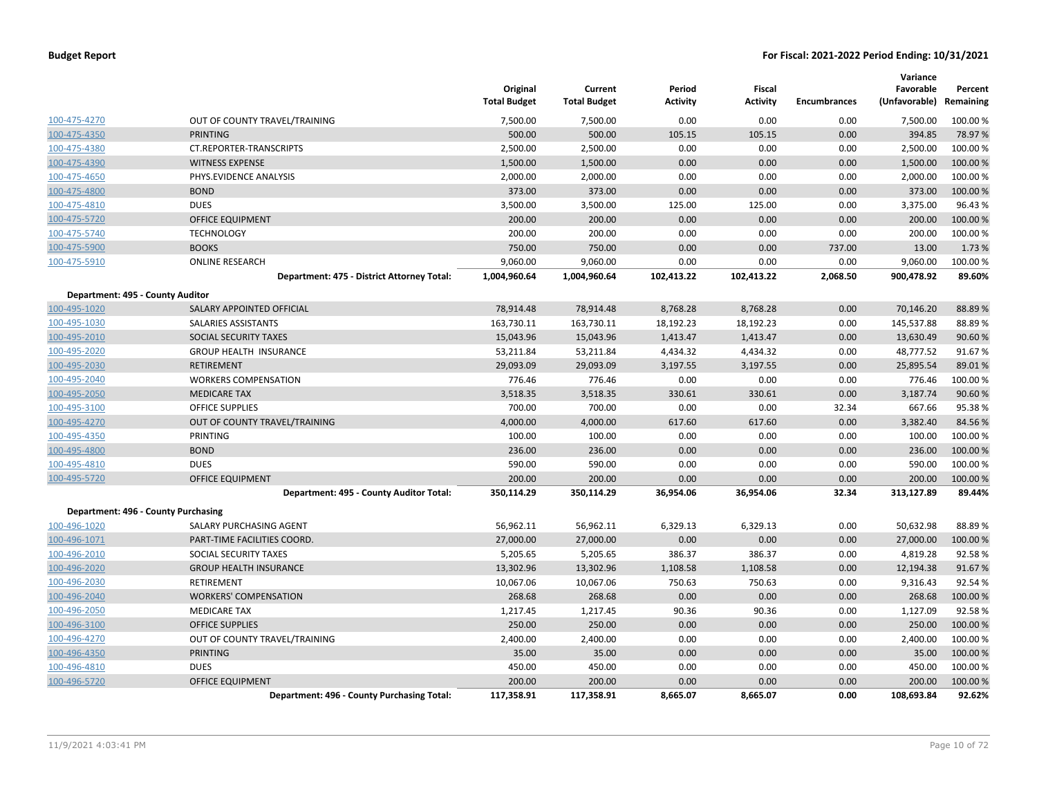**Budget Report** | **For Fiscal: 2021-2022 Period Ending: 10/31/2021**

| | | Original Total Budget | Current Total Budget | Period Activity | Fiscal Activity | Encumbrances | Variance Favorable (Unfavorable) | Percent Remaining |
|---|---|---|---|---|---|---|---|---|
| 100-475-4270 | OUT OF COUNTY TRAVEL/TRAINING | 7,500.00 | 7,500.00 | 0.00 | 0.00 | 0.00 | 7,500.00 | 100.00 % |
| 100-475-4350 | PRINTING | 500.00 | 500.00 | 105.15 | 105.15 | 0.00 | 394.85 | 78.97 % |
| 100-475-4380 | CT.REPORTER-TRANSCRIPTS | 2,500.00 | 2,500.00 | 0.00 | 0.00 | 0.00 | 2,500.00 | 100.00 % |
| 100-475-4390 | WITNESS EXPENSE | 1,500.00 | 1,500.00 | 0.00 | 0.00 | 0.00 | 1,500.00 | 100.00 % |
| 100-475-4650 | PHYS.EVIDENCE ANALYSIS | 2,000.00 | 2,000.00 | 0.00 | 0.00 | 0.00 | 2,000.00 | 100.00 % |
| 100-475-4800 | BOND | 373.00 | 373.00 | 0.00 | 0.00 | 0.00 | 373.00 | 100.00 % |
| 100-475-4810 | DUES | 3,500.00 | 3,500.00 | 125.00 | 125.00 | 0.00 | 3,375.00 | 96.43 % |
| 100-475-5720 | OFFICE EQUIPMENT | 200.00 | 200.00 | 0.00 | 0.00 | 0.00 | 200.00 | 100.00 % |
| 100-475-5740 | TECHNOLOGY | 200.00 | 200.00 | 0.00 | 0.00 | 0.00 | 200.00 | 100.00 % |
| 100-475-5900 | BOOKS | 750.00 | 750.00 | 0.00 | 0.00 | 737.00 | 13.00 | 1.73 % |
| 100-475-5910 | ONLINE RESEARCH | 9,060.00 | 9,060.00 | 0.00 | 0.00 | 0.00 | 9,060.00 | 100.00 % |
| | **Department: 475 - District Attorney Total:** | **1,004,960.64** | **1,004,960.64** | **102,413.22** | **102,413.22** | **2,068.50** | **900,478.92** | **89.60%** |
| **Department: 495 - County Auditor** | | | | | | | | |
| 100-495-1020 | SALARY APPOINTED OFFICIAL | 78,914.48 | 78,914.48 | 8,768.28 | 8,768.28 | 0.00 | 70,146.20 | 88.89 % |
| 100-495-1030 | SALARIES ASSISTANTS | 163,730.11 | 163,730.11 | 18,192.23 | 18,192.23 | 0.00 | 145,537.88 | 88.89 % |
| 100-495-2010 | SOCIAL SECURITY TAXES | 15,043.96 | 15,043.96 | 1,413.47 | 1,413.47 | 0.00 | 13,630.49 | 90.60 % |
| 100-495-2020 | GROUP HEALTH INSURANCE | 53,211.84 | 53,211.84 | 4,434.32 | 4,434.32 | 0.00 | 48,777.52 | 91.67 % |
| 100-495-2030 | RETIREMENT | 29,093.09 | 29,093.09 | 3,197.55 | 3,197.55 | 0.00 | 25,895.54 | 89.01 % |
| 100-495-2040 | WORKERS COMPENSATION | 776.46 | 776.46 | 0.00 | 0.00 | 0.00 | 776.46 | 100.00 % |
| 100-495-2050 | MEDICARE TAX | 3,518.35 | 3,518.35 | 330.61 | 330.61 | 0.00 | 3,187.74 | 90.60 % |
| 100-495-3100 | OFFICE SUPPLIES | 700.00 | 700.00 | 0.00 | 0.00 | 32.34 | 667.66 | 95.38 % |
| 100-495-4270 | OUT OF COUNTY TRAVEL/TRAINING | 4,000.00 | 4,000.00 | 617.60 | 617.60 | 0.00 | 3,382.40 | 84.56 % |
| 100-495-4350 | PRINTING | 100.00 | 100.00 | 0.00 | 0.00 | 0.00 | 100.00 | 100.00 % |
| 100-495-4800 | BOND | 236.00 | 236.00 | 0.00 | 0.00 | 0.00 | 236.00 | 100.00 % |
| 100-495-4810 | DUES | 590.00 | 590.00 | 0.00 | 0.00 | 0.00 | 590.00 | 100.00 % |
| 100-495-5720 | OFFICE EQUIPMENT | 200.00 | 200.00 | 0.00 | 0.00 | 0.00 | 200.00 | 100.00 % |
| | **Department: 495 - County Auditor Total:** | **350,114.29** | **350,114.29** | **36,954.06** | **36,954.06** | **32.34** | **313,127.89** | **89.44%** |
| **Department: 496 - County Purchasing** | | | | | | | | |
| 100-496-1020 | SALARY PURCHASING AGENT | 56,962.11 | 56,962.11 | 6,329.13 | 6,329.13 | 0.00 | 50,632.98 | 88.89 % |
| 100-496-1071 | PART-TIME FACILITIES COORD. | 27,000.00 | 27,000.00 | 0.00 | 0.00 | 0.00 | 27,000.00 | 100.00 % |
| 100-496-2010 | SOCIAL SECURITY TAXES | 5,205.65 | 5,205.65 | 386.37 | 386.37 | 0.00 | 4,819.28 | 92.58 % |
| 100-496-2020 | GROUP HEALTH INSURANCE | 13,302.96 | 13,302.96 | 1,108.58 | 1,108.58 | 0.00 | 12,194.38 | 91.67 % |
| 100-496-2030 | RETIREMENT | 10,067.06 | 10,067.06 | 750.63 | 750.63 | 0.00 | 9,316.43 | 92.54 % |
| 100-496-2040 | WORKERS' COMPENSATION | 268.68 | 268.68 | 0.00 | 0.00 | 0.00 | 268.68 | 100.00 % |
| 100-496-2050 | MEDICARE TAX | 1,217.45 | 1,217.45 | 90.36 | 90.36 | 0.00 | 1,127.09 | 92.58 % |
| 100-496-3100 | OFFICE SUPPLIES | 250.00 | 250.00 | 0.00 | 0.00 | 0.00 | 250.00 | 100.00 % |
| 100-496-4270 | OUT OF COUNTY TRAVEL/TRAINING | 2,400.00 | 2,400.00 | 0.00 | 0.00 | 0.00 | 2,400.00 | 100.00 % |
| 100-496-4350 | PRINTING | 35.00 | 35.00 | 0.00 | 0.00 | 0.00 | 35.00 | 100.00 % |
| 100-496-4810 | DUES | 450.00 | 450.00 | 0.00 | 0.00 | 0.00 | 450.00 | 100.00 % |
| 100-496-5720 | OFFICE EQUIPMENT | 200.00 | 200.00 | 0.00 | 0.00 | 0.00 | 200.00 | 100.00 % |
| | **Department: 496 - County Purchasing Total:** | **117,358.91** | **117,358.91** | **8,665.07** | **8,665.07** | **0.00** | **108,693.84** | **92.62%** |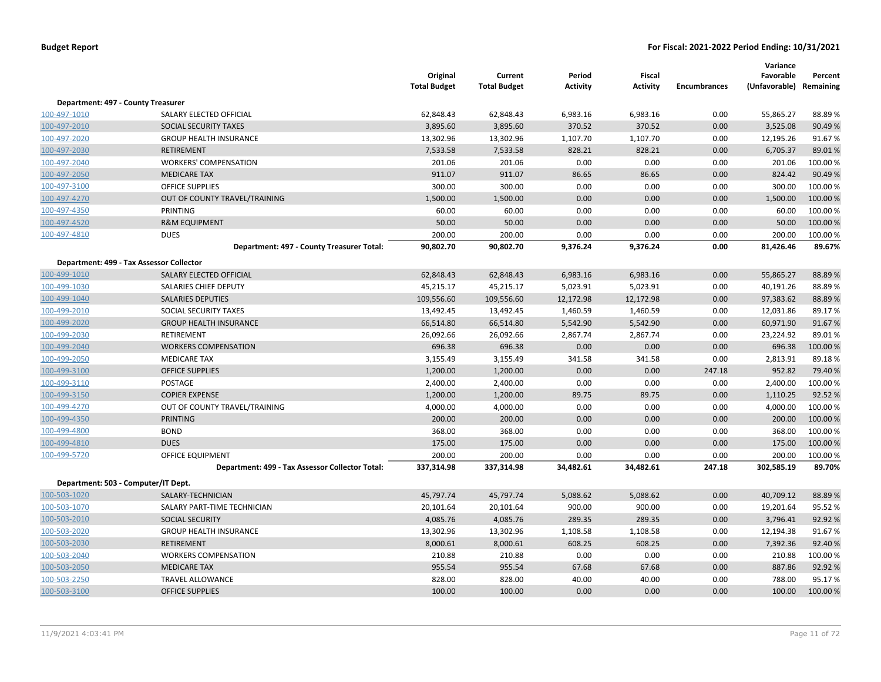**Budget Report** — **For Fiscal: 2021-2022 Period Ending: 10/31/2021**

| | | Original Total Budget | Current Total Budget | Period Activity | Fiscal Activity | Encumbrances | Variance Favorable (Unfavorable) | Percent Remaining |
|---|---|---|---|---|---|---|---|---|
| **Department: 497 - County Treasurer** | | | | | | | | |
| 100-497-1010 | SALARY ELECTED OFFICIAL | 62,848.43 | 62,848.43 | 6,983.16 | 6,983.16 | 0.00 | 55,865.27 | 88.89 % |
| 100-497-2010 | SOCIAL SECURITY TAXES | 3,895.60 | 3,895.60 | 370.52 | 370.52 | 0.00 | 3,525.08 | 90.49 % |
| 100-497-2020 | GROUP HEALTH INSURANCE | 13,302.96 | 13,302.96 | 1,107.70 | 1,107.70 | 0.00 | 12,195.26 | 91.67 % |
| 100-497-2030 | RETIREMENT | 7,533.58 | 7,533.58 | 828.21 | 828.21 | 0.00 | 6,705.37 | 89.01 % |
| 100-497-2040 | WORKERS' COMPENSATION | 201.06 | 201.06 | 0.00 | 0.00 | 0.00 | 201.06 | 100.00 % |
| 100-497-2050 | MEDICARE TAX | 911.07 | 911.07 | 86.65 | 86.65 | 0.00 | 824.42 | 90.49 % |
| 100-497-3100 | OFFICE SUPPLIES | 300.00 | 300.00 | 0.00 | 0.00 | 0.00 | 300.00 | 100.00 % |
| 100-497-4270 | OUT OF COUNTY TRAVEL/TRAINING | 1,500.00 | 1,500.00 | 0.00 | 0.00 | 0.00 | 1,500.00 | 100.00 % |
| 100-497-4350 | PRINTING | 60.00 | 60.00 | 0.00 | 0.00 | 0.00 | 60.00 | 100.00 % |
| 100-497-4520 | R&M EQUIPMENT | 50.00 | 50.00 | 0.00 | 0.00 | 0.00 | 50.00 | 100.00 % |
| 100-497-4810 | DUES | 200.00 | 200.00 | 0.00 | 0.00 | 0.00 | 200.00 | 100.00 % |
| | **Department: 497 - County Treasurer Total:** | **90,802.70** | **90,802.70** | **9,376.24** | **9,376.24** | **0.00** | **81,426.46** | **89.67%** |
| **Department: 499 - Tax Assessor Collector** | | | | | | | | |
| 100-499-1010 | SALARY ELECTED OFFICIAL | 62,848.43 | 62,848.43 | 6,983.16 | 6,983.16 | 0.00 | 55,865.27 | 88.89 % |
| 100-499-1030 | SALARIES CHIEF DEPUTY | 45,215.17 | 45,215.17 | 5,023.91 | 5,023.91 | 0.00 | 40,191.26 | 88.89 % |
| 100-499-1040 | SALARIES DEPUTIES | 109,556.60 | 109,556.60 | 12,172.98 | 12,172.98 | 0.00 | 97,383.62 | 88.89 % |
| 100-499-2010 | SOCIAL SECURITY TAXES | 13,492.45 | 13,492.45 | 1,460.59 | 1,460.59 | 0.00 | 12,031.86 | 89.17 % |
| 100-499-2020 | GROUP HEALTH INSURANCE | 66,514.80 | 66,514.80 | 5,542.90 | 5,542.90 | 0.00 | 60,971.90 | 91.67 % |
| 100-499-2030 | RETIREMENT | 26,092.66 | 26,092.66 | 2,867.74 | 2,867.74 | 0.00 | 23,224.92 | 89.01 % |
| 100-499-2040 | WORKERS COMPENSATION | 696.38 | 696.38 | 0.00 | 0.00 | 0.00 | 696.38 | 100.00 % |
| 100-499-2050 | MEDICARE TAX | 3,155.49 | 3,155.49 | 341.58 | 341.58 | 0.00 | 2,813.91 | 89.18 % |
| 100-499-3100 | OFFICE SUPPLIES | 1,200.00 | 1,200.00 | 0.00 | 0.00 | 247.18 | 952.82 | 79.40 % |
| 100-499-3110 | POSTAGE | 2,400.00 | 2,400.00 | 0.00 | 0.00 | 0.00 | 2,400.00 | 100.00 % |
| 100-499-3150 | COPIER EXPENSE | 1,200.00 | 1,200.00 | 89.75 | 89.75 | 0.00 | 1,110.25 | 92.52 % |
| 100-499-4270 | OUT OF COUNTY TRAVEL/TRAINING | 4,000.00 | 4,000.00 | 0.00 | 0.00 | 0.00 | 4,000.00 | 100.00 % |
| 100-499-4350 | PRINTING | 200.00 | 200.00 | 0.00 | 0.00 | 0.00 | 200.00 | 100.00 % |
| 100-499-4800 | BOND | 368.00 | 368.00 | 0.00 | 0.00 | 0.00 | 368.00 | 100.00 % |
| 100-499-4810 | DUES | 175.00 | 175.00 | 0.00 | 0.00 | 0.00 | 175.00 | 100.00 % |
| 100-499-5720 | OFFICE EQUIPMENT | 200.00 | 200.00 | 0.00 | 0.00 | 0.00 | 200.00 | 100.00 % |
| | **Department: 499 - Tax Assessor Collector Total:** | **337,314.98** | **337,314.98** | **34,482.61** | **34,482.61** | **247.18** | **302,585.19** | **89.70%** |
| **Department: 503 - Computer/IT Dept.** | | | | | | | | |
| 100-503-1020 | SALARY-TECHNICIAN | 45,797.74 | 45,797.74 | 5,088.62 | 5,088.62 | 0.00 | 40,709.12 | 88.89 % |
| 100-503-1070 | SALARY PART-TIME TECHNICIAN | 20,101.64 | 20,101.64 | 900.00 | 900.00 | 0.00 | 19,201.64 | 95.52 % |
| 100-503-2010 | SOCIAL SECURITY | 4,085.76 | 4,085.76 | 289.35 | 289.35 | 0.00 | 3,796.41 | 92.92 % |
| 100-503-2020 | GROUP HEALTH INSURANCE | 13,302.96 | 13,302.96 | 1,108.58 | 1,108.58 | 0.00 | 12,194.38 | 91.67 % |
| 100-503-2030 | RETIREMENT | 8,000.61 | 8,000.61 | 608.25 | 608.25 | 0.00 | 7,392.36 | 92.40 % |
| 100-503-2040 | WORKERS COMPENSATION | 210.88 | 210.88 | 0.00 | 0.00 | 0.00 | 210.88 | 100.00 % |
| 100-503-2050 | MEDICARE TAX | 955.54 | 955.54 | 67.68 | 67.68 | 0.00 | 887.86 | 92.92 % |
| 100-503-2250 | TRAVEL ALLOWANCE | 828.00 | 828.00 | 40.00 | 40.00 | 0.00 | 788.00 | 95.17 % |
| 100-503-3100 | OFFICE SUPPLIES | 100.00 | 100.00 | 0.00 | 0.00 | 0.00 | 100.00 | 100.00 % |

11/9/2021 4:03:41 PM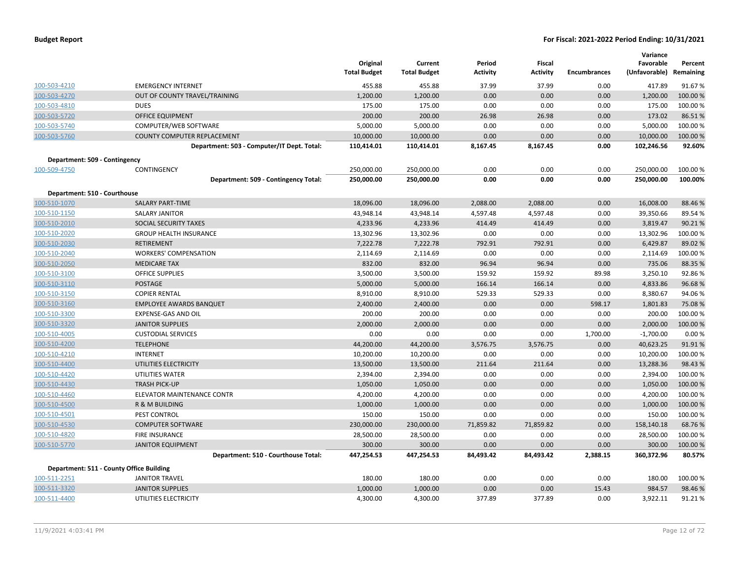**Budget Report** — **For Fiscal: 2021-2022 Period Ending: 10/31/2021**

| | | Original Total Budget | Current Total Budget | Period Activity | Fiscal Activity | Encumbrances | Variance Favorable (Unfavorable) | Percent Remaining |
|---|---|---|---|---|---|---|---|---|
| 100-503-4210 | EMERGENCY INTERNET | 455.88 | 455.88 | 37.99 | 37.99 | 0.00 | 417.89 | 91.67 % |
| 100-503-4270 | OUT OF COUNTY TRAVEL/TRAINING | 1,200.00 | 1,200.00 | 0.00 | 0.00 | 0.00 | 1,200.00 | 100.00 % |
| 100-503-4810 | DUES | 175.00 | 175.00 | 0.00 | 0.00 | 0.00 | 175.00 | 100.00 % |
| 100-503-5720 | OFFICE EQUIPMENT | 200.00 | 200.00 | 26.98 | 26.98 | 0.00 | 173.02 | 86.51 % |
| 100-503-5740 | COMPUTER/WEB SOFTWARE | 5,000.00 | 5,000.00 | 0.00 | 0.00 | 0.00 | 5,000.00 | 100.00 % |
| 100-503-5760 | COUNTY COMPUTER REPLACEMENT | 10,000.00 | 10,000.00 | 0.00 | 0.00 | 0.00 | 10,000.00 | 100.00 % |
| | **Department: 503 - Computer/IT Dept. Total:** | **110,414.01** | **110,414.01** | **8,167.45** | **8,167.45** | **0.00** | **102,246.56** | **92.60%** |
| **Department: 509 - Contingency** | | | | | | | | |
| 100-509-4750 | CONTINGENCY | 250,000.00 | 250,000.00 | 0.00 | 0.00 | 0.00 | 250,000.00 | 100.00 % |
| | **Department: 509 - Contingency Total:** | **250,000.00** | **250,000.00** | **0.00** | **0.00** | **0.00** | **250,000.00** | **100.00%** |
| **Department: 510 - Courthouse** | | | | | | | | |
| 100-510-1070 | SALARY PART-TIME | 18,096.00 | 18,096.00 | 2,088.00 | 2,088.00 | 0.00 | 16,008.00 | 88.46 % |
| 100-510-1150 | SALARY JANITOR | 43,948.14 | 43,948.14 | 4,597.48 | 4,597.48 | 0.00 | 39,350.66 | 89.54 % |
| 100-510-2010 | SOCIAL SECURITY TAXES | 4,233.96 | 4,233.96 | 414.49 | 414.49 | 0.00 | 3,819.47 | 90.21 % |
| 100-510-2020 | GROUP HEALTH INSURANCE | 13,302.96 | 13,302.96 | 0.00 | 0.00 | 0.00 | 13,302.96 | 100.00 % |
| 100-510-2030 | RETIREMENT | 7,222.78 | 7,222.78 | 792.91 | 792.91 | 0.00 | 6,429.87 | 89.02 % |
| 100-510-2040 | WORKERS' COMPENSATION | 2,114.69 | 2,114.69 | 0.00 | 0.00 | 0.00 | 2,114.69 | 100.00 % |
| 100-510-2050 | MEDICARE TAX | 832.00 | 832.00 | 96.94 | 96.94 | 0.00 | 735.06 | 88.35 % |
| 100-510-3100 | OFFICE SUPPLIES | 3,500.00 | 3,500.00 | 159.92 | 159.92 | 89.98 | 3,250.10 | 92.86 % |
| 100-510-3110 | POSTAGE | 5,000.00 | 5,000.00 | 166.14 | 166.14 | 0.00 | 4,833.86 | 96.68 % |
| 100-510-3150 | COPIER RENTAL | 8,910.00 | 8,910.00 | 529.33 | 529.33 | 0.00 | 8,380.67 | 94.06 % |
| 100-510-3160 | EMPLOYEE AWARDS BANQUET | 2,400.00 | 2,400.00 | 0.00 | 0.00 | 598.17 | 1,801.83 | 75.08 % |
| 100-510-3300 | EXPENSE-GAS AND OIL | 200.00 | 200.00 | 0.00 | 0.00 | 0.00 | 200.00 | 100.00 % |
| 100-510-3320 | JANITOR SUPPLIES | 2,000.00 | 2,000.00 | 0.00 | 0.00 | 0.00 | 2,000.00 | 100.00 % |
| 100-510-4005 | CUSTODIAL SERVICES | 0.00 | 0.00 | 0.00 | 0.00 | 1,700.00 | -1,700.00 | 0.00 % |
| 100-510-4200 | TELEPHONE | 44,200.00 | 44,200.00 | 3,576.75 | 3,576.75 | 0.00 | 40,623.25 | 91.91 % |
| 100-510-4210 | INTERNET | 10,200.00 | 10,200.00 | 0.00 | 0.00 | 0.00 | 10,200.00 | 100.00 % |
| 100-510-4400 | UTILITIES ELECTRICITY | 13,500.00 | 13,500.00 | 211.64 | 211.64 | 0.00 | 13,288.36 | 98.43 % |
| 100-510-4420 | UTILITIES WATER | 2,394.00 | 2,394.00 | 0.00 | 0.00 | 0.00 | 2,394.00 | 100.00 % |
| 100-510-4430 | TRASH PICK-UP | 1,050.00 | 1,050.00 | 0.00 | 0.00 | 0.00 | 1,050.00 | 100.00 % |
| 100-510-4460 | ELEVATOR MAINTENANCE CONTR | 4,200.00 | 4,200.00 | 0.00 | 0.00 | 0.00 | 4,200.00 | 100.00 % |
| 100-510-4500 | R & M BUILDING | 1,000.00 | 1,000.00 | 0.00 | 0.00 | 0.00 | 1,000.00 | 100.00 % |
| 100-510-4501 | PEST CONTROL | 150.00 | 150.00 | 0.00 | 0.00 | 0.00 | 150.00 | 100.00 % |
| 100-510-4530 | COMPUTER SOFTWARE | 230,000.00 | 230,000.00 | 71,859.82 | 71,859.82 | 0.00 | 158,140.18 | 68.76 % |
| 100-510-4820 | FIRE INSURANCE | 28,500.00 | 28,500.00 | 0.00 | 0.00 | 0.00 | 28,500.00 | 100.00 % |
| 100-510-5770 | JANITOR EQUIPMENT | 300.00 | 300.00 | 0.00 | 0.00 | 0.00 | 300.00 | 100.00 % |
| | **Department: 510 - Courthouse Total:** | **447,254.53** | **447,254.53** | **84,493.42** | **84,493.42** | **2,388.15** | **360,372.96** | **80.57%** |
| **Department: 511 - County Office Building** | | | | | | | | |
| 100-511-2251 | JANITOR TRAVEL | 180.00 | 180.00 | 0.00 | 0.00 | 0.00 | 180.00 | 100.00 % |
| 100-511-3320 | JANITOR SUPPLIES | 1,000.00 | 1,000.00 | 0.00 | 0.00 | 15.43 | 984.57 | 98.46 % |
| 100-511-4400 | UTILITIES ELECTRICITY | 4,300.00 | 4,300.00 | 377.89 | 377.89 | 0.00 | 3,922.11 | 91.21 % |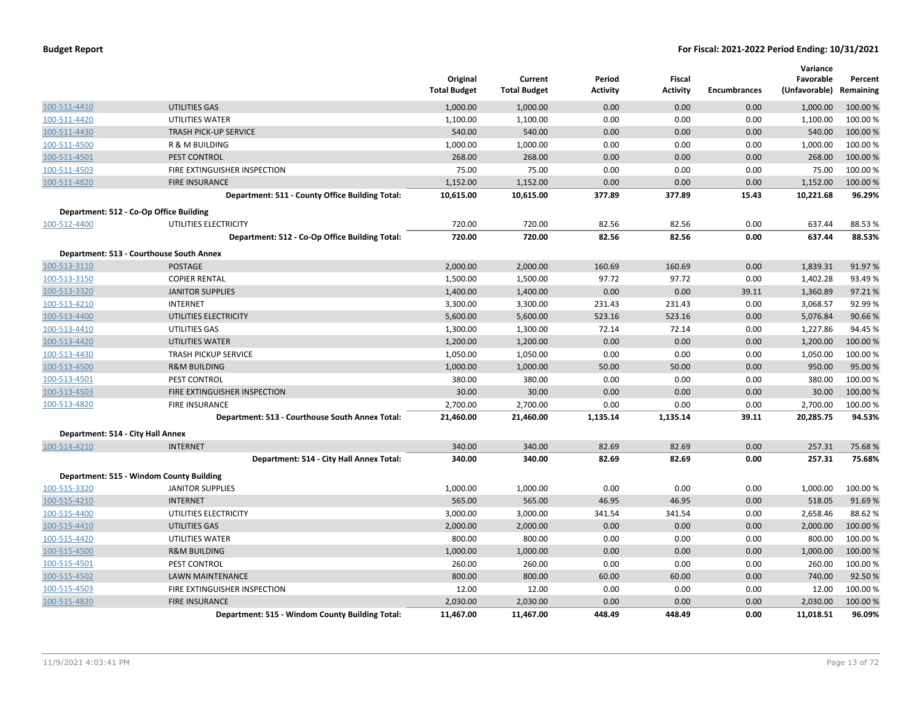| | | Original Total Budget | Current Total Budget | Period Activity | Fiscal Activity | Encumbrances | Variance Favorable (Unfavorable) | Percent Remaining |
|---|---|---|---|---|---|---|---|---|
| 100-511-4410 | UTILITIES GAS | 1,000.00 | 1,000.00 | 0.00 | 0.00 | 0.00 | 1,000.00 | 100.00 % |
| 100-511-4420 | UTILITIES WATER | 1,100.00 | 1,100.00 | 0.00 | 0.00 | 0.00 | 1,100.00 | 100.00 % |
| 100-511-4430 | TRASH PICK-UP SERVICE | 540.00 | 540.00 | 0.00 | 0.00 | 0.00 | 540.00 | 100.00 % |
| 100-511-4500 | R & M BUILDING | 1,000.00 | 1,000.00 | 0.00 | 0.00 | 0.00 | 1,000.00 | 100.00 % |
| 100-511-4501 | PEST CONTROL | 268.00 | 268.00 | 0.00 | 0.00 | 0.00 | 268.00 | 100.00 % |
| 100-511-4503 | FIRE EXTINGUISHER INSPECTION | 75.00 | 75.00 | 0.00 | 0.00 | 0.00 | 75.00 | 100.00 % |
| 100-511-4820 | FIRE INSURANCE | 1,152.00 | 1,152.00 | 0.00 | 0.00 | 0.00 | 1,152.00 | 100.00 % |
| | **Department: 511 - County Office Building Total:** | **10,615.00** | **10,615.00** | **377.89** | **377.89** | **15.43** | **10,221.68** | **96.29%** |
| **Department: 512 - Co-Op Office Building** | | | | | | | | |
| 100-512-4400 | UTILITIES ELECTRICITY | 720.00 | 720.00 | 82.56 | 82.56 | 0.00 | 637.44 | 88.53 % |
| | **Department: 512 - Co-Op Office Building Total:** | **720.00** | **720.00** | **82.56** | **82.56** | **0.00** | **637.44** | **88.53%** |
| **Department: 513 - Courthouse South Annex** | | | | | | | | |
| 100-513-3110 | POSTAGE | 2,000.00 | 2,000.00 | 160.69 | 160.69 | 0.00 | 1,839.31 | 91.97 % |
| 100-513-3150 | COPIER RENTAL | 1,500.00 | 1,500.00 | 97.72 | 97.72 | 0.00 | 1,402.28 | 93.49 % |
| 100-513-3320 | JANITOR SUPPLIES | 1,400.00 | 1,400.00 | 0.00 | 0.00 | 39.11 | 1,360.89 | 97.21 % |
| 100-513-4210 | INTERNET | 3,300.00 | 3,300.00 | 231.43 | 231.43 | 0.00 | 3,068.57 | 92.99 % |
| 100-513-4400 | UTILITIES ELECTRICITY | 5,600.00 | 5,600.00 | 523.16 | 523.16 | 0.00 | 5,076.84 | 90.66 % |
| 100-513-4410 | UTILITIES GAS | 1,300.00 | 1,300.00 | 72.14 | 72.14 | 0.00 | 1,227.86 | 94.45 % |
| 100-513-4420 | UTILITIES WATER | 1,200.00 | 1,200.00 | 0.00 | 0.00 | 0.00 | 1,200.00 | 100.00 % |
| 100-513-4430 | TRASH PICKUP SERVICE | 1,050.00 | 1,050.00 | 0.00 | 0.00 | 0.00 | 1,050.00 | 100.00 % |
| 100-513-4500 | R&M BUILDING | 1,000.00 | 1,000.00 | 50.00 | 50.00 | 0.00 | 950.00 | 95.00 % |
| 100-513-4501 | PEST CONTROL | 380.00 | 380.00 | 0.00 | 0.00 | 0.00 | 380.00 | 100.00 % |
| 100-513-4503 | FIRE EXTINGUISHER INSPECTION | 30.00 | 30.00 | 0.00 | 0.00 | 0.00 | 30.00 | 100.00 % |
| 100-513-4820 | FIRE INSURANCE | 2,700.00 | 2,700.00 | 0.00 | 0.00 | 0.00 | 2,700.00 | 100.00 % |
| | **Department: 513 - Courthouse South Annex Total:** | **21,460.00** | **21,460.00** | **1,135.14** | **1,135.14** | **39.11** | **20,285.75** | **94.53%** |
| **Department: 514 - City Hall Annex** | | | | | | | | |
| 100-514-4210 | INTERNET | 340.00 | 340.00 | 82.69 | 82.69 | 0.00 | 257.31 | 75.68 % |
| | **Department: 514 - City Hall Annex Total:** | **340.00** | **340.00** | **82.69** | **82.69** | **0.00** | **257.31** | **75.68%** |
| **Department: 515 - Windom County Building** | | | | | | | | |
| 100-515-3320 | JANITOR SUPPLIES | 1,000.00 | 1,000.00 | 0.00 | 0.00 | 0.00 | 1,000.00 | 100.00 % |
| 100-515-4210 | INTERNET | 565.00 | 565.00 | 46.95 | 46.95 | 0.00 | 518.05 | 91.69 % |
| 100-515-4400 | UTILITIES ELECTRICITY | 3,000.00 | 3,000.00 | 341.54 | 341.54 | 0.00 | 2,658.46 | 88.62 % |
| 100-515-4410 | UTILITIES GAS | 2,000.00 | 2,000.00 | 0.00 | 0.00 | 0.00 | 2,000.00 | 100.00 % |
| 100-515-4420 | UTILITIES WATER | 800.00 | 800.00 | 0.00 | 0.00 | 0.00 | 800.00 | 100.00 % |
| 100-515-4500 | R&M BUILDING | 1,000.00 | 1,000.00 | 0.00 | 0.00 | 0.00 | 1,000.00 | 100.00 % |
| 100-515-4501 | PEST CONTROL | 260.00 | 260.00 | 0.00 | 0.00 | 0.00 | 260.00 | 100.00 % |
| 100-515-4502 | LAWN MAINTENANCE | 800.00 | 800.00 | 60.00 | 60.00 | 0.00 | 740.00 | 92.50 % |
| 100-515-4503 | FIRE EXTINGUISHER INSPECTION | 12.00 | 12.00 | 0.00 | 0.00 | 0.00 | 12.00 | 100.00 % |
| 100-515-4820 | FIRE INSURANCE | 2,030.00 | 2,030.00 | 0.00 | 0.00 | 0.00 | 2,030.00 | 100.00 % |
| | **Department: 515 - Windom County Building Total:** | **11,467.00** | **11,467.00** | **448.49** | **448.49** | **0.00** | **11,018.51** | **96.09%** |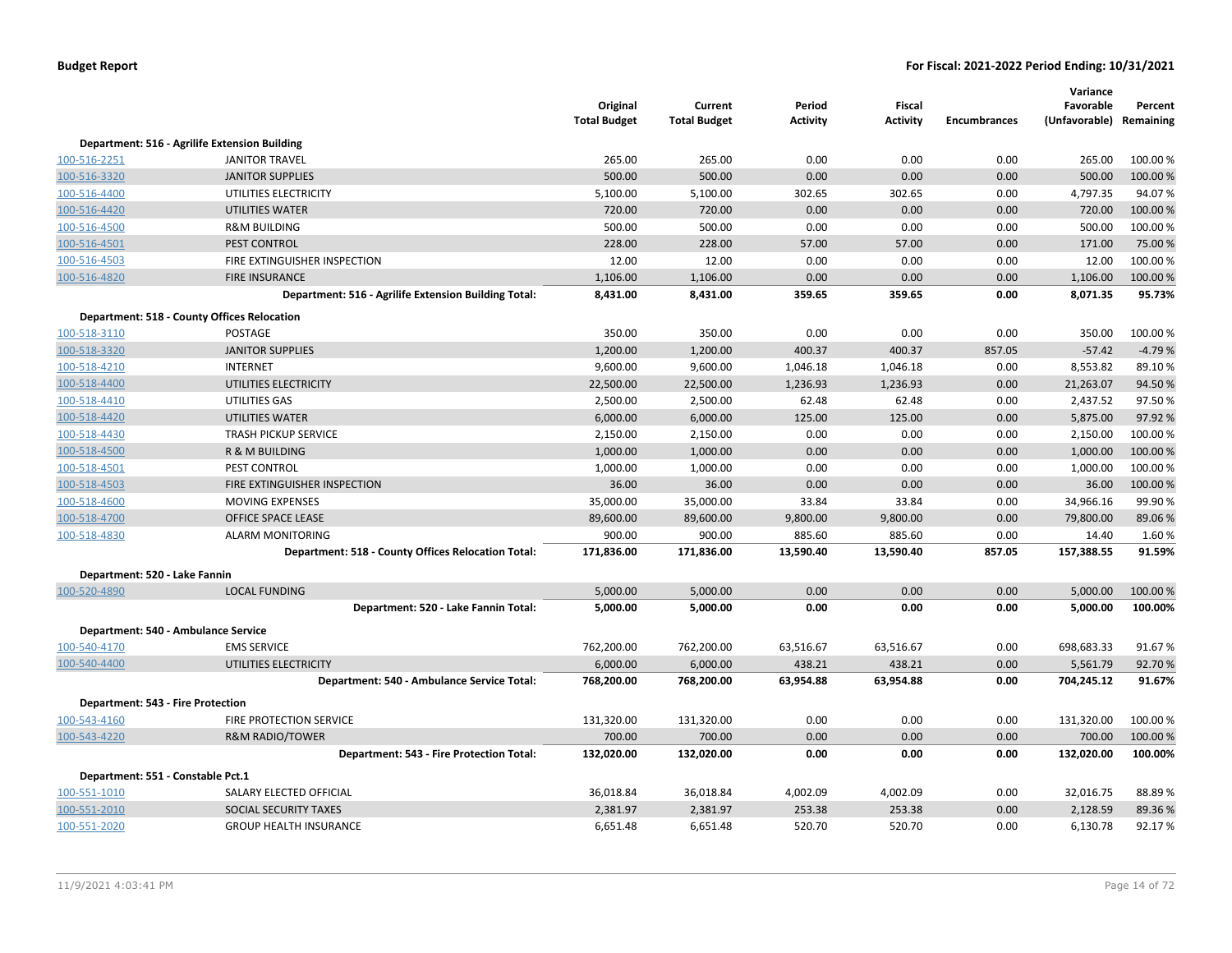| | | Original Total Budget | Current Total Budget | Period Activity | Fiscal Activity | Encumbrances | Variance Favorable (Unfavorable) | Percent Remaining |
|---|---|---|---|---|---|---|---|---|
| **Department: 516 - Agrilife Extension Building** | | | | | | | | |
| 100-516-2251 | JANITOR TRAVEL | 265.00 | 265.00 | 0.00 | 0.00 | 0.00 | 265.00 | 100.00 % |
| 100-516-3320 | JANITOR SUPPLIES | 500.00 | 500.00 | 0.00 | 0.00 | 0.00 | 500.00 | 100.00 % |
| 100-516-4400 | UTILITIES ELECTRICITY | 5,100.00 | 5,100.00 | 302.65 | 302.65 | 0.00 | 4,797.35 | 94.07 % |
| 100-516-4420 | UTILITIES WATER | 720.00 | 720.00 | 0.00 | 0.00 | 0.00 | 720.00 | 100.00 % |
| 100-516-4500 | R&M BUILDING | 500.00 | 500.00 | 0.00 | 0.00 | 0.00 | 500.00 | 100.00 % |
| 100-516-4501 | PEST CONTROL | 228.00 | 228.00 | 57.00 | 57.00 | 0.00 | 171.00 | 75.00 % |
| 100-516-4503 | FIRE EXTINGUISHER INSPECTION | 12.00 | 12.00 | 0.00 | 0.00 | 0.00 | 12.00 | 100.00 % |
| 100-516-4820 | FIRE INSURANCE | 1,106.00 | 1,106.00 | 0.00 | 0.00 | 0.00 | 1,106.00 | 100.00 % |
| | **Department: 516 - Agrilife Extension Building Total:** | **8,431.00** | **8,431.00** | **359.65** | **359.65** | **0.00** | **8,071.35** | **95.73%** |
| **Department: 518 - County Offices Relocation** | | | | | | | | |
| 100-518-3110 | POSTAGE | 350.00 | 350.00 | 0.00 | 0.00 | 0.00 | 350.00 | 100.00 % |
| 100-518-3320 | JANITOR SUPPLIES | 1,200.00 | 1,200.00 | 400.37 | 400.37 | 857.05 | -57.42 | -4.79 % |
| 100-518-4210 | INTERNET | 9,600.00 | 9,600.00 | 1,046.18 | 1,046.18 | 0.00 | 8,553.82 | 89.10 % |
| 100-518-4400 | UTILITIES ELECTRICITY | 22,500.00 | 22,500.00 | 1,236.93 | 1,236.93 | 0.00 | 21,263.07 | 94.50 % |
| 100-518-4410 | UTILITIES GAS | 2,500.00 | 2,500.00 | 62.48 | 62.48 | 0.00 | 2,437.52 | 97.50 % |
| 100-518-4420 | UTILITIES WATER | 6,000.00 | 6,000.00 | 125.00 | 125.00 | 0.00 | 5,875.00 | 97.92 % |
| 100-518-4430 | TRASH PICKUP SERVICE | 2,150.00 | 2,150.00 | 0.00 | 0.00 | 0.00 | 2,150.00 | 100.00 % |
| 100-518-4500 | R & M BUILDING | 1,000.00 | 1,000.00 | 0.00 | 0.00 | 0.00 | 1,000.00 | 100.00 % |
| 100-518-4501 | PEST CONTROL | 1,000.00 | 1,000.00 | 0.00 | 0.00 | 0.00 | 1,000.00 | 100.00 % |
| 100-518-4503 | FIRE EXTINGUISHER INSPECTION | 36.00 | 36.00 | 0.00 | 0.00 | 0.00 | 36.00 | 100.00 % |
| 100-518-4600 | MOVING EXPENSES | 35,000.00 | 35,000.00 | 33.84 | 33.84 | 0.00 | 34,966.16 | 99.90 % |
| 100-518-4700 | OFFICE SPACE LEASE | 89,600.00 | 89,600.00 | 9,800.00 | 9,800.00 | 0.00 | 79,800.00 | 89.06 % |
| 100-518-4830 | ALARM MONITORING | 900.00 | 900.00 | 885.60 | 885.60 | 0.00 | 14.40 | 1.60 % |
| | **Department: 518 - County Offices Relocation Total:** | **171,836.00** | **171,836.00** | **13,590.40** | **13,590.40** | **857.05** | **157,388.55** | **91.59%** |
| **Department: 520 - Lake Fannin** | | | | | | | | |
| 100-520-4890 | LOCAL FUNDING | 5,000.00 | 5,000.00 | 0.00 | 0.00 | 0.00 | 5,000.00 | 100.00 % |
| | **Department: 520 - Lake Fannin Total:** | **5,000.00** | **5,000.00** | **0.00** | **0.00** | **0.00** | **5,000.00** | **100.00%** |
| **Department: 540 - Ambulance Service** | | | | | | | | |
| 100-540-4170 | EMS SERVICE | 762,200.00 | 762,200.00 | 63,516.67 | 63,516.67 | 0.00 | 698,683.33 | 91.67 % |
| 100-540-4400 | UTILITIES ELECTRICITY | 6,000.00 | 6,000.00 | 438.21 | 438.21 | 0.00 | 5,561.79 | 92.70 % |
| | **Department: 540 - Ambulance Service Total:** | **768,200.00** | **768,200.00** | **63,954.88** | **63,954.88** | **0.00** | **704,245.12** | **91.67%** |
| **Department: 543 - Fire Protection** | | | | | | | | |
| 100-543-4160 | FIRE PROTECTION SERVICE | 131,320.00 | 131,320.00 | 0.00 | 0.00 | 0.00 | 131,320.00 | 100.00 % |
| 100-543-4220 | R&M RADIO/TOWER | 700.00 | 700.00 | 0.00 | 0.00 | 0.00 | 700.00 | 100.00 % |
| | **Department: 543 - Fire Protection Total:** | **132,020.00** | **132,020.00** | **0.00** | **0.00** | **0.00** | **132,020.00** | **100.00%** |
| **Department: 551 - Constable Pct.1** | | | | | | | | |
| 100-551-1010 | SALARY ELECTED OFFICIAL | 36,018.84 | 36,018.84 | 4,002.09 | 4,002.09 | 0.00 | 32,016.75 | 88.89 % |
| 100-551-2010 | SOCIAL SECURITY TAXES | 2,381.97 | 2,381.97 | 253.38 | 253.38 | 0.00 | 2,128.59 | 89.36 % |
| 100-551-2020 | GROUP HEALTH INSURANCE | 6,651.48 | 6,651.48 | 520.70 | 520.70 | 0.00 | 6,130.78 | 92.17 % |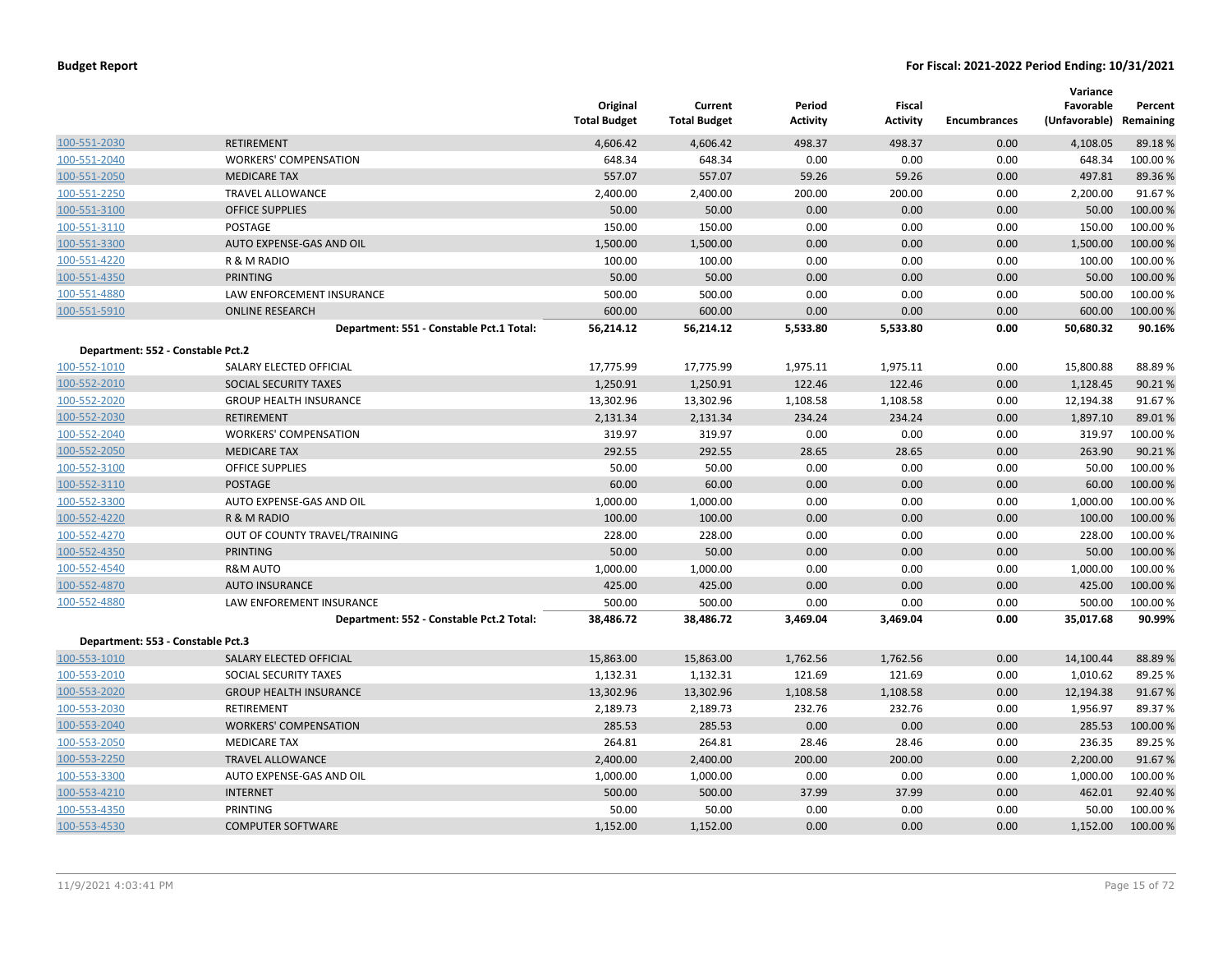| | | Original Total Budget | Current Total Budget | Period Activity | Fiscal Activity | Encumbrances | Variance Favorable (Unfavorable) | Percent Remaining |
|---|---|---|---|---|---|---|---|---|
| 100-551-2030 | RETIREMENT | 4,606.42 | 4,606.42 | 498.37 | 498.37 | 0.00 | 4,108.05 | 89.18 % |
| 100-551-2040 | WORKERS' COMPENSATION | 648.34 | 648.34 | 0.00 | 0.00 | 0.00 | 648.34 | 100.00 % |
| 100-551-2050 | MEDICARE TAX | 557.07 | 557.07 | 59.26 | 59.26 | 0.00 | 497.81 | 89.36 % |
| 100-551-2250 | TRAVEL ALLOWANCE | 2,400.00 | 2,400.00 | 200.00 | 200.00 | 0.00 | 2,200.00 | 91.67 % |
| 100-551-3100 | OFFICE SUPPLIES | 50.00 | 50.00 | 0.00 | 0.00 | 0.00 | 50.00 | 100.00 % |
| 100-551-3110 | POSTAGE | 150.00 | 150.00 | 0.00 | 0.00 | 0.00 | 150.00 | 100.00 % |
| 100-551-3300 | AUTO EXPENSE-GAS AND OIL | 1,500.00 | 1,500.00 | 0.00 | 0.00 | 0.00 | 1,500.00 | 100.00 % |
| 100-551-4220 | R & M RADIO | 100.00 | 100.00 | 0.00 | 0.00 | 0.00 | 100.00 | 100.00 % |
| 100-551-4350 | PRINTING | 50.00 | 50.00 | 0.00 | 0.00 | 0.00 | 50.00 | 100.00 % |
| 100-551-4880 | LAW ENFORCEMENT INSURANCE | 500.00 | 500.00 | 0.00 | 0.00 | 0.00 | 500.00 | 100.00 % |
| 100-551-5910 | ONLINE RESEARCH | 600.00 | 600.00 | 0.00 | 0.00 | 0.00 | 600.00 | 100.00 % |
| | **Department: 551 - Constable Pct.1 Total:** | **56,214.12** | **56,214.12** | **5,533.80** | **5,533.80** | **0.00** | **50,680.32** | **90.16%** |
| **Department: 552 - Constable Pct.2** | | | | | | | | |
| 100-552-1010 | SALARY ELECTED OFFICIAL | 17,775.99 | 17,775.99 | 1,975.11 | 1,975.11 | 0.00 | 15,800.88 | 88.89 % |
| 100-552-2010 | SOCIAL SECURITY TAXES | 1,250.91 | 1,250.91 | 122.46 | 122.46 | 0.00 | 1,128.45 | 90.21 % |
| 100-552-2020 | GROUP HEALTH INSURANCE | 13,302.96 | 13,302.96 | 1,108.58 | 1,108.58 | 0.00 | 12,194.38 | 91.67 % |
| 100-552-2030 | RETIREMENT | 2,131.34 | 2,131.34 | 234.24 | 234.24 | 0.00 | 1,897.10 | 89.01 % |
| 100-552-2040 | WORKERS' COMPENSATION | 319.97 | 319.97 | 0.00 | 0.00 | 0.00 | 319.97 | 100.00 % |
| 100-552-2050 | MEDICARE TAX | 292.55 | 292.55 | 28.65 | 28.65 | 0.00 | 263.90 | 90.21 % |
| 100-552-3100 | OFFICE SUPPLIES | 50.00 | 50.00 | 0.00 | 0.00 | 0.00 | 50.00 | 100.00 % |
| 100-552-3110 | POSTAGE | 60.00 | 60.00 | 0.00 | 0.00 | 0.00 | 60.00 | 100.00 % |
| 100-552-3300 | AUTO EXPENSE-GAS AND OIL | 1,000.00 | 1,000.00 | 0.00 | 0.00 | 0.00 | 1,000.00 | 100.00 % |
| 100-552-4220 | R & M RADIO | 100.00 | 100.00 | 0.00 | 0.00 | 0.00 | 100.00 | 100.00 % |
| 100-552-4270 | OUT OF COUNTY TRAVEL/TRAINING | 228.00 | 228.00 | 0.00 | 0.00 | 0.00 | 228.00 | 100.00 % |
| 100-552-4350 | PRINTING | 50.00 | 50.00 | 0.00 | 0.00 | 0.00 | 50.00 | 100.00 % |
| 100-552-4540 | R&M AUTO | 1,000.00 | 1,000.00 | 0.00 | 0.00 | 0.00 | 1,000.00 | 100.00 % |
| 100-552-4870 | AUTO INSURANCE | 425.00 | 425.00 | 0.00 | 0.00 | 0.00 | 425.00 | 100.00 % |
| 100-552-4880 | LAW ENFOREMENT INSURANCE | 500.00 | 500.00 | 0.00 | 0.00 | 0.00 | 500.00 | 100.00 % |
| | **Department: 552 - Constable Pct.2 Total:** | **38,486.72** | **38,486.72** | **3,469.04** | **3,469.04** | **0.00** | **35,017.68** | **90.99%** |
| **Department: 553 - Constable Pct.3** | | | | | | | | |
| 100-553-1010 | SALARY ELECTED OFFICIAL | 15,863.00 | 15,863.00 | 1,762.56 | 1,762.56 | 0.00 | 14,100.44 | 88.89 % |
| 100-553-2010 | SOCIAL SECURITY TAXES | 1,132.31 | 1,132.31 | 121.69 | 121.69 | 0.00 | 1,010.62 | 89.25 % |
| 100-553-2020 | GROUP HEALTH INSURANCE | 13,302.96 | 13,302.96 | 1,108.58 | 1,108.58 | 0.00 | 12,194.38 | 91.67 % |
| 100-553-2030 | RETIREMENT | 2,189.73 | 2,189.73 | 232.76 | 232.76 | 0.00 | 1,956.97 | 89.37 % |
| 100-553-2040 | WORKERS' COMPENSATION | 285.53 | 285.53 | 0.00 | 0.00 | 0.00 | 285.53 | 100.00 % |
| 100-553-2050 | MEDICARE TAX | 264.81 | 264.81 | 28.46 | 28.46 | 0.00 | 236.35 | 89.25 % |
| 100-553-2250 | TRAVEL ALLOWANCE | 2,400.00 | 2,400.00 | 200.00 | 200.00 | 0.00 | 2,200.00 | 91.67 % |
| 100-553-3300 | AUTO EXPENSE-GAS AND OIL | 1,000.00 | 1,000.00 | 0.00 | 0.00 | 0.00 | 1,000.00 | 100.00 % |
| 100-553-4210 | INTERNET | 500.00 | 500.00 | 37.99 | 37.99 | 0.00 | 462.01 | 92.40 % |
| 100-553-4350 | PRINTING | 50.00 | 50.00 | 0.00 | 0.00 | 0.00 | 50.00 | 100.00 % |
| 100-553-4530 | COMPUTER SOFTWARE | 1,152.00 | 1,152.00 | 0.00 | 0.00 | 0.00 | 1,152.00 | 100.00 % |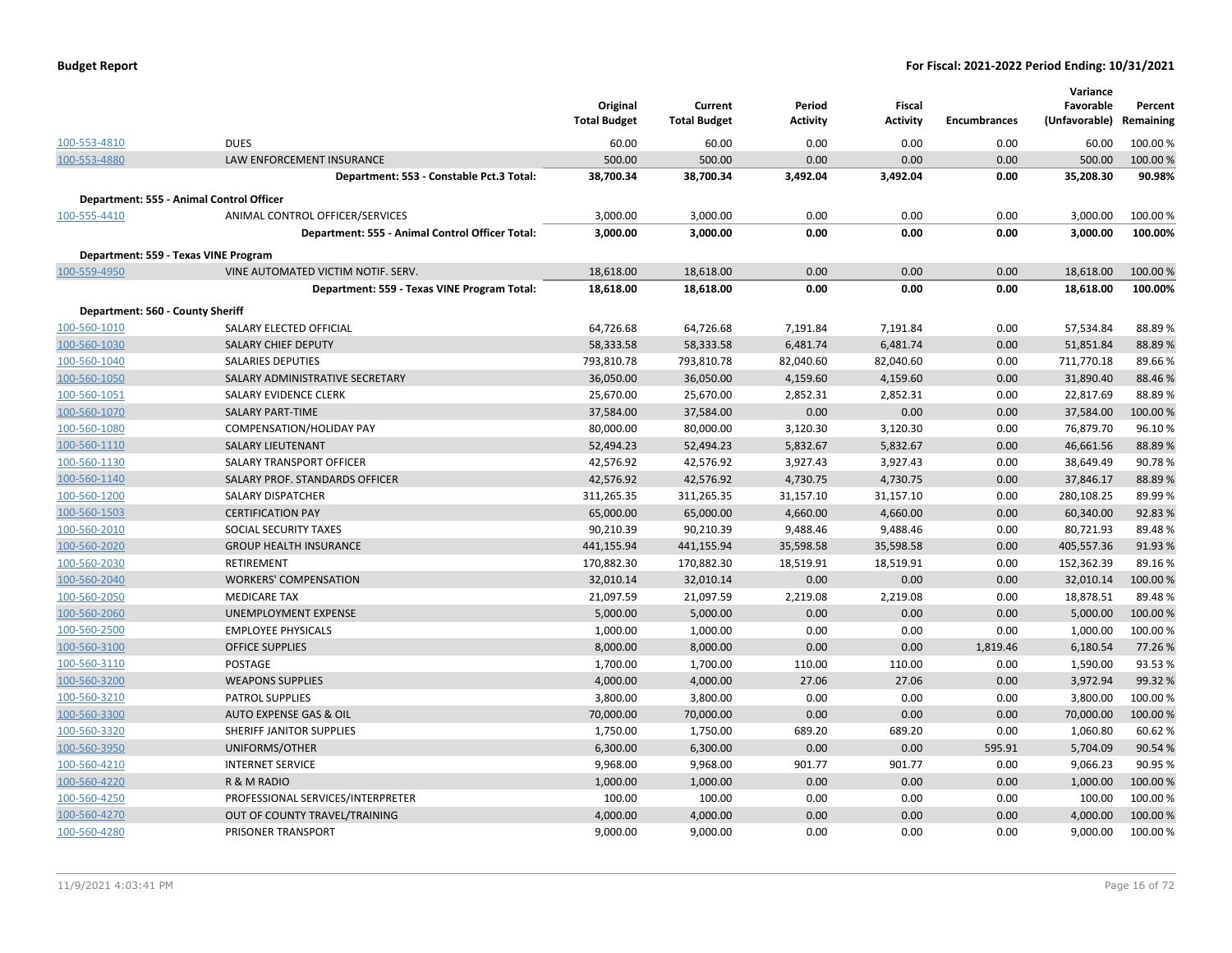|  |  | Original Total Budget | Current Total Budget | Period Activity | Fiscal Activity | Encumbrances | Variance Favorable (Unfavorable) | Percent Remaining |
|---|---|---|---|---|---|---|---|---|
| 100-553-4810 | DUES | 60.00 | 60.00 | 0.00 | 0.00 | 0.00 | 60.00 | 100.00 % |
| 100-553-4880 | LAW ENFORCEMENT INSURANCE | 500.00 | 500.00 | 0.00 | 0.00 | 0.00 | 500.00 | 100.00 % |
|  | **Department: 553 - Constable Pct.3 Total:** | **38,700.34** | **38,700.34** | **3,492.04** | **3,492.04** | **0.00** | **35,208.30** | **90.98%** |
| **Department: 555 - Animal Control Officer** |  |  |  |  |  |  |  |  |
| 100-555-4410 | ANIMAL CONTROL OFFICER/SERVICES | 3,000.00 | 3,000.00 | 0.00 | 0.00 | 0.00 | 3,000.00 | 100.00 % |
|  | **Department: 555 - Animal Control Officer Total:** | **3,000.00** | **3,000.00** | **0.00** | **0.00** | **0.00** | **3,000.00** | **100.00%** |
| **Department: 559 - Texas VINE Program** |  |  |  |  |  |  |  |  |
| 100-559-4950 | VINE AUTOMATED VICTIM NOTIF. SERV. | 18,618.00 | 18,618.00 | 0.00 | 0.00 | 0.00 | 18,618.00 | 100.00 % |
|  | **Department: 559 - Texas VINE Program Total:** | **18,618.00** | **18,618.00** | **0.00** | **0.00** | **0.00** | **18,618.00** | **100.00%** |
| **Department: 560 - County Sheriff** |  |  |  |  |  |  |  |  |
| 100-560-1010 | SALARY ELECTED OFFICIAL | 64,726.68 | 64,726.68 | 7,191.84 | 7,191.84 | 0.00 | 57,534.84 | 88.89 % |
| 100-560-1030 | SALARY CHIEF DEPUTY | 58,333.58 | 58,333.58 | 6,481.74 | 6,481.74 | 0.00 | 51,851.84 | 88.89 % |
| 100-560-1040 | SALARIES DEPUTIES | 793,810.78 | 793,810.78 | 82,040.60 | 82,040.60 | 0.00 | 711,770.18 | 89.66 % |
| 100-560-1050 | SALARY ADMINISTRATIVE SECRETARY | 36,050.00 | 36,050.00 | 4,159.60 | 4,159.60 | 0.00 | 31,890.40 | 88.46 % |
| 100-560-1051 | SALARY EVIDENCE CLERK | 25,670.00 | 25,670.00 | 2,852.31 | 2,852.31 | 0.00 | 22,817.69 | 88.89 % |
| 100-560-1070 | SALARY PART-TIME | 37,584.00 | 37,584.00 | 0.00 | 0.00 | 0.00 | 37,584.00 | 100.00 % |
| 100-560-1080 | COMPENSATION/HOLIDAY PAY | 80,000.00 | 80,000.00 | 3,120.30 | 3,120.30 | 0.00 | 76,879.70 | 96.10 % |
| 100-560-1110 | SALARY LIEUTENANT | 52,494.23 | 52,494.23 | 5,832.67 | 5,832.67 | 0.00 | 46,661.56 | 88.89 % |
| 100-560-1130 | SALARY TRANSPORT OFFICER | 42,576.92 | 42,576.92 | 3,927.43 | 3,927.43 | 0.00 | 38,649.49 | 90.78 % |
| 100-560-1140 | SALARY PROF. STANDARDS OFFICER | 42,576.92 | 42,576.92 | 4,730.75 | 4,730.75 | 0.00 | 37,846.17 | 88.89 % |
| 100-560-1200 | SALARY DISPATCHER | 311,265.35 | 311,265.35 | 31,157.10 | 31,157.10 | 0.00 | 280,108.25 | 89.99 % |
| 100-560-1503 | CERTIFICATION PAY | 65,000.00 | 65,000.00 | 4,660.00 | 4,660.00 | 0.00 | 60,340.00 | 92.83 % |
| 100-560-2010 | SOCIAL SECURITY TAXES | 90,210.39 | 90,210.39 | 9,488.46 | 9,488.46 | 0.00 | 80,721.93 | 89.48 % |
| 100-560-2020 | GROUP HEALTH INSURANCE | 441,155.94 | 441,155.94 | 35,598.58 | 35,598.58 | 0.00 | 405,557.36 | 91.93 % |
| 100-560-2030 | RETIREMENT | 170,882.30 | 170,882.30 | 18,519.91 | 18,519.91 | 0.00 | 152,362.39 | 89.16 % |
| 100-560-2040 | WORKERS' COMPENSATION | 32,010.14 | 32,010.14 | 0.00 | 0.00 | 0.00 | 32,010.14 | 100.00 % |
| 100-560-2050 | MEDICARE TAX | 21,097.59 | 21,097.59 | 2,219.08 | 2,219.08 | 0.00 | 18,878.51 | 89.48 % |
| 100-560-2060 | UNEMPLOYMENT EXPENSE | 5,000.00 | 5,000.00 | 0.00 | 0.00 | 0.00 | 5,000.00 | 100.00 % |
| 100-560-2500 | EMPLOYEE PHYSICALS | 1,000.00 | 1,000.00 | 0.00 | 0.00 | 0.00 | 1,000.00 | 100.00 % |
| 100-560-3100 | OFFICE SUPPLIES | 8,000.00 | 8,000.00 | 0.00 | 0.00 | 1,819.46 | 6,180.54 | 77.26 % |
| 100-560-3110 | POSTAGE | 1,700.00 | 1,700.00 | 110.00 | 110.00 | 0.00 | 1,590.00 | 93.53 % |
| 100-560-3200 | WEAPONS SUPPLIES | 4,000.00 | 4,000.00 | 27.06 | 27.06 | 0.00 | 3,972.94 | 99.32 % |
| 100-560-3210 | PATROL SUPPLIES | 3,800.00 | 3,800.00 | 0.00 | 0.00 | 0.00 | 3,800.00 | 100.00 % |
| 100-560-3300 | AUTO EXPENSE GAS & OIL | 70,000.00 | 70,000.00 | 0.00 | 0.00 | 0.00 | 70,000.00 | 100.00 % |
| 100-560-3320 | SHERIFF JANITOR SUPPLIES | 1,750.00 | 1,750.00 | 689.20 | 689.20 | 0.00 | 1,060.80 | 60.62 % |
| 100-560-3950 | UNIFORMS/OTHER | 6,300.00 | 6,300.00 | 0.00 | 0.00 | 595.91 | 5,704.09 | 90.54 % |
| 100-560-4210 | INTERNET SERVICE | 9,968.00 | 9,968.00 | 901.77 | 901.77 | 0.00 | 9,066.23 | 90.95 % |
| 100-560-4220 | R & M RADIO | 1,000.00 | 1,000.00 | 0.00 | 0.00 | 0.00 | 1,000.00 | 100.00 % |
| 100-560-4250 | PROFESSIONAL SERVICES/INTERPRETER | 100.00 | 100.00 | 0.00 | 0.00 | 0.00 | 100.00 | 100.00 % |
| 100-560-4270 | OUT OF COUNTY TRAVEL/TRAINING | 4,000.00 | 4,000.00 | 0.00 | 0.00 | 0.00 | 4,000.00 | 100.00 % |
| 100-560-4280 | PRISONER TRANSPORT | 9,000.00 | 9,000.00 | 0.00 | 0.00 | 0.00 | 9,000.00 | 100.00 % |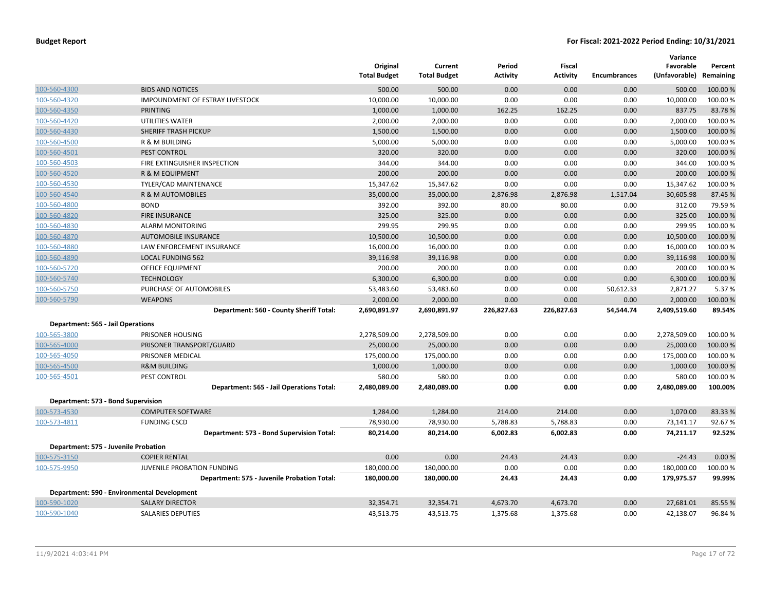| | | Original Total Budget | Current Total Budget | Period Activity | Fiscal Activity | Encumbrances | Variance Favorable (Unfavorable) | Percent Remaining |
|---|---|---|---|---|---|---|---|---|
| 100-560-4300 | BIDS AND NOTICES | 500.00 | 500.00 | 0.00 | 0.00 | 0.00 | 500.00 | 100.00 % |
| 100-560-4320 | IMPOUNDMENT OF ESTRAY LIVESTOCK | 10,000.00 | 10,000.00 | 0.00 | 0.00 | 0.00 | 10,000.00 | 100.00 % |
| 100-560-4350 | PRINTING | 1,000.00 | 1,000.00 | 162.25 | 162.25 | 0.00 | 837.75 | 83.78 % |
| 100-560-4420 | UTILITIES WATER | 2,000.00 | 2,000.00 | 0.00 | 0.00 | 0.00 | 2,000.00 | 100.00 % |
| 100-560-4430 | SHERIFF TRASH PICKUP | 1,500.00 | 1,500.00 | 0.00 | 0.00 | 0.00 | 1,500.00 | 100.00 % |
| 100-560-4500 | R & M BUILDING | 5,000.00 | 5,000.00 | 0.00 | 0.00 | 0.00 | 5,000.00 | 100.00 % |
| 100-560-4501 | PEST CONTROL | 320.00 | 320.00 | 0.00 | 0.00 | 0.00 | 320.00 | 100.00 % |
| 100-560-4503 | FIRE EXTINGUISHER INSPECTION | 344.00 | 344.00 | 0.00 | 0.00 | 0.00 | 344.00 | 100.00 % |
| 100-560-4520 | R & M EQUIPMENT | 200.00 | 200.00 | 0.00 | 0.00 | 0.00 | 200.00 | 100.00 % |
| 100-560-4530 | TYLER/CAD MAINTENANCE | 15,347.62 | 15,347.62 | 0.00 | 0.00 | 0.00 | 15,347.62 | 100.00 % |
| 100-560-4540 | R & M AUTOMOBILES | 35,000.00 | 35,000.00 | 2,876.98 | 2,876.98 | 1,517.04 | 30,605.98 | 87.45 % |
| 100-560-4800 | BOND | 392.00 | 392.00 | 80.00 | 80.00 | 0.00 | 312.00 | 79.59 % |
| 100-560-4820 | FIRE INSURANCE | 325.00 | 325.00 | 0.00 | 0.00 | 0.00 | 325.00 | 100.00 % |
| 100-560-4830 | ALARM MONITORING | 299.95 | 299.95 | 0.00 | 0.00 | 0.00 | 299.95 | 100.00 % |
| 100-560-4870 | AUTOMOBILE INSURANCE | 10,500.00 | 10,500.00 | 0.00 | 0.00 | 0.00 | 10,500.00 | 100.00 % |
| 100-560-4880 | LAW ENFORCEMENT INSURANCE | 16,000.00 | 16,000.00 | 0.00 | 0.00 | 0.00 | 16,000.00 | 100.00 % |
| 100-560-4890 | LOCAL FUNDING 562 | 39,116.98 | 39,116.98 | 0.00 | 0.00 | 0.00 | 39,116.98 | 100.00 % |
| 100-560-5720 | OFFICE EQUIPMENT | 200.00 | 200.00 | 0.00 | 0.00 | 0.00 | 200.00 | 100.00 % |
| 100-560-5740 | TECHNOLOGY | 6,300.00 | 6,300.00 | 0.00 | 0.00 | 0.00 | 6,300.00 | 100.00 % |
| 100-560-5750 | PURCHASE OF AUTOMOBILES | 53,483.60 | 53,483.60 | 0.00 | 0.00 | 50,612.33 | 2,871.27 | 5.37 % |
| 100-560-5790 | WEAPONS | 2,000.00 | 2,000.00 | 0.00 | 0.00 | 0.00 | 2,000.00 | 100.00 % |
| | **Department: 560 - County Sheriff Total:** | **2,690,891.97** | **2,690,891.97** | **226,827.63** | **226,827.63** | **54,544.74** | **2,409,519.60** | **89.54%** |
| **Department: 565 - Jail Operations** | | | | | | | | |
| 100-565-3800 | PRISONER HOUSING | 2,278,509.00 | 2,278,509.00 | 0.00 | 0.00 | 0.00 | 2,278,509.00 | 100.00 % |
| 100-565-4000 | PRISONER TRANSPORT/GUARD | 25,000.00 | 25,000.00 | 0.00 | 0.00 | 0.00 | 25,000.00 | 100.00 % |
| 100-565-4050 | PRISONER MEDICAL | 175,000.00 | 175,000.00 | 0.00 | 0.00 | 0.00 | 175,000.00 | 100.00 % |
| 100-565-4500 | R&M BUILDING | 1,000.00 | 1,000.00 | 0.00 | 0.00 | 0.00 | 1,000.00 | 100.00 % |
| 100-565-4501 | PEST CONTROL | 580.00 | 580.00 | 0.00 | 0.00 | 0.00 | 580.00 | 100.00 % |
| | **Department: 565 - Jail Operations Total:** | **2,480,089.00** | **2,480,089.00** | **0.00** | **0.00** | **0.00** | **2,480,089.00** | **100.00%** |
| **Department: 573 - Bond Supervision** | | | | | | | | |
| 100-573-4530 | COMPUTER SOFTWARE | 1,284.00 | 1,284.00 | 214.00 | 214.00 | 0.00 | 1,070.00 | 83.33 % |
| 100-573-4811 | FUNDING CSCD | 78,930.00 | 78,930.00 | 5,788.83 | 5,788.83 | 0.00 | 73,141.17 | 92.67 % |
| | **Department: 573 - Bond Supervision Total:** | **80,214.00** | **80,214.00** | **6,002.83** | **6,002.83** | **0.00** | **74,211.17** | **92.52%** |
| **Department: 575 - Juvenile Probation** | | | | | | | | |
| 100-575-3150 | COPIER RENTAL | 0.00 | 0.00 | 24.43 | 24.43 | 0.00 | -24.43 | 0.00 % |
| 100-575-9950 | JUVENILE PROBATION FUNDING | 180,000.00 | 180,000.00 | 0.00 | 0.00 | 0.00 | 180,000.00 | 100.00 % |
| | **Department: 575 - Juvenile Probation Total:** | **180,000.00** | **180,000.00** | **24.43** | **24.43** | **0.00** | **179,975.57** | **99.99%** |
| **Department: 590 - Environmental Development** | | | | | | | | |
| 100-590-1020 | SALARY DIRECTOR | 32,354.71 | 32,354.71 | 4,673.70 | 4,673.70 | 0.00 | 27,681.01 | 85.55 % |
| 100-590-1040 | SALARIES DEPUTIES | 43,513.75 | 43,513.75 | 1,375.68 | 1,375.68 | 0.00 | 42,138.07 | 96.84 % |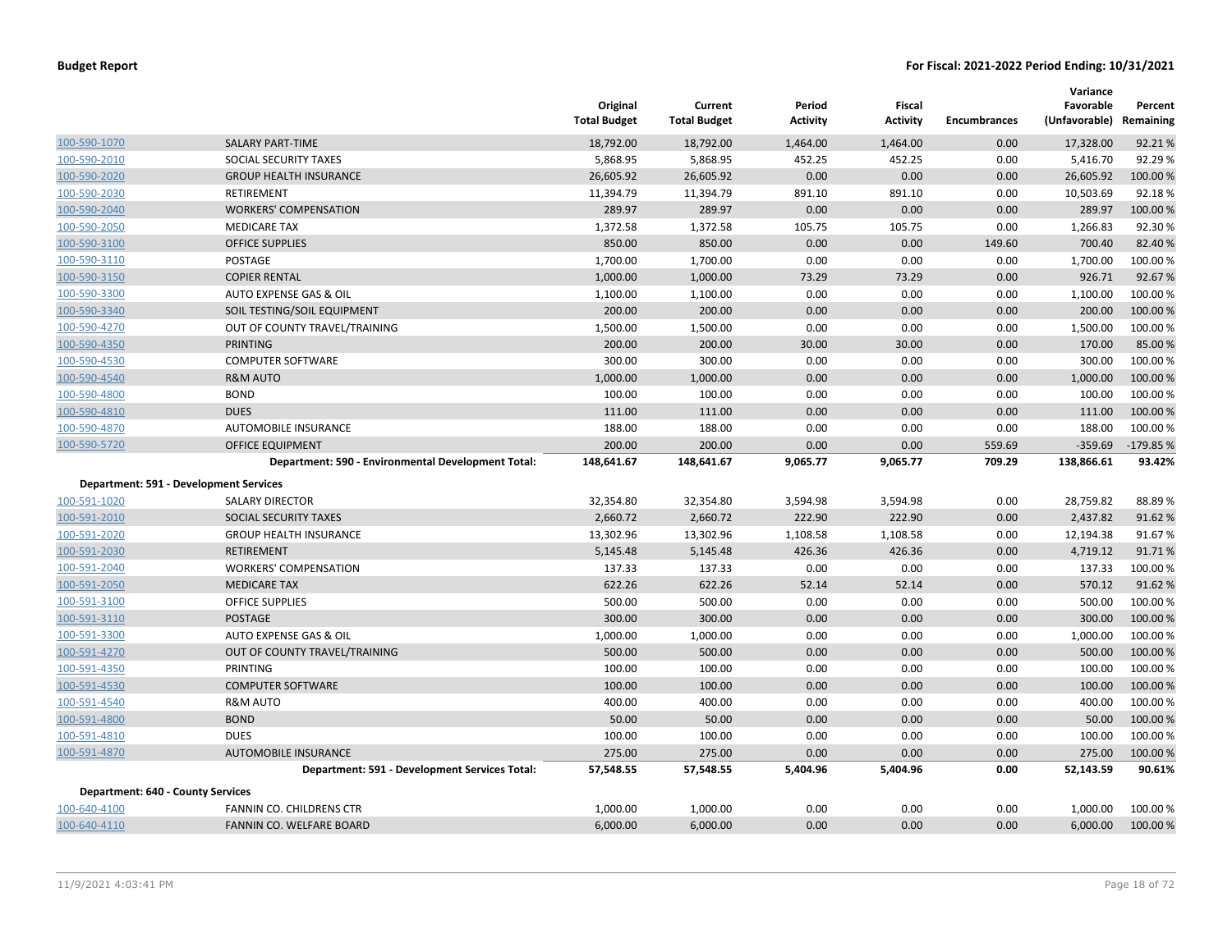**Budget Report** **For Fiscal: 2021-2022 Period Ending: 10/31/2021**

| | | Original Total Budget | Current Total Budget | Period Activity | Fiscal Activity | Encumbrances | Variance Favorable (Unfavorable) | Percent Remaining |
|---|---|---|---|---|---|---|---|---|
| 100-590-1070 | SALARY PART-TIME | 18,792.00 | 18,792.00 | 1,464.00 | 1,464.00 | 0.00 | 17,328.00 | 92.21 % |
| 100-590-2010 | SOCIAL SECURITY TAXES | 5,868.95 | 5,868.95 | 452.25 | 452.25 | 0.00 | 5,416.70 | 92.29 % |
| 100-590-2020 | GROUP HEALTH INSURANCE | 26,605.92 | 26,605.92 | 0.00 | 0.00 | 0.00 | 26,605.92 | 100.00 % |
| 100-590-2030 | RETIREMENT | 11,394.79 | 11,394.79 | 891.10 | 891.10 | 0.00 | 10,503.69 | 92.18 % |
| 100-590-2040 | WORKERS' COMPENSATION | 289.97 | 289.97 | 0.00 | 0.00 | 0.00 | 289.97 | 100.00 % |
| 100-590-2050 | MEDICARE TAX | 1,372.58 | 1,372.58 | 105.75 | 105.75 | 0.00 | 1,266.83 | 92.30 % |
| 100-590-3100 | OFFICE SUPPLIES | 850.00 | 850.00 | 0.00 | 0.00 | 149.60 | 700.40 | 82.40 % |
| 100-590-3110 | POSTAGE | 1,700.00 | 1,700.00 | 0.00 | 0.00 | 0.00 | 1,700.00 | 100.00 % |
| 100-590-3150 | COPIER RENTAL | 1,000.00 | 1,000.00 | 73.29 | 73.29 | 0.00 | 926.71 | 92.67 % |
| 100-590-3300 | AUTO EXPENSE GAS & OIL | 1,100.00 | 1,100.00 | 0.00 | 0.00 | 0.00 | 1,100.00 | 100.00 % |
| 100-590-3340 | SOIL TESTING/SOIL EQUIPMENT | 200.00 | 200.00 | 0.00 | 0.00 | 0.00 | 200.00 | 100.00 % |
| 100-590-4270 | OUT OF COUNTY TRAVEL/TRAINING | 1,500.00 | 1,500.00 | 0.00 | 0.00 | 0.00 | 1,500.00 | 100.00 % |
| 100-590-4350 | PRINTING | 200.00 | 200.00 | 30.00 | 30.00 | 0.00 | 170.00 | 85.00 % |
| 100-590-4530 | COMPUTER SOFTWARE | 300.00 | 300.00 | 0.00 | 0.00 | 0.00 | 300.00 | 100.00 % |
| 100-590-4540 | R&M AUTO | 1,000.00 | 1,000.00 | 0.00 | 0.00 | 0.00 | 1,000.00 | 100.00 % |
| 100-590-4800 | BOND | 100.00 | 100.00 | 0.00 | 0.00 | 0.00 | 100.00 | 100.00 % |
| 100-590-4810 | DUES | 111.00 | 111.00 | 0.00 | 0.00 | 0.00 | 111.00 | 100.00 % |
| 100-590-4870 | AUTOMOBILE INSURANCE | 188.00 | 188.00 | 0.00 | 0.00 | 0.00 | 188.00 | 100.00 % |
| 100-590-5720 | OFFICE EQUIPMENT | 200.00 | 200.00 | 0.00 | 0.00 | 559.69 | -359.69 | -179.85 % |
| | **Department: 590 - Environmental Development Total:** | **148,641.67** | **148,641.67** | **9,065.77** | **9,065.77** | **709.29** | **138,866.61** | **93.42%** |
| **Department: 591 - Development Services** | | | | | | | | |
| 100-591-1020 | SALARY DIRECTOR | 32,354.80 | 32,354.80 | 3,594.98 | 3,594.98 | 0.00 | 28,759.82 | 88.89 % |
| 100-591-2010 | SOCIAL SECURITY TAXES | 2,660.72 | 2,660.72 | 222.90 | 222.90 | 0.00 | 2,437.82 | 91.62 % |
| 100-591-2020 | GROUP HEALTH INSURANCE | 13,302.96 | 13,302.96 | 1,108.58 | 1,108.58 | 0.00 | 12,194.38 | 91.67 % |
| 100-591-2030 | RETIREMENT | 5,145.48 | 5,145.48 | 426.36 | 426.36 | 0.00 | 4,719.12 | 91.71 % |
| 100-591-2040 | WORKERS' COMPENSATION | 137.33 | 137.33 | 0.00 | 0.00 | 0.00 | 137.33 | 100.00 % |
| 100-591-2050 | MEDICARE TAX | 622.26 | 622.26 | 52.14 | 52.14 | 0.00 | 570.12 | 91.62 % |
| 100-591-3100 | OFFICE SUPPLIES | 500.00 | 500.00 | 0.00 | 0.00 | 0.00 | 500.00 | 100.00 % |
| 100-591-3110 | POSTAGE | 300.00 | 300.00 | 0.00 | 0.00 | 0.00 | 300.00 | 100.00 % |
| 100-591-3300 | AUTO EXPENSE GAS & OIL | 1,000.00 | 1,000.00 | 0.00 | 0.00 | 0.00 | 1,000.00 | 100.00 % |
| 100-591-4270 | OUT OF COUNTY TRAVEL/TRAINING | 500.00 | 500.00 | 0.00 | 0.00 | 0.00 | 500.00 | 100.00 % |
| 100-591-4350 | PRINTING | 100.00 | 100.00 | 0.00 | 0.00 | 0.00 | 100.00 | 100.00 % |
| 100-591-4530 | COMPUTER SOFTWARE | 100.00 | 100.00 | 0.00 | 0.00 | 0.00 | 100.00 | 100.00 % |
| 100-591-4540 | R&M AUTO | 400.00 | 400.00 | 0.00 | 0.00 | 0.00 | 400.00 | 100.00 % |
| 100-591-4800 | BOND | 50.00 | 50.00 | 0.00 | 0.00 | 0.00 | 50.00 | 100.00 % |
| 100-591-4810 | DUES | 100.00 | 100.00 | 0.00 | 0.00 | 0.00 | 100.00 | 100.00 % |
| 100-591-4870 | AUTOMOBILE INSURANCE | 275.00 | 275.00 | 0.00 | 0.00 | 0.00 | 275.00 | 100.00 % |
| | **Department: 591 - Development Services Total:** | **57,548.55** | **57,548.55** | **5,404.96** | **5,404.96** | **0.00** | **52,143.59** | **90.61%** |
| **Department: 640 - County Services** | | | | | | | | |
| 100-640-4100 | FANNIN CO. CHILDRENS CTR | 1,000.00 | 1,000.00 | 0.00 | 0.00 | 0.00 | 1,000.00 | 100.00 % |
| 100-640-4110 | FANNIN CO. WELFARE BOARD | 6,000.00 | 6,000.00 | 0.00 | 0.00 | 0.00 | 6,000.00 | 100.00 % |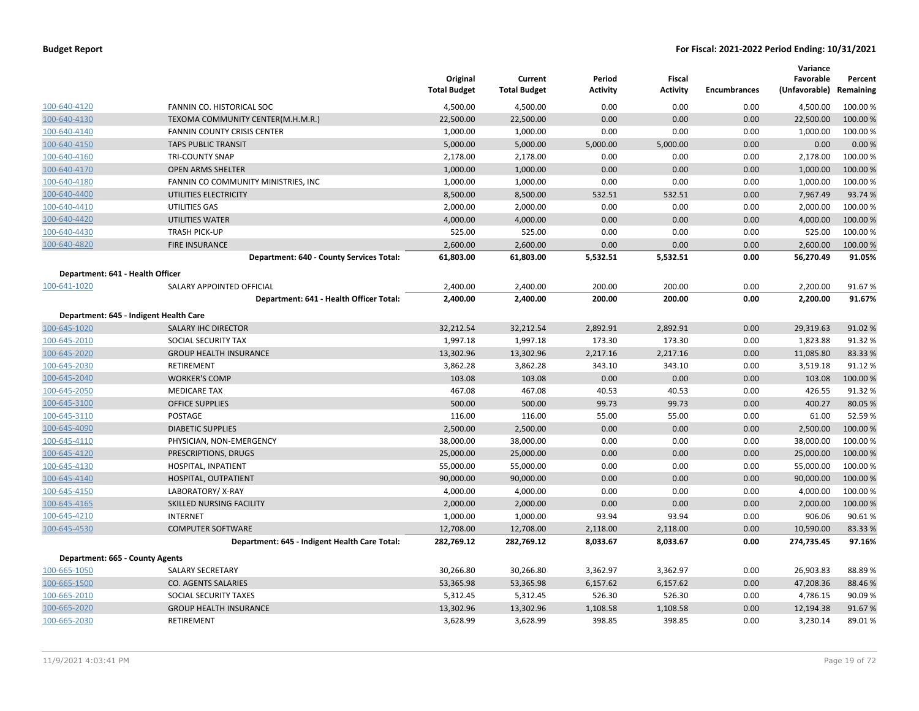**Budget Report** — For Fiscal: 2021-2022 Period Ending: 10/31/2021

| | | Original Total Budget | Current Total Budget | Period Activity | Fiscal Activity | Encumbrances | Variance Favorable (Unfavorable) | Percent Remaining |
|---|---|---|---|---|---|---|---|---|
| 100-640-4120 | FANNIN CO. HISTORICAL SOC | 4,500.00 | 4,500.00 | 0.00 | 0.00 | 0.00 | 4,500.00 | 100.00 % |
| 100-640-4130 | TEXOMA COMMUNITY CENTER(M.H.M.R.) | 22,500.00 | 22,500.00 | 0.00 | 0.00 | 0.00 | 22,500.00 | 100.00 % |
| 100-640-4140 | FANNIN COUNTY CRISIS CENTER | 1,000.00 | 1,000.00 | 0.00 | 0.00 | 0.00 | 1,000.00 | 100.00 % |
| 100-640-4150 | TAPS PUBLIC TRANSIT | 5,000.00 | 5,000.00 | 5,000.00 | 5,000.00 | 0.00 | 0.00 | 0.00 % |
| 100-640-4160 | TRI-COUNTY SNAP | 2,178.00 | 2,178.00 | 0.00 | 0.00 | 0.00 | 2,178.00 | 100.00 % |
| 100-640-4170 | OPEN ARMS SHELTER | 1,000.00 | 1,000.00 | 0.00 | 0.00 | 0.00 | 1,000.00 | 100.00 % |
| 100-640-4180 | FANNIN CO COMMUNITY MINISTRIES, INC | 1,000.00 | 1,000.00 | 0.00 | 0.00 | 0.00 | 1,000.00 | 100.00 % |
| 100-640-4400 | UTILITIES ELECTRICITY | 8,500.00 | 8,500.00 | 532.51 | 532.51 | 0.00 | 7,967.49 | 93.74 % |
| 100-640-4410 | UTILITIES GAS | 2,000.00 | 2,000.00 | 0.00 | 0.00 | 0.00 | 2,000.00 | 100.00 % |
| 100-640-4420 | UTILITIES WATER | 4,000.00 | 4,000.00 | 0.00 | 0.00 | 0.00 | 4,000.00 | 100.00 % |
| 100-640-4430 | TRASH PICK-UP | 525.00 | 525.00 | 0.00 | 0.00 | 0.00 | 525.00 | 100.00 % |
| 100-640-4820 | FIRE INSURANCE | 2,600.00 | 2,600.00 | 0.00 | 0.00 | 0.00 | 2,600.00 | 100.00 % |
| | **Department: 640 - County Services Total:** | **61,803.00** | **61,803.00** | **5,532.51** | **5,532.51** | **0.00** | **56,270.49** | **91.05%** |
| **Department: 641 - Health Officer** | | | | | | | | |
| 100-641-1020 | SALARY APPOINTED OFFICIAL | 2,400.00 | 2,400.00 | 200.00 | 200.00 | 0.00 | 2,200.00 | 91.67 % |
| | **Department: 641 - Health Officer Total:** | **2,400.00** | **2,400.00** | **200.00** | **200.00** | **0.00** | **2,200.00** | **91.67%** |
| **Department: 645 - Indigent Health Care** | | | | | | | | |
| 100-645-1020 | SALARY IHC DIRECTOR | 32,212.54 | 32,212.54 | 2,892.91 | 2,892.91 | 0.00 | 29,319.63 | 91.02 % |
| 100-645-2010 | SOCIAL SECURITY TAX | 1,997.18 | 1,997.18 | 173.30 | 173.30 | 0.00 | 1,823.88 | 91.32 % |
| 100-645-2020 | GROUP HEALTH INSURANCE | 13,302.96 | 13,302.96 | 2,217.16 | 2,217.16 | 0.00 | 11,085.80 | 83.33 % |
| 100-645-2030 | RETIREMENT | 3,862.28 | 3,862.28 | 343.10 | 343.10 | 0.00 | 3,519.18 | 91.12 % |
| 100-645-2040 | WORKER'S COMP | 103.08 | 103.08 | 0.00 | 0.00 | 0.00 | 103.08 | 100.00 % |
| 100-645-2050 | MEDICARE TAX | 467.08 | 467.08 | 40.53 | 40.53 | 0.00 | 426.55 | 91.32 % |
| 100-645-3100 | OFFICE SUPPLIES | 500.00 | 500.00 | 99.73 | 99.73 | 0.00 | 400.27 | 80.05 % |
| 100-645-3110 | POSTAGE | 116.00 | 116.00 | 55.00 | 55.00 | 0.00 | 61.00 | 52.59 % |
| 100-645-4090 | DIABETIC SUPPLIES | 2,500.00 | 2,500.00 | 0.00 | 0.00 | 0.00 | 2,500.00 | 100.00 % |
| 100-645-4110 | PHYSICIAN, NON-EMERGENCY | 38,000.00 | 38,000.00 | 0.00 | 0.00 | 0.00 | 38,000.00 | 100.00 % |
| 100-645-4120 | PRESCRIPTIONS, DRUGS | 25,000.00 | 25,000.00 | 0.00 | 0.00 | 0.00 | 25,000.00 | 100.00 % |
| 100-645-4130 | HOSPITAL, INPATIENT | 55,000.00 | 55,000.00 | 0.00 | 0.00 | 0.00 | 55,000.00 | 100.00 % |
| 100-645-4140 | HOSPITAL, OUTPATIENT | 90,000.00 | 90,000.00 | 0.00 | 0.00 | 0.00 | 90,000.00 | 100.00 % |
| 100-645-4150 | LABORATORY/ X-RAY | 4,000.00 | 4,000.00 | 0.00 | 0.00 | 0.00 | 4,000.00 | 100.00 % |
| 100-645-4165 | SKILLED NURSING FACILITY | 2,000.00 | 2,000.00 | 0.00 | 0.00 | 0.00 | 2,000.00 | 100.00 % |
| 100-645-4210 | INTERNET | 1,000.00 | 1,000.00 | 93.94 | 93.94 | 0.00 | 906.06 | 90.61 % |
| 100-645-4530 | COMPUTER SOFTWARE | 12,708.00 | 12,708.00 | 2,118.00 | 2,118.00 | 0.00 | 10,590.00 | 83.33 % |
| | **Department: 645 - Indigent Health Care Total:** | **282,769.12** | **282,769.12** | **8,033.67** | **8,033.67** | **0.00** | **274,735.45** | **97.16%** |
| **Department: 665 - County Agents** | | | | | | | | |
| 100-665-1050 | SALARY SECRETARY | 30,266.80 | 30,266.80 | 3,362.97 | 3,362.97 | 0.00 | 26,903.83 | 88.89 % |
| 100-665-1500 | CO. AGENTS SALARIES | 53,365.98 | 53,365.98 | 6,157.62 | 6,157.62 | 0.00 | 47,208.36 | 88.46 % |
| 100-665-2010 | SOCIAL SECURITY TAXES | 5,312.45 | 5,312.45 | 526.30 | 526.30 | 0.00 | 4,786.15 | 90.09 % |
| 100-665-2020 | GROUP HEALTH INSURANCE | 13,302.96 | 13,302.96 | 1,108.58 | 1,108.58 | 0.00 | 12,194.38 | 91.67 % |
| 100-665-2030 | RETIREMENT | 3,628.99 | 3,628.99 | 398.85 | 398.85 | 0.00 | 3,230.14 | 89.01 % |

11/9/2021 4:03:41 PM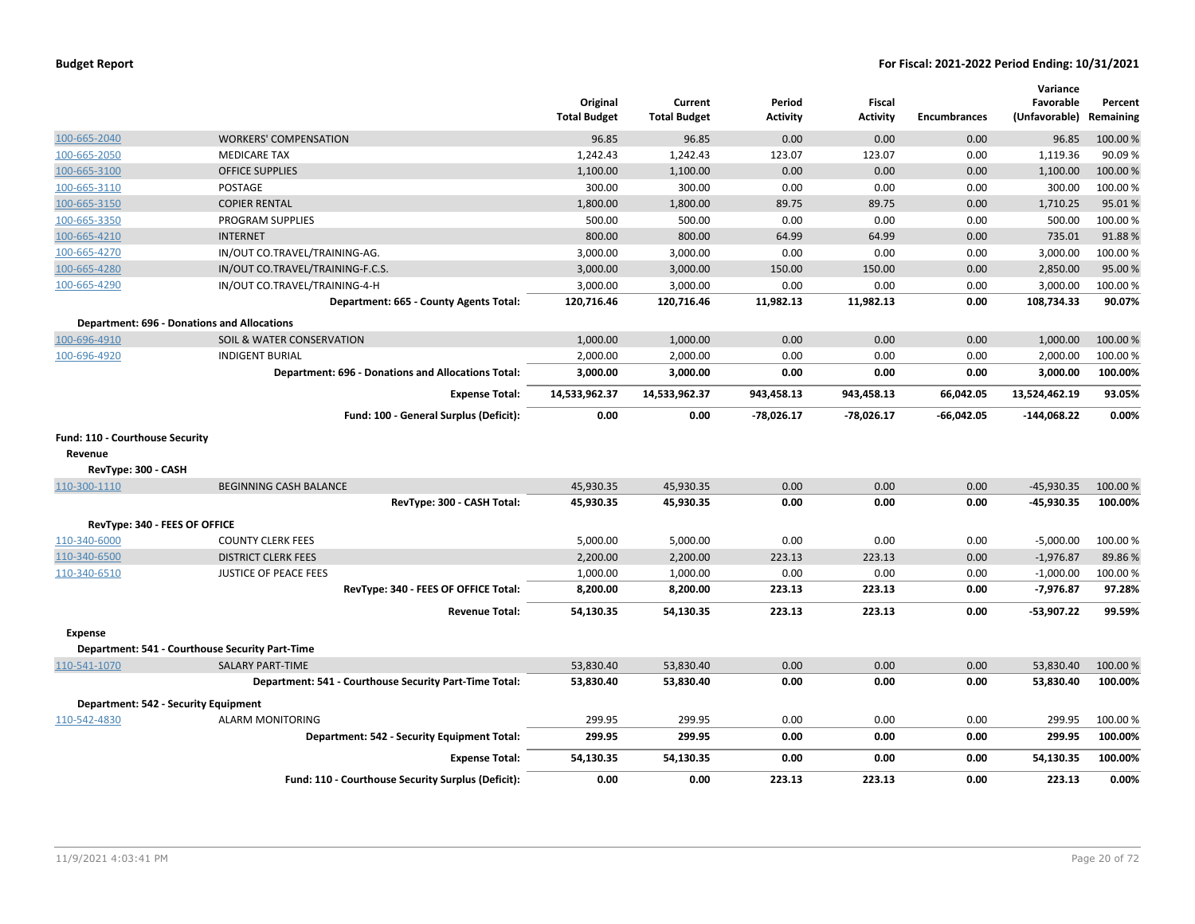| | | Original Total Budget | Current Total Budget | Period Activity | Fiscal Activity | Encumbrances | Variance Favorable (Unfavorable) | Percent Remaining |
|---|---|---|---|---|---|---|---|---|
| 100-665-2040 | WORKERS' COMPENSATION | 96.85 | 96.85 | 0.00 | 0.00 | 0.00 | 96.85 | 100.00 % |
| 100-665-2050 | MEDICARE TAX | 1,242.43 | 1,242.43 | 123.07 | 123.07 | 0.00 | 1,119.36 | 90.09 % |
| 100-665-3100 | OFFICE SUPPLIES | 1,100.00 | 1,100.00 | 0.00 | 0.00 | 0.00 | 1,100.00 | 100.00 % |
| 100-665-3110 | POSTAGE | 300.00 | 300.00 | 0.00 | 0.00 | 0.00 | 300.00 | 100.00 % |
| 100-665-3150 | COPIER RENTAL | 1,800.00 | 1,800.00 | 89.75 | 89.75 | 0.00 | 1,710.25 | 95.01 % |
| 100-665-3350 | PROGRAM SUPPLIES | 500.00 | 500.00 | 0.00 | 0.00 | 0.00 | 500.00 | 100.00 % |
| 100-665-4210 | INTERNET | 800.00 | 800.00 | 64.99 | 64.99 | 0.00 | 735.01 | 91.88 % |
| 100-665-4270 | IN/OUT CO.TRAVEL/TRAINING-AG. | 3,000.00 | 3,000.00 | 0.00 | 0.00 | 0.00 | 3,000.00 | 100.00 % |
| 100-665-4280 | IN/OUT CO.TRAVEL/TRAINING-F.C.S. | 3,000.00 | 3,000.00 | 150.00 | 150.00 | 0.00 | 2,850.00 | 95.00 % |
| 100-665-4290 | IN/OUT CO.TRAVEL/TRAINING-4-H | 3,000.00 | 3,000.00 | 0.00 | 0.00 | 0.00 | 3,000.00 | 100.00 % |
| | **Department: 665 - County Agents Total:** | **120,716.46** | **120,716.46** | **11,982.13** | **11,982.13** | **0.00** | **108,734.33** | **90.07%** |
| **Department: 696 - Donations and Allocations** | | | | | | | | |
| 100-696-4910 | SOIL & WATER CONSERVATION | 1,000.00 | 1,000.00 | 0.00 | 0.00 | 0.00 | 1,000.00 | 100.00 % |
| 100-696-4920 | INDIGENT BURIAL | 2,000.00 | 2,000.00 | 0.00 | 0.00 | 0.00 | 2,000.00 | 100.00 % |
| | **Department: 696 - Donations and Allocations Total:** | **3,000.00** | **3,000.00** | **0.00** | **0.00** | **0.00** | **3,000.00** | **100.00%** |
| | **Expense Total:** | **14,533,962.37** | **14,533,962.37** | **943,458.13** | **943,458.13** | **66,042.05** | **13,524,462.19** | **93.05%** |
| | **Fund: 100 - General Surplus (Deficit):** | **0.00** | **0.00** | **-78,026.17** | **-78,026.17** | **-66,042.05** | **-144,068.22** | **0.00%** |
| **Fund: 110 - Courthouse Security** | | | | | | | | |
| **Revenue** | | | | | | | | |
| **RevType: 300 - CASH** | | | | | | | | |
| 110-300-1110 | BEGINNING CASH BALANCE | 45,930.35 | 45,930.35 | 0.00 | 0.00 | 0.00 | -45,930.35 | 100.00 % |
| | **RevType: 300 - CASH Total:** | **45,930.35** | **45,930.35** | **0.00** | **0.00** | **0.00** | **-45,930.35** | **100.00%** |
| **RevType: 340 - FEES OF OFFICE** | | | | | | | | |
| 110-340-6000 | COUNTY CLERK FEES | 5,000.00 | 5,000.00 | 0.00 | 0.00 | 0.00 | -5,000.00 | 100.00 % |
| 110-340-6500 | DISTRICT CLERK FEES | 2,200.00 | 2,200.00 | 223.13 | 223.13 | 0.00 | -1,976.87 | 89.86 % |
| 110-340-6510 | JUSTICE OF PEACE FEES | 1,000.00 | 1,000.00 | 0.00 | 0.00 | 0.00 | -1,000.00 | 100.00 % |
| | **RevType: 340 - FEES OF OFFICE Total:** | **8,200.00** | **8,200.00** | **223.13** | **223.13** | **0.00** | **-7,976.87** | **97.28%** |
| | **Revenue Total:** | **54,130.35** | **54,130.35** | **223.13** | **223.13** | **0.00** | **-53,907.22** | **99.59%** |
| **Expense** | | | | | | | | |
| **Department: 541 - Courthouse Security Part-Time** | | | | | | | | |
| 110-541-1070 | SALARY PART-TIME | 53,830.40 | 53,830.40 | 0.00 | 0.00 | 0.00 | 53,830.40 | 100.00 % |
| | **Department: 541 - Courthouse Security Part-Time Total:** | **53,830.40** | **53,830.40** | **0.00** | **0.00** | **0.00** | **53,830.40** | **100.00%** |
| **Department: 542 - Security Equipment** | | | | | | | | |
| 110-542-4830 | ALARM MONITORING | 299.95 | 299.95 | 0.00 | 0.00 | 0.00 | 299.95 | 100.00 % |
| | **Department: 542 - Security Equipment Total:** | **299.95** | **299.95** | **0.00** | **0.00** | **0.00** | **299.95** | **100.00%** |
| | **Expense Total:** | **54,130.35** | **54,130.35** | **0.00** | **0.00** | **0.00** | **54,130.35** | **100.00%** |
| | **Fund: 110 - Courthouse Security Surplus (Deficit):** | **0.00** | **0.00** | **223.13** | **223.13** | **0.00** | **223.13** | **0.00%** |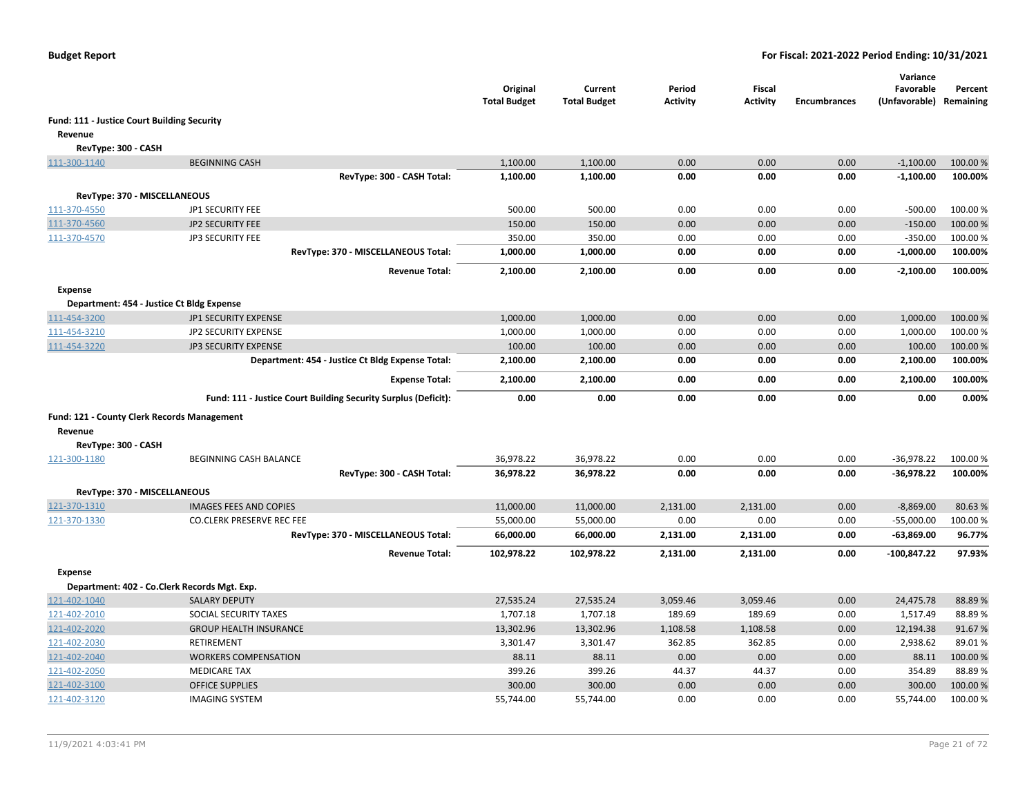**Budget Report** — **For Fiscal: 2021-2022 Period Ending: 10/31/2021**

| | | Original Total Budget | Current Total Budget | Period Activity | Fiscal Activity | Encumbrances | Variance Favorable (Unfavorable) | Percent Remaining |
|---|---|---|---|---|---|---|---|---|
| **Fund: 111 - Justice Court Building Security** | | | | | | | | |
| **Revenue** | | | | | | | | |
| **RevType: 300 - CASH** | | | | | | | | |
| 111-300-1140 | BEGINNING CASH | 1,100.00 | 1,100.00 | 0.00 | 0.00 | 0.00 | -1,100.00 | 100.00 % |
| | **RevType: 300 - CASH Total:** | **1,100.00** | **1,100.00** | **0.00** | **0.00** | **0.00** | **-1,100.00** | **100.00%** |
| **RevType: 370 - MISCELLANEOUS** | | | | | | | | |
| 111-370-4550 | JP1 SECURITY FEE | 500.00 | 500.00 | 0.00 | 0.00 | 0.00 | -500.00 | 100.00 % |
| 111-370-4560 | JP2 SECURITY FEE | 150.00 | 150.00 | 0.00 | 0.00 | 0.00 | -150.00 | 100.00 % |
| 111-370-4570 | JP3 SECURITY FEE | 350.00 | 350.00 | 0.00 | 0.00 | 0.00 | -350.00 | 100.00 % |
| | **RevType: 370 - MISCELLANEOUS Total:** | **1,000.00** | **1,000.00** | **0.00** | **0.00** | **0.00** | **-1,000.00** | **100.00%** |
| | **Revenue Total:** | **2,100.00** | **2,100.00** | **0.00** | **0.00** | **0.00** | **-2,100.00** | **100.00%** |
| **Expense** | | | | | | | | |
| **Department: 454 - Justice Ct Bldg Expense** | | | | | | | | |
| 111-454-3200 | JP1 SECURITY EXPENSE | 1,000.00 | 1,000.00 | 0.00 | 0.00 | 0.00 | 1,000.00 | 100.00 % |
| 111-454-3210 | JP2 SECURITY EXPENSE | 1,000.00 | 1,000.00 | 0.00 | 0.00 | 0.00 | 1,000.00 | 100.00 % |
| 111-454-3220 | JP3 SECURITY EXPENSE | 100.00 | 100.00 | 0.00 | 0.00 | 0.00 | 100.00 | 100.00 % |
| | **Department: 454 - Justice Ct Bldg Expense Total:** | **2,100.00** | **2,100.00** | **0.00** | **0.00** | **0.00** | **2,100.00** | **100.00%** |
| | **Expense Total:** | **2,100.00** | **2,100.00** | **0.00** | **0.00** | **0.00** | **2,100.00** | **100.00%** |
| | **Fund: 111 - Justice Court Building Security Surplus (Deficit):** | **0.00** | **0.00** | **0.00** | **0.00** | **0.00** | **0.00** | **0.00%** |
| **Fund: 121 - County Clerk Records Management** | | | | | | | | |
| **Revenue** | | | | | | | | |
| **RevType: 300 - CASH** | | | | | | | | |
| 121-300-1180 | BEGINNING CASH BALANCE | 36,978.22 | 36,978.22 | 0.00 | 0.00 | 0.00 | -36,978.22 | 100.00 % |
| | **RevType: 300 - CASH Total:** | **36,978.22** | **36,978.22** | **0.00** | **0.00** | **0.00** | **-36,978.22** | **100.00%** |
| **RevType: 370 - MISCELLANEOUS** | | | | | | | | |
| 121-370-1310 | IMAGES FEES AND COPIES | 11,000.00 | 11,000.00 | 2,131.00 | 2,131.00 | 0.00 | -8,869.00 | 80.63 % |
| 121-370-1330 | CO.CLERK PRESERVE REC FEE | 55,000.00 | 55,000.00 | 0.00 | 0.00 | 0.00 | -55,000.00 | 100.00 % |
| | **RevType: 370 - MISCELLANEOUS Total:** | **66,000.00** | **66,000.00** | **2,131.00** | **2,131.00** | **0.00** | **-63,869.00** | **96.77%** |
| | **Revenue Total:** | **102,978.22** | **102,978.22** | **2,131.00** | **2,131.00** | **0.00** | **-100,847.22** | **97.93%** |
| **Expense** | | | | | | | | |
| **Department: 402 - Co.Clerk Records Mgt. Exp.** | | | | | | | | |
| 121-402-1040 | SALARY DEPUTY | 27,535.24 | 27,535.24 | 3,059.46 | 3,059.46 | 0.00 | 24,475.78 | 88.89 % |
| 121-402-2010 | SOCIAL SECURITY TAXES | 1,707.18 | 1,707.18 | 189.69 | 189.69 | 0.00 | 1,517.49 | 88.89 % |
| 121-402-2020 | GROUP HEALTH INSURANCE | 13,302.96 | 13,302.96 | 1,108.58 | 1,108.58 | 0.00 | 12,194.38 | 91.67 % |
| 121-402-2030 | RETIREMENT | 3,301.47 | 3,301.47 | 362.85 | 362.85 | 0.00 | 2,938.62 | 89.01 % |
| 121-402-2040 | WORKERS COMPENSATION | 88.11 | 88.11 | 0.00 | 0.00 | 0.00 | 88.11 | 100.00 % |
| 121-402-2050 | MEDICARE TAX | 399.26 | 399.26 | 44.37 | 44.37 | 0.00 | 354.89 | 88.89 % |
| 121-402-3100 | OFFICE SUPPLIES | 300.00 | 300.00 | 0.00 | 0.00 | 0.00 | 300.00 | 100.00 % |
| 121-402-3120 | IMAGING SYSTEM | 55,744.00 | 55,744.00 | 0.00 | 0.00 | 0.00 | 55,744.00 | 100.00 % |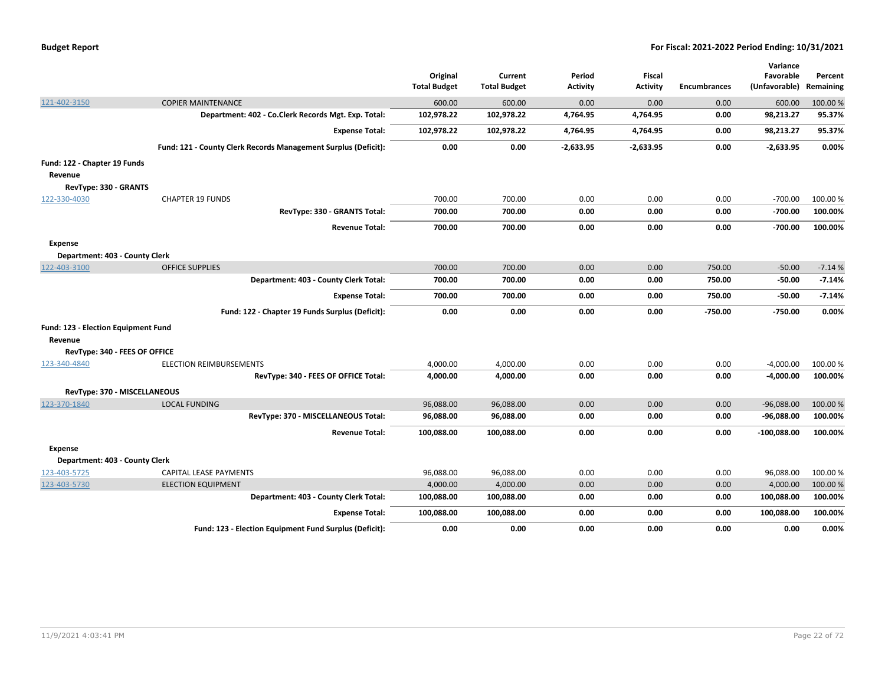**Budget Report** — **For Fiscal: 2021-2022 Period Ending: 10/31/2021**

| | | Original Total Budget | Current Total Budget | Period Activity | Fiscal Activity | Encumbrances | Variance Favorable (Unfavorable) | Percent Remaining |
|---|---|---|---|---|---|---|---|---|
| 121-402-3150 | COPIER MAINTENANCE | 600.00 | 600.00 | 0.00 | 0.00 | 0.00 | 600.00 | 100.00 % |
| | **Department: 402 - Co.Clerk Records Mgt. Exp. Total:** | **102,978.22** | **102,978.22** | **4,764.95** | **4,764.95** | **0.00** | **98,213.27** | **95.37%** |
| | **Expense Total:** | **102,978.22** | **102,978.22** | **4,764.95** | **4,764.95** | **0.00** | **98,213.27** | **95.37%** |
| | **Fund: 121 - County Clerk Records Management Surplus (Deficit):** | **0.00** | **0.00** | **-2,633.95** | **-2,633.95** | **0.00** | **-2,633.95** | **0.00%** |
| **Fund: 122 - Chapter 19 Funds** | | | | | | | | |
| **Revenue** | | | | | | | | |
| **RevType: 330 - GRANTS** | | | | | | | | |
| 122-330-4030 | CHAPTER 19 FUNDS | 700.00 | 700.00 | 0.00 | 0.00 | 0.00 | -700.00 | 100.00 % |
| | **RevType: 330 - GRANTS Total:** | **700.00** | **700.00** | **0.00** | **0.00** | **0.00** | **-700.00** | **100.00%** |
| | **Revenue Total:** | **700.00** | **700.00** | **0.00** | **0.00** | **0.00** | **-700.00** | **100.00%** |
| **Expense** | | | | | | | | |
| **Department: 403 - County Clerk** | | | | | | | | |
| 122-403-3100 | OFFICE SUPPLIES | 700.00 | 700.00 | 0.00 | 0.00 | 750.00 | -50.00 | -7.14 % |
| | **Department: 403 - County Clerk Total:** | **700.00** | **700.00** | **0.00** | **0.00** | **750.00** | **-50.00** | **-7.14%** |
| | **Expense Total:** | **700.00** | **700.00** | **0.00** | **0.00** | **750.00** | **-50.00** | **-7.14%** |
| | **Fund: 122 - Chapter 19 Funds Surplus (Deficit):** | **0.00** | **0.00** | **0.00** | **0.00** | **-750.00** | **-750.00** | **0.00%** |
| **Fund: 123 - Election Equipment Fund** | | | | | | | | |
| **Revenue** | | | | | | | | |
| **RevType: 340 - FEES OF OFFICE** | | | | | | | | |
| 123-340-4840 | ELECTION REIMBURSEMENTS | 4,000.00 | 4,000.00 | 0.00 | 0.00 | 0.00 | -4,000.00 | 100.00 % |
| | **RevType: 340 - FEES OF OFFICE Total:** | **4,000.00** | **4,000.00** | **0.00** | **0.00** | **0.00** | **-4,000.00** | **100.00%** |
| **RevType: 370 - MISCELLANEOUS** | | | | | | | | |
| 123-370-1840 | LOCAL FUNDING | 96,088.00 | 96,088.00 | 0.00 | 0.00 | 0.00 | -96,088.00 | 100.00 % |
| | **RevType: 370 - MISCELLANEOUS Total:** | **96,088.00** | **96,088.00** | **0.00** | **0.00** | **0.00** | **-96,088.00** | **100.00%** |
| | **Revenue Total:** | **100,088.00** | **100,088.00** | **0.00** | **0.00** | **0.00** | **-100,088.00** | **100.00%** |
| **Expense** | | | | | | | | |
| **Department: 403 - County Clerk** | | | | | | | | |
| 123-403-5725 | CAPITAL LEASE PAYMENTS | 96,088.00 | 96,088.00 | 0.00 | 0.00 | 0.00 | 96,088.00 | 100.00 % |
| 123-403-5730 | ELECTION EQUIPMENT | 4,000.00 | 4,000.00 | 0.00 | 0.00 | 0.00 | 4,000.00 | 100.00 % |
| | **Department: 403 - County Clerk Total:** | **100,088.00** | **100,088.00** | **0.00** | **0.00** | **0.00** | **100,088.00** | **100.00%** |
| | **Expense Total:** | **100,088.00** | **100,088.00** | **0.00** | **0.00** | **0.00** | **100,088.00** | **100.00%** |
| | **Fund: 123 - Election Equipment Fund Surplus (Deficit):** | **0.00** | **0.00** | **0.00** | **0.00** | **0.00** | **0.00** | **0.00%** |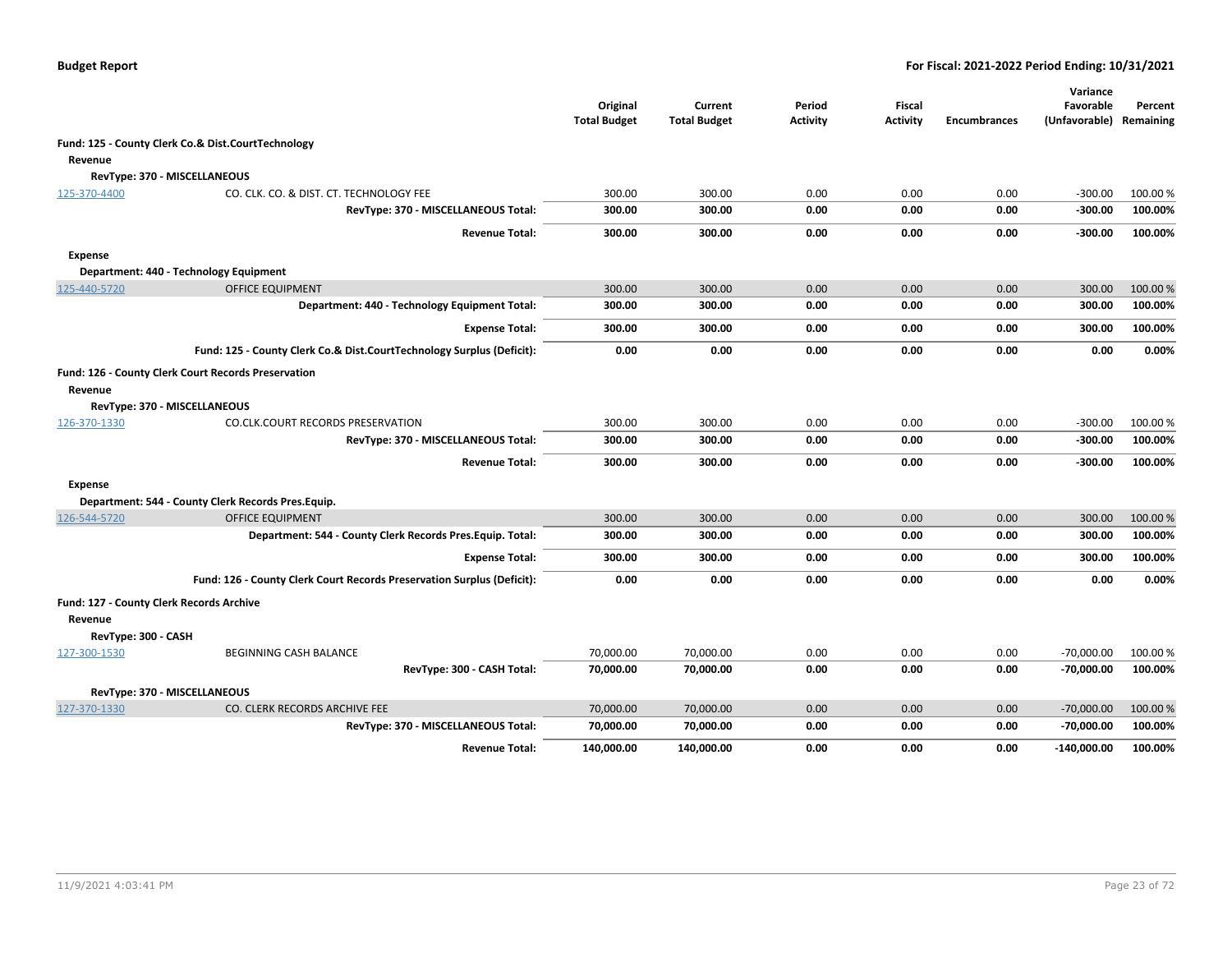**Budget Report** — **For Fiscal: 2021-2022 Period Ending: 10/31/2021**

| | | Original Total Budget | Current Total Budget | Period Activity | Fiscal Activity | Encumbrances | Variance Favorable (Unfavorable) | Percent Remaining |
|---|---|---|---|---|---|---|---|---|
| **Fund: 125 - County Clerk Co.& Dist.CourtTechnology** | | | | | | | | |
| **Revenue** | | | | | | | | |
| **RevType: 370 - MISCELLANEOUS** | | | | | | | | |
| 125-370-4400 | CO. CLK. CO. & DIST. CT. TECHNOLOGY FEE | 300.00 | 300.00 | 0.00 | 0.00 | 0.00 | -300.00 | 100.00 % |
| | **RevType: 370 - MISCELLANEOUS Total:** | **300.00** | **300.00** | **0.00** | **0.00** | **0.00** | **-300.00** | **100.00%** |
| | **Revenue Total:** | **300.00** | **300.00** | **0.00** | **0.00** | **0.00** | **-300.00** | **100.00%** |
| **Expense** | | | | | | | | |
| **Department: 440 - Technology Equipment** | | | | | | | | |
| 125-440-5720 | OFFICE EQUIPMENT | 300.00 | 300.00 | 0.00 | 0.00 | 0.00 | 300.00 | 100.00 % |
| | **Department: 440 - Technology Equipment Total:** | **300.00** | **300.00** | **0.00** | **0.00** | **0.00** | **300.00** | **100.00%** |
| | **Expense Total:** | **300.00** | **300.00** | **0.00** | **0.00** | **0.00** | **300.00** | **100.00%** |
| | **Fund: 125 - County Clerk Co.& Dist.CourtTechnology Surplus (Deficit):** | **0.00** | **0.00** | **0.00** | **0.00** | **0.00** | **0.00** | **0.00%** |
| **Fund: 126 - County Clerk Court Records Preservation** | | | | | | | | |
| **Revenue** | | | | | | | | |
| **RevType: 370 - MISCELLANEOUS** | | | | | | | | |
| 126-370-1330 | CO.CLK.COURT RECORDS PRESERVATION | 300.00 | 300.00 | 0.00 | 0.00 | 0.00 | -300.00 | 100.00 % |
| | **RevType: 370 - MISCELLANEOUS Total:** | **300.00** | **300.00** | **0.00** | **0.00** | **0.00** | **-300.00** | **100.00%** |
| | **Revenue Total:** | **300.00** | **300.00** | **0.00** | **0.00** | **0.00** | **-300.00** | **100.00%** |
| **Expense** | | | | | | | | |
| **Department: 544 - County Clerk Records Pres.Equip.** | | | | | | | | |
| 126-544-5720 | OFFICE EQUIPMENT | 300.00 | 300.00 | 0.00 | 0.00 | 0.00 | 300.00 | 100.00 % |
| | **Department: 544 - County Clerk Records Pres.Equip. Total:** | **300.00** | **300.00** | **0.00** | **0.00** | **0.00** | **300.00** | **100.00%** |
| | **Expense Total:** | **300.00** | **300.00** | **0.00** | **0.00** | **0.00** | **300.00** | **100.00%** |
| | **Fund: 126 - County Clerk Court Records Preservation Surplus (Deficit):** | **0.00** | **0.00** | **0.00** | **0.00** | **0.00** | **0.00** | **0.00%** |
| **Fund: 127 - County Clerk Records Archive** | | | | | | | | |
| **Revenue** | | | | | | | | |
| **RevType: 300 - CASH** | | | | | | | | |
| 127-300-1530 | BEGINNING CASH BALANCE | 70,000.00 | 70,000.00 | 0.00 | 0.00 | 0.00 | -70,000.00 | 100.00 % |
| | **RevType: 300 - CASH Total:** | **70,000.00** | **70,000.00** | **0.00** | **0.00** | **0.00** | **-70,000.00** | **100.00%** |
| **RevType: 370 - MISCELLANEOUS** | | | | | | | | |
| 127-370-1330 | CO. CLERK RECORDS ARCHIVE FEE | 70,000.00 | 70,000.00 | 0.00 | 0.00 | 0.00 | -70,000.00 | 100.00 % |
| | **RevType: 370 - MISCELLANEOUS Total:** | **70,000.00** | **70,000.00** | **0.00** | **0.00** | **0.00** | **-70,000.00** | **100.00%** |
| | **Revenue Total:** | **140,000.00** | **140,000.00** | **0.00** | **0.00** | **0.00** | **-140,000.00** | **100.00%** |

11/9/2021 4:03:41 PM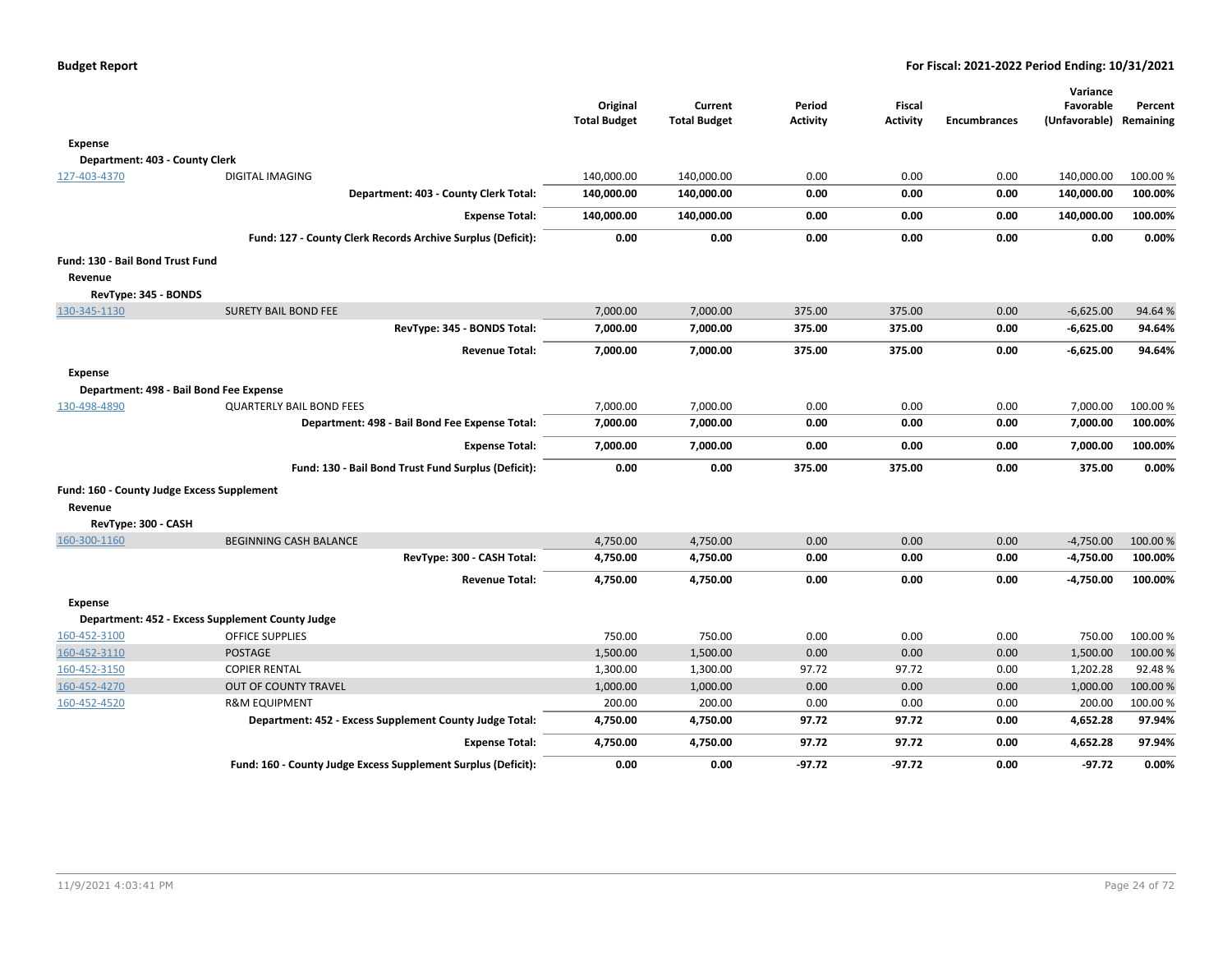| | | Original Total Budget | Current Total Budget | Period Activity | Fiscal Activity | Encumbrances | Variance Favorable (Unfavorable) | Percent Remaining |
|---|---|---|---|---|---|---|---|---|
| **Expense** | | | | | | | | |
| **Department: 403 - County Clerk** | | | | | | | | |
| 127-403-4370 | DIGITAL IMAGING | 140,000.00 | 140,000.00 | 0.00 | 0.00 | 0.00 | 140,000.00 | 100.00 % |
| | **Department: 403 - County Clerk Total:** | **140,000.00** | **140,000.00** | **0.00** | **0.00** | **0.00** | **140,000.00** | **100.00%** |
| | **Expense Total:** | **140,000.00** | **140,000.00** | **0.00** | **0.00** | **0.00** | **140,000.00** | **100.00%** |
| | **Fund: 127 - County Clerk Records Archive Surplus (Deficit):** | **0.00** | **0.00** | **0.00** | **0.00** | **0.00** | **0.00** | **0.00%** |
| **Fund: 130 - Bail Bond Trust Fund** | | | | | | | | |
| **Revenue** | | | | | | | | |
| **RevType: 345 - BONDS** | | | | | | | | |
| 130-345-1130 | SURETY BAIL BOND FEE | 7,000.00 | 7,000.00 | 375.00 | 375.00 | 0.00 | -6,625.00 | 94.64 % |
| | **RevType: 345 - BONDS Total:** | **7,000.00** | **7,000.00** | **375.00** | **375.00** | **0.00** | **-6,625.00** | **94.64%** |
| | **Revenue Total:** | **7,000.00** | **7,000.00** | **375.00** | **375.00** | **0.00** | **-6,625.00** | **94.64%** |
| **Expense** | | | | | | | | |
| **Department: 498 - Bail Bond Fee Expense** | | | | | | | | |
| 130-498-4890 | QUARTERLY BAIL BOND FEES | 7,000.00 | 7,000.00 | 0.00 | 0.00 | 0.00 | 7,000.00 | 100.00 % |
| | **Department: 498 - Bail Bond Fee Expense Total:** | **7,000.00** | **7,000.00** | **0.00** | **0.00** | **0.00** | **7,000.00** | **100.00%** |
| | **Expense Total:** | **7,000.00** | **7,000.00** | **0.00** | **0.00** | **0.00** | **7,000.00** | **100.00%** |
| | **Fund: 130 - Bail Bond Trust Fund Surplus (Deficit):** | **0.00** | **0.00** | **375.00** | **375.00** | **0.00** | **375.00** | **0.00%** |
| **Fund: 160 - County Judge Excess Supplement** | | | | | | | | |
| **Revenue** | | | | | | | | |
| **RevType: 300 - CASH** | | | | | | | | |
| 160-300-1160 | BEGINNING CASH BALANCE | 4,750.00 | 4,750.00 | 0.00 | 0.00 | 0.00 | -4,750.00 | 100.00 % |
| | **RevType: 300 - CASH Total:** | **4,750.00** | **4,750.00** | **0.00** | **0.00** | **0.00** | **-4,750.00** | **100.00%** |
| | **Revenue Total:** | **4,750.00** | **4,750.00** | **0.00** | **0.00** | **0.00** | **-4,750.00** | **100.00%** |
| **Expense** | | | | | | | | |
| **Department: 452 - Excess Supplement County Judge** | | | | | | | | |
| 160-452-3100 | OFFICE SUPPLIES | 750.00 | 750.00 | 0.00 | 0.00 | 0.00 | 750.00 | 100.00 % |
| 160-452-3110 | POSTAGE | 1,500.00 | 1,500.00 | 0.00 | 0.00 | 0.00 | 1,500.00 | 100.00 % |
| 160-452-3150 | COPIER RENTAL | 1,300.00 | 1,300.00 | 97.72 | 97.72 | 0.00 | 1,202.28 | 92.48 % |
| 160-452-4270 | OUT OF COUNTY TRAVEL | 1,000.00 | 1,000.00 | 0.00 | 0.00 | 0.00 | 1,000.00 | 100.00 % |
| 160-452-4520 | R&M EQUIPMENT | 200.00 | 200.00 | 0.00 | 0.00 | 0.00 | 200.00 | 100.00 % |
| | **Department: 452 - Excess Supplement County Judge Total:** | **4,750.00** | **4,750.00** | **97.72** | **97.72** | **0.00** | **4,652.28** | **97.94%** |
| | **Expense Total:** | **4,750.00** | **4,750.00** | **97.72** | **97.72** | **0.00** | **4,652.28** | **97.94%** |
| | **Fund: 160 - County Judge Excess Supplement Surplus (Deficit):** | **0.00** | **0.00** | **-97.72** | **-97.72** | **0.00** | **-97.72** | **0.00%** |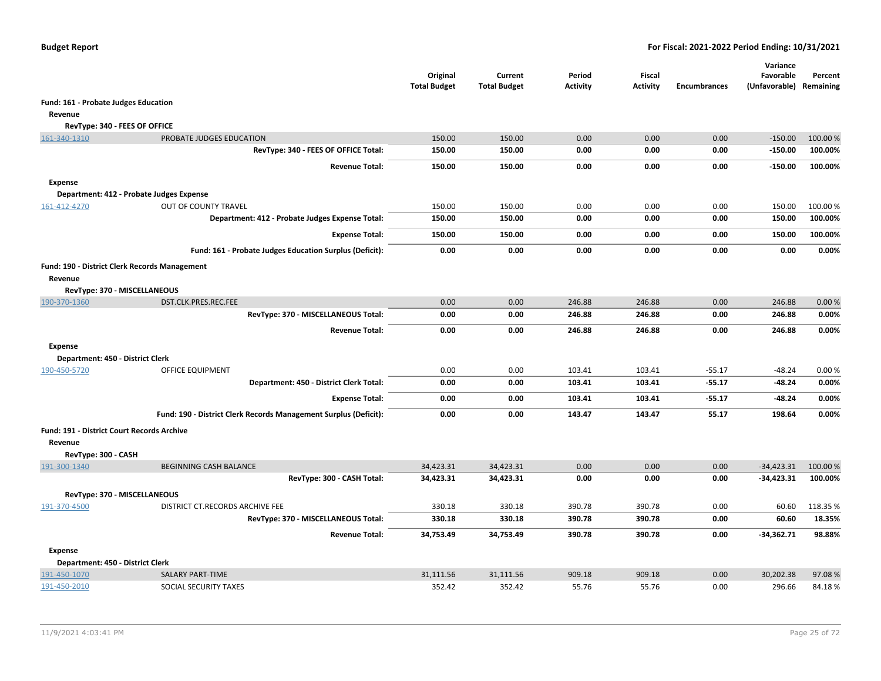**Budget Report** — **For Fiscal: 2021-2022 Period Ending: 10/31/2021**

| | | Original Total Budget | Current Total Budget | Period Activity | Fiscal Activity | Encumbrances | Variance Favorable (Unfavorable) | Percent Remaining |
|---|---|---|---|---|---|---|---|---|
| **Fund: 161 - Probate Judges Education** | | | | | | | | |
| **Revenue** | | | | | | | | |
| **RevType: 340 - FEES OF OFFICE** | | | | | | | | |
| 161-340-1310 | PROBATE JUDGES EDUCATION | 150.00 | 150.00 | 0.00 | 0.00 | 0.00 | -150.00 | 100.00 % |
| | **RevType: 340 - FEES OF OFFICE Total:** | **150.00** | **150.00** | **0.00** | **0.00** | **0.00** | **-150.00** | **100.00%** |
| | **Revenue Total:** | **150.00** | **150.00** | **0.00** | **0.00** | **0.00** | **-150.00** | **100.00%** |
| **Expense** | | | | | | | | |
| **Department: 412 - Probate Judges Expense** | | | | | | | | |
| 161-412-4270 | OUT OF COUNTY TRAVEL | 150.00 | 150.00 | 0.00 | 0.00 | 0.00 | 150.00 | 100.00 % |
| | **Department: 412 - Probate Judges Expense Total:** | **150.00** | **150.00** | **0.00** | **0.00** | **0.00** | **150.00** | **100.00%** |
| | **Expense Total:** | **150.00** | **150.00** | **0.00** | **0.00** | **0.00** | **150.00** | **100.00%** |
| | **Fund: 161 - Probate Judges Education Surplus (Deficit):** | **0.00** | **0.00** | **0.00** | **0.00** | **0.00** | **0.00** | **0.00%** |
| **Fund: 190 - District Clerk Records Management** | | | | | | | | |
| **Revenue** | | | | | | | | |
| **RevType: 370 - MISCELLANEOUS** | | | | | | | | |
| 190-370-1360 | DST.CLK.PRES.REC.FEE | 0.00 | 0.00 | 246.88 | 246.88 | 0.00 | 246.88 | 0.00 % |
| | **RevType: 370 - MISCELLANEOUS Total:** | **0.00** | **0.00** | **246.88** | **246.88** | **0.00** | **246.88** | **0.00%** |
| | **Revenue Total:** | **0.00** | **0.00** | **246.88** | **246.88** | **0.00** | **246.88** | **0.00%** |
| **Expense** | | | | | | | | |
| **Department: 450 - District Clerk** | | | | | | | | |
| 190-450-5720 | OFFICE EQUIPMENT | 0.00 | 0.00 | 103.41 | 103.41 | -55.17 | -48.24 | 0.00 % |
| | **Department: 450 - District Clerk Total:** | **0.00** | **0.00** | **103.41** | **103.41** | **-55.17** | **-48.24** | **0.00%** |
| | **Expense Total:** | **0.00** | **0.00** | **103.41** | **103.41** | **-55.17** | **-48.24** | **0.00%** |
| | **Fund: 190 - District Clerk Records Management Surplus (Deficit):** | **0.00** | **0.00** | **143.47** | **143.47** | **55.17** | **198.64** | **0.00%** |
| **Fund: 191 - District Court Records Archive** | | | | | | | | |
| **Revenue** | | | | | | | | |
| **RevType: 300 - CASH** | | | | | | | | |
| 191-300-1340 | BEGINNING CASH BALANCE | 34,423.31 | 34,423.31 | 0.00 | 0.00 | 0.00 | -34,423.31 | 100.00 % |
| | **RevType: 300 - CASH Total:** | **34,423.31** | **34,423.31** | **0.00** | **0.00** | **0.00** | **-34,423.31** | **100.00%** |
| **RevType: 370 - MISCELLANEOUS** | | | | | | | | |
| 191-370-4500 | DISTRICT CT.RECORDS ARCHIVE FEE | 330.18 | 330.18 | 390.78 | 390.78 | 0.00 | 60.60 | 118.35 % |
| | **RevType: 370 - MISCELLANEOUS Total:** | **330.18** | **330.18** | **390.78** | **390.78** | **0.00** | **60.60** | **18.35%** |
| | **Revenue Total:** | **34,753.49** | **34,753.49** | **390.78** | **390.78** | **0.00** | **-34,362.71** | **98.88%** |
| **Expense** | | | | | | | | |
| **Department: 450 - District Clerk** | | | | | | | | |
| 191-450-1070 | SALARY PART-TIME | 31,111.56 | 31,111.56 | 909.18 | 909.18 | 0.00 | 30,202.38 | 97.08 % |
| 191-450-2010 | SOCIAL SECURITY TAXES | 352.42 | 352.42 | 55.76 | 55.76 | 0.00 | 296.66 | 84.18 % |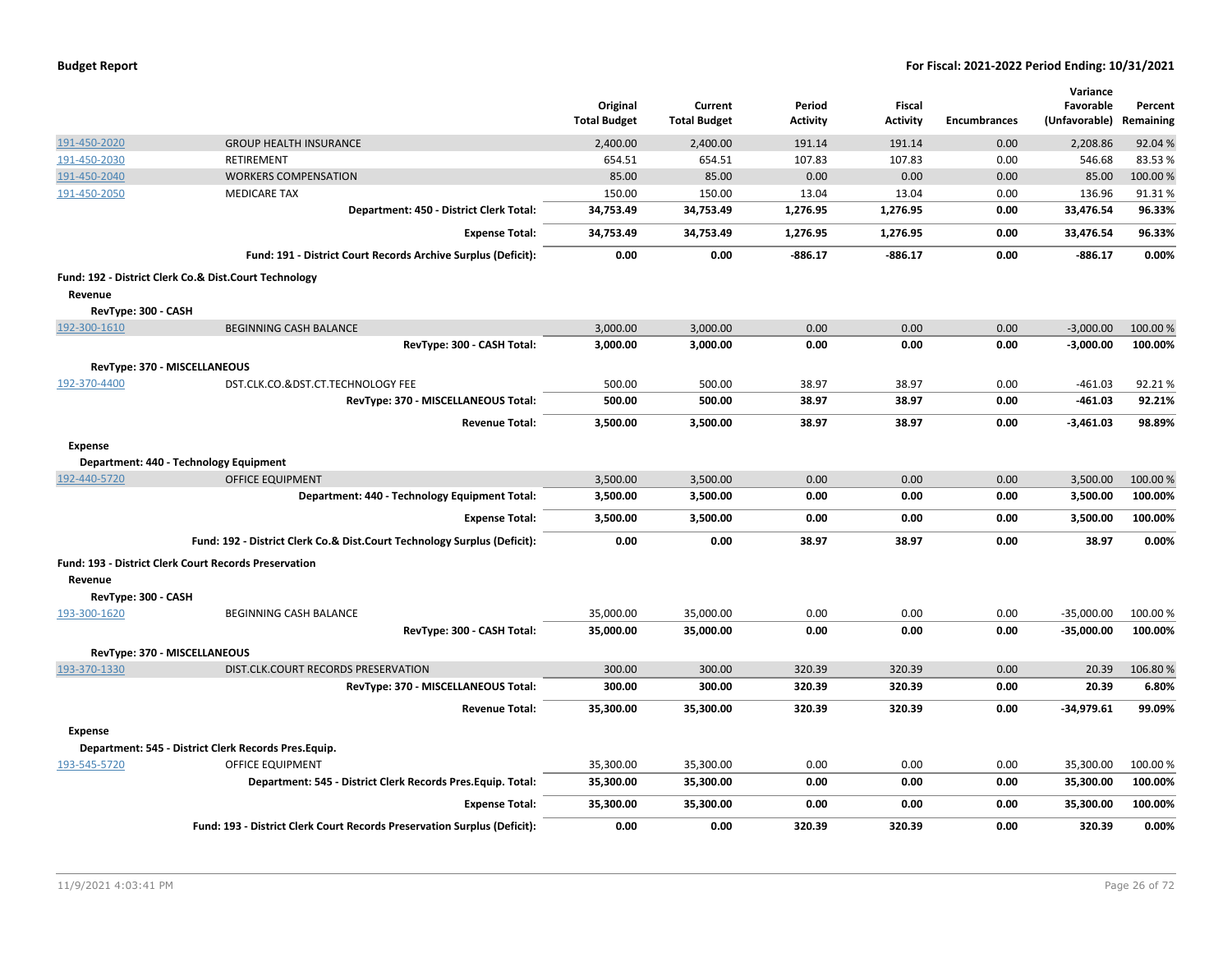| | | Original Total Budget | Current Total Budget | Period Activity | Fiscal Activity | Encumbrances | Variance Favorable (Unfavorable) | Percent Remaining |
|---|---|---|---|---|---|---|---|---|
| 191-450-2020 | GROUP HEALTH INSURANCE | 2,400.00 | 2,400.00 | 191.14 | 191.14 | 0.00 | 2,208.86 | 92.04 % |
| 191-450-2030 | RETIREMENT | 654.51 | 654.51 | 107.83 | 107.83 | 0.00 | 546.68 | 83.53 % |
| 191-450-2040 | WORKERS COMPENSATION | 85.00 | 85.00 | 0.00 | 0.00 | 0.00 | 85.00 | 100.00 % |
| 191-450-2050 | MEDICARE TAX | 150.00 | 150.00 | 13.04 | 13.04 | 0.00 | 136.96 | 91.31 % |
| | **Department: 450 - District Clerk Total:** | **34,753.49** | **34,753.49** | **1,276.95** | **1,276.95** | **0.00** | **33,476.54** | **96.33%** |
| | **Expense Total:** | **34,753.49** | **34,753.49** | **1,276.95** | **1,276.95** | **0.00** | **33,476.54** | **96.33%** |
| | **Fund: 191 - District Court Records Archive Surplus (Deficit):** | **0.00** | **0.00** | **-886.17** | **-886.17** | **0.00** | **-886.17** | **0.00%** |
| **Fund: 192 - District Clerk Co.& Dist.Court Technology** | | | | | | | | |
| **Revenue** | | | | | | | | |
| **RevType: 300 - CASH** | | | | | | | | |
| 192-300-1610 | BEGINNING CASH BALANCE | 3,000.00 | 3,000.00 | 0.00 | 0.00 | 0.00 | -3,000.00 | 100.00 % |
| | **RevType: 300 - CASH Total:** | **3,000.00** | **3,000.00** | **0.00** | **0.00** | **0.00** | **-3,000.00** | **100.00%** |
| **RevType: 370 - MISCELLANEOUS** | | | | | | | | |
| 192-370-4400 | DST.CLK.CO.&DST.CT.TECHNOLOGY FEE | 500.00 | 500.00 | 38.97 | 38.97 | 0.00 | -461.03 | 92.21 % |
| | **RevType: 370 - MISCELLANEOUS Total:** | **500.00** | **500.00** | **38.97** | **38.97** | **0.00** | **-461.03** | **92.21%** |
| | **Revenue Total:** | **3,500.00** | **3,500.00** | **38.97** | **38.97** | **0.00** | **-3,461.03** | **98.89%** |
| **Expense** | | | | | | | | |
| **Department: 440 - Technology Equipment** | | | | | | | | |
| 192-440-5720 | OFFICE EQUIPMENT | 3,500.00 | 3,500.00 | 0.00 | 0.00 | 0.00 | 3,500.00 | 100.00 % |
| | **Department: 440 - Technology Equipment Total:** | **3,500.00** | **3,500.00** | **0.00** | **0.00** | **0.00** | **3,500.00** | **100.00%** |
| | **Expense Total:** | **3,500.00** | **3,500.00** | **0.00** | **0.00** | **0.00** | **3,500.00** | **100.00%** |
| | **Fund: 192 - District Clerk Co.& Dist.Court Technology Surplus (Deficit):** | **0.00** | **0.00** | **38.97** | **38.97** | **0.00** | **38.97** | **0.00%** |
| **Fund: 193 - District Clerk Court Records Preservation** | | | | | | | | |
| **Revenue** | | | | | | | | |
| **RevType: 300 - CASH** | | | | | | | | |
| 193-300-1620 | BEGINNING CASH BALANCE | 35,000.00 | 35,000.00 | 0.00 | 0.00 | 0.00 | -35,000.00 | 100.00 % |
| | **RevType: 300 - CASH Total:** | **35,000.00** | **35,000.00** | **0.00** | **0.00** | **0.00** | **-35,000.00** | **100.00%** |
| **RevType: 370 - MISCELLANEOUS** | | | | | | | | |
| 193-370-1330 | DIST.CLK.COURT RECORDS PRESERVATION | 300.00 | 300.00 | 320.39 | 320.39 | 0.00 | 20.39 | 106.80 % |
| | **RevType: 370 - MISCELLANEOUS Total:** | **300.00** | **300.00** | **320.39** | **320.39** | **0.00** | **20.39** | **6.80%** |
| | **Revenue Total:** | **35,300.00** | **35,300.00** | **320.39** | **320.39** | **0.00** | **-34,979.61** | **99.09%** |
| **Expense** | | | | | | | | |
| **Department: 545 - District Clerk Records Pres.Equip.** | | | | | | | | |
| 193-545-5720 | OFFICE EQUIPMENT | 35,300.00 | 35,300.00 | 0.00 | 0.00 | 0.00 | 35,300.00 | 100.00 % |
| | **Department: 545 - District Clerk Records Pres.Equip. Total:** | **35,300.00** | **35,300.00** | **0.00** | **0.00** | **0.00** | **35,300.00** | **100.00%** |
| | **Expense Total:** | **35,300.00** | **35,300.00** | **0.00** | **0.00** | **0.00** | **35,300.00** | **100.00%** |
| | **Fund: 193 - District Clerk Court Records Preservation Surplus (Deficit):** | **0.00** | **0.00** | **320.39** | **320.39** | **0.00** | **320.39** | **0.00%** |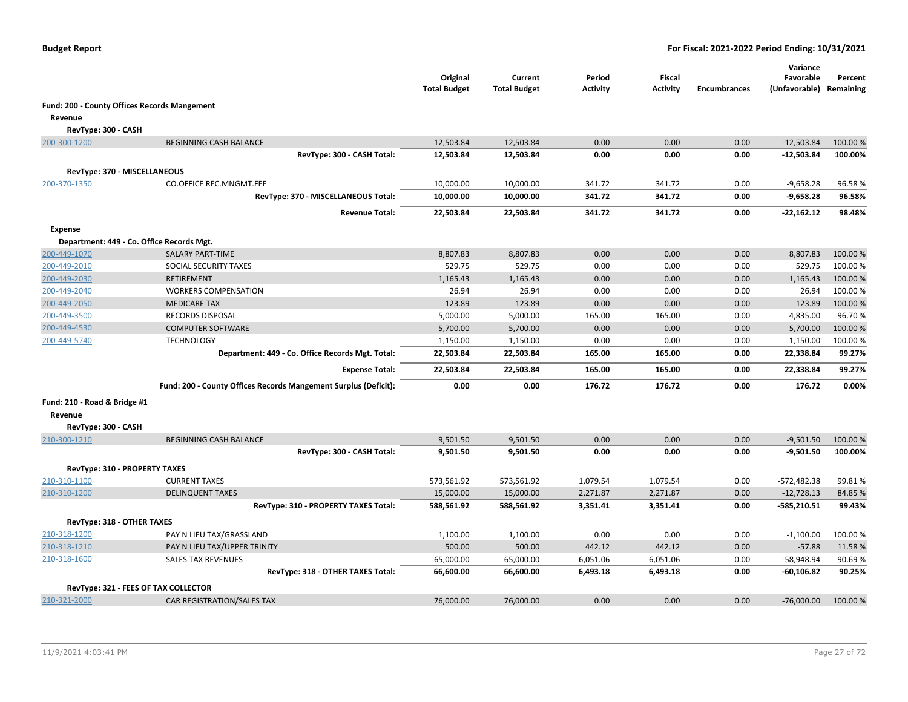**Budget Report** **For Fiscal: 2021-2022 Period Ending: 10/31/2021**

| | | Original Total Budget | Current Total Budget | Period Activity | Fiscal Activity | Encumbrances | Variance Favorable (Unfavorable) | Percent Remaining |
|---|---|---|---|---|---|---|---|---|
| **Fund: 200 - County Offices Records Mangement** | | | | | | | | |
| **Revenue** | | | | | | | | |
| **RevType: 300 - CASH** | | | | | | | | |
| 200-300-1200 | BEGINNING CASH BALANCE | 12,503.84 | 12,503.84 | 0.00 | 0.00 | 0.00 | -12,503.84 | 100.00 % |
| | **RevType: 300 - CASH Total:** | **12,503.84** | **12,503.84** | **0.00** | **0.00** | **0.00** | **-12,503.84** | **100.00%** |
| **RevType: 370 - MISCELLANEOUS** | | | | | | | | |
| 200-370-1350 | CO.OFFICE REC.MNGMT.FEE | 10,000.00 | 10,000.00 | 341.72 | 341.72 | 0.00 | -9,658.28 | 96.58 % |
| | **RevType: 370 - MISCELLANEOUS Total:** | **10,000.00** | **10,000.00** | **341.72** | **341.72** | **0.00** | **-9,658.28** | **96.58%** |
| | **Revenue Total:** | **22,503.84** | **22,503.84** | **341.72** | **341.72** | **0.00** | **-22,162.12** | **98.48%** |
| **Expense** | | | | | | | | |
| **Department: 449 - Co. Office Records Mgt.** | | | | | | | | |
| 200-449-1070 | SALARY PART-TIME | 8,807.83 | 8,807.83 | 0.00 | 0.00 | 0.00 | 8,807.83 | 100.00 % |
| 200-449-2010 | SOCIAL SECURITY TAXES | 529.75 | 529.75 | 0.00 | 0.00 | 0.00 | 529.75 | 100.00 % |
| 200-449-2030 | RETIREMENT | 1,165.43 | 1,165.43 | 0.00 | 0.00 | 0.00 | 1,165.43 | 100.00 % |
| 200-449-2040 | WORKERS COMPENSATION | 26.94 | 26.94 | 0.00 | 0.00 | 0.00 | 26.94 | 100.00 % |
| 200-449-2050 | MEDICARE TAX | 123.89 | 123.89 | 0.00 | 0.00 | 0.00 | 123.89 | 100.00 % |
| 200-449-3500 | RECORDS DISPOSAL | 5,000.00 | 5,000.00 | 165.00 | 165.00 | 0.00 | 4,835.00 | 96.70 % |
| 200-449-4530 | COMPUTER SOFTWARE | 5,700.00 | 5,700.00 | 0.00 | 0.00 | 0.00 | 5,700.00 | 100.00 % |
| 200-449-5740 | TECHNOLOGY | 1,150.00 | 1,150.00 | 0.00 | 0.00 | 0.00 | 1,150.00 | 100.00 % |
| | **Department: 449 - Co. Office Records Mgt. Total:** | **22,503.84** | **22,503.84** | **165.00** | **165.00** | **0.00** | **22,338.84** | **99.27%** |
| | **Expense Total:** | **22,503.84** | **22,503.84** | **165.00** | **165.00** | **0.00** | **22,338.84** | **99.27%** |
| | **Fund: 200 - County Offices Records Mangement Surplus (Deficit):** | **0.00** | **0.00** | **176.72** | **176.72** | **0.00** | **176.72** | **0.00%** |
| **Fund: 210 - Road & Bridge #1** | | | | | | | | |
| **Revenue** | | | | | | | | |
| **RevType: 300 - CASH** | | | | | | | | |
| 210-300-1210 | BEGINNING CASH BALANCE | 9,501.50 | 9,501.50 | 0.00 | 0.00 | 0.00 | -9,501.50 | 100.00 % |
| | **RevType: 300 - CASH Total:** | **9,501.50** | **9,501.50** | **0.00** | **0.00** | **0.00** | **-9,501.50** | **100.00%** |
| **RevType: 310 - PROPERTY TAXES** | | | | | | | | |
| 210-310-1100 | CURRENT TAXES | 573,561.92 | 573,561.92 | 1,079.54 | 1,079.54 | 0.00 | -572,482.38 | 99.81 % |
| 210-310-1200 | DELINQUENT TAXES | 15,000.00 | 15,000.00 | 2,271.87 | 2,271.87 | 0.00 | -12,728.13 | 84.85 % |
| | **RevType: 310 - PROPERTY TAXES Total:** | **588,561.92** | **588,561.92** | **3,351.41** | **3,351.41** | **0.00** | **-585,210.51** | **99.43%** |
| **RevType: 318 - OTHER TAXES** | | | | | | | | |
| 210-318-1200 | PAY N LIEU TAX/GRASSLAND | 1,100.00 | 1,100.00 | 0.00 | 0.00 | 0.00 | -1,100.00 | 100.00 % |
| 210-318-1210 | PAY N LIEU TAX/UPPER TRINITY | 500.00 | 500.00 | 442.12 | 442.12 | 0.00 | -57.88 | 11.58 % |
| 210-318-1600 | SALES TAX REVENUES | 65,000.00 | 65,000.00 | 6,051.06 | 6,051.06 | 0.00 | -58,948.94 | 90.69 % |
| | **RevType: 318 - OTHER TAXES Total:** | **66,600.00** | **66,600.00** | **6,493.18** | **6,493.18** | **0.00** | **-60,106.82** | **90.25%** |
| **RevType: 321 - FEES OF TAX COLLECTOR** | | | | | | | | |
| 210-321-2000 | CAR REGISTRATION/SALES TAX | 76,000.00 | 76,000.00 | 0.00 | 0.00 | 0.00 | -76,000.00 | 100.00 % |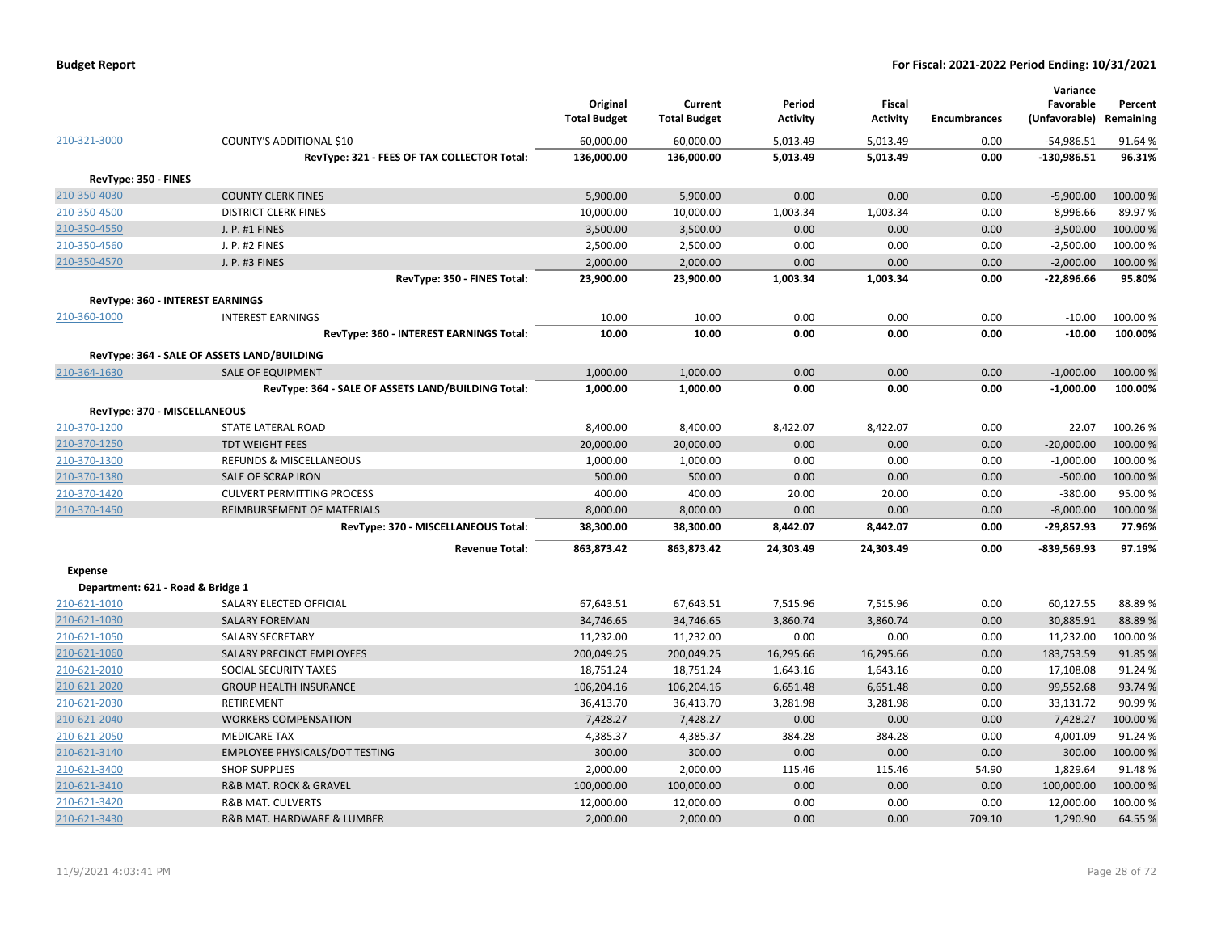**Budget Report** — For Fiscal: 2021-2022 Period Ending: 10/31/2021

| | | Original Total Budget | Current Total Budget | Period Activity | Fiscal Activity | Encumbrances | Variance Favorable (Unfavorable) | Percent Remaining |
|---|---|---|---|---|---|---|---|---|
| 210-321-3000 | COUNTY'S ADDITIONAL $10 | 60,000.00 | 60,000.00 | 5,013.49 | 5,013.49 | 0.00 | -54,986.51 | 91.64 % |
| | **RevType: 321 - FEES OF TAX COLLECTOR Total:** | **136,000.00** | **136,000.00** | **5,013.49** | **5,013.49** | **0.00** | **-130,986.51** | **96.31%** |
| **RevType: 350 - FINES** | | | | | | | | |
| 210-350-4030 | COUNTY CLERK FINES | 5,900.00 | 5,900.00 | 0.00 | 0.00 | 0.00 | -5,900.00 | 100.00 % |
| 210-350-4500 | DISTRICT CLERK FINES | 10,000.00 | 10,000.00 | 1,003.34 | 1,003.34 | 0.00 | -8,996.66 | 89.97 % |
| 210-350-4550 | J. P. #1 FINES | 3,500.00 | 3,500.00 | 0.00 | 0.00 | 0.00 | -3,500.00 | 100.00 % |
| 210-350-4560 | J. P. #2 FINES | 2,500.00 | 2,500.00 | 0.00 | 0.00 | 0.00 | -2,500.00 | 100.00 % |
| 210-350-4570 | J. P. #3 FINES | 2,000.00 | 2,000.00 | 0.00 | 0.00 | 0.00 | -2,000.00 | 100.00 % |
| | **RevType: 350 - FINES Total:** | **23,900.00** | **23,900.00** | **1,003.34** | **1,003.34** | **0.00** | **-22,896.66** | **95.80%** |
| **RevType: 360 - INTEREST EARNINGS** | | | | | | | | |
| 210-360-1000 | INTEREST EARNINGS | 10.00 | 10.00 | 0.00 | 0.00 | 0.00 | -10.00 | 100.00 % |
| | **RevType: 360 - INTEREST EARNINGS Total:** | **10.00** | **10.00** | **0.00** | **0.00** | **0.00** | **-10.00** | **100.00%** |
| **RevType: 364 - SALE OF ASSETS LAND/BUILDING** | | | | | | | | |
| 210-364-1630 | SALE OF EQUIPMENT | 1,000.00 | 1,000.00 | 0.00 | 0.00 | 0.00 | -1,000.00 | 100.00 % |
| | **RevType: 364 - SALE OF ASSETS LAND/BUILDING Total:** | **1,000.00** | **1,000.00** | **0.00** | **0.00** | **0.00** | **-1,000.00** | **100.00%** |
| **RevType: 370 - MISCELLANEOUS** | | | | | | | | |
| 210-370-1200 | STATE LATERAL ROAD | 8,400.00 | 8,400.00 | 8,422.07 | 8,422.07 | 0.00 | 22.07 | 100.26 % |
| 210-370-1250 | TDT WEIGHT FEES | 20,000.00 | 20,000.00 | 0.00 | 0.00 | 0.00 | -20,000.00 | 100.00 % |
| 210-370-1300 | REFUNDS & MISCELLANEOUS | 1,000.00 | 1,000.00 | 0.00 | 0.00 | 0.00 | -1,000.00 | 100.00 % |
| 210-370-1380 | SALE OF SCRAP IRON | 500.00 | 500.00 | 0.00 | 0.00 | 0.00 | -500.00 | 100.00 % |
| 210-370-1420 | CULVERT PERMITTING PROCESS | 400.00 | 400.00 | 20.00 | 20.00 | 0.00 | -380.00 | 95.00 % |
| 210-370-1450 | REIMBURSEMENT OF MATERIALS | 8,000.00 | 8,000.00 | 0.00 | 0.00 | 0.00 | -8,000.00 | 100.00 % |
| | **RevType: 370 - MISCELLANEOUS Total:** | **38,300.00** | **38,300.00** | **8,442.07** | **8,442.07** | **0.00** | **-29,857.93** | **77.96%** |
| | **Revenue Total:** | **863,873.42** | **863,873.42** | **24,303.49** | **24,303.49** | **0.00** | **-839,569.93** | **97.19%** |
| **Expense** | | | | | | | | |
| **Department: 621 - Road & Bridge 1** | | | | | | | | |
| 210-621-1010 | SALARY ELECTED OFFICIAL | 67,643.51 | 67,643.51 | 7,515.96 | 7,515.96 | 0.00 | 60,127.55 | 88.89 % |
| 210-621-1030 | SALARY FOREMAN | 34,746.65 | 34,746.65 | 3,860.74 | 3,860.74 | 0.00 | 30,885.91 | 88.89 % |
| 210-621-1050 | SALARY SECRETARY | 11,232.00 | 11,232.00 | 0.00 | 0.00 | 0.00 | 11,232.00 | 100.00 % |
| 210-621-1060 | SALARY PRECINCT EMPLOYEES | 200,049.25 | 200,049.25 | 16,295.66 | 16,295.66 | 0.00 | 183,753.59 | 91.85 % |
| 210-621-2010 | SOCIAL SECURITY TAXES | 18,751.24 | 18,751.24 | 1,643.16 | 1,643.16 | 0.00 | 17,108.08 | 91.24 % |
| 210-621-2020 | GROUP HEALTH INSURANCE | 106,204.16 | 106,204.16 | 6,651.48 | 6,651.48 | 0.00 | 99,552.68 | 93.74 % |
| 210-621-2030 | RETIREMENT | 36,413.70 | 36,413.70 | 3,281.98 | 3,281.98 | 0.00 | 33,131.72 | 90.99 % |
| 210-621-2040 | WORKERS COMPENSATION | 7,428.27 | 7,428.27 | 0.00 | 0.00 | 0.00 | 7,428.27 | 100.00 % |
| 210-621-2050 | MEDICARE TAX | 4,385.37 | 4,385.37 | 384.28 | 384.28 | 0.00 | 4,001.09 | 91.24 % |
| 210-621-3140 | EMPLOYEE PHYSICALS/DOT TESTING | 300.00 | 300.00 | 0.00 | 0.00 | 0.00 | 300.00 | 100.00 % |
| 210-621-3400 | SHOP SUPPLIES | 2,000.00 | 2,000.00 | 115.46 | 115.46 | 54.90 | 1,829.64 | 91.48 % |
| 210-621-3410 | R&B MAT. ROCK & GRAVEL | 100,000.00 | 100,000.00 | 0.00 | 0.00 | 0.00 | 100,000.00 | 100.00 % |
| 210-621-3420 | R&B MAT. CULVERTS | 12,000.00 | 12,000.00 | 0.00 | 0.00 | 0.00 | 12,000.00 | 100.00 % |
| 210-621-3430 | R&B MAT. HARDWARE & LUMBER | 2,000.00 | 2,000.00 | 0.00 | 0.00 | 709.10 | 1,290.90 | 64.55 % |

11/9/2021 4:03:41 PM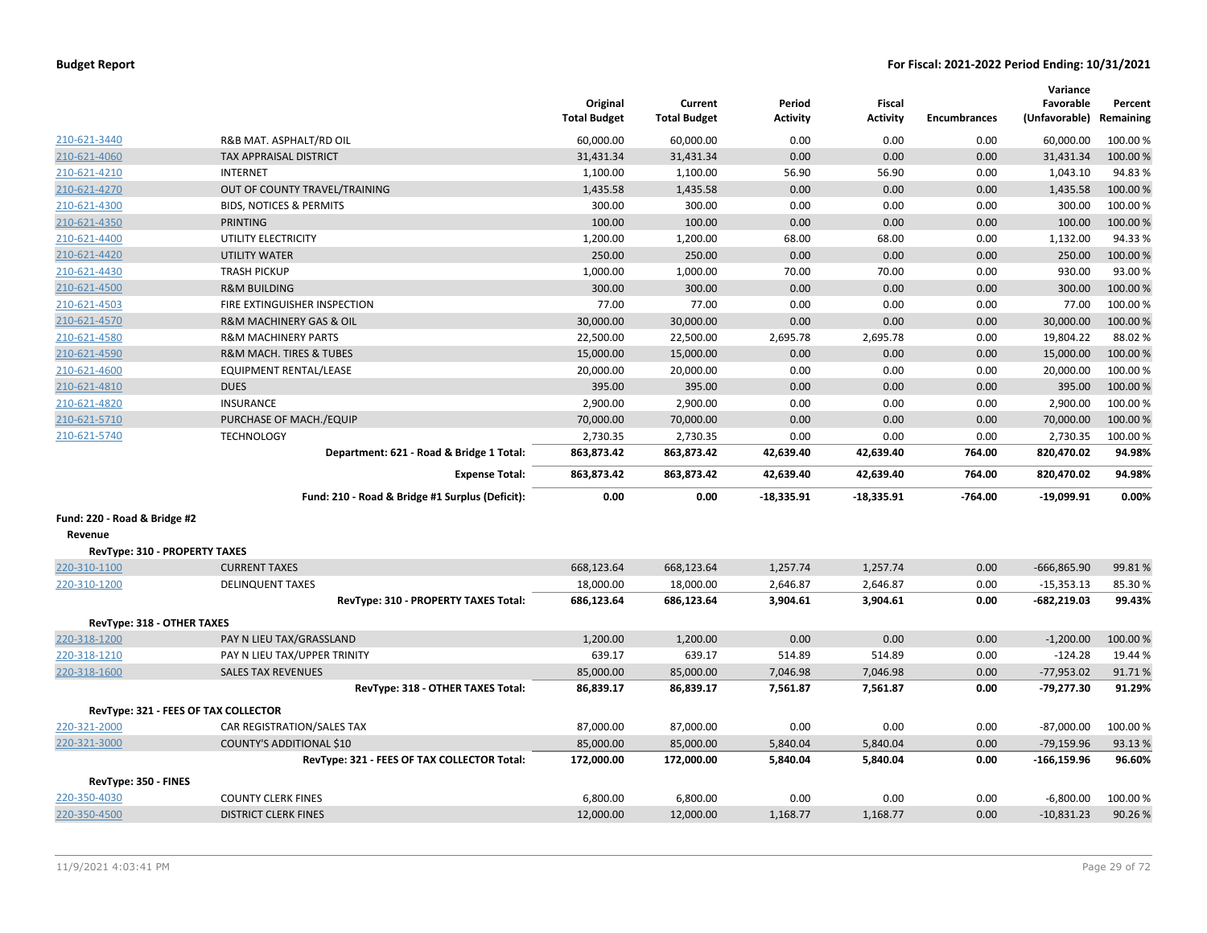| | | Original Total Budget | Current Total Budget | Period Activity | Fiscal Activity | Encumbrances | Variance Favorable (Unfavorable) | Percent Remaining |
|---|---|---|---|---|---|---|---|---|
| 210-621-3440 | R&B MAT. ASPHALT/RD OIL | 60,000.00 | 60,000.00 | 0.00 | 0.00 | 0.00 | 60,000.00 | 100.00 % |
| 210-621-4060 | TAX APPRAISAL DISTRICT | 31,431.34 | 31,431.34 | 0.00 | 0.00 | 0.00 | 31,431.34 | 100.00 % |
| 210-621-4210 | INTERNET | 1,100.00 | 1,100.00 | 56.90 | 56.90 | 0.00 | 1,043.10 | 94.83 % |
| 210-621-4270 | OUT OF COUNTY TRAVEL/TRAINING | 1,435.58 | 1,435.58 | 0.00 | 0.00 | 0.00 | 1,435.58 | 100.00 % |
| 210-621-4300 | BIDS, NOTICES & PERMITS | 300.00 | 300.00 | 0.00 | 0.00 | 0.00 | 300.00 | 100.00 % |
| 210-621-4350 | PRINTING | 100.00 | 100.00 | 0.00 | 0.00 | 0.00 | 100.00 | 100.00 % |
| 210-621-4400 | UTILITY ELECTRICITY | 1,200.00 | 1,200.00 | 68.00 | 68.00 | 0.00 | 1,132.00 | 94.33 % |
| 210-621-4420 | UTILITY WATER | 250.00 | 250.00 | 0.00 | 0.00 | 0.00 | 250.00 | 100.00 % |
| 210-621-4430 | TRASH PICKUP | 1,000.00 | 1,000.00 | 70.00 | 70.00 | 0.00 | 930.00 | 93.00 % |
| 210-621-4500 | R&M BUILDING | 300.00 | 300.00 | 0.00 | 0.00 | 0.00 | 300.00 | 100.00 % |
| 210-621-4503 | FIRE EXTINGUISHER INSPECTION | 77.00 | 77.00 | 0.00 | 0.00 | 0.00 | 77.00 | 100.00 % |
| 210-621-4570 | R&M MACHINERY GAS & OIL | 30,000.00 | 30,000.00 | 0.00 | 0.00 | 0.00 | 30,000.00 | 100.00 % |
| 210-621-4580 | R&M MACHINERY PARTS | 22,500.00 | 22,500.00 | 2,695.78 | 2,695.78 | 0.00 | 19,804.22 | 88.02 % |
| 210-621-4590 | R&M MACH. TIRES & TUBES | 15,000.00 | 15,000.00 | 0.00 | 0.00 | 0.00 | 15,000.00 | 100.00 % |
| 210-621-4600 | EQUIPMENT RENTAL/LEASE | 20,000.00 | 20,000.00 | 0.00 | 0.00 | 0.00 | 20,000.00 | 100.00 % |
| 210-621-4810 | DUES | 395.00 | 395.00 | 0.00 | 0.00 | 0.00 | 395.00 | 100.00 % |
| 210-621-4820 | INSURANCE | 2,900.00 | 2,900.00 | 0.00 | 0.00 | 0.00 | 2,900.00 | 100.00 % |
| 210-621-5710 | PURCHASE OF MACH./EQUIP | 70,000.00 | 70,000.00 | 0.00 | 0.00 | 0.00 | 70,000.00 | 100.00 % |
| 210-621-5740 | TECHNOLOGY | 2,730.35 | 2,730.35 | 0.00 | 0.00 | 0.00 | 2,730.35 | 100.00 % |
| | **Department: 621 - Road & Bridge 1 Total:** | **863,873.42** | **863,873.42** | **42,639.40** | **42,639.40** | **764.00** | **820,470.02** | **94.98%** |
| | **Expense Total:** | **863,873.42** | **863,873.42** | **42,639.40** | **42,639.40** | **764.00** | **820,470.02** | **94.98%** |
| | **Fund: 210 - Road & Bridge #1 Surplus (Deficit):** | **0.00** | **0.00** | **-18,335.91** | **-18,335.91** | **-764.00** | **-19,099.91** | **0.00%** |
| **Fund: 220 - Road & Bridge #2** | | | | | | | | |
| **Revenue** | | | | | | | | |
| **RevType: 310 - PROPERTY TAXES** | | | | | | | | |
| 220-310-1100 | CURRENT TAXES | 668,123.64 | 668,123.64 | 1,257.74 | 1,257.74 | 0.00 | -666,865.90 | 99.81 % |
| 220-310-1200 | DELINQUENT TAXES | 18,000.00 | 18,000.00 | 2,646.87 | 2,646.87 | 0.00 | -15,353.13 | 85.30 % |
| | **RevType: 310 - PROPERTY TAXES Total:** | **686,123.64** | **686,123.64** | **3,904.61** | **3,904.61** | **0.00** | **-682,219.03** | **99.43%** |
| **RevType: 318 - OTHER TAXES** | | | | | | | | |
| 220-318-1200 | PAY N LIEU TAX/GRASSLAND | 1,200.00 | 1,200.00 | 0.00 | 0.00 | 0.00 | -1,200.00 | 100.00 % |
| 220-318-1210 | PAY N LIEU TAX/UPPER TRINITY | 639.17 | 639.17 | 514.89 | 514.89 | 0.00 | -124.28 | 19.44 % |
| 220-318-1600 | SALES TAX REVENUES | 85,000.00 | 85,000.00 | 7,046.98 | 7,046.98 | 0.00 | -77,953.02 | 91.71 % |
| | **RevType: 318 - OTHER TAXES Total:** | **86,839.17** | **86,839.17** | **7,561.87** | **7,561.87** | **0.00** | **-79,277.30** | **91.29%** |
| **RevType: 321 - FEES OF TAX COLLECTOR** | | | | | | | | |
| 220-321-2000 | CAR REGISTRATION/SALES TAX | 87,000.00 | 87,000.00 | 0.00 | 0.00 | 0.00 | -87,000.00 | 100.00 % |
| 220-321-3000 | COUNTY'S ADDITIONAL $10 | 85,000.00 | 85,000.00 | 5,840.04 | 5,840.04 | 0.00 | -79,159.96 | 93.13 % |
| | **RevType: 321 - FEES OF TAX COLLECTOR Total:** | **172,000.00** | **172,000.00** | **5,840.04** | **5,840.04** | **0.00** | **-166,159.96** | **96.60%** |
| **RevType: 350 - FINES** | | | | | | | | |
| 220-350-4030 | COUNTY CLERK FINES | 6,800.00 | 6,800.00 | 0.00 | 0.00 | 0.00 | -6,800.00 | 100.00 % |
| 220-350-4500 | DISTRICT CLERK FINES | 12,000.00 | 12,000.00 | 1,168.77 | 1,168.77 | 0.00 | -10,831.23 | 90.26 % |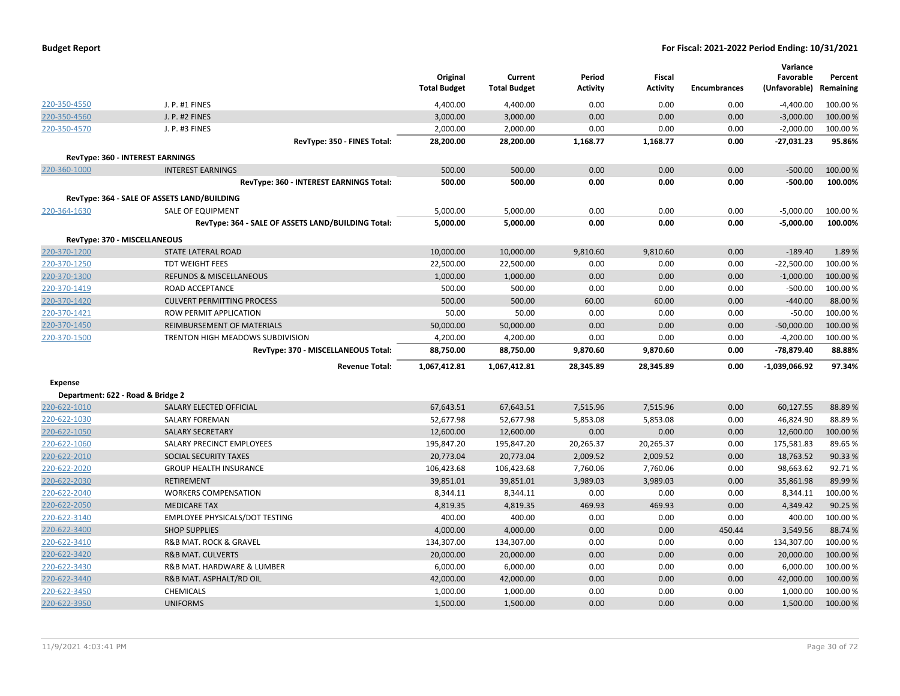| | | Original Total Budget | Current Total Budget | Period Activity | Fiscal Activity | Encumbrances | Variance Favorable (Unfavorable) | Percent Remaining |
|---|---|---|---|---|---|---|---|---|
| 220-350-4550 | J. P. #1 FINES | 4,400.00 | 4,400.00 | 0.00 | 0.00 | 0.00 | -4,400.00 | 100.00 % |
| 220-350-4560 | J. P. #2 FINES | 3,000.00 | 3,000.00 | 0.00 | 0.00 | 0.00 | -3,000.00 | 100.00 % |
| 220-350-4570 | J. P. #3 FINES | 2,000.00 | 2,000.00 | 0.00 | 0.00 | 0.00 | -2,000.00 | 100.00 % |
| | **RevType: 350 - FINES Total:** | **28,200.00** | **28,200.00** | **1,168.77** | **1,168.77** | **0.00** | **-27,031.23** | **95.86%** |
| **RevType: 360 - INTEREST EARNINGS** | | | | | | | | |
| 220-360-1000 | INTEREST EARNINGS | 500.00 | 500.00 | 0.00 | 0.00 | 0.00 | -500.00 | 100.00 % |
| | **RevType: 360 - INTEREST EARNINGS Total:** | **500.00** | **500.00** | **0.00** | **0.00** | **0.00** | **-500.00** | **100.00%** |
| **RevType: 364 - SALE OF ASSETS LAND/BUILDING** | | | | | | | | |
| 220-364-1630 | SALE OF EQUIPMENT | 5,000.00 | 5,000.00 | 0.00 | 0.00 | 0.00 | -5,000.00 | 100.00 % |
| | **RevType: 364 - SALE OF ASSETS LAND/BUILDING Total:** | **5,000.00** | **5,000.00** | **0.00** | **0.00** | **0.00** | **-5,000.00** | **100.00%** |
| **RevType: 370 - MISCELLANEOUS** | | | | | | | | |
| 220-370-1200 | STATE LATERAL ROAD | 10,000.00 | 10,000.00 | 9,810.60 | 9,810.60 | 0.00 | -189.40 | 1.89 % |
| 220-370-1250 | TDT WEIGHT FEES | 22,500.00 | 22,500.00 | 0.00 | 0.00 | 0.00 | -22,500.00 | 100.00 % |
| 220-370-1300 | REFUNDS & MISCELLANEOUS | 1,000.00 | 1,000.00 | 0.00 | 0.00 | 0.00 | -1,000.00 | 100.00 % |
| 220-370-1419 | ROAD ACCEPTANCE | 500.00 | 500.00 | 0.00 | 0.00 | 0.00 | -500.00 | 100.00 % |
| 220-370-1420 | CULVERT PERMITTING PROCESS | 500.00 | 500.00 | 60.00 | 60.00 | 0.00 | -440.00 | 88.00 % |
| 220-370-1421 | ROW PERMIT APPLICATION | 50.00 | 50.00 | 0.00 | 0.00 | 0.00 | -50.00 | 100.00 % |
| 220-370-1450 | REIMBURSEMENT OF MATERIALS | 50,000.00 | 50,000.00 | 0.00 | 0.00 | 0.00 | -50,000.00 | 100.00 % |
| 220-370-1500 | TRENTON HIGH MEADOWS SUBDIVISION | 4,200.00 | 4,200.00 | 0.00 | 0.00 | 0.00 | -4,200.00 | 100.00 % |
| | **RevType: 370 - MISCELLANEOUS Total:** | **88,750.00** | **88,750.00** | **9,870.60** | **9,870.60** | **0.00** | **-78,879.40** | **88.88%** |
| | **Revenue Total:** | **1,067,412.81** | **1,067,412.81** | **28,345.89** | **28,345.89** | **0.00** | **-1,039,066.92** | **97.34%** |
| **Expense** | | | | | | | | |
| **Department: 622 - Road & Bridge 2** | | | | | | | | |
| 220-622-1010 | SALARY ELECTED OFFICIAL | 67,643.51 | 67,643.51 | 7,515.96 | 7,515.96 | 0.00 | 60,127.55 | 88.89 % |
| 220-622-1030 | SALARY FOREMAN | 52,677.98 | 52,677.98 | 5,853.08 | 5,853.08 | 0.00 | 46,824.90 | 88.89 % |
| 220-622-1050 | SALARY SECRETARY | 12,600.00 | 12,600.00 | 0.00 | 0.00 | 0.00 | 12,600.00 | 100.00 % |
| 220-622-1060 | SALARY PRECINCT EMPLOYEES | 195,847.20 | 195,847.20 | 20,265.37 | 20,265.37 | 0.00 | 175,581.83 | 89.65 % |
| 220-622-2010 | SOCIAL SECURITY TAXES | 20,773.04 | 20,773.04 | 2,009.52 | 2,009.52 | 0.00 | 18,763.52 | 90.33 % |
| 220-622-2020 | GROUP HEALTH INSURANCE | 106,423.68 | 106,423.68 | 7,760.06 | 7,760.06 | 0.00 | 98,663.62 | 92.71 % |
| 220-622-2030 | RETIREMENT | 39,851.01 | 39,851.01 | 3,989.03 | 3,989.03 | 0.00 | 35,861.98 | 89.99 % |
| 220-622-2040 | WORKERS COMPENSATION | 8,344.11 | 8,344.11 | 0.00 | 0.00 | 0.00 | 8,344.11 | 100.00 % |
| 220-622-2050 | MEDICARE TAX | 4,819.35 | 4,819.35 | 469.93 | 469.93 | 0.00 | 4,349.42 | 90.25 % |
| 220-622-3140 | EMPLOYEE PHYSICALS/DOT TESTING | 400.00 | 400.00 | 0.00 | 0.00 | 0.00 | 400.00 | 100.00 % |
| 220-622-3400 | SHOP SUPPLIES | 4,000.00 | 4,000.00 | 0.00 | 0.00 | 450.44 | 3,549.56 | 88.74 % |
| 220-622-3410 | R&B MAT. ROCK & GRAVEL | 134,307.00 | 134,307.00 | 0.00 | 0.00 | 0.00 | 134,307.00 | 100.00 % |
| 220-622-3420 | R&B MAT. CULVERTS | 20,000.00 | 20,000.00 | 0.00 | 0.00 | 0.00 | 20,000.00 | 100.00 % |
| 220-622-3430 | R&B MAT. HARDWARE & LUMBER | 6,000.00 | 6,000.00 | 0.00 | 0.00 | 0.00 | 6,000.00 | 100.00 % |
| 220-622-3440 | R&B MAT. ASPHALT/RD OIL | 42,000.00 | 42,000.00 | 0.00 | 0.00 | 0.00 | 42,000.00 | 100.00 % |
| 220-622-3450 | CHEMICALS | 1,000.00 | 1,000.00 | 0.00 | 0.00 | 0.00 | 1,000.00 | 100.00 % |
| 220-622-3950 | UNIFORMS | 1,500.00 | 1,500.00 | 0.00 | 0.00 | 0.00 | 1,500.00 | 100.00 % |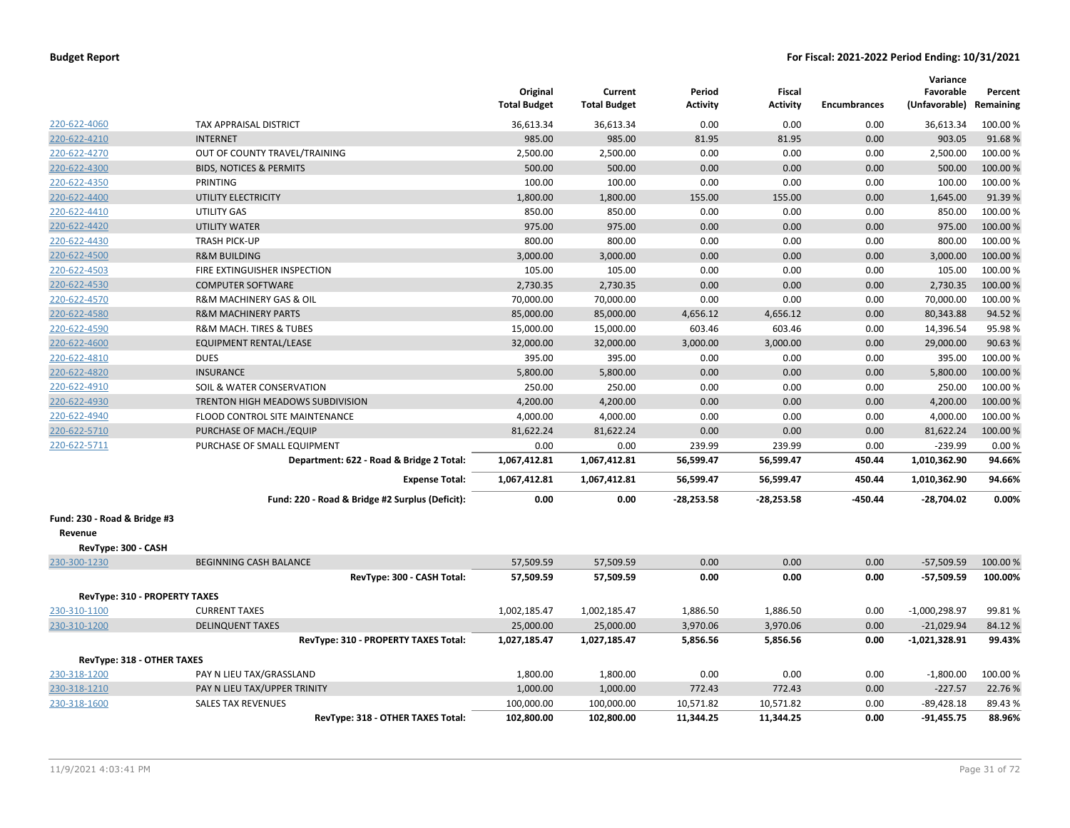**Budget Report** **For Fiscal: 2021-2022 Period Ending: 10/31/2021**

| | | Original Total Budget | Current Total Budget | Period Activity | Fiscal Activity | Encumbrances | Variance Favorable (Unfavorable) | Percent Remaining |
|---|---|---|---|---|---|---|---|---|
| 220-622-4060 | TAX APPRAISAL DISTRICT | 36,613.34 | 36,613.34 | 0.00 | 0.00 | 0.00 | 36,613.34 | 100.00 % |
| 220-622-4210 | INTERNET | 985.00 | 985.00 | 81.95 | 81.95 | 0.00 | 903.05 | 91.68 % |
| 220-622-4270 | OUT OF COUNTY TRAVEL/TRAINING | 2,500.00 | 2,500.00 | 0.00 | 0.00 | 0.00 | 2,500.00 | 100.00 % |
| 220-622-4300 | BIDS, NOTICES & PERMITS | 500.00 | 500.00 | 0.00 | 0.00 | 0.00 | 500.00 | 100.00 % |
| 220-622-4350 | PRINTING | 100.00 | 100.00 | 0.00 | 0.00 | 0.00 | 100.00 | 100.00 % |
| 220-622-4400 | UTILITY ELECTRICITY | 1,800.00 | 1,800.00 | 155.00 | 155.00 | 0.00 | 1,645.00 | 91.39 % |
| 220-622-4410 | UTILITY GAS | 850.00 | 850.00 | 0.00 | 0.00 | 0.00 | 850.00 | 100.00 % |
| 220-622-4420 | UTILITY WATER | 975.00 | 975.00 | 0.00 | 0.00 | 0.00 | 975.00 | 100.00 % |
| 220-622-4430 | TRASH PICK-UP | 800.00 | 800.00 | 0.00 | 0.00 | 0.00 | 800.00 | 100.00 % |
| 220-622-4500 | R&M BUILDING | 3,000.00 | 3,000.00 | 0.00 | 0.00 | 0.00 | 3,000.00 | 100.00 % |
| 220-622-4503 | FIRE EXTINGUISHER INSPECTION | 105.00 | 105.00 | 0.00 | 0.00 | 0.00 | 105.00 | 100.00 % |
| 220-622-4530 | COMPUTER SOFTWARE | 2,730.35 | 2,730.35 | 0.00 | 0.00 | 0.00 | 2,730.35 | 100.00 % |
| 220-622-4570 | R&M MACHINERY GAS & OIL | 70,000.00 | 70,000.00 | 0.00 | 0.00 | 0.00 | 70,000.00 | 100.00 % |
| 220-622-4580 | R&M MACHINERY PARTS | 85,000.00 | 85,000.00 | 4,656.12 | 4,656.12 | 0.00 | 80,343.88 | 94.52 % |
| 220-622-4590 | R&M MACH. TIRES & TUBES | 15,000.00 | 15,000.00 | 603.46 | 603.46 | 0.00 | 14,396.54 | 95.98 % |
| 220-622-4600 | EQUIPMENT RENTAL/LEASE | 32,000.00 | 32,000.00 | 3,000.00 | 3,000.00 | 0.00 | 29,000.00 | 90.63 % |
| 220-622-4810 | DUES | 395.00 | 395.00 | 0.00 | 0.00 | 0.00 | 395.00 | 100.00 % |
| 220-622-4820 | INSURANCE | 5,800.00 | 5,800.00 | 0.00 | 0.00 | 0.00 | 5,800.00 | 100.00 % |
| 220-622-4910 | SOIL & WATER CONSERVATION | 250.00 | 250.00 | 0.00 | 0.00 | 0.00 | 250.00 | 100.00 % |
| 220-622-4930 | TRENTON HIGH MEADOWS SUBDIVISION | 4,200.00 | 4,200.00 | 0.00 | 0.00 | 0.00 | 4,200.00 | 100.00 % |
| 220-622-4940 | FLOOD CONTROL SITE MAINTENANCE | 4,000.00 | 4,000.00 | 0.00 | 0.00 | 0.00 | 4,000.00 | 100.00 % |
| 220-622-5710 | PURCHASE OF MACH./EQUIP | 81,622.24 | 81,622.24 | 0.00 | 0.00 | 0.00 | 81,622.24 | 100.00 % |
| 220-622-5711 | PURCHASE OF SMALL EQUIPMENT | 0.00 | 0.00 | 239.99 | 239.99 | 0.00 | -239.99 | 0.00 % |
| | **Department: 622 - Road & Bridge 2 Total:** | **1,067,412.81** | **1,067,412.81** | **56,599.47** | **56,599.47** | **450.44** | **1,010,362.90** | **94.66%** |
| | **Expense Total:** | **1,067,412.81** | **1,067,412.81** | **56,599.47** | **56,599.47** | **450.44** | **1,010,362.90** | **94.66%** |
| | **Fund: 220 - Road & Bridge #2 Surplus (Deficit):** | **0.00** | **0.00** | **-28,253.58** | **-28,253.58** | **-450.44** | **-28,704.02** | **0.00%** |
| **Fund: 230 - Road & Bridge #3** | | | | | | | | |
| **Revenue** | | | | | | | | |
| **RevType: 300 - CASH** | | | | | | | | |
| 230-300-1230 | BEGINNING CASH BALANCE | 57,509.59 | 57,509.59 | 0.00 | 0.00 | 0.00 | -57,509.59 | 100.00 % |
| | **RevType: 300 - CASH Total:** | **57,509.59** | **57,509.59** | **0.00** | **0.00** | **0.00** | **-57,509.59** | **100.00%** |
| **RevType: 310 - PROPERTY TAXES** | | | | | | | | |
| 230-310-1100 | CURRENT TAXES | 1,002,185.47 | 1,002,185.47 | 1,886.50 | 1,886.50 | 0.00 | -1,000,298.97 | 99.81 % |
| 230-310-1200 | DELINQUENT TAXES | 25,000.00 | 25,000.00 | 3,970.06 | 3,970.06 | 0.00 | -21,029.94 | 84.12 % |
| | **RevType: 310 - PROPERTY TAXES Total:** | **1,027,185.47** | **1,027,185.47** | **5,856.56** | **5,856.56** | **0.00** | **-1,021,328.91** | **99.43%** |
| **RevType: 318 - OTHER TAXES** | | | | | | | | |
| 230-318-1200 | PAY N LIEU TAX/GRASSLAND | 1,800.00 | 1,800.00 | 0.00 | 0.00 | 0.00 | -1,800.00 | 100.00 % |
| 230-318-1210 | PAY N LIEU TAX/UPPER TRINITY | 1,000.00 | 1,000.00 | 772.43 | 772.43 | 0.00 | -227.57 | 22.76 % |
| 230-318-1600 | SALES TAX REVENUES | 100,000.00 | 100,000.00 | 10,571.82 | 10,571.82 | 0.00 | -89,428.18 | 89.43 % |
| | **RevType: 318 - OTHER TAXES Total:** | **102,800.00** | **102,800.00** | **11,344.25** | **11,344.25** | **0.00** | **-91,455.75** | **88.96%** |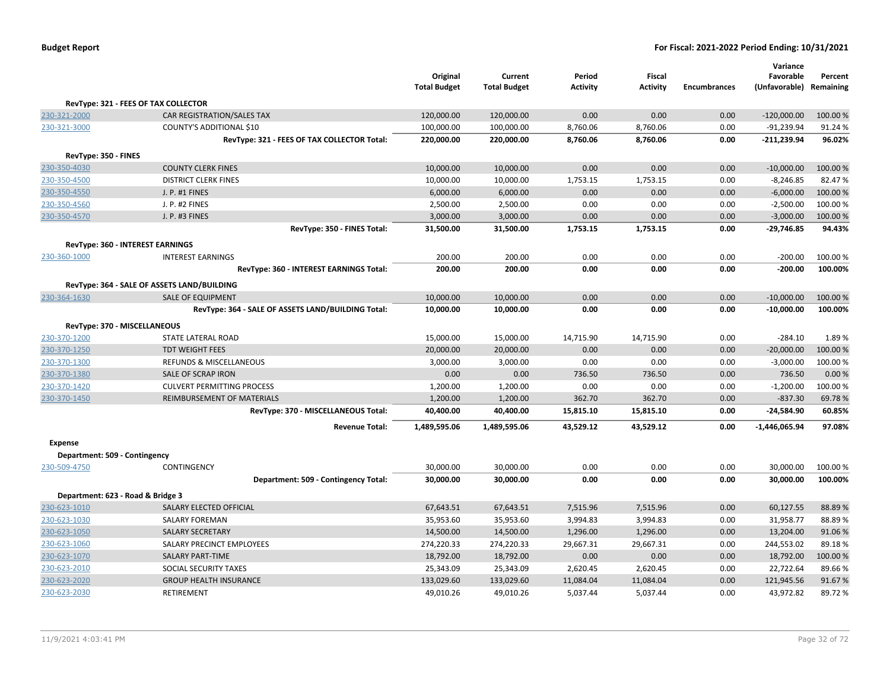**Budget Report** — **For Fiscal: 2021-2022 Period Ending: 10/31/2021**

| | | Original Total Budget | Current Total Budget | Period Activity | Fiscal Activity | Encumbrances | Variance Favorable (Unfavorable) | Percent Remaining |
|---|---|---|---|---|---|---|---|---|
| **RevType: 321 - FEES OF TAX COLLECTOR** | | | | | | | | |
| 230-321-2000 | CAR REGISTRATION/SALES TAX | 120,000.00 | 120,000.00 | 0.00 | 0.00 | 0.00 | -120,000.00 | 100.00 % |
| 230-321-3000 | COUNTY'S ADDITIONAL $10 | 100,000.00 | 100,000.00 | 8,760.06 | 8,760.06 | 0.00 | -91,239.94 | 91.24 % |
| | **RevType: 321 - FEES OF TAX COLLECTOR Total:** | **220,000.00** | **220,000.00** | **8,760.06** | **8,760.06** | **0.00** | **-211,239.94** | **96.02%** |
| **RevType: 350 - FINES** | | | | | | | | |
| 230-350-4030 | COUNTY CLERK FINES | 10,000.00 | 10,000.00 | 0.00 | 0.00 | 0.00 | -10,000.00 | 100.00 % |
| 230-350-4500 | DISTRICT CLERK FINES | 10,000.00 | 10,000.00 | 1,753.15 | 1,753.15 | 0.00 | -8,246.85 | 82.47 % |
| 230-350-4550 | J. P. #1 FINES | 6,000.00 | 6,000.00 | 0.00 | 0.00 | 0.00 | -6,000.00 | 100.00 % |
| 230-350-4560 | J. P. #2 FINES | 2,500.00 | 2,500.00 | 0.00 | 0.00 | 0.00 | -2,500.00 | 100.00 % |
| 230-350-4570 | J. P. #3 FINES | 3,000.00 | 3,000.00 | 0.00 | 0.00 | 0.00 | -3,000.00 | 100.00 % |
| | **RevType: 350 - FINES Total:** | **31,500.00** | **31,500.00** | **1,753.15** | **1,753.15** | **0.00** | **-29,746.85** | **94.43%** |
| **RevType: 360 - INTEREST EARNINGS** | | | | | | | | |
| 230-360-1000 | INTEREST EARNINGS | 200.00 | 200.00 | 0.00 | 0.00 | 0.00 | -200.00 | 100.00 % |
| | **RevType: 360 - INTEREST EARNINGS Total:** | **200.00** | **200.00** | **0.00** | **0.00** | **0.00** | **-200.00** | **100.00%** |
| **RevType: 364 - SALE OF ASSETS LAND/BUILDING** | | | | | | | | |
| 230-364-1630 | SALE OF EQUIPMENT | 10,000.00 | 10,000.00 | 0.00 | 0.00 | 0.00 | -10,000.00 | 100.00 % |
| | **RevType: 364 - SALE OF ASSETS LAND/BUILDING Total:** | **10,000.00** | **10,000.00** | **0.00** | **0.00** | **0.00** | **-10,000.00** | **100.00%** |
| **RevType: 370 - MISCELLANEOUS** | | | | | | | | |
| 230-370-1200 | STATE LATERAL ROAD | 15,000.00 | 15,000.00 | 14,715.90 | 14,715.90 | 0.00 | -284.10 | 1.89 % |
| 230-370-1250 | TDT WEIGHT FEES | 20,000.00 | 20,000.00 | 0.00 | 0.00 | 0.00 | -20,000.00 | 100.00 % |
| 230-370-1300 | REFUNDS & MISCELLANEOUS | 3,000.00 | 3,000.00 | 0.00 | 0.00 | 0.00 | -3,000.00 | 100.00 % |
| 230-370-1380 | SALE OF SCRAP IRON | 0.00 | 0.00 | 736.50 | 736.50 | 0.00 | 736.50 | 0.00 % |
| 230-370-1420 | CULVERT PERMITTING PROCESS | 1,200.00 | 1,200.00 | 0.00 | 0.00 | 0.00 | -1,200.00 | 100.00 % |
| 230-370-1450 | REIMBURSEMENT OF MATERIALS | 1,200.00 | 1,200.00 | 362.70 | 362.70 | 0.00 | -837.30 | 69.78 % |
| | **RevType: 370 - MISCELLANEOUS Total:** | **40,400.00** | **40,400.00** | **15,815.10** | **15,815.10** | **0.00** | **-24,584.90** | **60.85%** |
| | **Revenue Total:** | **1,489,595.06** | **1,489,595.06** | **43,529.12** | **43,529.12** | **0.00** | **-1,446,065.94** | **97.08%** |
| **Expense** | | | | | | | | |
| **Department: 509 - Contingency** | | | | | | | | |
| 230-509-4750 | CONTINGENCY | 30,000.00 | 30,000.00 | 0.00 | 0.00 | 0.00 | 30,000.00 | 100.00 % |
| | **Department: 509 - Contingency Total:** | **30,000.00** | **30,000.00** | **0.00** | **0.00** | **0.00** | **30,000.00** | **100.00%** |
| **Department: 623 - Road & Bridge 3** | | | | | | | | |
| 230-623-1010 | SALARY ELECTED OFFICIAL | 67,643.51 | 67,643.51 | 7,515.96 | 7,515.96 | 0.00 | 60,127.55 | 88.89 % |
| 230-623-1030 | SALARY FOREMAN | 35,953.60 | 35,953.60 | 3,994.83 | 3,994.83 | 0.00 | 31,958.77 | 88.89 % |
| 230-623-1050 | SALARY SECRETARY | 14,500.00 | 14,500.00 | 1,296.00 | 1,296.00 | 0.00 | 13,204.00 | 91.06 % |
| 230-623-1060 | SALARY PRECINCT EMPLOYEES | 274,220.33 | 274,220.33 | 29,667.31 | 29,667.31 | 0.00 | 244,553.02 | 89.18 % |
| 230-623-1070 | SALARY PART-TIME | 18,792.00 | 18,792.00 | 0.00 | 0.00 | 0.00 | 18,792.00 | 100.00 % |
| 230-623-2010 | SOCIAL SECURITY TAXES | 25,343.09 | 25,343.09 | 2,620.45 | 2,620.45 | 0.00 | 22,722.64 | 89.66 % |
| 230-623-2020 | GROUP HEALTH INSURANCE | 133,029.60 | 133,029.60 | 11,084.04 | 11,084.04 | 0.00 | 121,945.56 | 91.67 % |
| 230-623-2030 | RETIREMENT | 49,010.26 | 49,010.26 | 5,037.44 | 5,037.44 | 0.00 | 43,972.82 | 89.72 % |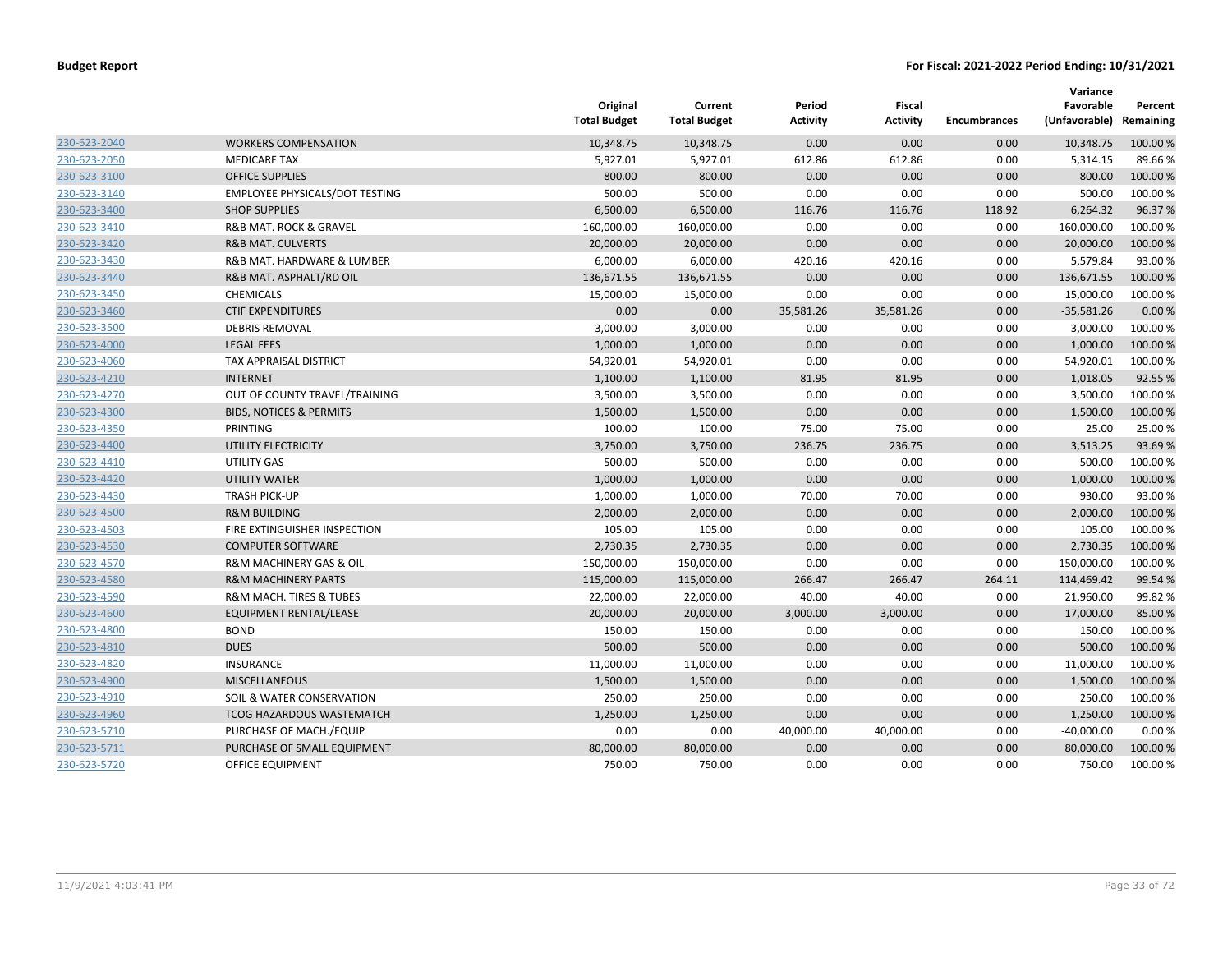**Budget Report** **For Fiscal: 2021-2022 Period Ending: 10/31/2021**

| | | Original Total Budget | Current Total Budget | Period Activity | Fiscal Activity | Encumbrances | Variance Favorable (Unfavorable) | Percent Remaining |
|---|---|---|---|---|---|---|---|---|
| 230-623-2040 | WORKERS COMPENSATION | 10,348.75 | 10,348.75 | 0.00 | 0.00 | 0.00 | 10,348.75 | 100.00 % |
| 230-623-2050 | MEDICARE TAX | 5,927.01 | 5,927.01 | 612.86 | 612.86 | 0.00 | 5,314.15 | 89.66 % |
| 230-623-3100 | OFFICE SUPPLIES | 800.00 | 800.00 | 0.00 | 0.00 | 0.00 | 800.00 | 100.00 % |
| 230-623-3140 | EMPLOYEE PHYSICALS/DOT TESTING | 500.00 | 500.00 | 0.00 | 0.00 | 0.00 | 500.00 | 100.00 % |
| 230-623-3400 | SHOP SUPPLIES | 6,500.00 | 6,500.00 | 116.76 | 116.76 | 118.92 | 6,264.32 | 96.37 % |
| 230-623-3410 | R&B MAT. ROCK & GRAVEL | 160,000.00 | 160,000.00 | 0.00 | 0.00 | 0.00 | 160,000.00 | 100.00 % |
| 230-623-3420 | R&B MAT. CULVERTS | 20,000.00 | 20,000.00 | 0.00 | 0.00 | 0.00 | 20,000.00 | 100.00 % |
| 230-623-3430 | R&B MAT. HARDWARE & LUMBER | 6,000.00 | 6,000.00 | 420.16 | 420.16 | 0.00 | 5,579.84 | 93.00 % |
| 230-623-3440 | R&B MAT. ASPHALT/RD OIL | 136,671.55 | 136,671.55 | 0.00 | 0.00 | 0.00 | 136,671.55 | 100.00 % |
| 230-623-3450 | CHEMICALS | 15,000.00 | 15,000.00 | 0.00 | 0.00 | 0.00 | 15,000.00 | 100.00 % |
| 230-623-3460 | CTIF EXPENDITURES | 0.00 | 0.00 | 35,581.26 | 35,581.26 | 0.00 | -35,581.26 | 0.00 % |
| 230-623-3500 | DEBRIS REMOVAL | 3,000.00 | 3,000.00 | 0.00 | 0.00 | 0.00 | 3,000.00 | 100.00 % |
| 230-623-4000 | LEGAL FEES | 1,000.00 | 1,000.00 | 0.00 | 0.00 | 0.00 | 1,000.00 | 100.00 % |
| 230-623-4060 | TAX APPRAISAL DISTRICT | 54,920.01 | 54,920.01 | 0.00 | 0.00 | 0.00 | 54,920.01 | 100.00 % |
| 230-623-4210 | INTERNET | 1,100.00 | 1,100.00 | 81.95 | 81.95 | 0.00 | 1,018.05 | 92.55 % |
| 230-623-4270 | OUT OF COUNTY TRAVEL/TRAINING | 3,500.00 | 3,500.00 | 0.00 | 0.00 | 0.00 | 3,500.00 | 100.00 % |
| 230-623-4300 | BIDS, NOTICES & PERMITS | 1,500.00 | 1,500.00 | 0.00 | 0.00 | 0.00 | 1,500.00 | 100.00 % |
| 230-623-4350 | PRINTING | 100.00 | 100.00 | 75.00 | 75.00 | 0.00 | 25.00 | 25.00 % |
| 230-623-4400 | UTILITY ELECTRICITY | 3,750.00 | 3,750.00 | 236.75 | 236.75 | 0.00 | 3,513.25 | 93.69 % |
| 230-623-4410 | UTILITY GAS | 500.00 | 500.00 | 0.00 | 0.00 | 0.00 | 500.00 | 100.00 % |
| 230-623-4420 | UTILITY WATER | 1,000.00 | 1,000.00 | 0.00 | 0.00 | 0.00 | 1,000.00 | 100.00 % |
| 230-623-4430 | TRASH PICK-UP | 1,000.00 | 1,000.00 | 70.00 | 70.00 | 0.00 | 930.00 | 93.00 % |
| 230-623-4500 | R&M BUILDING | 2,000.00 | 2,000.00 | 0.00 | 0.00 | 0.00 | 2,000.00 | 100.00 % |
| 230-623-4503 | FIRE EXTINGUISHER INSPECTION | 105.00 | 105.00 | 0.00 | 0.00 | 0.00 | 105.00 | 100.00 % |
| 230-623-4530 | COMPUTER SOFTWARE | 2,730.35 | 2,730.35 | 0.00 | 0.00 | 0.00 | 2,730.35 | 100.00 % |
| 230-623-4570 | R&M MACHINERY GAS & OIL | 150,000.00 | 150,000.00 | 0.00 | 0.00 | 0.00 | 150,000.00 | 100.00 % |
| 230-623-4580 | R&M MACHINERY PARTS | 115,000.00 | 115,000.00 | 266.47 | 266.47 | 264.11 | 114,469.42 | 99.54 % |
| 230-623-4590 | R&M MACH. TIRES & TUBES | 22,000.00 | 22,000.00 | 40.00 | 40.00 | 0.00 | 21,960.00 | 99.82 % |
| 230-623-4600 | EQUIPMENT RENTAL/LEASE | 20,000.00 | 20,000.00 | 3,000.00 | 3,000.00 | 0.00 | 17,000.00 | 85.00 % |
| 230-623-4800 | BOND | 150.00 | 150.00 | 0.00 | 0.00 | 0.00 | 150.00 | 100.00 % |
| 230-623-4810 | DUES | 500.00 | 500.00 | 0.00 | 0.00 | 0.00 | 500.00 | 100.00 % |
| 230-623-4820 | INSURANCE | 11,000.00 | 11,000.00 | 0.00 | 0.00 | 0.00 | 11,000.00 | 100.00 % |
| 230-623-4900 | MISCELLANEOUS | 1,500.00 | 1,500.00 | 0.00 | 0.00 | 0.00 | 1,500.00 | 100.00 % |
| 230-623-4910 | SOIL & WATER CONSERVATION | 250.00 | 250.00 | 0.00 | 0.00 | 0.00 | 250.00 | 100.00 % |
| 230-623-4960 | TCOG HAZARDOUS WASTEMATCH | 1,250.00 | 1,250.00 | 0.00 | 0.00 | 0.00 | 1,250.00 | 100.00 % |
| 230-623-5710 | PURCHASE OF MACH./EQUIP | 0.00 | 0.00 | 40,000.00 | 40,000.00 | 0.00 | -40,000.00 | 0.00 % |
| 230-623-5711 | PURCHASE OF SMALL EQUIPMENT | 80,000.00 | 80,000.00 | 0.00 | 0.00 | 0.00 | 80,000.00 | 100.00 % |
| 230-623-5720 | OFFICE EQUIPMENT | 750.00 | 750.00 | 0.00 | 0.00 | 0.00 | 750.00 | 100.00 % |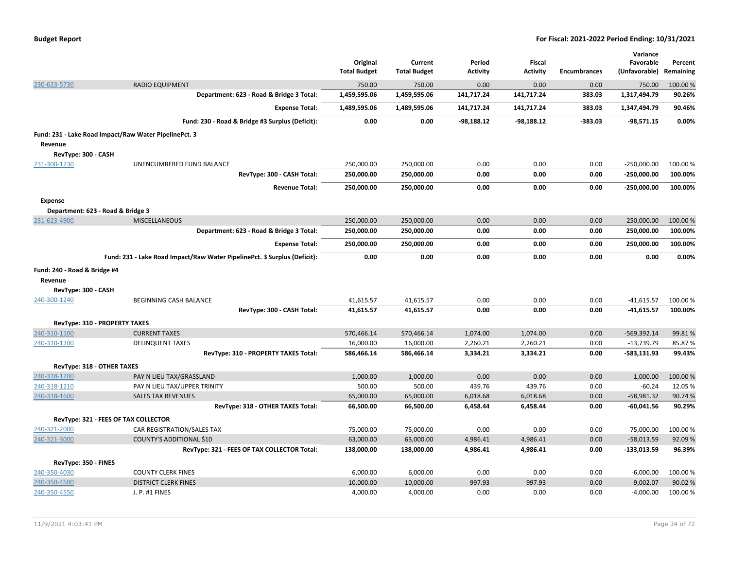| | | Original Total Budget | Current Total Budget | Period Activity | Fiscal Activity | Encumbrances | Variance Favorable (Unfavorable) | Percent Remaining |
|---|---|---|---|---|---|---|---|---|
| 230-623-5730 | RADIO EQUIPMENT | 750.00 | 750.00 | 0.00 | 0.00 | 0.00 | 750.00 | 100.00 % |
| | **Department: 623 - Road & Bridge 3 Total:** | **1,459,595.06** | **1,459,595.06** | **141,717.24** | **141,717.24** | **383.03** | **1,317,494.79** | **90.26%** |
| | **Expense Total:** | **1,489,595.06** | **1,489,595.06** | **141,717.24** | **141,717.24** | **383.03** | **1,347,494.79** | **90.46%** |
| | **Fund: 230 - Road & Bridge #3 Surplus (Deficit):** | **0.00** | **0.00** | **-98,188.12** | **-98,188.12** | **-383.03** | **-98,571.15** | **0.00%** |
| **Fund: 231 - Lake Road Impact/Raw Water PipelinePct. 3** | | | | | | | | |
| **Revenue** | | | | | | | | |
| **RevType: 300 - CASH** | | | | | | | | |
| 231-300-1230 | UNENCUMBERED FUND BALANCE | 250,000.00 | 250,000.00 | 0.00 | 0.00 | 0.00 | -250,000.00 | 100.00 % |
| | **RevType: 300 - CASH Total:** | **250,000.00** | **250,000.00** | **0.00** | **0.00** | **0.00** | **-250,000.00** | **100.00%** |
| | **Revenue Total:** | **250,000.00** | **250,000.00** | **0.00** | **0.00** | **0.00** | **-250,000.00** | **100.00%** |
| **Expense** | | | | | | | | |
| **Department: 623 - Road & Bridge 3** | | | | | | | | |
| 231-623-4900 | MISCELLANEOUS | 250,000.00 | 250,000.00 | 0.00 | 0.00 | 0.00 | 250,000.00 | 100.00 % |
| | **Department: 623 - Road & Bridge 3 Total:** | **250,000.00** | **250,000.00** | **0.00** | **0.00** | **0.00** | **250,000.00** | **100.00%** |
| | **Expense Total:** | **250,000.00** | **250,000.00** | **0.00** | **0.00** | **0.00** | **250,000.00** | **100.00%** |
| | **Fund: 231 - Lake Road Impact/Raw Water PipelinePct. 3 Surplus (Deficit):** | **0.00** | **0.00** | **0.00** | **0.00** | **0.00** | **0.00** | **0.00%** |
| **Fund: 240 - Road & Bridge #4** | | | | | | | | |
| **Revenue** | | | | | | | | |
| **RevType: 300 - CASH** | | | | | | | | |
| 240-300-1240 | BEGINNING CASH BALANCE | 41,615.57 | 41,615.57 | 0.00 | 0.00 | 0.00 | -41,615.57 | 100.00 % |
| | **RevType: 300 - CASH Total:** | **41,615.57** | **41,615.57** | **0.00** | **0.00** | **0.00** | **-41,615.57** | **100.00%** |
| **RevType: 310 - PROPERTY TAXES** | | | | | | | | |
| 240-310-1100 | CURRENT TAXES | 570,466.14 | 570,466.14 | 1,074.00 | 1,074.00 | 0.00 | -569,392.14 | 99.81 % |
| 240-310-1200 | DELINQUENT TAXES | 16,000.00 | 16,000.00 | 2,260.21 | 2,260.21 | 0.00 | -13,739.79 | 85.87 % |
| | **RevType: 310 - PROPERTY TAXES Total:** | **586,466.14** | **586,466.14** | **3,334.21** | **3,334.21** | **0.00** | **-583,131.93** | **99.43%** |
| **RevType: 318 - OTHER TAXES** | | | | | | | | |
| 240-318-1200 | PAY N LIEU TAX/GRASSLAND | 1,000.00 | 1,000.00 | 0.00 | 0.00 | 0.00 | -1,000.00 | 100.00 % |
| 240-318-1210 | PAY N LIEU TAX/UPPER TRINITY | 500.00 | 500.00 | 439.76 | 439.76 | 0.00 | -60.24 | 12.05 % |
| 240-318-1600 | SALES TAX REVENUES | 65,000.00 | 65,000.00 | 6,018.68 | 6,018.68 | 0.00 | -58,981.32 | 90.74 % |
| | **RevType: 318 - OTHER TAXES Total:** | **66,500.00** | **66,500.00** | **6,458.44** | **6,458.44** | **0.00** | **-60,041.56** | **90.29%** |
| **RevType: 321 - FEES OF TAX COLLECTOR** | | | | | | | | |
| 240-321-2000 | CAR REGISTRATION/SALES TAX | 75,000.00 | 75,000.00 | 0.00 | 0.00 | 0.00 | -75,000.00 | 100.00 % |
| 240-321-3000 | COUNTY'S ADDITIONAL $10 | 63,000.00 | 63,000.00 | 4,986.41 | 4,986.41 | 0.00 | -58,013.59 | 92.09 % |
| | **RevType: 321 - FEES OF TAX COLLECTOR Total:** | **138,000.00** | **138,000.00** | **4,986.41** | **4,986.41** | **0.00** | **-133,013.59** | **96.39%** |
| **RevType: 350 - FINES** | | | | | | | | |
| 240-350-4030 | COUNTY CLERK FINES | 6,000.00 | 6,000.00 | 0.00 | 0.00 | 0.00 | -6,000.00 | 100.00 % |
| 240-350-4500 | DISTRICT CLERK FINES | 10,000.00 | 10,000.00 | 997.93 | 997.93 | 0.00 | -9,002.07 | 90.02 % |
| 240-350-4550 | J. P. #1 FINES | 4,000.00 | 4,000.00 | 0.00 | 0.00 | 0.00 | -4,000.00 | 100.00 % |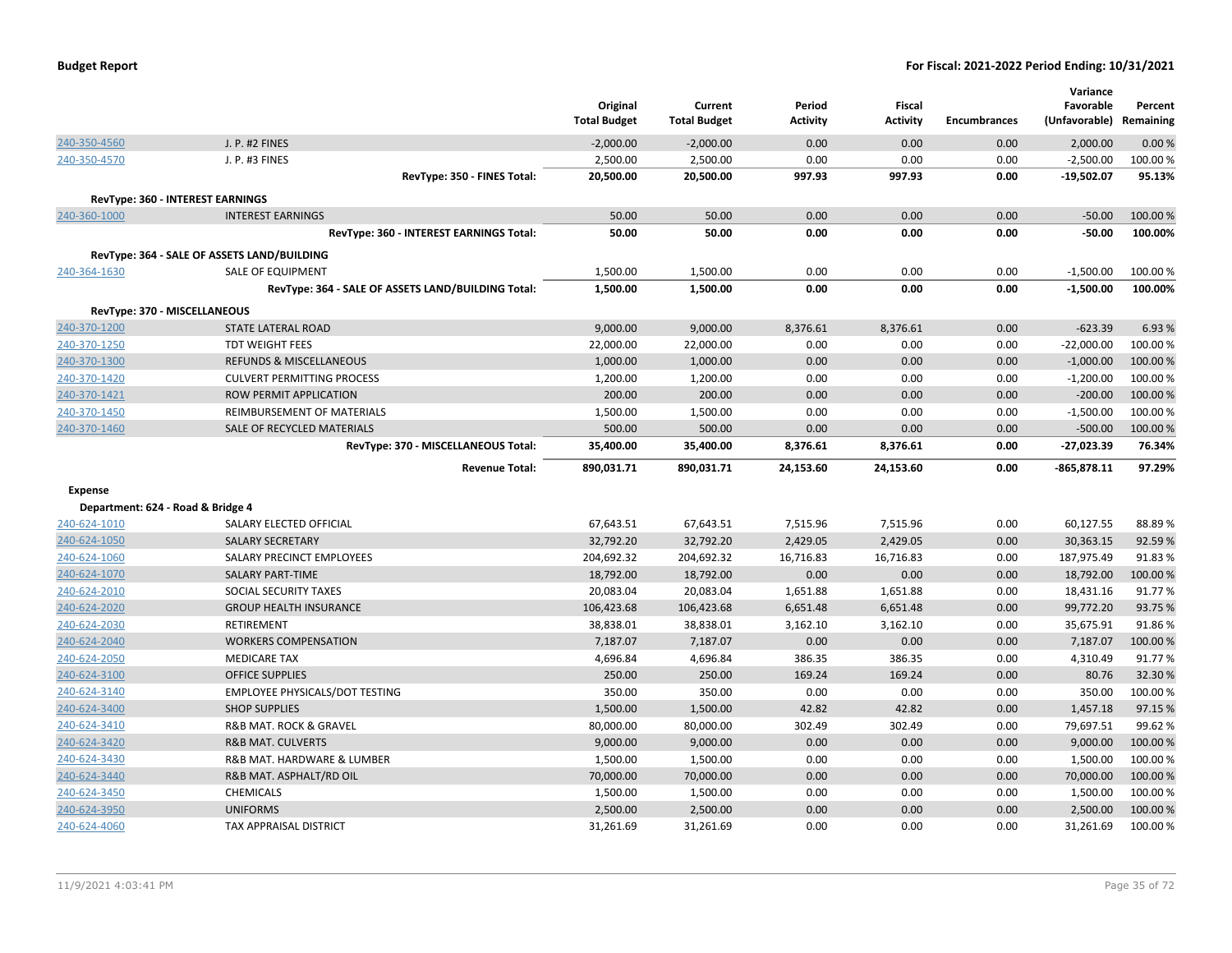**Budget Report** — **For Fiscal: 2021-2022 Period Ending: 10/31/2021**

| | | Original Total Budget | Current Total Budget | Period Activity | Fiscal Activity | Encumbrances | Variance Favorable (Unfavorable) | Percent Remaining |
|---|---|---|---|---|---|---|---|---|
| 240-350-4560 | J. P. #2 FINES | -2,000.00 | -2,000.00 | 0.00 | 0.00 | 0.00 | 2,000.00 | 0.00 % |
| 240-350-4570 | J. P. #3 FINES | 2,500.00 | 2,500.00 | 0.00 | 0.00 | 0.00 | -2,500.00 | 100.00 % |
| | **RevType: 350 - FINES Total:** | **20,500.00** | **20,500.00** | **997.93** | **997.93** | **0.00** | **-19,502.07** | **95.13%** |
| **RevType: 360 - INTEREST EARNINGS** | | | | | | | | |
| 240-360-1000 | INTEREST EARNINGS | 50.00 | 50.00 | 0.00 | 0.00 | 0.00 | -50.00 | 100.00 % |
| | **RevType: 360 - INTEREST EARNINGS Total:** | **50.00** | **50.00** | **0.00** | **0.00** | **0.00** | **-50.00** | **100.00%** |
| **RevType: 364 - SALE OF ASSETS LAND/BUILDING** | | | | | | | | |
| 240-364-1630 | SALE OF EQUIPMENT | 1,500.00 | 1,500.00 | 0.00 | 0.00 | 0.00 | -1,500.00 | 100.00 % |
| | **RevType: 364 - SALE OF ASSETS LAND/BUILDING Total:** | **1,500.00** | **1,500.00** | **0.00** | **0.00** | **0.00** | **-1,500.00** | **100.00%** |
| **RevType: 370 - MISCELLANEOUS** | | | | | | | | |
| 240-370-1200 | STATE LATERAL ROAD | 9,000.00 | 9,000.00 | 8,376.61 | 8,376.61 | 0.00 | -623.39 | 6.93 % |
| 240-370-1250 | TDT WEIGHT FEES | 22,000.00 | 22,000.00 | 0.00 | 0.00 | 0.00 | -22,000.00 | 100.00 % |
| 240-370-1300 | REFUNDS & MISCELLANEOUS | 1,000.00 | 1,000.00 | 0.00 | 0.00 | 0.00 | -1,000.00 | 100.00 % |
| 240-370-1420 | CULVERT PERMITTING PROCESS | 1,200.00 | 1,200.00 | 0.00 | 0.00 | 0.00 | -1,200.00 | 100.00 % |
| 240-370-1421 | ROW PERMIT APPLICATION | 200.00 | 200.00 | 0.00 | 0.00 | 0.00 | -200.00 | 100.00 % |
| 240-370-1450 | REIMBURSEMENT OF MATERIALS | 1,500.00 | 1,500.00 | 0.00 | 0.00 | 0.00 | -1,500.00 | 100.00 % |
| 240-370-1460 | SALE OF RECYCLED MATERIALS | 500.00 | 500.00 | 0.00 | 0.00 | 0.00 | -500.00 | 100.00 % |
| | **RevType: 370 - MISCELLANEOUS Total:** | **35,400.00** | **35,400.00** | **8,376.61** | **8,376.61** | **0.00** | **-27,023.39** | **76.34%** |
| | **Revenue Total:** | **890,031.71** | **890,031.71** | **24,153.60** | **24,153.60** | **0.00** | **-865,878.11** | **97.29%** |
| **Expense** | | | | | | | | |
| **Department: 624 - Road & Bridge 4** | | | | | | | | |
| 240-624-1010 | SALARY ELECTED OFFICIAL | 67,643.51 | 67,643.51 | 7,515.96 | 7,515.96 | 0.00 | 60,127.55 | 88.89 % |
| 240-624-1050 | SALARY SECRETARY | 32,792.20 | 32,792.20 | 2,429.05 | 2,429.05 | 0.00 | 30,363.15 | 92.59 % |
| 240-624-1060 | SALARY PRECINCT EMPLOYEES | 204,692.32 | 204,692.32 | 16,716.83 | 16,716.83 | 0.00 | 187,975.49 | 91.83 % |
| 240-624-1070 | SALARY PART-TIME | 18,792.00 | 18,792.00 | 0.00 | 0.00 | 0.00 | 18,792.00 | 100.00 % |
| 240-624-2010 | SOCIAL SECURITY TAXES | 20,083.04 | 20,083.04 | 1,651.88 | 1,651.88 | 0.00 | 18,431.16 | 91.77 % |
| 240-624-2020 | GROUP HEALTH INSURANCE | 106,423.68 | 106,423.68 | 6,651.48 | 6,651.48 | 0.00 | 99,772.20 | 93.75 % |
| 240-624-2030 | RETIREMENT | 38,838.01 | 38,838.01 | 3,162.10 | 3,162.10 | 0.00 | 35,675.91 | 91.86 % |
| 240-624-2040 | WORKERS COMPENSATION | 7,187.07 | 7,187.07 | 0.00 | 0.00 | 0.00 | 7,187.07 | 100.00 % |
| 240-624-2050 | MEDICARE TAX | 4,696.84 | 4,696.84 | 386.35 | 386.35 | 0.00 | 4,310.49 | 91.77 % |
| 240-624-3100 | OFFICE SUPPLIES | 250.00 | 250.00 | 169.24 | 169.24 | 0.00 | 80.76 | 32.30 % |
| 240-624-3140 | EMPLOYEE PHYSICALS/DOT TESTING | 350.00 | 350.00 | 0.00 | 0.00 | 0.00 | 350.00 | 100.00 % |
| 240-624-3400 | SHOP SUPPLIES | 1,500.00 | 1,500.00 | 42.82 | 42.82 | 0.00 | 1,457.18 | 97.15 % |
| 240-624-3410 | R&B MAT. ROCK & GRAVEL | 80,000.00 | 80,000.00 | 302.49 | 302.49 | 0.00 | 79,697.51 | 99.62 % |
| 240-624-3420 | R&B MAT. CULVERTS | 9,000.00 | 9,000.00 | 0.00 | 0.00 | 0.00 | 9,000.00 | 100.00 % |
| 240-624-3430 | R&B MAT. HARDWARE & LUMBER | 1,500.00 | 1,500.00 | 0.00 | 0.00 | 0.00 | 1,500.00 | 100.00 % |
| 240-624-3440 | R&B MAT. ASPHALT/RD OIL | 70,000.00 | 70,000.00 | 0.00 | 0.00 | 0.00 | 70,000.00 | 100.00 % |
| 240-624-3450 | CHEMICALS | 1,500.00 | 1,500.00 | 0.00 | 0.00 | 0.00 | 1,500.00 | 100.00 % |
| 240-624-3950 | UNIFORMS | 2,500.00 | 2,500.00 | 0.00 | 0.00 | 0.00 | 2,500.00 | 100.00 % |
| 240-624-4060 | TAX APPRAISAL DISTRICT | 31,261.69 | 31,261.69 | 0.00 | 0.00 | 0.00 | 31,261.69 | 100.00 % |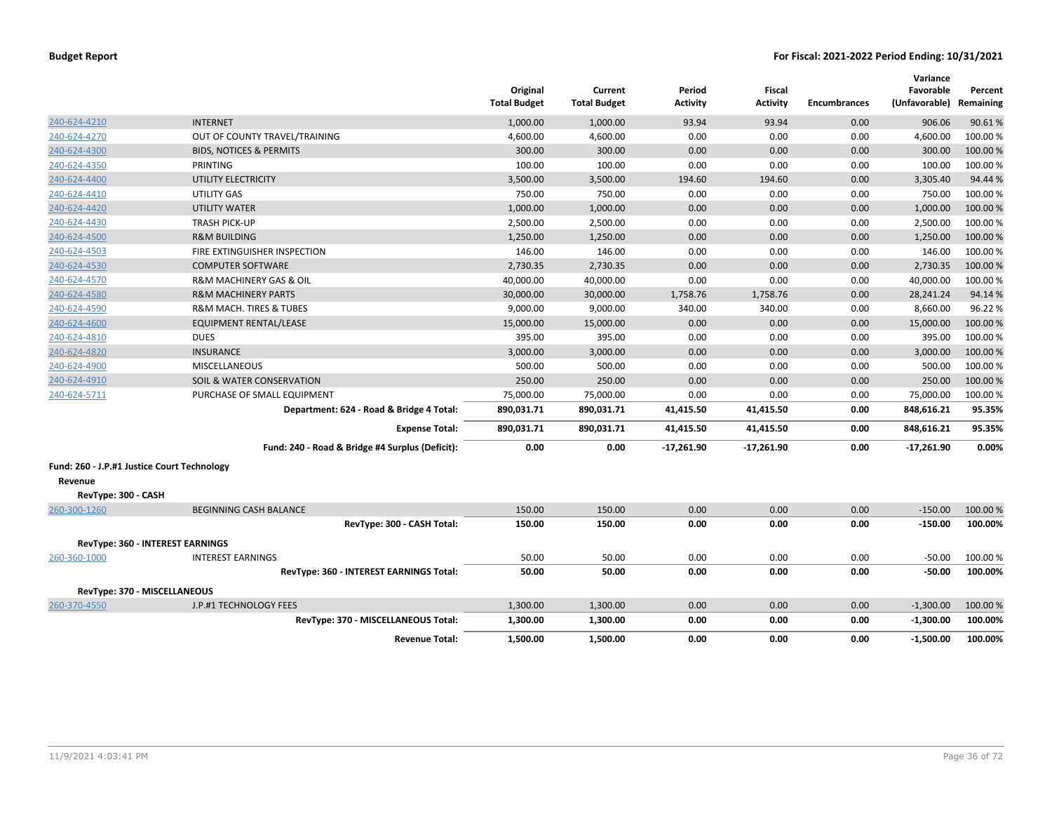**Budget Report** **For Fiscal: 2021-2022 Period Ending: 10/31/2021**

| | | Original Total Budget | Current Total Budget | Period Activity | Fiscal Activity | Encumbrances | Variance Favorable (Unfavorable) | Percent Remaining |
|---|---|---|---|---|---|---|---|---|
| 240-624-4210 | INTERNET | 1,000.00 | 1,000.00 | 93.94 | 93.94 | 0.00 | 906.06 | 90.61 % |
| 240-624-4270 | OUT OF COUNTY TRAVEL/TRAINING | 4,600.00 | 4,600.00 | 0.00 | 0.00 | 0.00 | 4,600.00 | 100.00 % |
| 240-624-4300 | BIDS, NOTICES & PERMITS | 300.00 | 300.00 | 0.00 | 0.00 | 0.00 | 300.00 | 100.00 % |
| 240-624-4350 | PRINTING | 100.00 | 100.00 | 0.00 | 0.00 | 0.00 | 100.00 | 100.00 % |
| 240-624-4400 | UTILITY ELECTRICITY | 3,500.00 | 3,500.00 | 194.60 | 194.60 | 0.00 | 3,305.40 | 94.44 % |
| 240-624-4410 | UTILITY GAS | 750.00 | 750.00 | 0.00 | 0.00 | 0.00 | 750.00 | 100.00 % |
| 240-624-4420 | UTILITY WATER | 1,000.00 | 1,000.00 | 0.00 | 0.00 | 0.00 | 1,000.00 | 100.00 % |
| 240-624-4430 | TRASH PICK-UP | 2,500.00 | 2,500.00 | 0.00 | 0.00 | 0.00 | 2,500.00 | 100.00 % |
| 240-624-4500 | R&M BUILDING | 1,250.00 | 1,250.00 | 0.00 | 0.00 | 0.00 | 1,250.00 | 100.00 % |
| 240-624-4503 | FIRE EXTINGUISHER INSPECTION | 146.00 | 146.00 | 0.00 | 0.00 | 0.00 | 146.00 | 100.00 % |
| 240-624-4530 | COMPUTER SOFTWARE | 2,730.35 | 2,730.35 | 0.00 | 0.00 | 0.00 | 2,730.35 | 100.00 % |
| 240-624-4570 | R&M MACHINERY GAS & OIL | 40,000.00 | 40,000.00 | 0.00 | 0.00 | 0.00 | 40,000.00 | 100.00 % |
| 240-624-4580 | R&M MACHINERY PARTS | 30,000.00 | 30,000.00 | 1,758.76 | 1,758.76 | 0.00 | 28,241.24 | 94.14 % |
| 240-624-4590 | R&M MACH. TIRES & TUBES | 9,000.00 | 9,000.00 | 340.00 | 340.00 | 0.00 | 8,660.00 | 96.22 % |
| 240-624-4600 | EQUIPMENT RENTAL/LEASE | 15,000.00 | 15,000.00 | 0.00 | 0.00 | 0.00 | 15,000.00 | 100.00 % |
| 240-624-4810 | DUES | 395.00 | 395.00 | 0.00 | 0.00 | 0.00 | 395.00 | 100.00 % |
| 240-624-4820 | INSURANCE | 3,000.00 | 3,000.00 | 0.00 | 0.00 | 0.00 | 3,000.00 | 100.00 % |
| 240-624-4900 | MISCELLANEOUS | 500.00 | 500.00 | 0.00 | 0.00 | 0.00 | 500.00 | 100.00 % |
| 240-624-4910 | SOIL & WATER CONSERVATION | 250.00 | 250.00 | 0.00 | 0.00 | 0.00 | 250.00 | 100.00 % |
| 240-624-5711 | PURCHASE OF SMALL EQUIPMENT | 75,000.00 | 75,000.00 | 0.00 | 0.00 | 0.00 | 75,000.00 | 100.00 % |
| | **Department: 624 - Road & Bridge 4 Total:** | **890,031.71** | **890,031.71** | **41,415.50** | **41,415.50** | **0.00** | **848,616.21** | **95.35%** |
| | **Expense Total:** | **890,031.71** | **890,031.71** | **41,415.50** | **41,415.50** | **0.00** | **848,616.21** | **95.35%** |
| | **Fund: 240 - Road & Bridge #4 Surplus (Deficit):** | **0.00** | **0.00** | **-17,261.90** | **-17,261.90** | **0.00** | **-17,261.90** | **0.00%** |
| **Fund: 260 - J.P.#1 Justice Court Technology** | | | | | | | | |
| **Revenue** | | | | | | | | |
| **RevType: 300 - CASH** | | | | | | | | |
| 260-300-1260 | BEGINNING CASH BALANCE | 150.00 | 150.00 | 0.00 | 0.00 | 0.00 | -150.00 | 100.00 % |
| | **RevType: 300 - CASH Total:** | **150.00** | **150.00** | **0.00** | **0.00** | **0.00** | **-150.00** | **100.00%** |
| **RevType: 360 - INTEREST EARNINGS** | | | | | | | | |
| 260-360-1000 | INTEREST EARNINGS | 50.00 | 50.00 | 0.00 | 0.00 | 0.00 | -50.00 | 100.00 % |
| | **RevType: 360 - INTEREST EARNINGS Total:** | **50.00** | **50.00** | **0.00** | **0.00** | **0.00** | **-50.00** | **100.00%** |
| **RevType: 370 - MISCELLANEOUS** | | | | | | | | |
| 260-370-4550 | J.P.#1 TECHNOLOGY FEES | 1,300.00 | 1,300.00 | 0.00 | 0.00 | 0.00 | -1,300.00 | 100.00 % |
| | **RevType: 370 - MISCELLANEOUS Total:** | **1,300.00** | **1,300.00** | **0.00** | **0.00** | **0.00** | **-1,300.00** | **100.00%** |
| | **Revenue Total:** | **1,500.00** | **1,500.00** | **0.00** | **0.00** | **0.00** | **-1,500.00** | **100.00%** |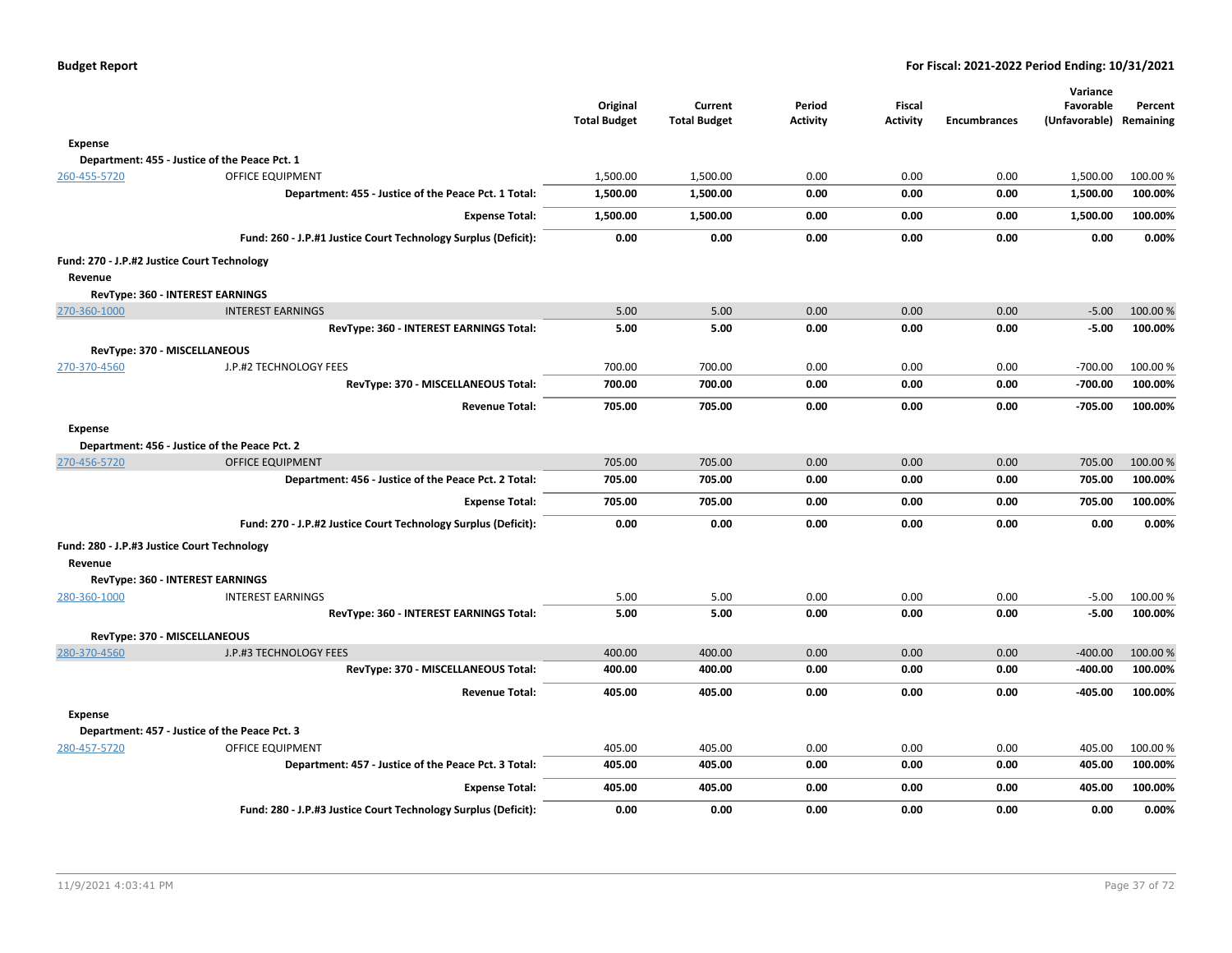| | | Original Total Budget | Current Total Budget | Period Activity | Fiscal Activity | Encumbrances | Variance Favorable (Unfavorable) | Percent Remaining |
|---|---|---|---|---|---|---|---|---|
| **Expense** | | | | | | | | |
| **Department: 455 - Justice of the Peace Pct. 1** | | | | | | | | |
| 260-455-5720 | OFFICE EQUIPMENT | 1,500.00 | 1,500.00 | 0.00 | 0.00 | 0.00 | 1,500.00 | 100.00 % |
| | **Department: 455 - Justice of the Peace Pct. 1 Total:** | **1,500.00** | **1,500.00** | **0.00** | **0.00** | **0.00** | **1,500.00** | **100.00%** |
| | **Expense Total:** | **1,500.00** | **1,500.00** | **0.00** | **0.00** | **0.00** | **1,500.00** | **100.00%** |
| | **Fund: 260 - J.P.#1 Justice Court Technology Surplus (Deficit):** | **0.00** | **0.00** | **0.00** | **0.00** | **0.00** | **0.00** | **0.00%** |
| **Fund: 270 - J.P.#2 Justice Court Technology** | | | | | | | | |
| **Revenue** | | | | | | | | |
| **RevType: 360 - INTEREST EARNINGS** | | | | | | | | |
| 270-360-1000 | INTEREST EARNINGS | 5.00 | 5.00 | 0.00 | 0.00 | 0.00 | -5.00 | 100.00 % |
| | **RevType: 360 - INTEREST EARNINGS Total:** | **5.00** | **5.00** | **0.00** | **0.00** | **0.00** | **-5.00** | **100.00%** |
| **RevType: 370 - MISCELLANEOUS** | | | | | | | | |
| 270-370-4560 | J.P.#2 TECHNOLOGY FEES | 700.00 | 700.00 | 0.00 | 0.00 | 0.00 | -700.00 | 100.00 % |
| | **RevType: 370 - MISCELLANEOUS Total:** | **700.00** | **700.00** | **0.00** | **0.00** | **0.00** | **-700.00** | **100.00%** |
| | **Revenue Total:** | **705.00** | **705.00** | **0.00** | **0.00** | **0.00** | **-705.00** | **100.00%** |
| **Expense** | | | | | | | | |
| **Department: 456 - Justice of the Peace Pct. 2** | | | | | | | | |
| 270-456-5720 | OFFICE EQUIPMENT | 705.00 | 705.00 | 0.00 | 0.00 | 0.00 | 705.00 | 100.00 % |
| | **Department: 456 - Justice of the Peace Pct. 2 Total:** | **705.00** | **705.00** | **0.00** | **0.00** | **0.00** | **705.00** | **100.00%** |
| | **Expense Total:** | **705.00** | **705.00** | **0.00** | **0.00** | **0.00** | **705.00** | **100.00%** |
| | **Fund: 270 - J.P.#2 Justice Court Technology Surplus (Deficit):** | **0.00** | **0.00** | **0.00** | **0.00** | **0.00** | **0.00** | **0.00%** |
| **Fund: 280 - J.P.#3 Justice Court Technology** | | | | | | | | |
| **Revenue** | | | | | | | | |
| **RevType: 360 - INTEREST EARNINGS** | | | | | | | | |
| 280-360-1000 | INTEREST EARNINGS | 5.00 | 5.00 | 0.00 | 0.00 | 0.00 | -5.00 | 100.00 % |
| | **RevType: 360 - INTEREST EARNINGS Total:** | **5.00** | **5.00** | **0.00** | **0.00** | **0.00** | **-5.00** | **100.00%** |
| **RevType: 370 - MISCELLANEOUS** | | | | | | | | |
| 280-370-4560 | J.P.#3 TECHNOLOGY FEES | 400.00 | 400.00 | 0.00 | 0.00 | 0.00 | -400.00 | 100.00 % |
| | **RevType: 370 - MISCELLANEOUS Total:** | **400.00** | **400.00** | **0.00** | **0.00** | **0.00** | **-400.00** | **100.00%** |
| | **Revenue Total:** | **405.00** | **405.00** | **0.00** | **0.00** | **0.00** | **-405.00** | **100.00%** |
| **Expense** | | | | | | | | |
| **Department: 457 - Justice of the Peace Pct. 3** | | | | | | | | |
| 280-457-5720 | OFFICE EQUIPMENT | 405.00 | 405.00 | 0.00 | 0.00 | 0.00 | 405.00 | 100.00 % |
| | **Department: 457 - Justice of the Peace Pct. 3 Total:** | **405.00** | **405.00** | **0.00** | **0.00** | **0.00** | **405.00** | **100.00%** |
| | **Expense Total:** | **405.00** | **405.00** | **0.00** | **0.00** | **0.00** | **405.00** | **100.00%** |
| | **Fund: 280 - J.P.#3 Justice Court Technology Surplus (Deficit):** | **0.00** | **0.00** | **0.00** | **0.00** | **0.00** | **0.00** | **0.00%** |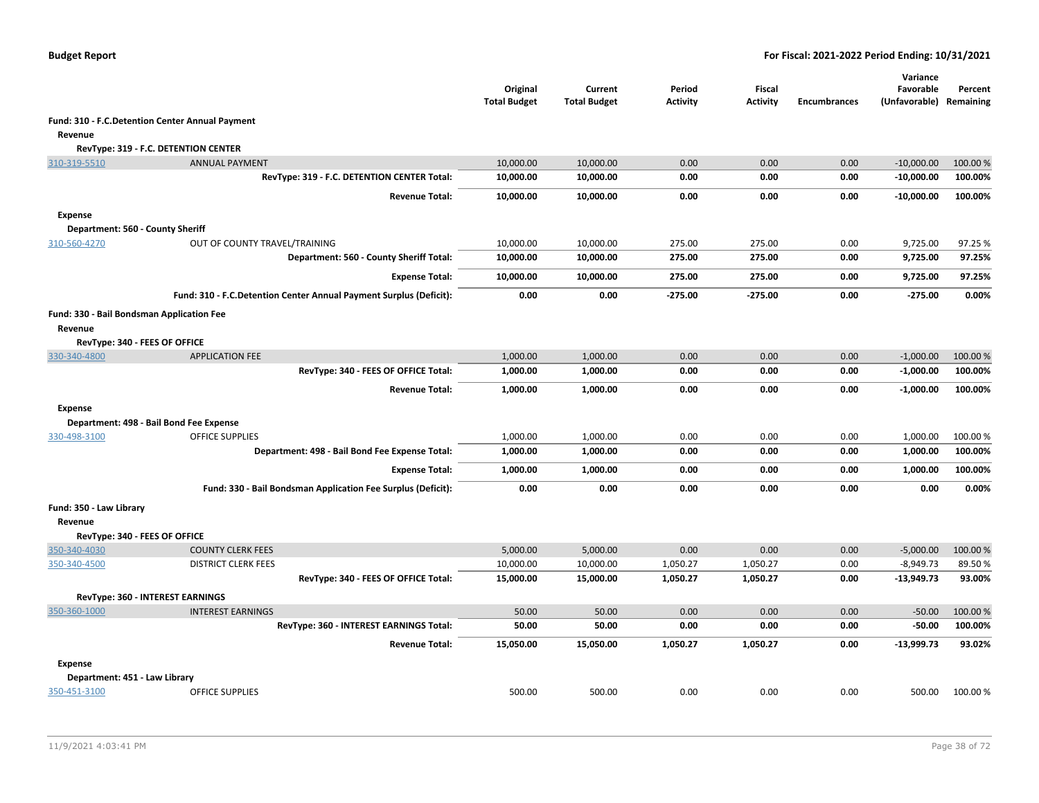| | | Original Total Budget | Current Total Budget | Period Activity | Fiscal Activity | Encumbrances | Variance Favorable (Unfavorable) | Percent Remaining |
|---|---|---|---|---|---|---|---|---|
| **Fund: 310 - F.C.Detention Center Annual Payment** | | | | | | | | |
| **Revenue** | | | | | | | | |
| **RevType: 319 - F.C. DETENTION CENTER** | | | | | | | | |
| 310-319-5510 | ANNUAL PAYMENT | 10,000.00 | 10,000.00 | 0.00 | 0.00 | 0.00 | -10,000.00 | 100.00 % |
| | **RevType: 319 - F.C. DETENTION CENTER Total:** | **10,000.00** | **10,000.00** | **0.00** | **0.00** | **0.00** | **-10,000.00** | **100.00%** |
| | **Revenue Total:** | **10,000.00** | **10,000.00** | **0.00** | **0.00** | **0.00** | **-10,000.00** | **100.00%** |
| **Expense** | | | | | | | | |
| **Department: 560 - County Sheriff** | | | | | | | | |
| 310-560-4270 | OUT OF COUNTY TRAVEL/TRAINING | 10,000.00 | 10,000.00 | 275.00 | 275.00 | 0.00 | 9,725.00 | 97.25 % |
| | **Department: 560 - County Sheriff Total:** | **10,000.00** | **10,000.00** | **275.00** | **275.00** | **0.00** | **9,725.00** | **97.25%** |
| | **Expense Total:** | **10,000.00** | **10,000.00** | **275.00** | **275.00** | **0.00** | **9,725.00** | **97.25%** |
| | **Fund: 310 - F.C.Detention Center Annual Payment Surplus (Deficit):** | **0.00** | **0.00** | **-275.00** | **-275.00** | **0.00** | **-275.00** | **0.00%** |
| **Fund: 330 - Bail Bondsman Application Fee** | | | | | | | | |
| **Revenue** | | | | | | | | |
| **RevType: 340 - FEES OF OFFICE** | | | | | | | | |
| 330-340-4800 | APPLICATION FEE | 1,000.00 | 1,000.00 | 0.00 | 0.00 | 0.00 | -1,000.00 | 100.00 % |
| | **RevType: 340 - FEES OF OFFICE Total:** | **1,000.00** | **1,000.00** | **0.00** | **0.00** | **0.00** | **-1,000.00** | **100.00%** |
| | **Revenue Total:** | **1,000.00** | **1,000.00** | **0.00** | **0.00** | **0.00** | **-1,000.00** | **100.00%** |
| **Expense** | | | | | | | | |
| **Department: 498 - Bail Bond Fee Expense** | | | | | | | | |
| 330-498-3100 | OFFICE SUPPLIES | 1,000.00 | 1,000.00 | 0.00 | 0.00 | 0.00 | 1,000.00 | 100.00 % |
| | **Department: 498 - Bail Bond Fee Expense Total:** | **1,000.00** | **1,000.00** | **0.00** | **0.00** | **0.00** | **1,000.00** | **100.00%** |
| | **Expense Total:** | **1,000.00** | **1,000.00** | **0.00** | **0.00** | **0.00** | **1,000.00** | **100.00%** |
| | **Fund: 330 - Bail Bondsman Application Fee Surplus (Deficit):** | **0.00** | **0.00** | **0.00** | **0.00** | **0.00** | **0.00** | **0.00%** |
| **Fund: 350 - Law Library** | | | | | | | | |
| **Revenue** | | | | | | | | |
| **RevType: 340 - FEES OF OFFICE** | | | | | | | | |
| 350-340-4030 | COUNTY CLERK FEES | 5,000.00 | 5,000.00 | 0.00 | 0.00 | 0.00 | -5,000.00 | 100.00 % |
| 350-340-4500 | DISTRICT CLERK FEES | 10,000.00 | 10,000.00 | 1,050.27 | 1,050.27 | 0.00 | -8,949.73 | 89.50 % |
| | **RevType: 340 - FEES OF OFFICE Total:** | **15,000.00** | **15,000.00** | **1,050.27** | **1,050.27** | **0.00** | **-13,949.73** | **93.00%** |
| **RevType: 360 - INTEREST EARNINGS** | | | | | | | | |
| 350-360-1000 | INTEREST EARNINGS | 50.00 | 50.00 | 0.00 | 0.00 | 0.00 | -50.00 | 100.00 % |
| | **RevType: 360 - INTEREST EARNINGS Total:** | **50.00** | **50.00** | **0.00** | **0.00** | **0.00** | **-50.00** | **100.00%** |
| | **Revenue Total:** | **15,050.00** | **15,050.00** | **1,050.27** | **1,050.27** | **0.00** | **-13,999.73** | **93.02%** |
| **Expense** | | | | | | | | |
| **Department: 451 - Law Library** | | | | | | | | |
| 350-451-3100 | OFFICE SUPPLIES | 500.00 | 500.00 | 0.00 | 0.00 | 0.00 | 500.00 | 100.00 % |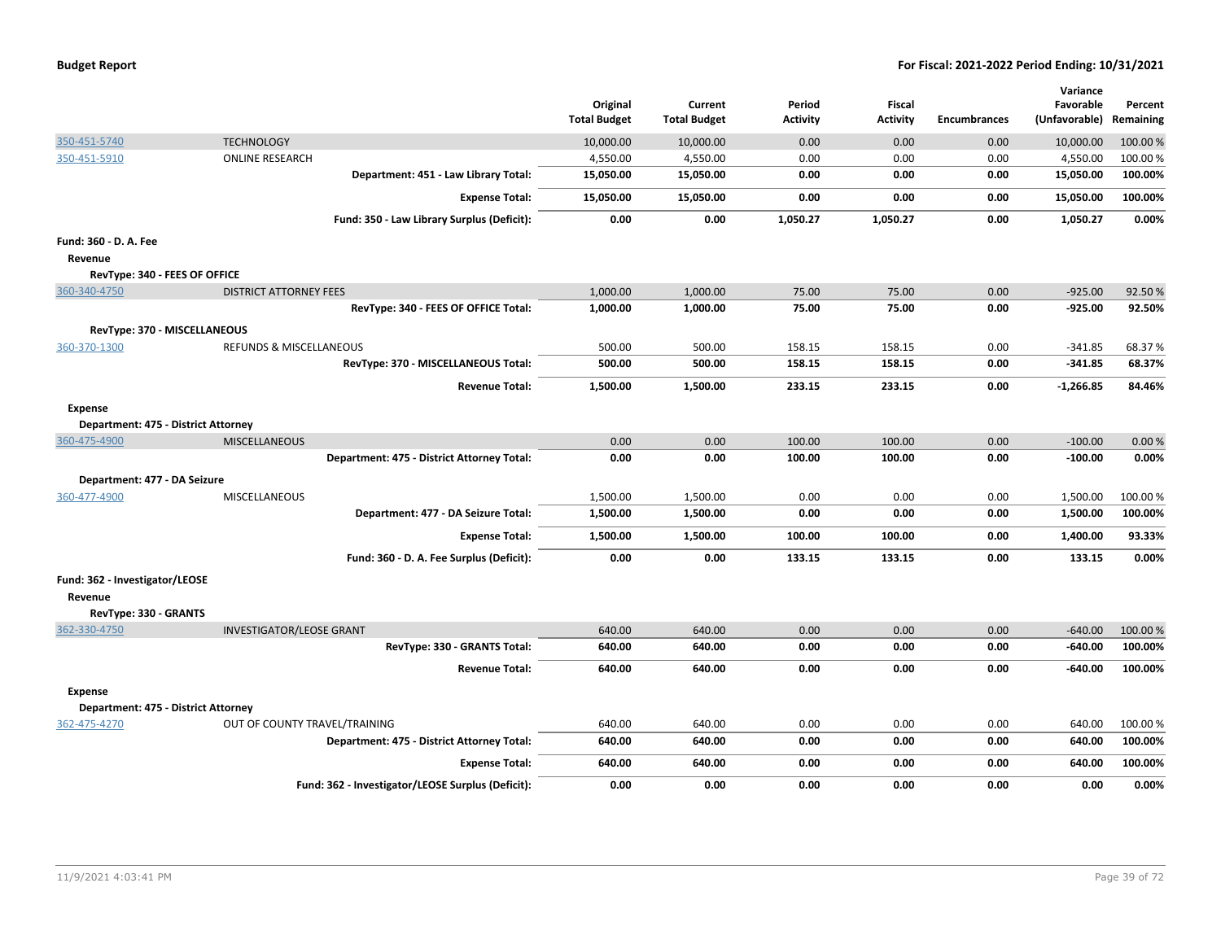| | | Original Total Budget | Current Total Budget | Period Activity | Fiscal Activity | Encumbrances | Variance Favorable (Unfavorable) | Percent Remaining |
|---|---|---|---|---|---|---|---|---|
| 350-451-5740 | TECHNOLOGY | 10,000.00 | 10,000.00 | 0.00 | 0.00 | 0.00 | 10,000.00 | 100.00 % |
| 350-451-5910 | ONLINE RESEARCH | 4,550.00 | 4,550.00 | 0.00 | 0.00 | 0.00 | 4,550.00 | 100.00 % |
| | **Department: 451 - Law Library Total:** | **15,050.00** | **15,050.00** | **0.00** | **0.00** | **0.00** | **15,050.00** | **100.00%** |
| | **Expense Total:** | **15,050.00** | **15,050.00** | **0.00** | **0.00** | **0.00** | **15,050.00** | **100.00%** |
| | **Fund: 350 - Law Library Surplus (Deficit):** | **0.00** | **0.00** | **1,050.27** | **1,050.27** | **0.00** | **1,050.27** | **0.00%** |
| **Fund: 360 - D. A. Fee** | | | | | | | | |
| **Revenue** | | | | | | | | |
| **RevType: 340 - FEES OF OFFICE** | | | | | | | | |
| 360-340-4750 | DISTRICT ATTORNEY FEES | 1,000.00 | 1,000.00 | 75.00 | 75.00 | 0.00 | -925.00 | 92.50 % |
| | **RevType: 340 - FEES OF OFFICE Total:** | **1,000.00** | **1,000.00** | **75.00** | **75.00** | **0.00** | **-925.00** | **92.50%** |
| **RevType: 370 - MISCELLANEOUS** | | | | | | | | |
| 360-370-1300 | REFUNDS & MISCELLANEOUS | 500.00 | 500.00 | 158.15 | 158.15 | 0.00 | -341.85 | 68.37 % |
| | **RevType: 370 - MISCELLANEOUS Total:** | **500.00** | **500.00** | **158.15** | **158.15** | **0.00** | **-341.85** | **68.37%** |
| | **Revenue Total:** | **1,500.00** | **1,500.00** | **233.15** | **233.15** | **0.00** | **-1,266.85** | **84.46%** |
| **Expense** | | | | | | | | |
| **Department: 475 - District Attorney** | | | | | | | | |
| 360-475-4900 | MISCELLANEOUS | 0.00 | 0.00 | 100.00 | 100.00 | 0.00 | -100.00 | 0.00 % |
| | **Department: 475 - District Attorney Total:** | **0.00** | **0.00** | **100.00** | **100.00** | **0.00** | **-100.00** | **0.00%** |
| **Department: 477 - DA Seizure** | | | | | | | | |
| 360-477-4900 | MISCELLANEOUS | 1,500.00 | 1,500.00 | 0.00 | 0.00 | 0.00 | 1,500.00 | 100.00 % |
| | **Department: 477 - DA Seizure Total:** | **1,500.00** | **1,500.00** | **0.00** | **0.00** | **0.00** | **1,500.00** | **100.00%** |
| | **Expense Total:** | **1,500.00** | **1,500.00** | **100.00** | **100.00** | **0.00** | **1,400.00** | **93.33%** |
| | **Fund: 360 - D. A. Fee Surplus (Deficit):** | **0.00** | **0.00** | **133.15** | **133.15** | **0.00** | **133.15** | **0.00%** |
| **Fund: 362 - Investigator/LEOSE** | | | | | | | | |
| **Revenue** | | | | | | | | |
| **RevType: 330 - GRANTS** | | | | | | | | |
| 362-330-4750 | INVESTIGATOR/LEOSE GRANT | 640.00 | 640.00 | 0.00 | 0.00 | 0.00 | -640.00 | 100.00 % |
| | **RevType: 330 - GRANTS Total:** | **640.00** | **640.00** | **0.00** | **0.00** | **0.00** | **-640.00** | **100.00%** |
| | **Revenue Total:** | **640.00** | **640.00** | **0.00** | **0.00** | **0.00** | **-640.00** | **100.00%** |
| **Expense** | | | | | | | | |
| **Department: 475 - District Attorney** | | | | | | | | |
| 362-475-4270 | OUT OF COUNTY TRAVEL/TRAINING | 640.00 | 640.00 | 0.00 | 0.00 | 0.00 | 640.00 | 100.00 % |
| | **Department: 475 - District Attorney Total:** | **640.00** | **640.00** | **0.00** | **0.00** | **0.00** | **640.00** | **100.00%** |
| | **Expense Total:** | **640.00** | **640.00** | **0.00** | **0.00** | **0.00** | **640.00** | **100.00%** |
| | **Fund: 362 - Investigator/LEOSE Surplus (Deficit):** | **0.00** | **0.00** | **0.00** | **0.00** | **0.00** | **0.00** | **0.00%** |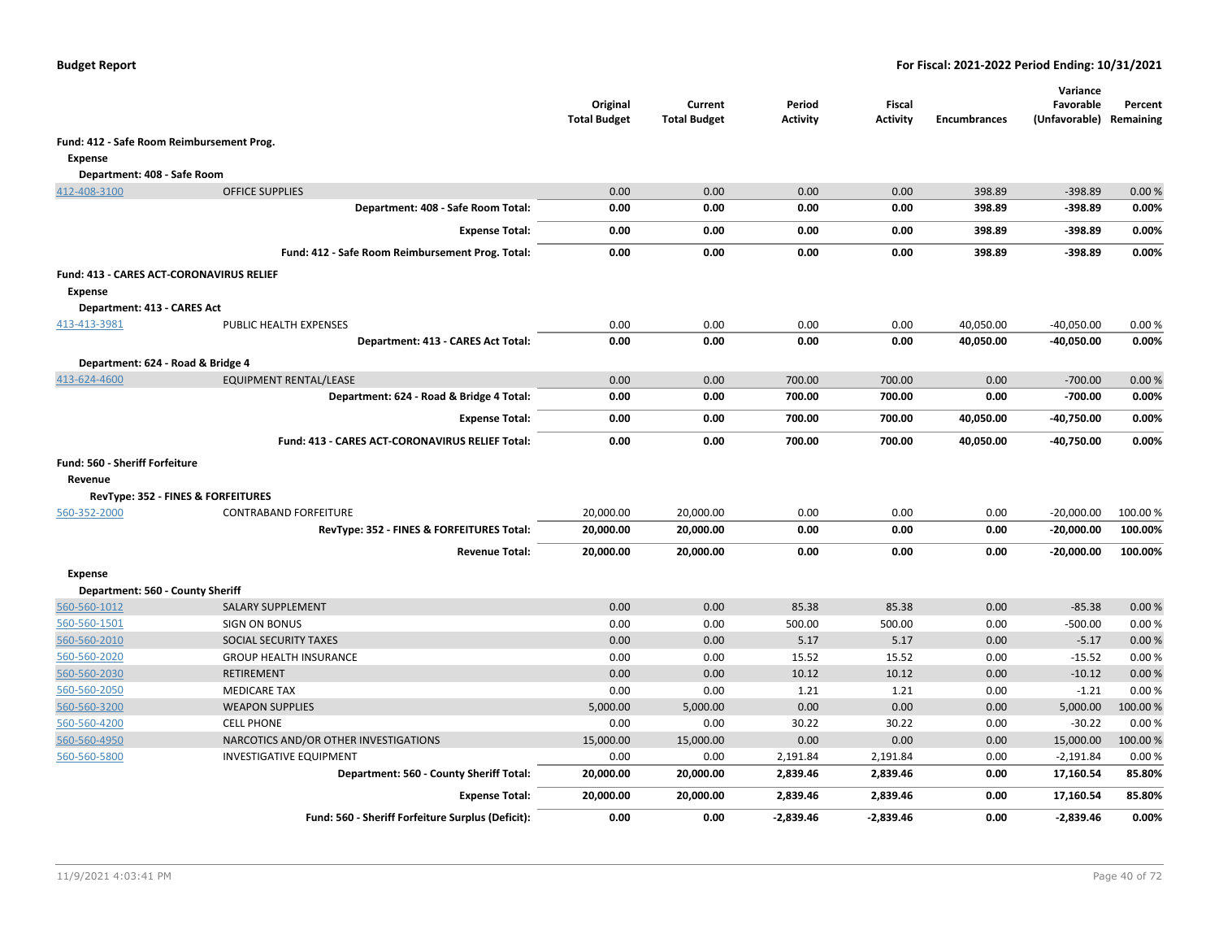**Budget Report** — **For Fiscal: 2021-2022 Period Ending: 10/31/2021**

| | | Original Total Budget | Current Total Budget | Period Activity | Fiscal Activity | Encumbrances | Variance Favorable (Unfavorable) | Percent Remaining |
|---|---|---|---|---|---|---|---|---|
| **Fund: 412 - Safe Room Reimbursement Prog.** | | | | | | | | |
| **Expense** | | | | | | | | |
| **Department: 408 - Safe Room** | | | | | | | | |
| 412-408-3100 | OFFICE SUPPLIES | 0.00 | 0.00 | 0.00 | 0.00 | 398.89 | -398.89 | 0.00 % |
| | **Department: 408 - Safe Room Total:** | **0.00** | **0.00** | **0.00** | **0.00** | **398.89** | **-398.89** | **0.00%** |
| | **Expense Total:** | **0.00** | **0.00** | **0.00** | **0.00** | **398.89** | **-398.89** | **0.00%** |
| | **Fund: 412 - Safe Room Reimbursement Prog. Total:** | **0.00** | **0.00** | **0.00** | **0.00** | **398.89** | **-398.89** | **0.00%** |
| **Fund: 413 - CARES ACT-CORONAVIRUS RELIEF** | | | | | | | | |
| **Expense** | | | | | | | | |
| **Department: 413 - CARES Act** | | | | | | | | |
| 413-413-3981 | PUBLIC HEALTH EXPENSES | 0.00 | 0.00 | 0.00 | 0.00 | 40,050.00 | -40,050.00 | 0.00 % |
| | **Department: 413 - CARES Act Total:** | **0.00** | **0.00** | **0.00** | **0.00** | **40,050.00** | **-40,050.00** | **0.00%** |
| **Department: 624 - Road & Bridge 4** | | | | | | | | |
| 413-624-4600 | EQUIPMENT RENTAL/LEASE | 0.00 | 0.00 | 700.00 | 700.00 | 0.00 | -700.00 | 0.00 % |
| | **Department: 624 - Road & Bridge 4 Total:** | **0.00** | **0.00** | **700.00** | **700.00** | **0.00** | **-700.00** | **0.00%** |
| | **Expense Total:** | **0.00** | **0.00** | **700.00** | **700.00** | **40,050.00** | **-40,750.00** | **0.00%** |
| | **Fund: 413 - CARES ACT-CORONAVIRUS RELIEF Total:** | **0.00** | **0.00** | **700.00** | **700.00** | **40,050.00** | **-40,750.00** | **0.00%** |
| **Fund: 560 - Sheriff Forfeiture** | | | | | | | | |
| **Revenue** | | | | | | | | |
| **RevType: 352 - FINES & FORFEITURES** | | | | | | | | |
| 560-352-2000 | CONTRABAND FORFEITURE | 20,000.00 | 20,000.00 | 0.00 | 0.00 | 0.00 | -20,000.00 | 100.00 % |
| | **RevType: 352 - FINES & FORFEITURES Total:** | **20,000.00** | **20,000.00** | **0.00** | **0.00** | **0.00** | **-20,000.00** | **100.00%** |
| | **Revenue Total:** | **20,000.00** | **20,000.00** | **0.00** | **0.00** | **0.00** | **-20,000.00** | **100.00%** |
| **Expense** | | | | | | | | |
| **Department: 560 - County Sheriff** | | | | | | | | |
| 560-560-1012 | SALARY SUPPLEMENT | 0.00 | 0.00 | 85.38 | 85.38 | 0.00 | -85.38 | 0.00 % |
| 560-560-1501 | SIGN ON BONUS | 0.00 | 0.00 | 500.00 | 500.00 | 0.00 | -500.00 | 0.00 % |
| 560-560-2010 | SOCIAL SECURITY TAXES | 0.00 | 0.00 | 5.17 | 5.17 | 0.00 | -5.17 | 0.00 % |
| 560-560-2020 | GROUP HEALTH INSURANCE | 0.00 | 0.00 | 15.52 | 15.52 | 0.00 | -15.52 | 0.00 % |
| 560-560-2030 | RETIREMENT | 0.00 | 0.00 | 10.12 | 10.12 | 0.00 | -10.12 | 0.00 % |
| 560-560-2050 | MEDICARE TAX | 0.00 | 0.00 | 1.21 | 1.21 | 0.00 | -1.21 | 0.00 % |
| 560-560-3200 | WEAPON SUPPLIES | 5,000.00 | 5,000.00 | 0.00 | 0.00 | 0.00 | 5,000.00 | 100.00 % |
| 560-560-4200 | CELL PHONE | 0.00 | 0.00 | 30.22 | 30.22 | 0.00 | -30.22 | 0.00 % |
| 560-560-4950 | NARCOTICS AND/OR OTHER INVESTIGATIONS | 15,000.00 | 15,000.00 | 0.00 | 0.00 | 0.00 | 15,000.00 | 100.00 % |
| 560-560-5800 | INVESTIGATIVE EQUIPMENT | 0.00 | 0.00 | 2,191.84 | 2,191.84 | 0.00 | -2,191.84 | 0.00 % |
| | **Department: 560 - County Sheriff Total:** | **20,000.00** | **20,000.00** | **2,839.46** | **2,839.46** | **0.00** | **17,160.54** | **85.80%** |
| | **Expense Total:** | **20,000.00** | **20,000.00** | **2,839.46** | **2,839.46** | **0.00** | **17,160.54** | **85.80%** |
| | **Fund: 560 - Sheriff Forfeiture Surplus (Deficit):** | **0.00** | **0.00** | **-2,839.46** | **-2,839.46** | **0.00** | **-2,839.46** | **0.00%** |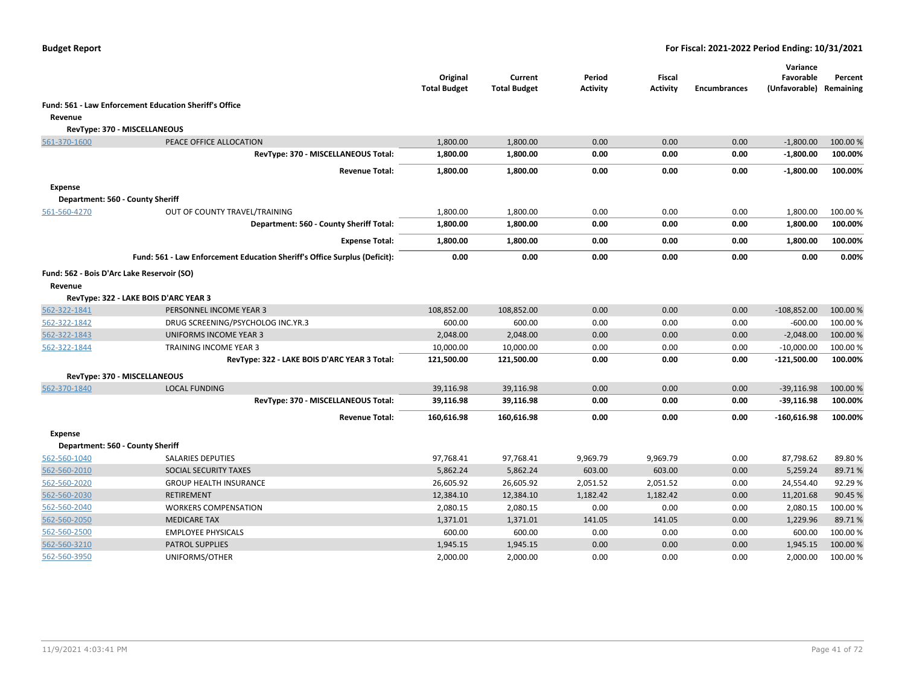**Budget Report** — **For Fiscal: 2021-2022 Period Ending: 10/31/2021**

| | | Original Total Budget | Current Total Budget | Period Activity | Fiscal Activity | Encumbrances | Variance Favorable (Unfavorable) | Percent Remaining |
|---|---|---|---|---|---|---|---|---|
| **Fund: 561 - Law Enforcement Education Sheriff's Office** | | | | | | | | |
| **Revenue** | | | | | | | | |
| **RevType: 370 - MISCELLANEOUS** | | | | | | | | |
| 561-370-1600 | PEACE OFFICE ALLOCATION | 1,800.00 | 1,800.00 | 0.00 | 0.00 | 0.00 | -1,800.00 | 100.00 % |
| | **RevType: 370 - MISCELLANEOUS Total:** | **1,800.00** | **1,800.00** | **0.00** | **0.00** | **0.00** | **-1,800.00** | **100.00%** |
| | **Revenue Total:** | **1,800.00** | **1,800.00** | **0.00** | **0.00** | **0.00** | **-1,800.00** | **100.00%** |
| **Expense** | | | | | | | | |
| **Department: 560 - County Sheriff** | | | | | | | | |
| 561-560-4270 | OUT OF COUNTY TRAVEL/TRAINING | 1,800.00 | 1,800.00 | 0.00 | 0.00 | 0.00 | 1,800.00 | 100.00 % |
| | **Department: 560 - County Sheriff Total:** | **1,800.00** | **1,800.00** | **0.00** | **0.00** | **0.00** | **1,800.00** | **100.00%** |
| | **Expense Total:** | **1,800.00** | **1,800.00** | **0.00** | **0.00** | **0.00** | **1,800.00** | **100.00%** |
| | **Fund: 561 - Law Enforcement Education Sheriff's Office Surplus (Deficit):** | **0.00** | **0.00** | **0.00** | **0.00** | **0.00** | **0.00** | **0.00%** |
| **Fund: 562 - Bois D'Arc Lake Reservoir (SO)** | | | | | | | | |
| **Revenue** | | | | | | | | |
| **RevType: 322 - LAKE BOIS D'ARC YEAR 3** | | | | | | | | |
| 562-322-1841 | PERSONNEL INCOME YEAR 3 | 108,852.00 | 108,852.00 | 0.00 | 0.00 | 0.00 | -108,852.00 | 100.00 % |
| 562-322-1842 | DRUG SCREENING/PSYCHOLOG INC.YR.3 | 600.00 | 600.00 | 0.00 | 0.00 | 0.00 | -600.00 | 100.00 % |
| 562-322-1843 | UNIFORMS INCOME YEAR 3 | 2,048.00 | 2,048.00 | 0.00 | 0.00 | 0.00 | -2,048.00 | 100.00 % |
| 562-322-1844 | TRAINING INCOME YEAR 3 | 10,000.00 | 10,000.00 | 0.00 | 0.00 | 0.00 | -10,000.00 | 100.00 % |
| | **RevType: 322 - LAKE BOIS D'ARC YEAR 3 Total:** | **121,500.00** | **121,500.00** | **0.00** | **0.00** | **0.00** | **-121,500.00** | **100.00%** |
| **RevType: 370 - MISCELLANEOUS** | | | | | | | | |
| 562-370-1840 | LOCAL FUNDING | 39,116.98 | 39,116.98 | 0.00 | 0.00 | 0.00 | -39,116.98 | 100.00 % |
| | **RevType: 370 - MISCELLANEOUS Total:** | **39,116.98** | **39,116.98** | **0.00** | **0.00** | **0.00** | **-39,116.98** | **100.00%** |
| | **Revenue Total:** | **160,616.98** | **160,616.98** | **0.00** | **0.00** | **0.00** | **-160,616.98** | **100.00%** |
| **Expense** | | | | | | | | |
| **Department: 560 - County Sheriff** | | | | | | | | |
| 562-560-1040 | SALARIES DEPUTIES | 97,768.41 | 97,768.41 | 9,969.79 | 9,969.79 | 0.00 | 87,798.62 | 89.80 % |
| 562-560-2010 | SOCIAL SECURITY TAXES | 5,862.24 | 5,862.24 | 603.00 | 603.00 | 0.00 | 5,259.24 | 89.71 % |
| 562-560-2020 | GROUP HEALTH INSURANCE | 26,605.92 | 26,605.92 | 2,051.52 | 2,051.52 | 0.00 | 24,554.40 | 92.29 % |
| 562-560-2030 | RETIREMENT | 12,384.10 | 12,384.10 | 1,182.42 | 1,182.42 | 0.00 | 11,201.68 | 90.45 % |
| 562-560-2040 | WORKERS COMPENSATION | 2,080.15 | 2,080.15 | 0.00 | 0.00 | 0.00 | 2,080.15 | 100.00 % |
| 562-560-2050 | MEDICARE TAX | 1,371.01 | 1,371.01 | 141.05 | 141.05 | 0.00 | 1,229.96 | 89.71 % |
| 562-560-2500 | EMPLOYEE PHYSICALS | 600.00 | 600.00 | 0.00 | 0.00 | 0.00 | 600.00 | 100.00 % |
| 562-560-3210 | PATROL SUPPLIES | 1,945.15 | 1,945.15 | 0.00 | 0.00 | 0.00 | 1,945.15 | 100.00 % |
| 562-560-3950 | UNIFORMS/OTHER | 2,000.00 | 2,000.00 | 0.00 | 0.00 | 0.00 | 2,000.00 | 100.00 % |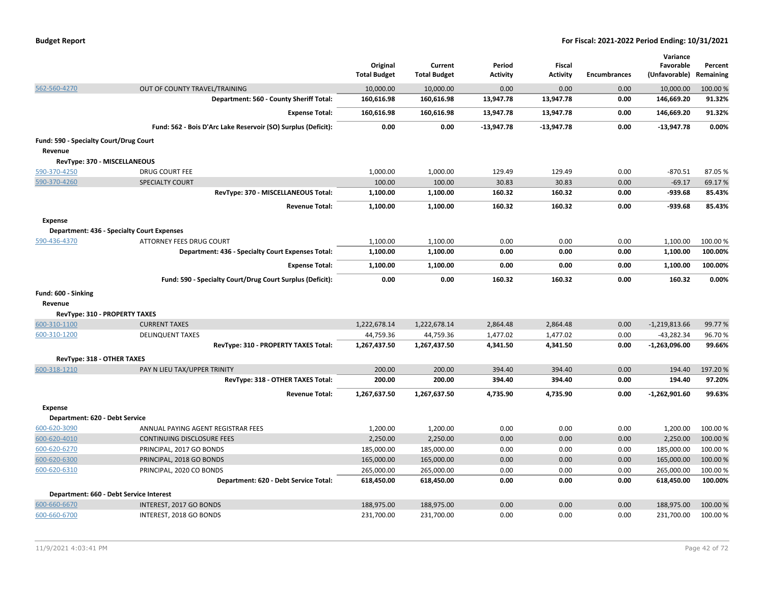**Budget Report** — **For Fiscal: 2021-2022 Period Ending: 10/31/2021**

| | | Original Total Budget | Current Total Budget | Period Activity | Fiscal Activity | Encumbrances | Variance Favorable (Unfavorable) | Percent Remaining |
|---|---|---|---|---|---|---|---|---|
| 562-560-4270 | OUT OF COUNTY TRAVEL/TRAINING | 10,000.00 | 10,000.00 | 0.00 | 0.00 | 0.00 | 10,000.00 | 100.00 % |
| | **Department: 560 - County Sheriff Total:** | **160,616.98** | **160,616.98** | **13,947.78** | **13,947.78** | **0.00** | **146,669.20** | **91.32%** |
| | **Expense Total:** | **160,616.98** | **160,616.98** | **13,947.78** | **13,947.78** | **0.00** | **146,669.20** | **91.32%** |
| | **Fund: 562 - Bois D'Arc Lake Reservoir (SO) Surplus (Deficit):** | **0.00** | **0.00** | **-13,947.78** | **-13,947.78** | **0.00** | **-13,947.78** | **0.00%** |
| **Fund: 590 - Specialty Court/Drug Court** | | | | | | | | |
| **Revenue** | | | | | | | | |
| **RevType: 370 - MISCELLANEOUS** | | | | | | | | |
| 590-370-4250 | DRUG COURT FEE | 1,000.00 | 1,000.00 | 129.49 | 129.49 | 0.00 | -870.51 | 87.05 % |
| 590-370-4260 | SPECIALTY COURT | 100.00 | 100.00 | 30.83 | 30.83 | 0.00 | -69.17 | 69.17 % |
| | **RevType: 370 - MISCELLANEOUS Total:** | **1,100.00** | **1,100.00** | **160.32** | **160.32** | **0.00** | **-939.68** | **85.43%** |
| | **Revenue Total:** | **1,100.00** | **1,100.00** | **160.32** | **160.32** | **0.00** | **-939.68** | **85.43%** |
| **Expense** | | | | | | | | |
| **Department: 436 - Specialty Court Expenses** | | | | | | | | |
| 590-436-4370 | ATTORNEY FEES DRUG COURT | 1,100.00 | 1,100.00 | 0.00 | 0.00 | 0.00 | 1,100.00 | 100.00 % |
| | **Department: 436 - Specialty Court Expenses Total:** | **1,100.00** | **1,100.00** | **0.00** | **0.00** | **0.00** | **1,100.00** | **100.00%** |
| | **Expense Total:** | **1,100.00** | **1,100.00** | **0.00** | **0.00** | **0.00** | **1,100.00** | **100.00%** |
| | **Fund: 590 - Specialty Court/Drug Court Surplus (Deficit):** | **0.00** | **0.00** | **160.32** | **160.32** | **0.00** | **160.32** | **0.00%** |
| **Fund: 600 - Sinking** | | | | | | | | |
| **Revenue** | | | | | | | | |
| **RevType: 310 - PROPERTY TAXES** | | | | | | | | |
| 600-310-1100 | CURRENT TAXES | 1,222,678.14 | 1,222,678.14 | 2,864.48 | 2,864.48 | 0.00 | -1,219,813.66 | 99.77 % |
| 600-310-1200 | DELINQUENT TAXES | 44,759.36 | 44,759.36 | 1,477.02 | 1,477.02 | 0.00 | -43,282.34 | 96.70 % |
| | **RevType: 310 - PROPERTY TAXES Total:** | **1,267,437.50** | **1,267,437.50** | **4,341.50** | **4,341.50** | **0.00** | **-1,263,096.00** | **99.66%** |
| **RevType: 318 - OTHER TAXES** | | | | | | | | |
| 600-318-1210 | PAY N LIEU TAX/UPPER TRINITY | 200.00 | 200.00 | 394.40 | 394.40 | 0.00 | 194.40 | 197.20 % |
| | **RevType: 318 - OTHER TAXES Total:** | **200.00** | **200.00** | **394.40** | **394.40** | **0.00** | **194.40** | **97.20%** |
| | **Revenue Total:** | **1,267,637.50** | **1,267,637.50** | **4,735.90** | **4,735.90** | **0.00** | **-1,262,901.60** | **99.63%** |
| **Expense** | | | | | | | | |
| **Department: 620 - Debt Service** | | | | | | | | |
| 600-620-3090 | ANNUAL PAYING AGENT REGISTRAR FEES | 1,200.00 | 1,200.00 | 0.00 | 0.00 | 0.00 | 1,200.00 | 100.00 % |
| 600-620-4010 | CONTINUING DISCLOSURE FEES | 2,250.00 | 2,250.00 | 0.00 | 0.00 | 0.00 | 2,250.00 | 100.00 % |
| 600-620-6270 | PRINCIPAL, 2017 GO BONDS | 185,000.00 | 185,000.00 | 0.00 | 0.00 | 0.00 | 185,000.00 | 100.00 % |
| 600-620-6300 | PRINCIPAL, 2018 GO BONDS | 165,000.00 | 165,000.00 | 0.00 | 0.00 | 0.00 | 165,000.00 | 100.00 % |
| 600-620-6310 | PRINCIPAL, 2020 CO BONDS | 265,000.00 | 265,000.00 | 0.00 | 0.00 | 0.00 | 265,000.00 | 100.00 % |
| | **Department: 620 - Debt Service Total:** | **618,450.00** | **618,450.00** | **0.00** | **0.00** | **0.00** | **618,450.00** | **100.00%** |
| **Department: 660 - Debt Service Interest** | | | | | | | | |
| 600-660-6670 | INTEREST, 2017 GO BONDS | 188,975.00 | 188,975.00 | 0.00 | 0.00 | 0.00 | 188,975.00 | 100.00 % |
| 600-660-6700 | INTEREST, 2018 GO BONDS | 231,700.00 | 231,700.00 | 0.00 | 0.00 | 0.00 | 231,700.00 | 100.00 % |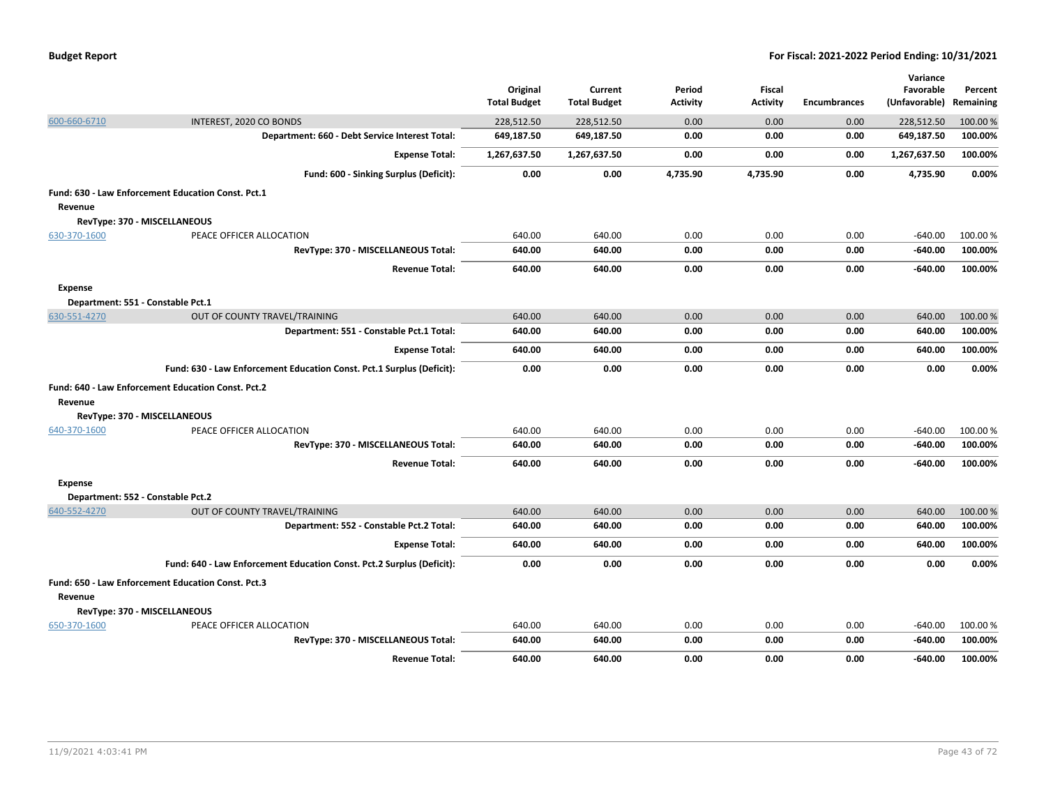**Budget Report** — For Fiscal: 2021-2022 Period Ending: 10/31/2021

| | | Original Total Budget | Current Total Budget | Period Activity | Fiscal Activity | Encumbrances | Variance Favorable (Unfavorable) | Percent Remaining |
|---|---|---|---|---|---|---|---|---|
| 600-660-6710 | INTEREST, 2020 CO BONDS | 228,512.50 | 228,512.50 | 0.00 | 0.00 | 0.00 | 228,512.50 | 100.00 % |
| | **Department: 660 - Debt Service Interest Total:** | **649,187.50** | **649,187.50** | **0.00** | **0.00** | **0.00** | **649,187.50** | **100.00%** |
| | **Expense Total:** | **1,267,637.50** | **1,267,637.50** | **0.00** | **0.00** | **0.00** | **1,267,637.50** | **100.00%** |
| | **Fund: 600 - Sinking Surplus (Deficit):** | **0.00** | **0.00** | **4,735.90** | **4,735.90** | **0.00** | **4,735.90** | **0.00%** |
| **Fund: 630 - Law Enforcement Education Const. Pct.1** | | | | | | | | |
| **Revenue** | | | | | | | | |
| **RevType: 370 - MISCELLANEOUS** | | | | | | | | |
| 630-370-1600 | PEACE OFFICER ALLOCATION | 640.00 | 640.00 | 0.00 | 0.00 | 0.00 | -640.00 | 100.00 % |
| | **RevType: 370 - MISCELLANEOUS Total:** | **640.00** | **640.00** | **0.00** | **0.00** | **0.00** | **-640.00** | **100.00%** |
| | **Revenue Total:** | **640.00** | **640.00** | **0.00** | **0.00** | **0.00** | **-640.00** | **100.00%** |
| **Expense** | | | | | | | | |
| **Department: 551 - Constable Pct.1** | | | | | | | | |
| 630-551-4270 | OUT OF COUNTY TRAVEL/TRAINING | 640.00 | 640.00 | 0.00 | 0.00 | 0.00 | 640.00 | 100.00 % |
| | **Department: 551 - Constable Pct.1 Total:** | **640.00** | **640.00** | **0.00** | **0.00** | **0.00** | **640.00** | **100.00%** |
| | **Expense Total:** | **640.00** | **640.00** | **0.00** | **0.00** | **0.00** | **640.00** | **100.00%** |
| | **Fund: 630 - Law Enforcement Education Const. Pct.1 Surplus (Deficit):** | **0.00** | **0.00** | **0.00** | **0.00** | **0.00** | **0.00** | **0.00%** |
| **Fund: 640 - Law Enforcement Education Const. Pct.2** | | | | | | | | |
| **Revenue** | | | | | | | | |
| **RevType: 370 - MISCELLANEOUS** | | | | | | | | |
| 640-370-1600 | PEACE OFFICER ALLOCATION | 640.00 | 640.00 | 0.00 | 0.00 | 0.00 | -640.00 | 100.00 % |
| | **RevType: 370 - MISCELLANEOUS Total:** | **640.00** | **640.00** | **0.00** | **0.00** | **0.00** | **-640.00** | **100.00%** |
| | **Revenue Total:** | **640.00** | **640.00** | **0.00** | **0.00** | **0.00** | **-640.00** | **100.00%** |
| **Expense** | | | | | | | | |
| **Department: 552 - Constable Pct.2** | | | | | | | | |
| 640-552-4270 | OUT OF COUNTY TRAVEL/TRAINING | 640.00 | 640.00 | 0.00 | 0.00 | 0.00 | 640.00 | 100.00 % |
| | **Department: 552 - Constable Pct.2 Total:** | **640.00** | **640.00** | **0.00** | **0.00** | **0.00** | **640.00** | **100.00%** |
| | **Expense Total:** | **640.00** | **640.00** | **0.00** | **0.00** | **0.00** | **640.00** | **100.00%** |
| | **Fund: 640 - Law Enforcement Education Const. Pct.2 Surplus (Deficit):** | **0.00** | **0.00** | **0.00** | **0.00** | **0.00** | **0.00** | **0.00%** |
| **Fund: 650 - Law Enforcement Education Const. Pct.3** | | | | | | | | |
| **Revenue** | | | | | | | | |
| **RevType: 370 - MISCELLANEOUS** | | | | | | | | |
| 650-370-1600 | PEACE OFFICER ALLOCATION | 640.00 | 640.00 | 0.00 | 0.00 | 0.00 | -640.00 | 100.00 % |
| | **RevType: 370 - MISCELLANEOUS Total:** | **640.00** | **640.00** | **0.00** | **0.00** | **0.00** | **-640.00** | **100.00%** |
| | **Revenue Total:** | **640.00** | **640.00** | **0.00** | **0.00** | **0.00** | **-640.00** | **100.00%** |

11/9/2021 4:03:41 PM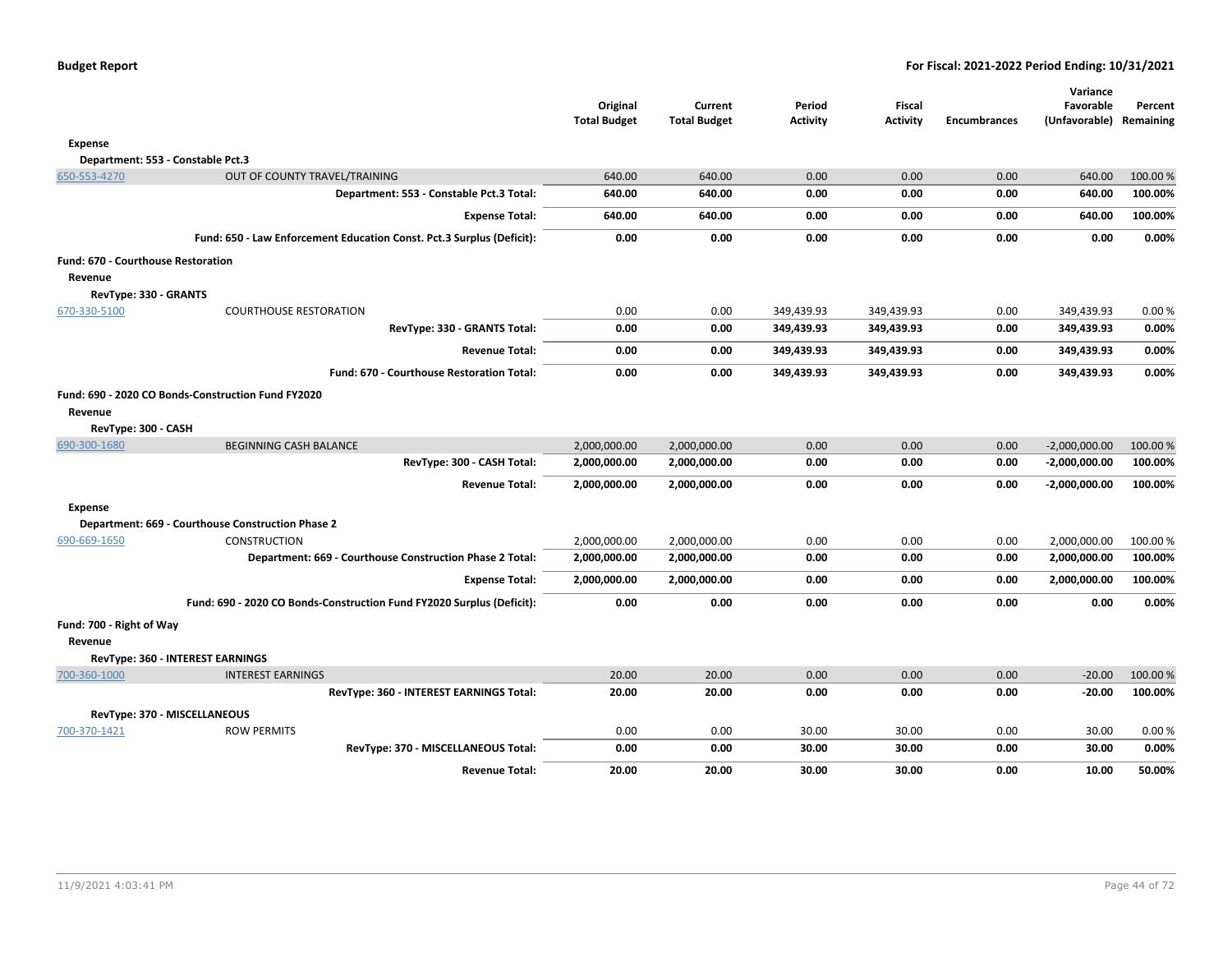| | | Original Total Budget | Current Total Budget | Period Activity | Fiscal Activity | Encumbrances | Variance Favorable (Unfavorable) | Percent Remaining |
|---|---|---|---|---|---|---|---|---|
| **Expense** | | | | | | | | |
| **Department: 553 - Constable Pct.3** | | | | | | | | |
| 650-553-4270 | OUT OF COUNTY TRAVEL/TRAINING | 640.00 | 640.00 | 0.00 | 0.00 | 0.00 | 640.00 | 100.00 % |
| | **Department: 553 - Constable Pct.3 Total:** | **640.00** | **640.00** | **0.00** | **0.00** | **0.00** | **640.00** | **100.00%** |
| | **Expense Total:** | **640.00** | **640.00** | **0.00** | **0.00** | **0.00** | **640.00** | **100.00%** |
| | **Fund: 650 - Law Enforcement Education Const. Pct.3 Surplus (Deficit):** | **0.00** | **0.00** | **0.00** | **0.00** | **0.00** | **0.00** | **0.00%** |
| **Fund: 670 - Courthouse Restoration** | | | | | | | | |
| **Revenue** | | | | | | | | |
| **RevType: 330 - GRANTS** | | | | | | | | |
| 670-330-5100 | COURTHOUSE RESTORATION | 0.00 | 0.00 | 349,439.93 | 349,439.93 | 0.00 | 349,439.93 | 0.00 % |
| | **RevType: 330 - GRANTS Total:** | **0.00** | **0.00** | **349,439.93** | **349,439.93** | **0.00** | **349,439.93** | **0.00%** |
| | **Revenue Total:** | **0.00** | **0.00** | **349,439.93** | **349,439.93** | **0.00** | **349,439.93** | **0.00%** |
| | **Fund: 670 - Courthouse Restoration Total:** | **0.00** | **0.00** | **349,439.93** | **349,439.93** | **0.00** | **349,439.93** | **0.00%** |
| **Fund: 690 - 2020 CO Bonds-Construction Fund FY2020** | | | | | | | | |
| **Revenue** | | | | | | | | |
| **RevType: 300 - CASH** | | | | | | | | |
| 690-300-1680 | BEGINNING CASH BALANCE | 2,000,000.00 | 2,000,000.00 | 0.00 | 0.00 | 0.00 | -2,000,000.00 | 100.00 % |
| | **RevType: 300 - CASH Total:** | **2,000,000.00** | **2,000,000.00** | **0.00** | **0.00** | **0.00** | **-2,000,000.00** | **100.00%** |
| | **Revenue Total:** | **2,000,000.00** | **2,000,000.00** | **0.00** | **0.00** | **0.00** | **-2,000,000.00** | **100.00%** |
| **Expense** | | | | | | | | |
| **Department: 669 - Courthouse Construction Phase 2** | | | | | | | | |
| 690-669-1650 | CONSTRUCTION | 2,000,000.00 | 2,000,000.00 | 0.00 | 0.00 | 0.00 | 2,000,000.00 | 100.00 % |
| | **Department: 669 - Courthouse Construction Phase 2 Total:** | **2,000,000.00** | **2,000,000.00** | **0.00** | **0.00** | **0.00** | **2,000,000.00** | **100.00%** |
| | **Expense Total:** | **2,000,000.00** | **2,000,000.00** | **0.00** | **0.00** | **0.00** | **2,000,000.00** | **100.00%** |
| | **Fund: 690 - 2020 CO Bonds-Construction Fund FY2020 Surplus (Deficit):** | **0.00** | **0.00** | **0.00** | **0.00** | **0.00** | **0.00** | **0.00%** |
| **Fund: 700 - Right of Way** | | | | | | | | |
| **Revenue** | | | | | | | | |
| **RevType: 360 - INTEREST EARNINGS** | | | | | | | | |
| 700-360-1000 | INTEREST EARNINGS | 20.00 | 20.00 | 0.00 | 0.00 | 0.00 | -20.00 | 100.00 % |
| | **RevType: 360 - INTEREST EARNINGS Total:** | **20.00** | **20.00** | **0.00** | **0.00** | **0.00** | **-20.00** | **100.00%** |
| **RevType: 370 - MISCELLANEOUS** | | | | | | | | |
| 700-370-1421 | ROW PERMITS | 0.00 | 0.00 | 30.00 | 30.00 | 0.00 | 30.00 | 0.00 % |
| | **RevType: 370 - MISCELLANEOUS Total:** | **0.00** | **0.00** | **30.00** | **30.00** | **0.00** | **30.00** | **0.00%** |
| | **Revenue Total:** | **20.00** | **20.00** | **30.00** | **30.00** | **0.00** | **10.00** | **50.00%** |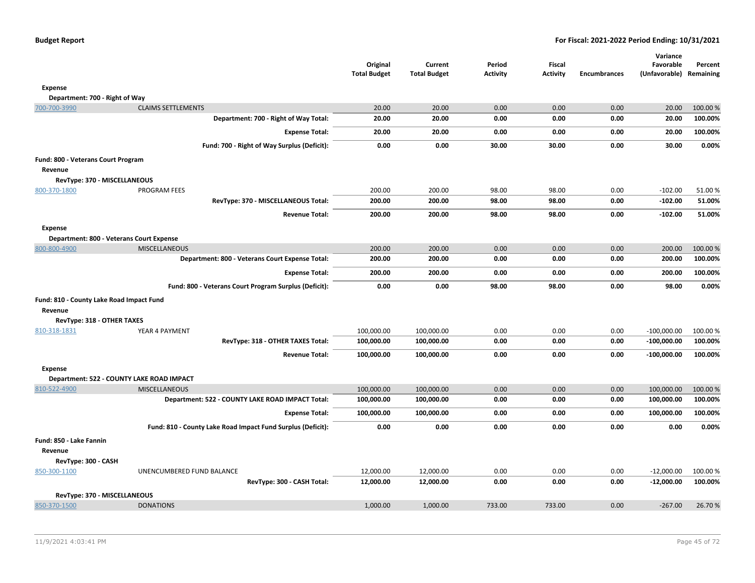| | | Original Total Budget | Current Total Budget | Period Activity | Fiscal Activity | Encumbrances | Variance Favorable (Unfavorable) | Percent Remaining |
|---|---|---|---|---|---|---|---|---|
| **Expense** | | | | | | | | |
| **Department: 700 - Right of Way** | | | | | | | | |
| 700-700-3990 | CLAIMS SETTLEMENTS | 20.00 | 20.00 | 0.00 | 0.00 | 0.00 | 20.00 | 100.00 % |
| | **Department: 700 - Right of Way Total:** | **20.00** | **20.00** | **0.00** | **0.00** | **0.00** | **20.00** | **100.00%** |
| | **Expense Total:** | **20.00** | **20.00** | **0.00** | **0.00** | **0.00** | **20.00** | **100.00%** |
| | **Fund: 700 - Right of Way Surplus (Deficit):** | **0.00** | **0.00** | **30.00** | **30.00** | **0.00** | **30.00** | **0.00%** |
| **Fund: 800 - Veterans Court Program** | | | | | | | | |
| **Revenue** | | | | | | | | |
| **RevType: 370 - MISCELLANEOUS** | | | | | | | | |
| 800-370-1800 | PROGRAM FEES | 200.00 | 200.00 | 98.00 | 98.00 | 0.00 | -102.00 | 51.00 % |
| | **RevType: 370 - MISCELLANEOUS Total:** | **200.00** | **200.00** | **98.00** | **98.00** | **0.00** | **-102.00** | **51.00%** |
| | **Revenue Total:** | **200.00** | **200.00** | **98.00** | **98.00** | **0.00** | **-102.00** | **51.00%** |
| **Expense** | | | | | | | | |
| **Department: 800 - Veterans Court Expense** | | | | | | | | |
| 800-800-4900 | MISCELLANEOUS | 200.00 | 200.00 | 0.00 | 0.00 | 0.00 | 200.00 | 100.00 % |
| | **Department: 800 - Veterans Court Expense Total:** | **200.00** | **200.00** | **0.00** | **0.00** | **0.00** | **200.00** | **100.00%** |
| | **Expense Total:** | **200.00** | **200.00** | **0.00** | **0.00** | **0.00** | **200.00** | **100.00%** |
| | **Fund: 800 - Veterans Court Program Surplus (Deficit):** | **0.00** | **0.00** | **98.00** | **98.00** | **0.00** | **98.00** | **0.00%** |
| **Fund: 810 - County Lake Road Impact Fund** | | | | | | | | |
| **Revenue** | | | | | | | | |
| **RevType: 318 - OTHER TAXES** | | | | | | | | |
| 810-318-1831 | YEAR 4 PAYMENT | 100,000.00 | 100,000.00 | 0.00 | 0.00 | 0.00 | -100,000.00 | 100.00 % |
| | **RevType: 318 - OTHER TAXES Total:** | **100,000.00** | **100,000.00** | **0.00** | **0.00** | **0.00** | **-100,000.00** | **100.00%** |
| | **Revenue Total:** | **100,000.00** | **100,000.00** | **0.00** | **0.00** | **0.00** | **-100,000.00** | **100.00%** |
| **Expense** | | | | | | | | |
| **Department: 522 - COUNTY LAKE ROAD IMPACT** | | | | | | | | |
| 810-522-4900 | MISCELLANEOUS | 100,000.00 | 100,000.00 | 0.00 | 0.00 | 0.00 | 100,000.00 | 100.00 % |
| | **Department: 522 - COUNTY LAKE ROAD IMPACT Total:** | **100,000.00** | **100,000.00** | **0.00** | **0.00** | **0.00** | **100,000.00** | **100.00%** |
| | **Expense Total:** | **100,000.00** | **100,000.00** | **0.00** | **0.00** | **0.00** | **100,000.00** | **100.00%** |
| | **Fund: 810 - County Lake Road Impact Fund Surplus (Deficit):** | **0.00** | **0.00** | **0.00** | **0.00** | **0.00** | **0.00** | **0.00%** |
| **Fund: 850 - Lake Fannin** | | | | | | | | |
| **Revenue** | | | | | | | | |
| **RevType: 300 - CASH** | | | | | | | | |
| 850-300-1100 | UNENCUMBERED FUND BALANCE | 12,000.00 | 12,000.00 | 0.00 | 0.00 | 0.00 | -12,000.00 | 100.00 % |
| | **RevType: 300 - CASH Total:** | **12,000.00** | **12,000.00** | **0.00** | **0.00** | **0.00** | **-12,000.00** | **100.00%** |
| **RevType: 370 - MISCELLANEOUS** | | | | | | | | |
| 850-370-1500 | DONATIONS | 1,000.00 | 1,000.00 | 733.00 | 733.00 | 0.00 | -267.00 | 26.70 % |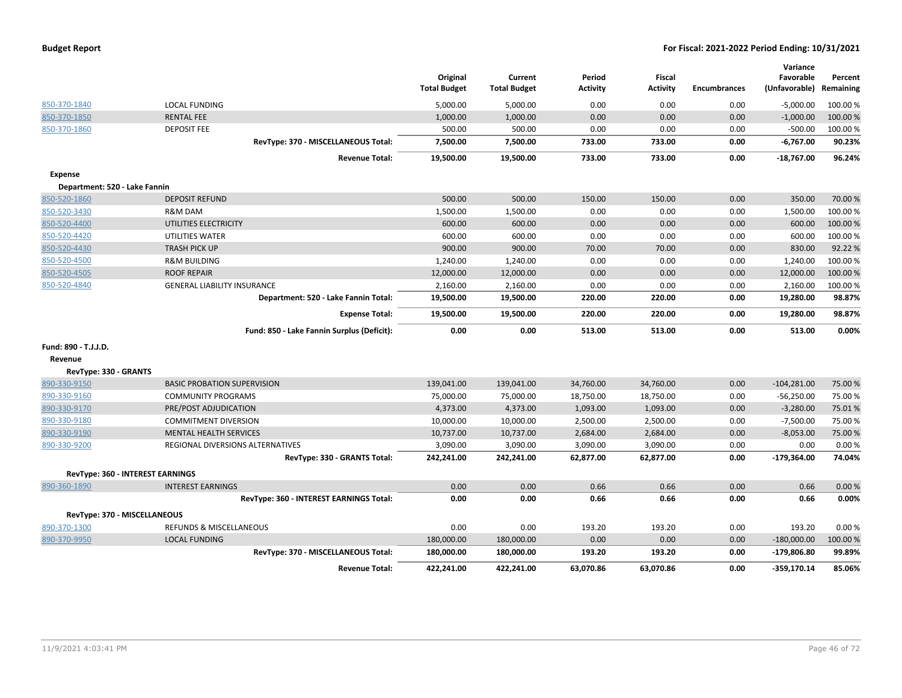| | | Original Total Budget | Current Total Budget | Period Activity | Fiscal Activity | Encumbrances | Variance Favorable (Unfavorable) | Percent Remaining |
|---|---|---|---|---|---|---|---|---|
| 850-370-1840 | LOCAL FUNDING | 5,000.00 | 5,000.00 | 0.00 | 0.00 | 0.00 | -5,000.00 | 100.00 % |
| 850-370-1850 | RENTAL FEE | 1,000.00 | 1,000.00 | 0.00 | 0.00 | 0.00 | -1,000.00 | 100.00 % |
| 850-370-1860 | DEPOSIT FEE | 500.00 | 500.00 | 0.00 | 0.00 | 0.00 | -500.00 | 100.00 % |
| | **RevType: 370 - MISCELLANEOUS Total:** | **7,500.00** | **7,500.00** | **733.00** | **733.00** | **0.00** | **-6,767.00** | **90.23%** |
| | **Revenue Total:** | **19,500.00** | **19,500.00** | **733.00** | **733.00** | **0.00** | **-18,767.00** | **96.24%** |
| **Expense** | | | | | | | | |
| **Department: 520 - Lake Fannin** | | | | | | | | |
| 850-520-1860 | DEPOSIT REFUND | 500.00 | 500.00 | 150.00 | 150.00 | 0.00 | 350.00 | 70.00 % |
| 850-520-3430 | R&M DAM | 1,500.00 | 1,500.00 | 0.00 | 0.00 | 0.00 | 1,500.00 | 100.00 % |
| 850-520-4400 | UTILITIES ELECTRICITY | 600.00 | 600.00 | 0.00 | 0.00 | 0.00 | 600.00 | 100.00 % |
| 850-520-4420 | UTILITIES WATER | 600.00 | 600.00 | 0.00 | 0.00 | 0.00 | 600.00 | 100.00 % |
| 850-520-4430 | TRASH PICK UP | 900.00 | 900.00 | 70.00 | 70.00 | 0.00 | 830.00 | 92.22 % |
| 850-520-4500 | R&M BUILDING | 1,240.00 | 1,240.00 | 0.00 | 0.00 | 0.00 | 1,240.00 | 100.00 % |
| 850-520-4505 | ROOF REPAIR | 12,000.00 | 12,000.00 | 0.00 | 0.00 | 0.00 | 12,000.00 | 100.00 % |
| 850-520-4840 | GENERAL LIABILITY INSURANCE | 2,160.00 | 2,160.00 | 0.00 | 0.00 | 0.00 | 2,160.00 | 100.00 % |
| | **Department: 520 - Lake Fannin Total:** | **19,500.00** | **19,500.00** | **220.00** | **220.00** | **0.00** | **19,280.00** | **98.87%** |
| | **Expense Total:** | **19,500.00** | **19,500.00** | **220.00** | **220.00** | **0.00** | **19,280.00** | **98.87%** |
| | **Fund: 850 - Lake Fannin Surplus (Deficit):** | **0.00** | **0.00** | **513.00** | **513.00** | **0.00** | **513.00** | **0.00%** |
| **Fund: 890 - T.J.J.D.** | | | | | | | | |
| **Revenue** | | | | | | | | |
| **RevType: 330 - GRANTS** | | | | | | | | |
| 890-330-9150 | BASIC PROBATION SUPERVISION | 139,041.00 | 139,041.00 | 34,760.00 | 34,760.00 | 0.00 | -104,281.00 | 75.00 % |
| 890-330-9160 | COMMUNITY PROGRAMS | 75,000.00 | 75,000.00 | 18,750.00 | 18,750.00 | 0.00 | -56,250.00 | 75.00 % |
| 890-330-9170 | PRE/POST ADJUDICATION | 4,373.00 | 4,373.00 | 1,093.00 | 1,093.00 | 0.00 | -3,280.00 | 75.01 % |
| 890-330-9180 | COMMITMENT DIVERSION | 10,000.00 | 10,000.00 | 2,500.00 | 2,500.00 | 0.00 | -7,500.00 | 75.00 % |
| 890-330-9190 | MENTAL HEALTH SERVICES | 10,737.00 | 10,737.00 | 2,684.00 | 2,684.00 | 0.00 | -8,053.00 | 75.00 % |
| 890-330-9200 | REGIONAL DIVERSIONS ALTERNATIVES | 3,090.00 | 3,090.00 | 3,090.00 | 3,090.00 | 0.00 | 0.00 | 0.00 % |
| | **RevType: 330 - GRANTS Total:** | **242,241.00** | **242,241.00** | **62,877.00** | **62,877.00** | **0.00** | **-179,364.00** | **74.04%** |
| **RevType: 360 - INTEREST EARNINGS** | | | | | | | | |
| 890-360-1890 | INTEREST EARNINGS | 0.00 | 0.00 | 0.66 | 0.66 | 0.00 | 0.66 | 0.00 % |
| | **RevType: 360 - INTEREST EARNINGS Total:** | **0.00** | **0.00** | **0.66** | **0.66** | **0.00** | **0.66** | **0.00%** |
| **RevType: 370 - MISCELLANEOUS** | | | | | | | | |
| 890-370-1300 | REFUNDS & MISCELLANEOUS | 0.00 | 0.00 | 193.20 | 193.20 | 0.00 | 193.20 | 0.00 % |
| 890-370-9950 | LOCAL FUNDING | 180,000.00 | 180,000.00 | 0.00 | 0.00 | 0.00 | -180,000.00 | 100.00 % |
| | **RevType: 370 - MISCELLANEOUS Total:** | **180,000.00** | **180,000.00** | **193.20** | **193.20** | **0.00** | **-179,806.80** | **99.89%** |
| | **Revenue Total:** | **422,241.00** | **422,241.00** | **63,070.86** | **63,070.86** | **0.00** | **-359,170.14** | **85.06%** |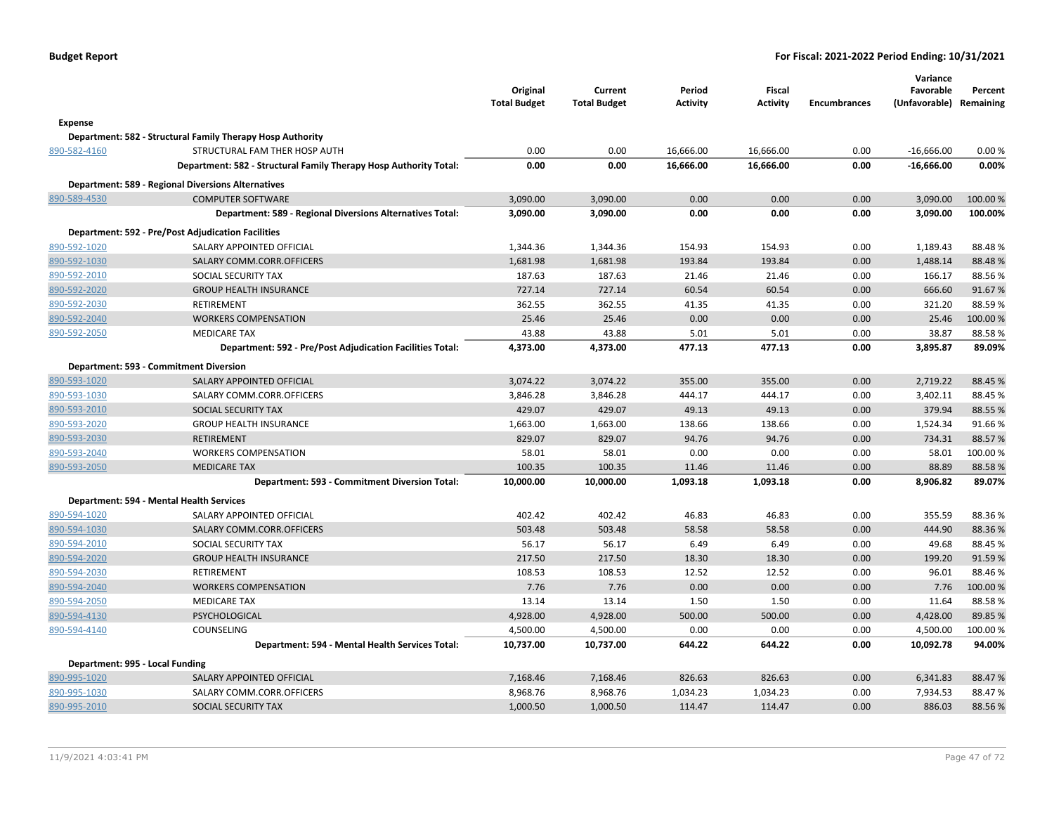**Budget Report** **For Fiscal: 2021-2022 Period Ending: 10/31/2021**

| | | Original Total Budget | Current Total Budget | Period Activity | Fiscal Activity | Encumbrances | Variance Favorable (Unfavorable) | Percent Remaining |
|---|---|---|---|---|---|---|---|---|
| **Expense** | | | | | | | | |
| **Department: 582 - Structural Family Therapy Hosp Authority** | | | | | | | | |
| 890-582-4160 | STRUCTURAL FAM THER HOSP AUTH | 0.00 | 0.00 | 16,666.00 | 16,666.00 | 0.00 | -16,666.00 | 0.00 % |
| | **Department: 582 - Structural Family Therapy Hosp Authority Total:** | **0.00** | **0.00** | **16,666.00** | **16,666.00** | **0.00** | **-16,666.00** | **0.00%** |
| **Department: 589 - Regional Diversions Alternatives** | | | | | | | | |
| 890-589-4530 | COMPUTER SOFTWARE | 3,090.00 | 3,090.00 | 0.00 | 0.00 | 0.00 | 3,090.00 | 100.00 % |
| | **Department: 589 - Regional Diversions Alternatives Total:** | **3,090.00** | **3,090.00** | **0.00** | **0.00** | **0.00** | **3,090.00** | **100.00%** |
| **Department: 592 - Pre/Post Adjudication Facilities** | | | | | | | | |
| 890-592-1020 | SALARY APPOINTED OFFICIAL | 1,344.36 | 1,344.36 | 154.93 | 154.93 | 0.00 | 1,189.43 | 88.48 % |
| 890-592-1030 | SALARY COMM.CORR.OFFICERS | 1,681.98 | 1,681.98 | 193.84 | 193.84 | 0.00 | 1,488.14 | 88.48 % |
| 890-592-2010 | SOCIAL SECURITY TAX | 187.63 | 187.63 | 21.46 | 21.46 | 0.00 | 166.17 | 88.56 % |
| 890-592-2020 | GROUP HEALTH INSURANCE | 727.14 | 727.14 | 60.54 | 60.54 | 0.00 | 666.60 | 91.67 % |
| 890-592-2030 | RETIREMENT | 362.55 | 362.55 | 41.35 | 41.35 | 0.00 | 321.20 | 88.59 % |
| 890-592-2040 | WORKERS COMPENSATION | 25.46 | 25.46 | 0.00 | 0.00 | 0.00 | 25.46 | 100.00 % |
| 890-592-2050 | MEDICARE TAX | 43.88 | 43.88 | 5.01 | 5.01 | 0.00 | 38.87 | 88.58 % |
| | **Department: 592 - Pre/Post Adjudication Facilities Total:** | **4,373.00** | **4,373.00** | **477.13** | **477.13** | **0.00** | **3,895.87** | **89.09%** |
| **Department: 593 - Commitment Diversion** | | | | | | | | |
| 890-593-1020 | SALARY APPOINTED OFFICIAL | 3,074.22 | 3,074.22 | 355.00 | 355.00 | 0.00 | 2,719.22 | 88.45 % |
| 890-593-1030 | SALARY COMM.CORR.OFFICERS | 3,846.28 | 3,846.28 | 444.17 | 444.17 | 0.00 | 3,402.11 | 88.45 % |
| 890-593-2010 | SOCIAL SECURITY TAX | 429.07 | 429.07 | 49.13 | 49.13 | 0.00 | 379.94 | 88.55 % |
| 890-593-2020 | GROUP HEALTH INSURANCE | 1,663.00 | 1,663.00 | 138.66 | 138.66 | 0.00 | 1,524.34 | 91.66 % |
| 890-593-2030 | RETIREMENT | 829.07 | 829.07 | 94.76 | 94.76 | 0.00 | 734.31 | 88.57 % |
| 890-593-2040 | WORKERS COMPENSATION | 58.01 | 58.01 | 0.00 | 0.00 | 0.00 | 58.01 | 100.00 % |
| 890-593-2050 | MEDICARE TAX | 100.35 | 100.35 | 11.46 | 11.46 | 0.00 | 88.89 | 88.58 % |
| | **Department: 593 - Commitment Diversion Total:** | **10,000.00** | **10,000.00** | **1,093.18** | **1,093.18** | **0.00** | **8,906.82** | **89.07%** |
| **Department: 594 - Mental Health Services** | | | | | | | | |
| 890-594-1020 | SALARY APPOINTED OFFICIAL | 402.42 | 402.42 | 46.83 | 46.83 | 0.00 | 355.59 | 88.36 % |
| 890-594-1030 | SALARY COMM.CORR.OFFICERS | 503.48 | 503.48 | 58.58 | 58.58 | 0.00 | 444.90 | 88.36 % |
| 890-594-2010 | SOCIAL SECURITY TAX | 56.17 | 56.17 | 6.49 | 6.49 | 0.00 | 49.68 | 88.45 % |
| 890-594-2020 | GROUP HEALTH INSURANCE | 217.50 | 217.50 | 18.30 | 18.30 | 0.00 | 199.20 | 91.59 % |
| 890-594-2030 | RETIREMENT | 108.53 | 108.53 | 12.52 | 12.52 | 0.00 | 96.01 | 88.46 % |
| 890-594-2040 | WORKERS COMPENSATION | 7.76 | 7.76 | 0.00 | 0.00 | 0.00 | 7.76 | 100.00 % |
| 890-594-2050 | MEDICARE TAX | 13.14 | 13.14 | 1.50 | 1.50 | 0.00 | 11.64 | 88.58 % |
| 890-594-4130 | PSYCHOLOGICAL | 4,928.00 | 4,928.00 | 500.00 | 500.00 | 0.00 | 4,428.00 | 89.85 % |
| 890-594-4140 | COUNSELING | 4,500.00 | 4,500.00 | 0.00 | 0.00 | 0.00 | 4,500.00 | 100.00 % |
| | **Department: 594 - Mental Health Services Total:** | **10,737.00** | **10,737.00** | **644.22** | **644.22** | **0.00** | **10,092.78** | **94.00%** |
| **Department: 995 - Local Funding** | | | | | | | | |
| 890-995-1020 | SALARY APPOINTED OFFICIAL | 7,168.46 | 7,168.46 | 826.63 | 826.63 | 0.00 | 6,341.83 | 88.47 % |
| 890-995-1030 | SALARY COMM.CORR.OFFICERS | 8,968.76 | 8,968.76 | 1,034.23 | 1,034.23 | 0.00 | 7,934.53 | 88.47 % |
| 890-995-2010 | SOCIAL SECURITY TAX | 1,000.50 | 1,000.50 | 114.47 | 114.47 | 0.00 | 886.03 | 88.56 % |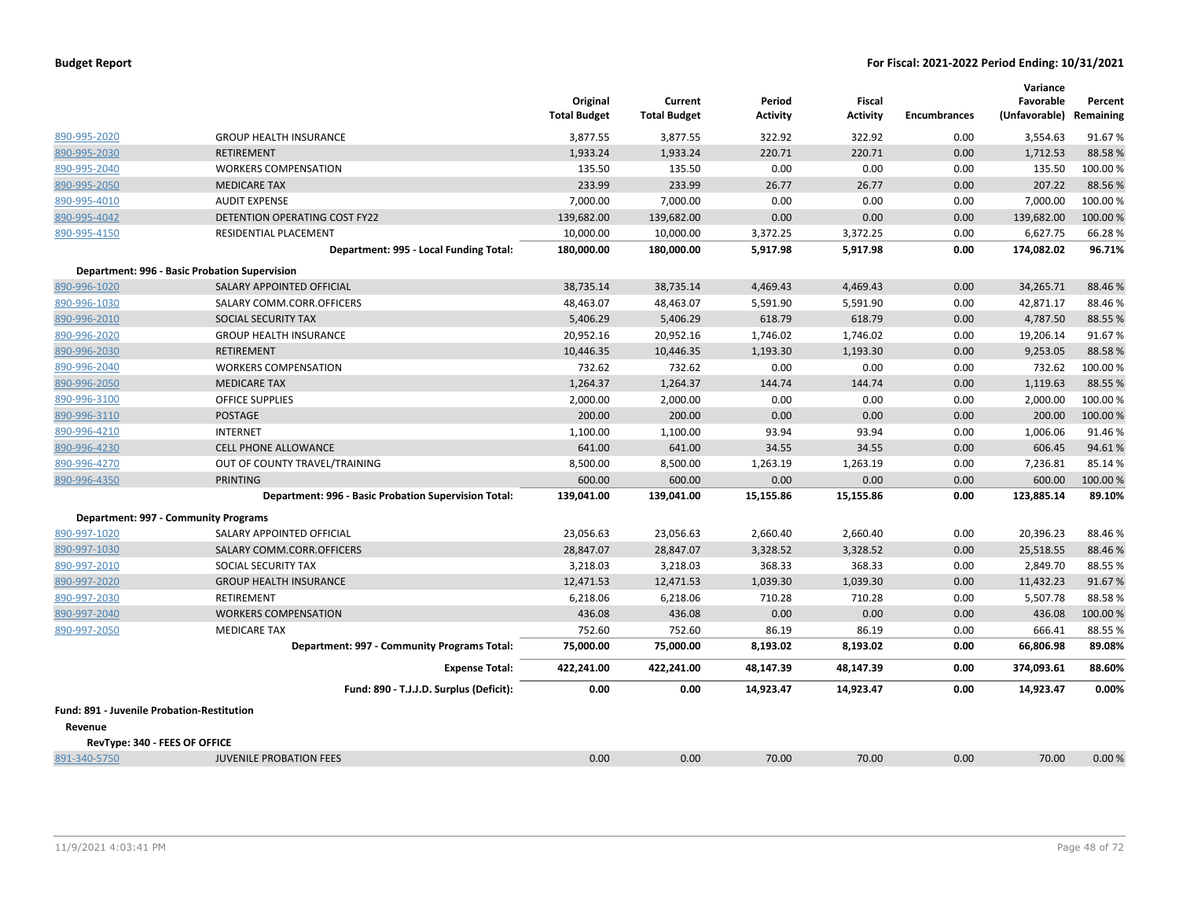**Budget Report** | **For Fiscal: 2021-2022 Period Ending: 10/31/2021**

| | | Original Total Budget | Current Total Budget | Period Activity | Fiscal Activity | Encumbrances | Variance Favorable (Unfavorable) | Percent Remaining |
|---|---|---|---|---|---|---|---|---|
| 890-995-2020 | GROUP HEALTH INSURANCE | 3,877.55 | 3,877.55 | 322.92 | 322.92 | 0.00 | 3,554.63 | 91.67 % |
| 890-995-2030 | RETIREMENT | 1,933.24 | 1,933.24 | 220.71 | 220.71 | 0.00 | 1,712.53 | 88.58 % |
| 890-995-2040 | WORKERS COMPENSATION | 135.50 | 135.50 | 0.00 | 0.00 | 0.00 | 135.50 | 100.00 % |
| 890-995-2050 | MEDICARE TAX | 233.99 | 233.99 | 26.77 | 26.77 | 0.00 | 207.22 | 88.56 % |
| 890-995-4010 | AUDIT EXPENSE | 7,000.00 | 7,000.00 | 0.00 | 0.00 | 0.00 | 7,000.00 | 100.00 % |
| 890-995-4042 | DETENTION OPERATING COST FY22 | 139,682.00 | 139,682.00 | 0.00 | 0.00 | 0.00 | 139,682.00 | 100.00 % |
| 890-995-4150 | RESIDENTIAL PLACEMENT | 10,000.00 | 10,000.00 | 3,372.25 | 3,372.25 | 0.00 | 6,627.75 | 66.28 % |
| | **Department: 995 - Local Funding Total:** | **180,000.00** | **180,000.00** | **5,917.98** | **5,917.98** | **0.00** | **174,082.02** | **96.71%** |
| **Department: 996 - Basic Probation Supervision** | | | | | | | | |
| 890-996-1020 | SALARY APPOINTED OFFICIAL | 38,735.14 | 38,735.14 | 4,469.43 | 4,469.43 | 0.00 | 34,265.71 | 88.46 % |
| 890-996-1030 | SALARY COMM.CORR.OFFICERS | 48,463.07 | 48,463.07 | 5,591.90 | 5,591.90 | 0.00 | 42,871.17 | 88.46 % |
| 890-996-2010 | SOCIAL SECURITY TAX | 5,406.29 | 5,406.29 | 618.79 | 618.79 | 0.00 | 4,787.50 | 88.55 % |
| 890-996-2020 | GROUP HEALTH INSURANCE | 20,952.16 | 20,952.16 | 1,746.02 | 1,746.02 | 0.00 | 19,206.14 | 91.67 % |
| 890-996-2030 | RETIREMENT | 10,446.35 | 10,446.35 | 1,193.30 | 1,193.30 | 0.00 | 9,253.05 | 88.58 % |
| 890-996-2040 | WORKERS COMPENSATION | 732.62 | 732.62 | 0.00 | 0.00 | 0.00 | 732.62 | 100.00 % |
| 890-996-2050 | MEDICARE TAX | 1,264.37 | 1,264.37 | 144.74 | 144.74 | 0.00 | 1,119.63 | 88.55 % |
| 890-996-3100 | OFFICE SUPPLIES | 2,000.00 | 2,000.00 | 0.00 | 0.00 | 0.00 | 2,000.00 | 100.00 % |
| 890-996-3110 | POSTAGE | 200.00 | 200.00 | 0.00 | 0.00 | 0.00 | 200.00 | 100.00 % |
| 890-996-4210 | INTERNET | 1,100.00 | 1,100.00 | 93.94 | 93.94 | 0.00 | 1,006.06 | 91.46 % |
| 890-996-4230 | CELL PHONE ALLOWANCE | 641.00 | 641.00 | 34.55 | 34.55 | 0.00 | 606.45 | 94.61 % |
| 890-996-4270 | OUT OF COUNTY TRAVEL/TRAINING | 8,500.00 | 8,500.00 | 1,263.19 | 1,263.19 | 0.00 | 7,236.81 | 85.14 % |
| 890-996-4350 | PRINTING | 600.00 | 600.00 | 0.00 | 0.00 | 0.00 | 600.00 | 100.00 % |
| | **Department: 996 - Basic Probation Supervision Total:** | **139,041.00** | **139,041.00** | **15,155.86** | **15,155.86** | **0.00** | **123,885.14** | **89.10%** |
| **Department: 997 - Community Programs** | | | | | | | | |
| 890-997-1020 | SALARY APPOINTED OFFICIAL | 23,056.63 | 23,056.63 | 2,660.40 | 2,660.40 | 0.00 | 20,396.23 | 88.46 % |
| 890-997-1030 | SALARY COMM.CORR.OFFICERS | 28,847.07 | 28,847.07 | 3,328.52 | 3,328.52 | 0.00 | 25,518.55 | 88.46 % |
| 890-997-2010 | SOCIAL SECURITY TAX | 3,218.03 | 3,218.03 | 368.33 | 368.33 | 0.00 | 2,849.70 | 88.55 % |
| 890-997-2020 | GROUP HEALTH INSURANCE | 12,471.53 | 12,471.53 | 1,039.30 | 1,039.30 | 0.00 | 11,432.23 | 91.67 % |
| 890-997-2030 | RETIREMENT | 6,218.06 | 6,218.06 | 710.28 | 710.28 | 0.00 | 5,507.78 | 88.58 % |
| 890-997-2040 | WORKERS COMPENSATION | 436.08 | 436.08 | 0.00 | 0.00 | 0.00 | 436.08 | 100.00 % |
| 890-997-2050 | MEDICARE TAX | 752.60 | 752.60 | 86.19 | 86.19 | 0.00 | 666.41 | 88.55 % |
| | **Department: 997 - Community Programs Total:** | **75,000.00** | **75,000.00** | **8,193.02** | **8,193.02** | **0.00** | **66,806.98** | **89.08%** |
| | **Expense Total:** | **422,241.00** | **422,241.00** | **48,147.39** | **48,147.39** | **0.00** | **374,093.61** | **88.60%** |
| | **Fund: 890 - T.J.J.D. Surplus (Deficit):** | **0.00** | **0.00** | **14,923.47** | **14,923.47** | **0.00** | **14,923.47** | **0.00%** |
| **Fund: 891 - Juvenile Probation-Restitution** | | | | | | | | |
| **Revenue** | | | | | | | | |
| **RevType: 340 - FEES OF OFFICE** | | | | | | | | |
| 891-340-5750 | JUVENILE PROBATION FEES | 0.00 | 0.00 | 70.00 | 70.00 | 0.00 | 70.00 | 0.00 % |

11/9/2021 4:03:41 PM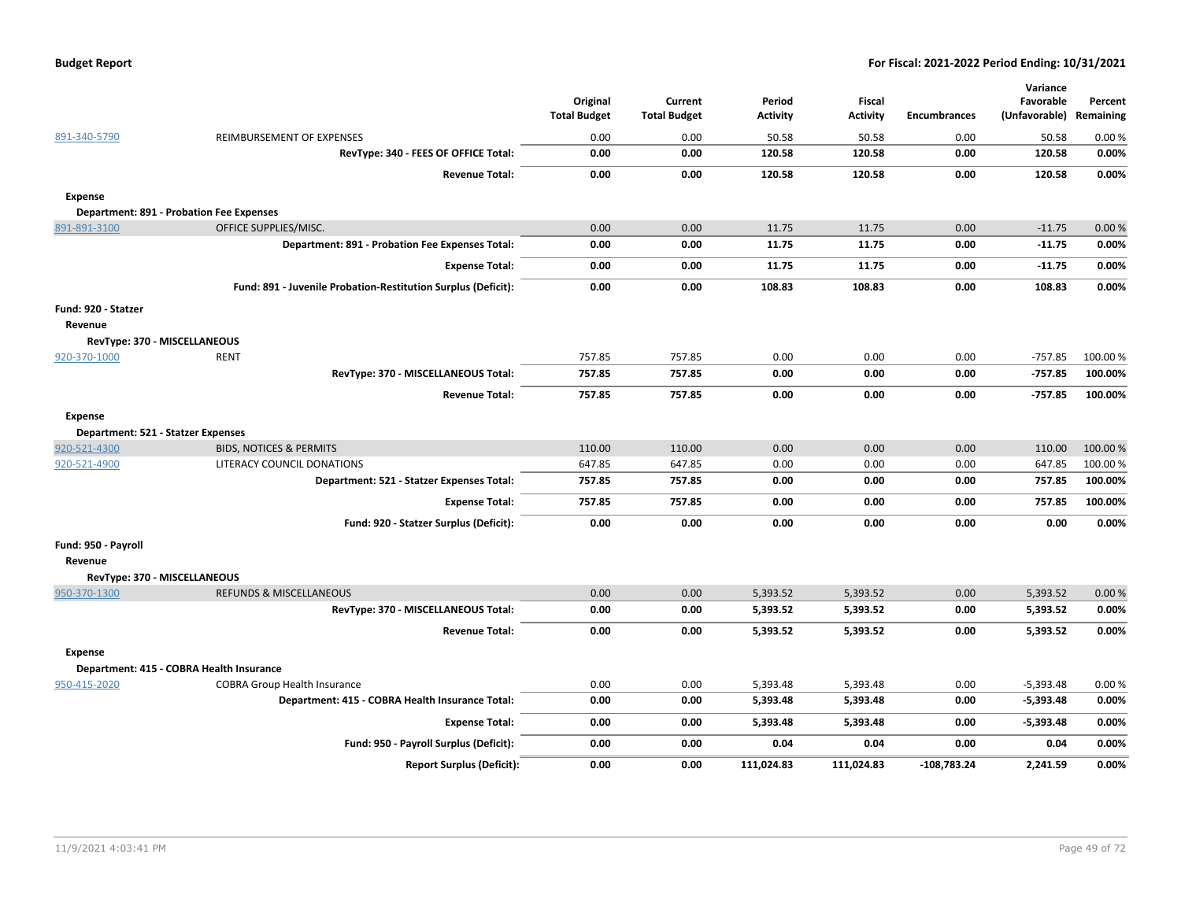| | | Original Total Budget | Current Total Budget | Period Activity | Fiscal Activity | Encumbrances | Variance Favorable (Unfavorable) | Percent Remaining |
|---|---|---|---|---|---|---|---|---|
| 891-340-5790 | REIMBURSEMENT OF EXPENSES | 0.00 | 0.00 | 50.58 | 50.58 | 0.00 | 50.58 | 0.00 % |
| | **RevType: 340 - FEES OF OFFICE Total:** | **0.00** | **0.00** | **120.58** | **120.58** | **0.00** | **120.58** | **0.00%** |
| | **Revenue Total:** | **0.00** | **0.00** | **120.58** | **120.58** | **0.00** | **120.58** | **0.00%** |
| **Expense** | | | | | | | | |
| **Department: 891 - Probation Fee Expenses** | | | | | | | | |
| 891-891-3100 | OFFICE SUPPLIES/MISC. | 0.00 | 0.00 | 11.75 | 11.75 | 0.00 | -11.75 | 0.00 % |
| | **Department: 891 - Probation Fee Expenses Total:** | **0.00** | **0.00** | **11.75** | **11.75** | **0.00** | **-11.75** | **0.00%** |
| | **Expense Total:** | **0.00** | **0.00** | **11.75** | **11.75** | **0.00** | **-11.75** | **0.00%** |
| | **Fund: 891 - Juvenile Probation-Restitution Surplus (Deficit):** | **0.00** | **0.00** | **108.83** | **108.83** | **0.00** | **108.83** | **0.00%** |
| **Fund: 920 - Statzer** | | | | | | | | |
| **Revenue** | | | | | | | | |
| **RevType: 370 - MISCELLANEOUS** | | | | | | | | |
| 920-370-1000 | RENT | 757.85 | 757.85 | 0.00 | 0.00 | 0.00 | -757.85 | 100.00 % |
| | **RevType: 370 - MISCELLANEOUS Total:** | **757.85** | **757.85** | **0.00** | **0.00** | **0.00** | **-757.85** | **100.00%** |
| | **Revenue Total:** | **757.85** | **757.85** | **0.00** | **0.00** | **0.00** | **-757.85** | **100.00%** |
| **Expense** | | | | | | | | |
| **Department: 521 - Statzer Expenses** | | | | | | | | |
| 920-521-4300 | BIDS, NOTICES & PERMITS | 110.00 | 110.00 | 0.00 | 0.00 | 0.00 | 110.00 | 100.00 % |
| 920-521-4900 | LITERACY COUNCIL DONATIONS | 647.85 | 647.85 | 0.00 | 0.00 | 0.00 | 647.85 | 100.00 % |
| | **Department: 521 - Statzer Expenses Total:** | **757.85** | **757.85** | **0.00** | **0.00** | **0.00** | **757.85** | **100.00%** |
| | **Expense Total:** | **757.85** | **757.85** | **0.00** | **0.00** | **0.00** | **757.85** | **100.00%** |
| | **Fund: 920 - Statzer Surplus (Deficit):** | **0.00** | **0.00** | **0.00** | **0.00** | **0.00** | **0.00** | **0.00%** |
| **Fund: 950 - Payroll** | | | | | | | | |
| **Revenue** | | | | | | | | |
| **RevType: 370 - MISCELLANEOUS** | | | | | | | | |
| 950-370-1300 | REFUNDS & MISCELLANEOUS | 0.00 | 0.00 | 5,393.52 | 5,393.52 | 0.00 | 5,393.52 | 0.00 % |
| | **RevType: 370 - MISCELLANEOUS Total:** | **0.00** | **0.00** | **5,393.52** | **5,393.52** | **0.00** | **5,393.52** | **0.00%** |
| | **Revenue Total:** | **0.00** | **0.00** | **5,393.52** | **5,393.52** | **0.00** | **5,393.52** | **0.00%** |
| **Expense** | | | | | | | | |
| **Department: 415 - COBRA Health Insurance** | | | | | | | | |
| 950-415-2020 | COBRA Group Health Insurance | 0.00 | 0.00 | 5,393.48 | 5,393.48 | 0.00 | -5,393.48 | 0.00 % |
| | **Department: 415 - COBRA Health Insurance Total:** | **0.00** | **0.00** | **5,393.48** | **5,393.48** | **0.00** | **-5,393.48** | **0.00%** |
| | **Expense Total:** | **0.00** | **0.00** | **5,393.48** | **5,393.48** | **0.00** | **-5,393.48** | **0.00%** |
| | **Fund: 950 - Payroll Surplus (Deficit):** | **0.00** | **0.00** | **0.04** | **0.04** | **0.00** | **0.04** | **0.00%** |
| | **Report Surplus (Deficit):** | **0.00** | **0.00** | **111,024.83** | **111,024.83** | **-108,783.24** | **2,241.59** | **0.00%** |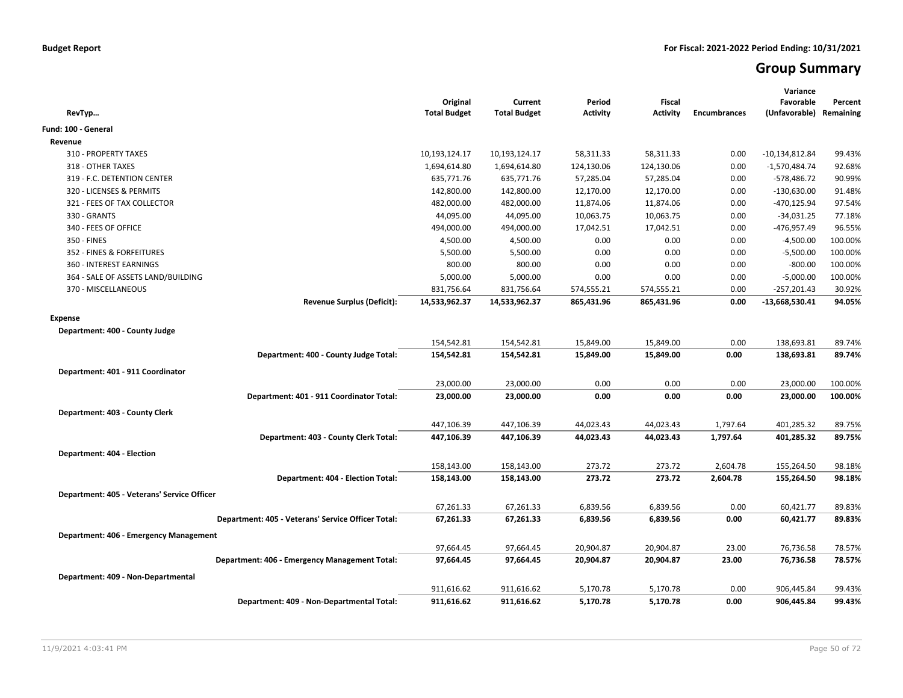**Budget Report** &nbsp;&nbsp;&nbsp;&nbsp; **For Fiscal: 2021-2022 Period Ending: 10/31/2021**

# Group Summary

| RevTyp… | Original Total Budget | Current Total Budget | Period Activity | Fiscal Activity | Encumbrances | Variance Favorable (Unfavorable) | Percent Remaining |
|---|---|---|---|---|---|---|---|
| **Fund: 100 - General** | | | | | | | |
| **Revenue** | | | | | | | |
| 310 - PROPERTY TAXES | 10,193,124.17 | 10,193,124.17 | 58,311.33 | 58,311.33 | 0.00 | -10,134,812.84 | 99.43% |
| 318 - OTHER TAXES | 1,694,614.80 | 1,694,614.80 | 124,130.06 | 124,130.06 | 0.00 | -1,570,484.74 | 92.68% |
| 319 - F.C. DETENTION CENTER | 635,771.76 | 635,771.76 | 57,285.04 | 57,285.04 | 0.00 | -578,486.72 | 90.99% |
| 320 - LICENSES & PERMITS | 142,800.00 | 142,800.00 | 12,170.00 | 12,170.00 | 0.00 | -130,630.00 | 91.48% |
| 321 - FEES OF TAX COLLECTOR | 482,000.00 | 482,000.00 | 11,874.06 | 11,874.06 | 0.00 | -470,125.94 | 97.54% |
| 330 - GRANTS | 44,095.00 | 44,095.00 | 10,063.75 | 10,063.75 | 0.00 | -34,031.25 | 77.18% |
| 340 - FEES OF OFFICE | 494,000.00 | 494,000.00 | 17,042.51 | 17,042.51 | 0.00 | -476,957.49 | 96.55% |
| 350 - FINES | 4,500.00 | 4,500.00 | 0.00 | 0.00 | 0.00 | -4,500.00 | 100.00% |
| 352 - FINES & FORFEITURES | 5,500.00 | 5,500.00 | 0.00 | 0.00 | 0.00 | -5,500.00 | 100.00% |
| 360 - INTEREST EARNINGS | 800.00 | 800.00 | 0.00 | 0.00 | 0.00 | -800.00 | 100.00% |
| 364 - SALE OF ASSETS LAND/BUILDING | 5,000.00 | 5,000.00 | 0.00 | 0.00 | 0.00 | -5,000.00 | 100.00% |
| 370 - MISCELLANEOUS | 831,756.64 | 831,756.64 | 574,555.21 | 574,555.21 | 0.00 | -257,201.43 | 30.92% |
| **Revenue Surplus (Deficit):** | **14,533,962.37** | **14,533,962.37** | **865,431.96** | **865,431.96** | **0.00** | **-13,668,530.41** | **94.05%** |
| **Expense** | | | | | | | |
| **Department: 400 - County Judge** | | | | | | | |
| | 154,542.81 | 154,542.81 | 15,849.00 | 15,849.00 | 0.00 | 138,693.81 | 89.74% |
| **Department: 400 - County Judge Total:** | **154,542.81** | **154,542.81** | **15,849.00** | **15,849.00** | **0.00** | **138,693.81** | **89.74%** |
| **Department: 401 - 911 Coordinator** | | | | | | | |
| | 23,000.00 | 23,000.00 | 0.00 | 0.00 | 0.00 | 23,000.00 | 100.00% |
| **Department: 401 - 911 Coordinator Total:** | **23,000.00** | **23,000.00** | **0.00** | **0.00** | **0.00** | **23,000.00** | **100.00%** |
| **Department: 403 - County Clerk** | | | | | | | |
| | 447,106.39 | 447,106.39 | 44,023.43 | 44,023.43 | 1,797.64 | 401,285.32 | 89.75% |
| **Department: 403 - County Clerk Total:** | **447,106.39** | **447,106.39** | **44,023.43** | **44,023.43** | **1,797.64** | **401,285.32** | **89.75%** |
| **Department: 404 - Election** | | | | | | | |
| | 158,143.00 | 158,143.00 | 273.72 | 273.72 | 2,604.78 | 155,264.50 | 98.18% |
| **Department: 404 - Election Total:** | **158,143.00** | **158,143.00** | **273.72** | **273.72** | **2,604.78** | **155,264.50** | **98.18%** |
| **Department: 405 - Veterans' Service Officer** | | | | | | | |
| | 67,261.33 | 67,261.33 | 6,839.56 | 6,839.56 | 0.00 | 60,421.77 | 89.83% |
| **Department: 405 - Veterans' Service Officer Total:** | **67,261.33** | **67,261.33** | **6,839.56** | **6,839.56** | **0.00** | **60,421.77** | **89.83%** |
| **Department: 406 - Emergency Management** | | | | | | | |
| | 97,664.45 | 97,664.45 | 20,904.87 | 20,904.87 | 23.00 | 76,736.58 | 78.57% |
| **Department: 406 - Emergency Management Total:** | **97,664.45** | **97,664.45** | **20,904.87** | **20,904.87** | **23.00** | **76,736.58** | **78.57%** |
| **Department: 409 - Non-Departmental** | | | | | | | |
| | 911,616.62 | 911,616.62 | 5,170.78 | 5,170.78 | 0.00 | 906,445.84 | 99.43% |
| **Department: 409 - Non-Departmental Total:** | **911,616.62** | **911,616.62** | **5,170.78** | **5,170.78** | **0.00** | **906,445.84** | **99.43%** |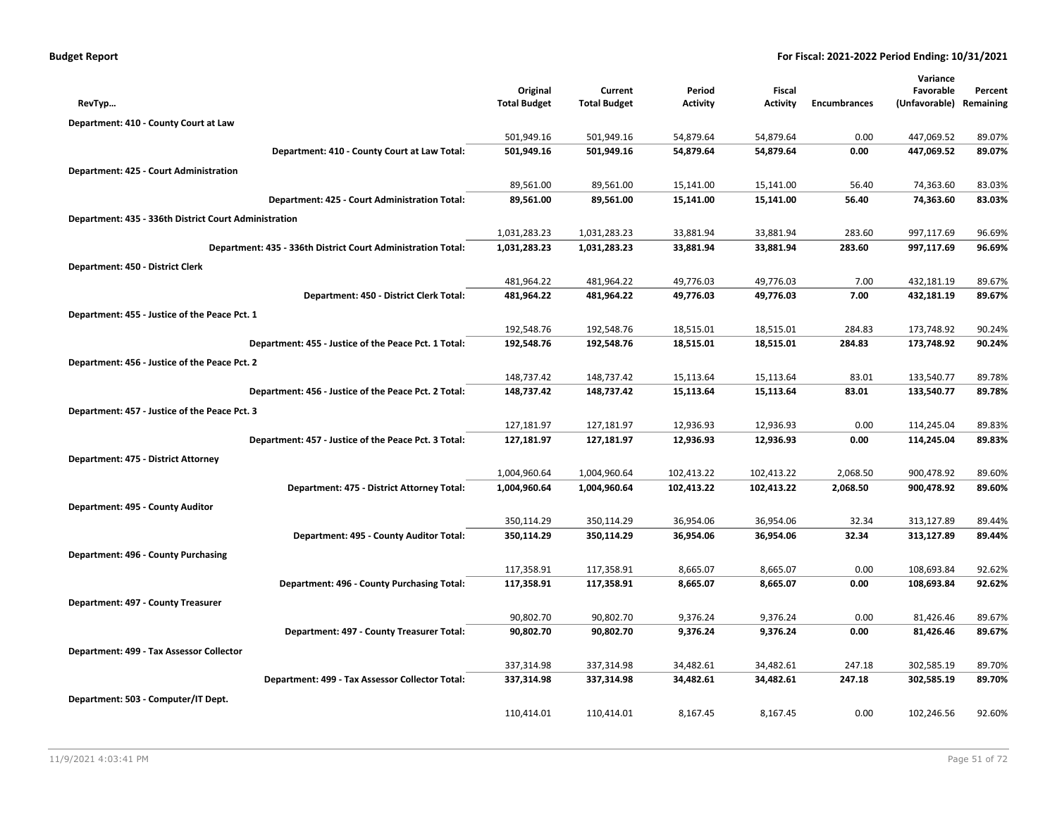| RevTyp... | Original Total Budget | Current Total Budget | Period Activity | Fiscal Activity | Encumbrances | Variance Favorable (Unfavorable) | Percent Remaining |
|---|---|---|---|---|---|---|---|
| **Department: 410 - County Court at Law** | | | | | | | |
| | 501,949.16 | 501,949.16 | 54,879.64 | 54,879.64 | 0.00 | 447,069.52 | 89.07% |
| **Department: 410 - County Court at Law Total:** | **501,949.16** | **501,949.16** | **54,879.64** | **54,879.64** | **0.00** | **447,069.52** | **89.07%** |
| **Department: 425 - Court Administration** | | | | | | | |
| | 89,561.00 | 89,561.00 | 15,141.00 | 15,141.00 | 56.40 | 74,363.60 | 83.03% |
| **Department: 425 - Court Administration Total:** | **89,561.00** | **89,561.00** | **15,141.00** | **15,141.00** | **56.40** | **74,363.60** | **83.03%** |
| **Department: 435 - 336th District Court Administration** | | | | | | | |
| | 1,031,283.23 | 1,031,283.23 | 33,881.94 | 33,881.94 | 283.60 | 997,117.69 | 96.69% |
| **Department: 435 - 336th District Court Administration Total:** | **1,031,283.23** | **1,031,283.23** | **33,881.94** | **33,881.94** | **283.60** | **997,117.69** | **96.69%** |
| **Department: 450 - District Clerk** | | | | | | | |
| | 481,964.22 | 481,964.22 | 49,776.03 | 49,776.03 | 7.00 | 432,181.19 | 89.67% |
| **Department: 450 - District Clerk Total:** | **481,964.22** | **481,964.22** | **49,776.03** | **49,776.03** | **7.00** | **432,181.19** | **89.67%** |
| **Department: 455 - Justice of the Peace Pct. 1** | | | | | | | |
| | 192,548.76 | 192,548.76 | 18,515.01 | 18,515.01 | 284.83 | 173,748.92 | 90.24% |
| **Department: 455 - Justice of the Peace Pct. 1 Total:** | **192,548.76** | **192,548.76** | **18,515.01** | **18,515.01** | **284.83** | **173,748.92** | **90.24%** |
| **Department: 456 - Justice of the Peace Pct. 2** | | | | | | | |
| | 148,737.42 | 148,737.42 | 15,113.64 | 15,113.64 | 83.01 | 133,540.77 | 89.78% |
| **Department: 456 - Justice of the Peace Pct. 2 Total:** | **148,737.42** | **148,737.42** | **15,113.64** | **15,113.64** | **83.01** | **133,540.77** | **89.78%** |
| **Department: 457 - Justice of the Peace Pct. 3** | | | | | | | |
| | 127,181.97 | 127,181.97 | 12,936.93 | 12,936.93 | 0.00 | 114,245.04 | 89.83% |
| **Department: 457 - Justice of the Peace Pct. 3 Total:** | **127,181.97** | **127,181.97** | **12,936.93** | **12,936.93** | **0.00** | **114,245.04** | **89.83%** |
| **Department: 475 - District Attorney** | | | | | | | |
| | 1,004,960.64 | 1,004,960.64 | 102,413.22 | 102,413.22 | 2,068.50 | 900,478.92 | 89.60% |
| **Department: 475 - District Attorney Total:** | **1,004,960.64** | **1,004,960.64** | **102,413.22** | **102,413.22** | **2,068.50** | **900,478.92** | **89.60%** |
| **Department: 495 - County Auditor** | | | | | | | |
| | 350,114.29 | 350,114.29 | 36,954.06 | 36,954.06 | 32.34 | 313,127.89 | 89.44% |
| **Department: 495 - County Auditor Total:** | **350,114.29** | **350,114.29** | **36,954.06** | **36,954.06** | **32.34** | **313,127.89** | **89.44%** |
| **Department: 496 - County Purchasing** | | | | | | | |
| | 117,358.91 | 117,358.91 | 8,665.07 | 8,665.07 | 0.00 | 108,693.84 | 92.62% |
| **Department: 496 - County Purchasing Total:** | **117,358.91** | **117,358.91** | **8,665.07** | **8,665.07** | **0.00** | **108,693.84** | **92.62%** |
| **Department: 497 - County Treasurer** | | | | | | | |
| | 90,802.70 | 90,802.70 | 9,376.24 | 9,376.24 | 0.00 | 81,426.46 | 89.67% |
| **Department: 497 - County Treasurer Total:** | **90,802.70** | **90,802.70** | **9,376.24** | **9,376.24** | **0.00** | **81,426.46** | **89.67%** |
| **Department: 499 - Tax Assessor Collector** | | | | | | | |
| | 337,314.98 | 337,314.98 | 34,482.61 | 34,482.61 | 247.18 | 302,585.19 | 89.70% |
| **Department: 499 - Tax Assessor Collector Total:** | **337,314.98** | **337,314.98** | **34,482.61** | **34,482.61** | **247.18** | **302,585.19** | **89.70%** |
| **Department: 503 - Computer/IT Dept.** | | | | | | | |
| | 110,414.01 | 110,414.01 | 8,167.45 | 8,167.45 | 0.00 | 102,246.56 | 92.60% |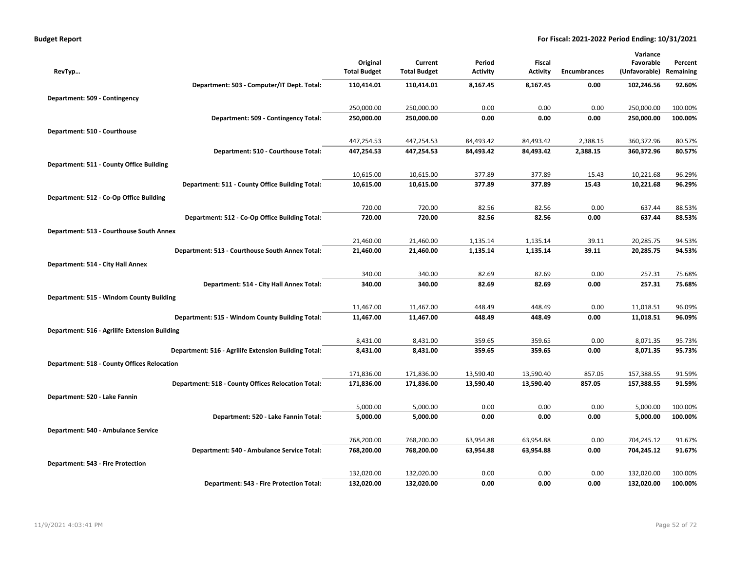**Budget Report** | **For Fiscal: 2021-2022 Period Ending: 10/31/2021**

| RevTyp… | Original Total Budget | Current Total Budget | Period Activity | Fiscal Activity | Encumbrances | Variance Favorable (Unfavorable) | Percent Remaining |
|---|---|---|---|---|---|---|---|
| **Department: 503 - Computer/IT Dept. Total:** | **110,414.01** | **110,414.01** | **8,167.45** | **8,167.45** | **0.00** | **102,246.56** | **92.60%** |
| **Department: 509 - Contingency** | | | | | | | |
| | 250,000.00 | 250,000.00 | 0.00 | 0.00 | 0.00 | 250,000.00 | 100.00% |
| **Department: 509 - Contingency Total:** | **250,000.00** | **250,000.00** | **0.00** | **0.00** | **0.00** | **250,000.00** | **100.00%** |
| **Department: 510 - Courthouse** | | | | | | | |
| | 447,254.53 | 447,254.53 | 84,493.42 | 84,493.42 | 2,388.15 | 360,372.96 | 80.57% |
| **Department: 510 - Courthouse Total:** | **447,254.53** | **447,254.53** | **84,493.42** | **84,493.42** | **2,388.15** | **360,372.96** | **80.57%** |
| **Department: 511 - County Office Building** | | | | | | | |
| | 10,615.00 | 10,615.00 | 377.89 | 377.89 | 15.43 | 10,221.68 | 96.29% |
| **Department: 511 - County Office Building Total:** | **10,615.00** | **10,615.00** | **377.89** | **377.89** | **15.43** | **10,221.68** | **96.29%** |
| **Department: 512 - Co-Op Office Building** | | | | | | | |
| | 720.00 | 720.00 | 82.56 | 82.56 | 0.00 | 637.44 | 88.53% |
| **Department: 512 - Co-Op Office Building Total:** | **720.00** | **720.00** | **82.56** | **82.56** | **0.00** | **637.44** | **88.53%** |
| **Department: 513 - Courthouse South Annex** | | | | | | | |
| | 21,460.00 | 21,460.00 | 1,135.14 | 1,135.14 | 39.11 | 20,285.75 | 94.53% |
| **Department: 513 - Courthouse South Annex Total:** | **21,460.00** | **21,460.00** | **1,135.14** | **1,135.14** | **39.11** | **20,285.75** | **94.53%** |
| **Department: 514 - City Hall Annex** | | | | | | | |
| | 340.00 | 340.00 | 82.69 | 82.69 | 0.00 | 257.31 | 75.68% |
| **Department: 514 - City Hall Annex Total:** | **340.00** | **340.00** | **82.69** | **82.69** | **0.00** | **257.31** | **75.68%** |
| **Department: 515 - Windom County Building** | | | | | | | |
| | 11,467.00 | 11,467.00 | 448.49 | 448.49 | 0.00 | 11,018.51 | 96.09% |
| **Department: 515 - Windom County Building Total:** | **11,467.00** | **11,467.00** | **448.49** | **448.49** | **0.00** | **11,018.51** | **96.09%** |
| **Department: 516 - Agrilife Extension Building** | | | | | | | |
| | 8,431.00 | 8,431.00 | 359.65 | 359.65 | 0.00 | 8,071.35 | 95.73% |
| **Department: 516 - Agrilife Extension Building Total:** | **8,431.00** | **8,431.00** | **359.65** | **359.65** | **0.00** | **8,071.35** | **95.73%** |
| **Department: 518 - County Offices Relocation** | | | | | | | |
| | 171,836.00 | 171,836.00 | 13,590.40 | 13,590.40 | 857.05 | 157,388.55 | 91.59% |
| **Department: 518 - County Offices Relocation Total:** | **171,836.00** | **171,836.00** | **13,590.40** | **13,590.40** | **857.05** | **157,388.55** | **91.59%** |
| **Department: 520 - Lake Fannin** | | | | | | | |
| | 5,000.00 | 5,000.00 | 0.00 | 0.00 | 0.00 | 5,000.00 | 100.00% |
| **Department: 520 - Lake Fannin Total:** | **5,000.00** | **5,000.00** | **0.00** | **0.00** | **0.00** | **5,000.00** | **100.00%** |
| **Department: 540 - Ambulance Service** | | | | | | | |
| | 768,200.00 | 768,200.00 | 63,954.88 | 63,954.88 | 0.00 | 704,245.12 | 91.67% |
| **Department: 540 - Ambulance Service Total:** | **768,200.00** | **768,200.00** | **63,954.88** | **63,954.88** | **0.00** | **704,245.12** | **91.67%** |
| **Department: 543 - Fire Protection** | | | | | | | |
| | 132,020.00 | 132,020.00 | 0.00 | 0.00 | 0.00 | 132,020.00 | 100.00% |
| **Department: 543 - Fire Protection Total:** | **132,020.00** | **132,020.00** | **0.00** | **0.00** | **0.00** | **132,020.00** | **100.00%** |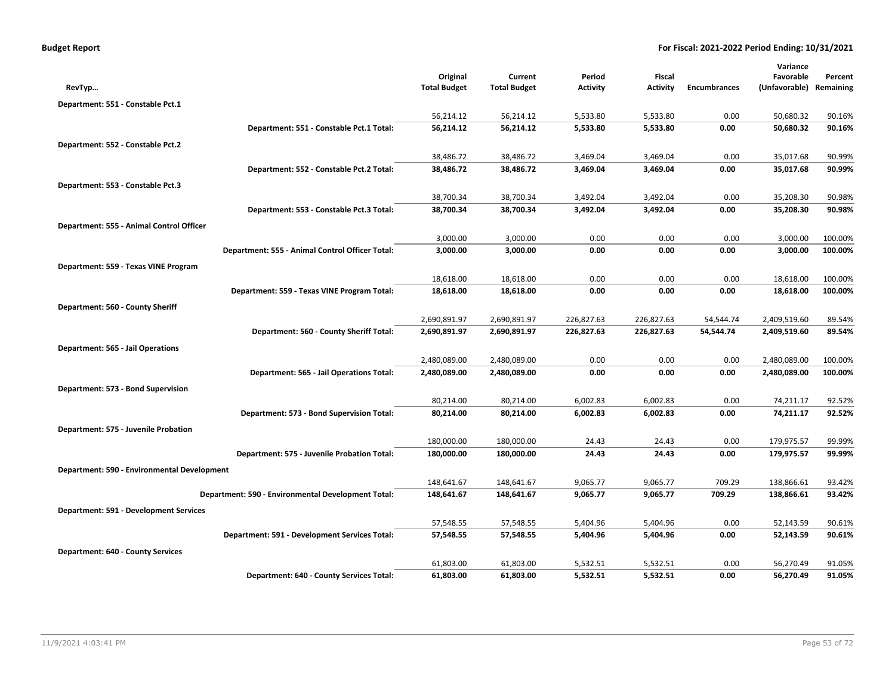**Budget Report** — For Fiscal: 2021-2022 Period Ending: 10/31/2021

| RevTyp… | Original Total Budget | Current Total Budget | Period Activity | Fiscal Activity | Encumbrances | Variance Favorable (Unfavorable) | Percent Remaining |
|---|---|---|---|---|---|---|---|
| **Department: 551 - Constable Pct.1** | | | | | | | |
| | 56,214.12 | 56,214.12 | 5,533.80 | 5,533.80 | 0.00 | 50,680.32 | 90.16% |
| **Department: 551 - Constable Pct.1 Total:** | **56,214.12** | **56,214.12** | **5,533.80** | **5,533.80** | **0.00** | **50,680.32** | **90.16%** |
| **Department: 552 - Constable Pct.2** | | | | | | | |
| | 38,486.72 | 38,486.72 | 3,469.04 | 3,469.04 | 0.00 | 35,017.68 | 90.99% |
| **Department: 552 - Constable Pct.2 Total:** | **38,486.72** | **38,486.72** | **3,469.04** | **3,469.04** | **0.00** | **35,017.68** | **90.99%** |
| **Department: 553 - Constable Pct.3** | | | | | | | |
| | 38,700.34 | 38,700.34 | 3,492.04 | 3,492.04 | 0.00 | 35,208.30 | 90.98% |
| **Department: 553 - Constable Pct.3 Total:** | **38,700.34** | **38,700.34** | **3,492.04** | **3,492.04** | **0.00** | **35,208.30** | **90.98%** |
| **Department: 555 - Animal Control Officer** | | | | | | | |
| | 3,000.00 | 3,000.00 | 0.00 | 0.00 | 0.00 | 3,000.00 | 100.00% |
| **Department: 555 - Animal Control Officer Total:** | **3,000.00** | **3,000.00** | **0.00** | **0.00** | **0.00** | **3,000.00** | **100.00%** |
| **Department: 559 - Texas VINE Program** | | | | | | | |
| | 18,618.00 | 18,618.00 | 0.00 | 0.00 | 0.00 | 18,618.00 | 100.00% |
| **Department: 559 - Texas VINE Program Total:** | **18,618.00** | **18,618.00** | **0.00** | **0.00** | **0.00** | **18,618.00** | **100.00%** |
| **Department: 560 - County Sheriff** | | | | | | | |
| | 2,690,891.97 | 2,690,891.97 | 226,827.63 | 226,827.63 | 54,544.74 | 2,409,519.60 | 89.54% |
| **Department: 560 - County Sheriff Total:** | **2,690,891.97** | **2,690,891.97** | **226,827.63** | **226,827.63** | **54,544.74** | **2,409,519.60** | **89.54%** |
| **Department: 565 - Jail Operations** | | | | | | | |
| | 2,480,089.00 | 2,480,089.00 | 0.00 | 0.00 | 0.00 | 2,480,089.00 | 100.00% |
| **Department: 565 - Jail Operations Total:** | **2,480,089.00** | **2,480,089.00** | **0.00** | **0.00** | **0.00** | **2,480,089.00** | **100.00%** |
| **Department: 573 - Bond Supervision** | | | | | | | |
| | 80,214.00 | 80,214.00 | 6,002.83 | 6,002.83 | 0.00 | 74,211.17 | 92.52% |
| **Department: 573 - Bond Supervision Total:** | **80,214.00** | **80,214.00** | **6,002.83** | **6,002.83** | **0.00** | **74,211.17** | **92.52%** |
| **Department: 575 - Juvenile Probation** | | | | | | | |
| | 180,000.00 | 180,000.00 | 24.43 | 24.43 | 0.00 | 179,975.57 | 99.99% |
| **Department: 575 - Juvenile Probation Total:** | **180,000.00** | **180,000.00** | **24.43** | **24.43** | **0.00** | **179,975.57** | **99.99%** |
| **Department: 590 - Environmental Development** | | | | | | | |
| | 148,641.67 | 148,641.67 | 9,065.77 | 9,065.77 | 709.29 | 138,866.61 | 93.42% |
| **Department: 590 - Environmental Development Total:** | **148,641.67** | **148,641.67** | **9,065.77** | **9,065.77** | **709.29** | **138,866.61** | **93.42%** |
| **Department: 591 - Development Services** | | | | | | | |
| | 57,548.55 | 57,548.55 | 5,404.96 | 5,404.96 | 0.00 | 52,143.59 | 90.61% |
| **Department: 591 - Development Services Total:** | **57,548.55** | **57,548.55** | **5,404.96** | **5,404.96** | **0.00** | **52,143.59** | **90.61%** |
| **Department: 640 - County Services** | | | | | | | |
| | 61,803.00 | 61,803.00 | 5,532.51 | 5,532.51 | 0.00 | 56,270.49 | 91.05% |
| **Department: 640 - County Services Total:** | **61,803.00** | **61,803.00** | **5,532.51** | **5,532.51** | **0.00** | **56,270.49** | **91.05%** |

11/9/2021 4:03:41 PM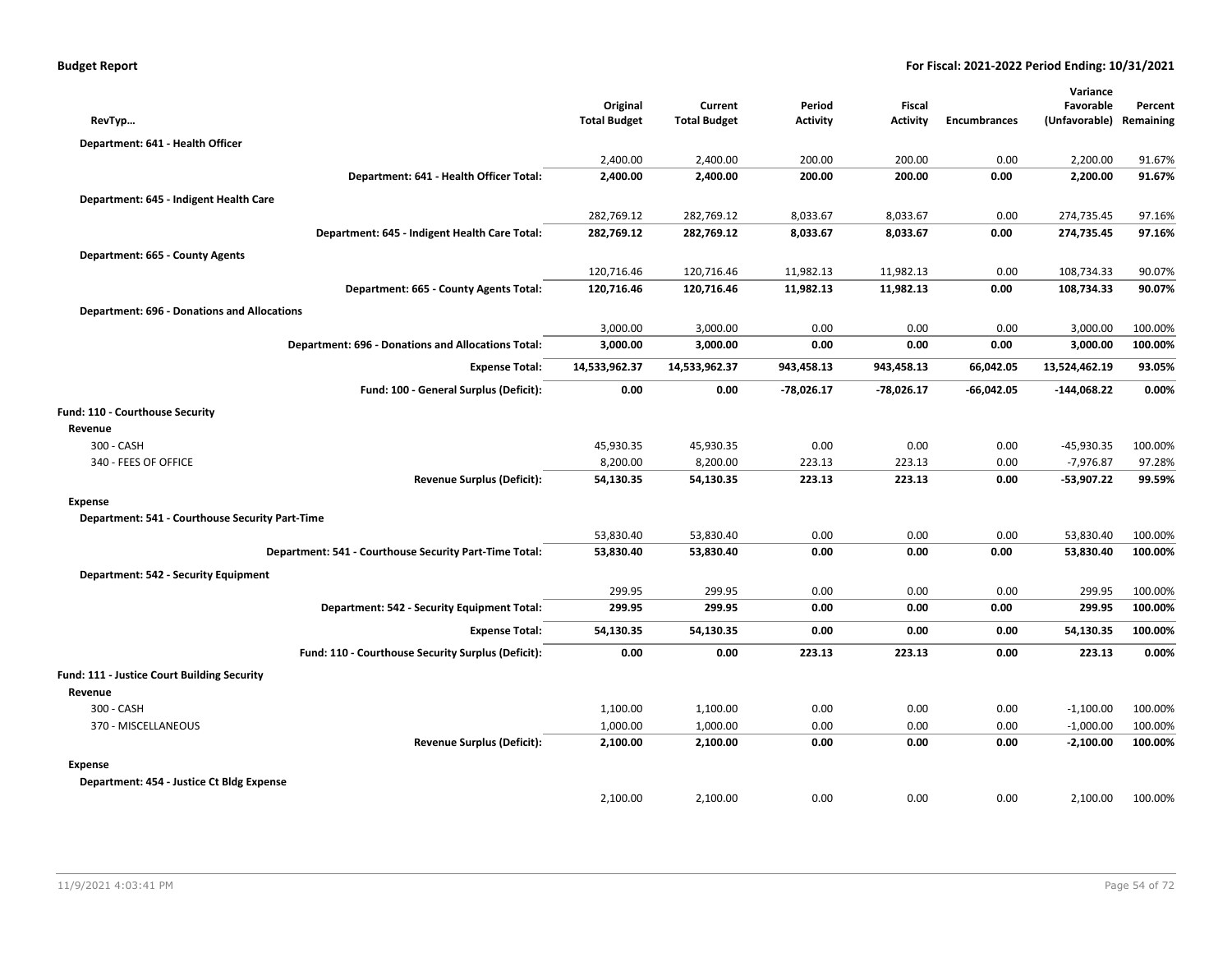**Budget Report**

**For Fiscal: 2021-2022 Period Ending: 10/31/2021**

| RevTyp… | Original Total Budget | Current Total Budget | Period Activity | Fiscal Activity | Encumbrances | Variance Favorable (Unfavorable) | Percent Remaining |
|---|---|---|---|---|---|---|---|
| **Department: 641 - Health Officer** | | | | | | | |
| | 2,400.00 | 2,400.00 | 200.00 | 200.00 | 0.00 | 2,200.00 | 91.67% |
| **Department: 641 - Health Officer Total:** | **2,400.00** | **2,400.00** | **200.00** | **200.00** | **0.00** | **2,200.00** | **91.67%** |
| **Department: 645 - Indigent Health Care** | | | | | | | |
| | 282,769.12 | 282,769.12 | 8,033.67 | 8,033.67 | 0.00 | 274,735.45 | 97.16% |
| **Department: 645 - Indigent Health Care Total:** | **282,769.12** | **282,769.12** | **8,033.67** | **8,033.67** | **0.00** | **274,735.45** | **97.16%** |
| **Department: 665 - County Agents** | | | | | | | |
| | 120,716.46 | 120,716.46 | 11,982.13 | 11,982.13 | 0.00 | 108,734.33 | 90.07% |
| **Department: 665 - County Agents Total:** | **120,716.46** | **120,716.46** | **11,982.13** | **11,982.13** | **0.00** | **108,734.33** | **90.07%** |
| **Department: 696 - Donations and Allocations** | | | | | | | |
| | 3,000.00 | 3,000.00 | 0.00 | 0.00 | 0.00 | 3,000.00 | 100.00% |
| **Department: 696 - Donations and Allocations Total:** | **3,000.00** | **3,000.00** | **0.00** | **0.00** | **0.00** | **3,000.00** | **100.00%** |
| **Expense Total:** | **14,533,962.37** | **14,533,962.37** | **943,458.13** | **943,458.13** | **66,042.05** | **13,524,462.19** | **93.05%** |
| **Fund: 100 - General Surplus (Deficit):** | **0.00** | **0.00** | **-78,026.17** | **-78,026.17** | **-66,042.05** | **-144,068.22** | **0.00%** |
| **Fund: 110 - Courthouse Security** | | | | | | | |
| **Revenue** | | | | | | | |
| 300 - CASH | 45,930.35 | 45,930.35 | 0.00 | 0.00 | 0.00 | -45,930.35 | 100.00% |
| 340 - FEES OF OFFICE | 8,200.00 | 8,200.00 | 223.13 | 223.13 | 0.00 | -7,976.87 | 97.28% |
| **Revenue Surplus (Deficit):** | **54,130.35** | **54,130.35** | **223.13** | **223.13** | **0.00** | **-53,907.22** | **99.59%** |
| **Expense** | | | | | | | |
| **Department: 541 - Courthouse Security Part-Time** | | | | | | | |
| | 53,830.40 | 53,830.40 | 0.00 | 0.00 | 0.00 | 53,830.40 | 100.00% |
| **Department: 541 - Courthouse Security Part-Time Total:** | **53,830.40** | **53,830.40** | **0.00** | **0.00** | **0.00** | **53,830.40** | **100.00%** |
| **Department: 542 - Security Equipment** | | | | | | | |
| | 299.95 | 299.95 | 0.00 | 0.00 | 0.00 | 299.95 | 100.00% |
| **Department: 542 - Security Equipment Total:** | **299.95** | **299.95** | **0.00** | **0.00** | **0.00** | **299.95** | **100.00%** |
| **Expense Total:** | **54,130.35** | **54,130.35** | **0.00** | **0.00** | **0.00** | **54,130.35** | **100.00%** |
| **Fund: 110 - Courthouse Security Surplus (Deficit):** | **0.00** | **0.00** | **223.13** | **223.13** | **0.00** | **223.13** | **0.00%** |
| **Fund: 111 - Justice Court Building Security** | | | | | | | |
| **Revenue** | | | | | | | |
| 300 - CASH | 1,100.00 | 1,100.00 | 0.00 | 0.00 | 0.00 | -1,100.00 | 100.00% |
| 370 - MISCELLANEOUS | 1,000.00 | 1,000.00 | 0.00 | 0.00 | 0.00 | -1,000.00 | 100.00% |
| **Revenue Surplus (Deficit):** | **2,100.00** | **2,100.00** | **0.00** | **0.00** | **0.00** | **-2,100.00** | **100.00%** |
| **Expense** | | | | | | | |
| **Department: 454 - Justice Ct Bldg Expense** | | | | | | | |
| | 2,100.00 | 2,100.00 | 0.00 | 0.00 | 0.00 | 2,100.00 | 100.00% |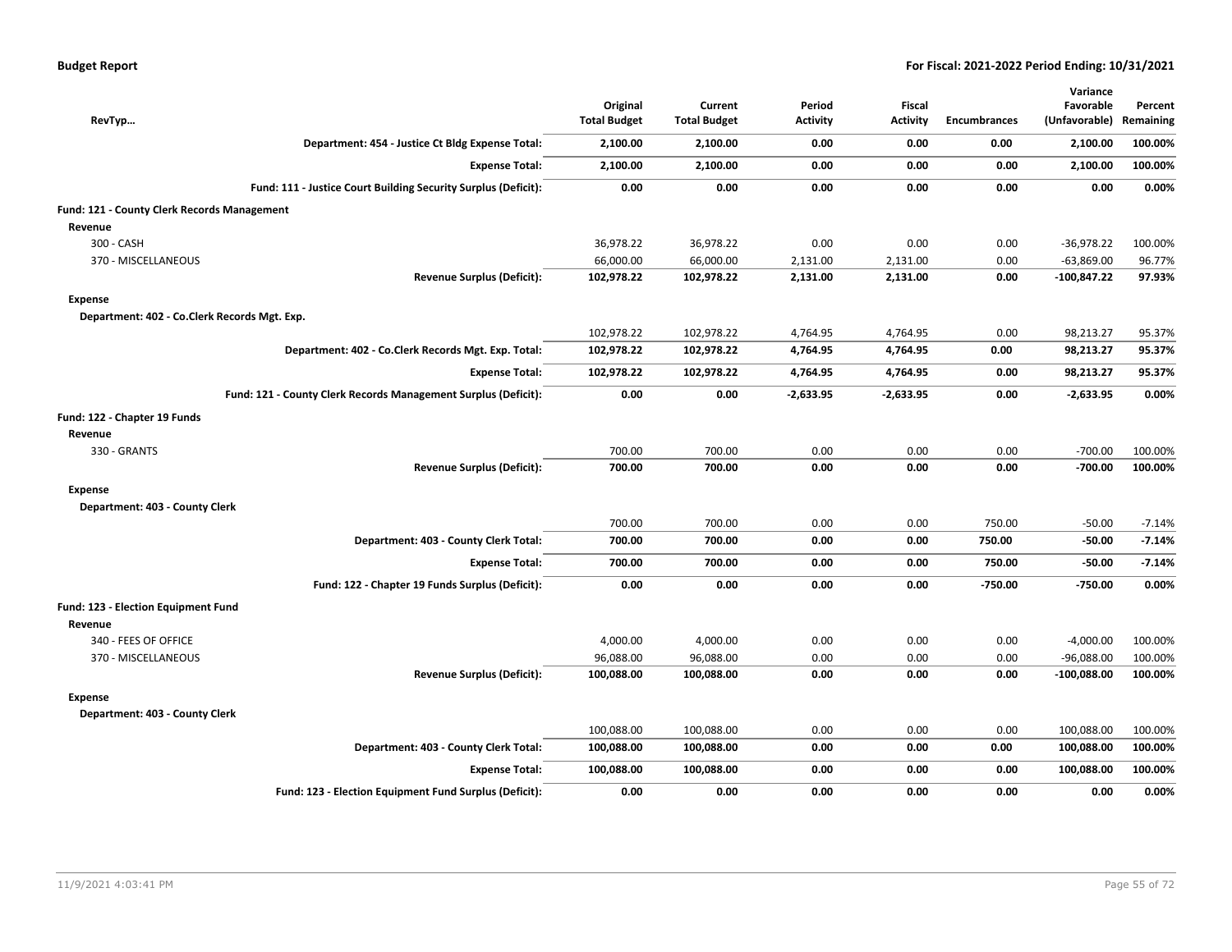**Budget Report** **For Fiscal: 2021-2022 Period Ending: 10/31/2021**

| RevTyp… | Original Total Budget | Current Total Budget | Period Activity | Fiscal Activity | Encumbrances | Variance Favorable (Unfavorable) | Percent Remaining |
|---|---|---|---|---|---|---|---|
| **Department: 454 - Justice Ct Bldg Expense Total:** | **2,100.00** | **2,100.00** | **0.00** | **0.00** | **0.00** | **2,100.00** | **100.00%** |
| **Expense Total:** | **2,100.00** | **2,100.00** | **0.00** | **0.00** | **0.00** | **2,100.00** | **100.00%** |
| **Fund: 111 - Justice Court Building Security Surplus (Deficit):** | **0.00** | **0.00** | **0.00** | **0.00** | **0.00** | **0.00** | **0.00%** |
| **Fund: 121 - County Clerk Records Management** | | | | | | | |
| **Revenue** | | | | | | | |
| 300 - CASH | 36,978.22 | 36,978.22 | 0.00 | 0.00 | 0.00 | -36,978.22 | 100.00% |
| 370 - MISCELLANEOUS | 66,000.00 | 66,000.00 | 2,131.00 | 2,131.00 | 0.00 | -63,869.00 | 96.77% |
| **Revenue Surplus (Deficit):** | **102,978.22** | **102,978.22** | **2,131.00** | **2,131.00** | **0.00** | **-100,847.22** | **97.93%** |
| **Expense** | | | | | | | |
| **Department: 402 - Co.Clerk Records Mgt. Exp.** | | | | | | | |
| | 102,978.22 | 102,978.22 | 4,764.95 | 4,764.95 | 0.00 | 98,213.27 | 95.37% |
| **Department: 402 - Co.Clerk Records Mgt. Exp. Total:** | **102,978.22** | **102,978.22** | **4,764.95** | **4,764.95** | **0.00** | **98,213.27** | **95.37%** |
| **Expense Total:** | **102,978.22** | **102,978.22** | **4,764.95** | **4,764.95** | **0.00** | **98,213.27** | **95.37%** |
| **Fund: 121 - County Clerk Records Management Surplus (Deficit):** | **0.00** | **0.00** | **-2,633.95** | **-2,633.95** | **0.00** | **-2,633.95** | **0.00%** |
| **Fund: 122 - Chapter 19 Funds** | | | | | | | |
| **Revenue** | | | | | | | |
| 330 - GRANTS | 700.00 | 700.00 | 0.00 | 0.00 | 0.00 | -700.00 | 100.00% |
| **Revenue Surplus (Deficit):** | **700.00** | **700.00** | **0.00** | **0.00** | **0.00** | **-700.00** | **100.00%** |
| **Expense** | | | | | | | |
| **Department: 403 - County Clerk** | | | | | | | |
| | 700.00 | 700.00 | 0.00 | 0.00 | 750.00 | -50.00 | -7.14% |
| **Department: 403 - County Clerk Total:** | **700.00** | **700.00** | **0.00** | **0.00** | **750.00** | **-50.00** | **-7.14%** |
| **Expense Total:** | **700.00** | **700.00** | **0.00** | **0.00** | **750.00** | **-50.00** | **-7.14%** |
| **Fund: 122 - Chapter 19 Funds Surplus (Deficit):** | **0.00** | **0.00** | **0.00** | **0.00** | **-750.00** | **-750.00** | **0.00%** |
| **Fund: 123 - Election Equipment Fund** | | | | | | | |
| **Revenue** | | | | | | | |
| 340 - FEES OF OFFICE | 4,000.00 | 4,000.00 | 0.00 | 0.00 | 0.00 | -4,000.00 | 100.00% |
| 370 - MISCELLANEOUS | 96,088.00 | 96,088.00 | 0.00 | 0.00 | 0.00 | -96,088.00 | 100.00% |
| **Revenue Surplus (Deficit):** | **100,088.00** | **100,088.00** | **0.00** | **0.00** | **0.00** | **-100,088.00** | **100.00%** |
| **Expense** | | | | | | | |
| **Department: 403 - County Clerk** | | | | | | | |
| | 100,088.00 | 100,088.00 | 0.00 | 0.00 | 0.00 | 100,088.00 | 100.00% |
| **Department: 403 - County Clerk Total:** | **100,088.00** | **100,088.00** | **0.00** | **0.00** | **0.00** | **100,088.00** | **100.00%** |
| **Expense Total:** | **100,088.00** | **100,088.00** | **0.00** | **0.00** | **0.00** | **100,088.00** | **100.00%** |
| **Fund: 123 - Election Equipment Fund Surplus (Deficit):** | **0.00** | **0.00** | **0.00** | **0.00** | **0.00** | **0.00** | **0.00%** |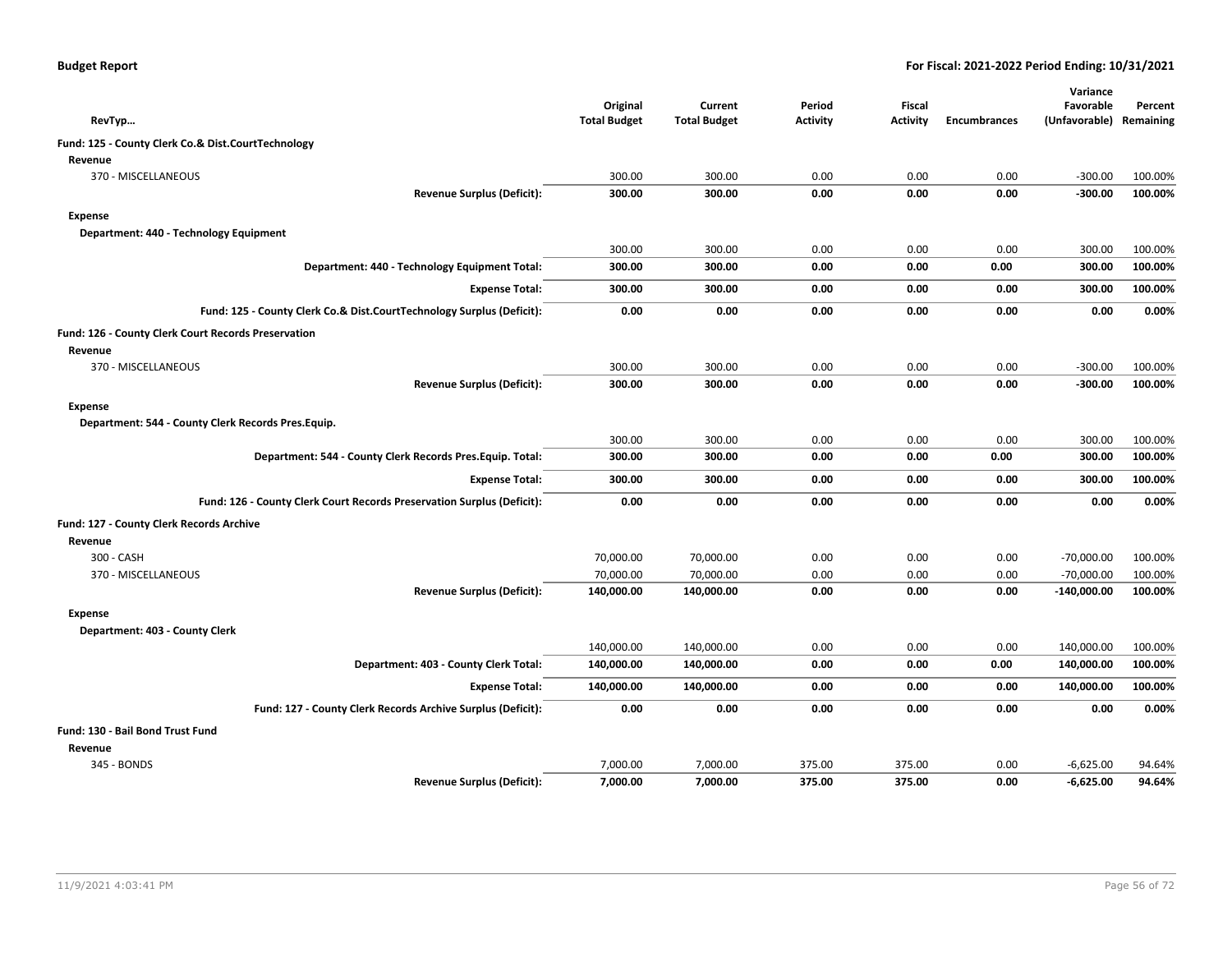**Budget Report** — For Fiscal: 2021-2022 Period Ending: 10/31/2021

| RevTyp… | Original Total Budget | Current Total Budget | Period Activity | Fiscal Activity | Encumbrances | Variance Favorable (Unfavorable) | Percent Remaining |
|---|---|---|---|---|---|---|---|
| **Fund: 125 - County Clerk Co.& Dist.CourtTechnology** | | | | | | | |
| **Revenue** | | | | | | | |
| 370 - MISCELLANEOUS | 300.00 | 300.00 | 0.00 | 0.00 | 0.00 | -300.00 | 100.00% |
| **Revenue Surplus (Deficit):** | **300.00** | **300.00** | **0.00** | **0.00** | **0.00** | **-300.00** | **100.00%** |
| **Expense** | | | | | | | |
| **Department: 440 - Technology Equipment** | | | | | | | |
| | 300.00 | 300.00 | 0.00 | 0.00 | 0.00 | 300.00 | 100.00% |
| **Department: 440 - Technology Equipment Total:** | **300.00** | **300.00** | **0.00** | **0.00** | **0.00** | **300.00** | **100.00%** |
| **Expense Total:** | **300.00** | **300.00** | **0.00** | **0.00** | **0.00** | **300.00** | **100.00%** |
| **Fund: 125 - County Clerk Co.& Dist.CourtTechnology Surplus (Deficit):** | **0.00** | **0.00** | **0.00** | **0.00** | **0.00** | **0.00** | **0.00%** |
| **Fund: 126 - County Clerk Court Records Preservation** | | | | | | | |
| **Revenue** | | | | | | | |
| 370 - MISCELLANEOUS | 300.00 | 300.00 | 0.00 | 0.00 | 0.00 | -300.00 | 100.00% |
| **Revenue Surplus (Deficit):** | **300.00** | **300.00** | **0.00** | **0.00** | **0.00** | **-300.00** | **100.00%** |
| **Expense** | | | | | | | |
| **Department: 544 - County Clerk Records Pres.Equip.** | | | | | | | |
| | 300.00 | 300.00 | 0.00 | 0.00 | 0.00 | 300.00 | 100.00% |
| **Department: 544 - County Clerk Records Pres.Equip. Total:** | **300.00** | **300.00** | **0.00** | **0.00** | **0.00** | **300.00** | **100.00%** |
| **Expense Total:** | **300.00** | **300.00** | **0.00** | **0.00** | **0.00** | **300.00** | **100.00%** |
| **Fund: 126 - County Clerk Court Records Preservation Surplus (Deficit):** | **0.00** | **0.00** | **0.00** | **0.00** | **0.00** | **0.00** | **0.00%** |
| **Fund: 127 - County Clerk Records Archive** | | | | | | | |
| **Revenue** | | | | | | | |
| 300 - CASH | 70,000.00 | 70,000.00 | 0.00 | 0.00 | 0.00 | -70,000.00 | 100.00% |
| 370 - MISCELLANEOUS | 70,000.00 | 70,000.00 | 0.00 | 0.00 | 0.00 | -70,000.00 | 100.00% |
| **Revenue Surplus (Deficit):** | **140,000.00** | **140,000.00** | **0.00** | **0.00** | **0.00** | **-140,000.00** | **100.00%** |
| **Expense** | | | | | | | |
| **Department: 403 - County Clerk** | | | | | | | |
| | 140,000.00 | 140,000.00 | 0.00 | 0.00 | 0.00 | 140,000.00 | 100.00% |
| **Department: 403 - County Clerk Total:** | **140,000.00** | **140,000.00** | **0.00** | **0.00** | **0.00** | **140,000.00** | **100.00%** |
| **Expense Total:** | **140,000.00** | **140,000.00** | **0.00** | **0.00** | **0.00** | **140,000.00** | **100.00%** |
| **Fund: 127 - County Clerk Records Archive Surplus (Deficit):** | **0.00** | **0.00** | **0.00** | **0.00** | **0.00** | **0.00** | **0.00%** |
| **Fund: 130 - Bail Bond Trust Fund** | | | | | | | |
| **Revenue** | | | | | | | |
| 345 - BONDS | 7,000.00 | 7,000.00 | 375.00 | 375.00 | 0.00 | -6,625.00 | 94.64% |
| **Revenue Surplus (Deficit):** | **7,000.00** | **7,000.00** | **375.00** | **375.00** | **0.00** | **-6,625.00** | **94.64%** |

11/9/2021 4:03:41 PM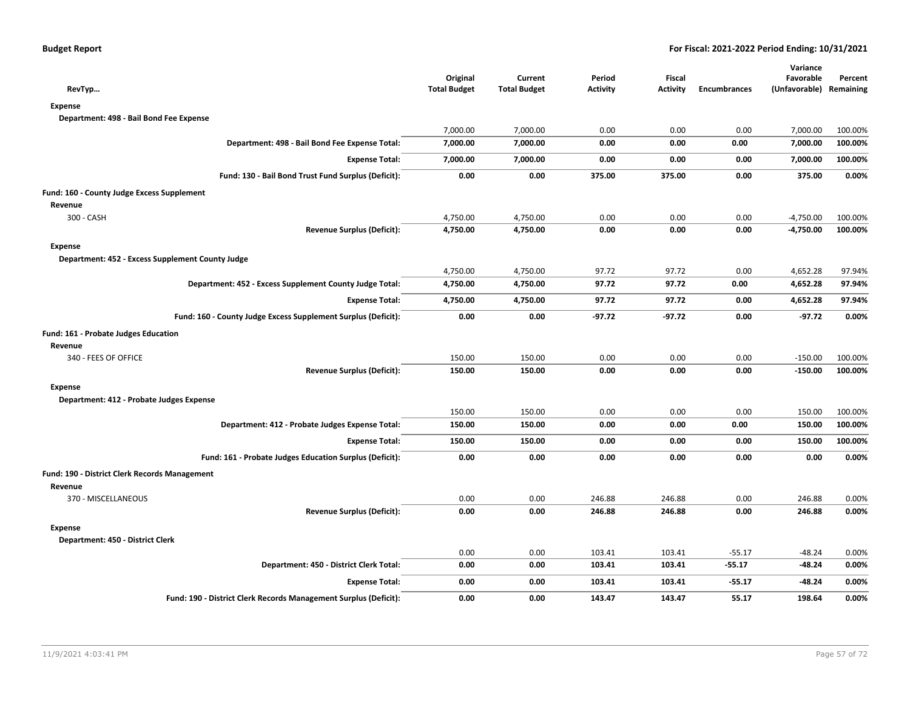**Budget Report** — **For Fiscal: 2021-2022 Period Ending: 10/31/2021**

| RevTyp... | Original Total Budget | Current Total Budget | Period Activity | Fiscal Activity | Encumbrances | Variance Favorable (Unfavorable) | Percent Remaining |
|---|---|---|---|---|---|---|---|
| **Expense** | | | | | | | |
| **Department: 498 - Bail Bond Fee Expense** | | | | | | | |
| | 7,000.00 | 7,000.00 | 0.00 | 0.00 | 0.00 | 7,000.00 | 100.00% |
| **Department: 498 - Bail Bond Fee Expense Total:** | **7,000.00** | **7,000.00** | **0.00** | **0.00** | **0.00** | **7,000.00** | **100.00%** |
| **Expense Total:** | **7,000.00** | **7,000.00** | **0.00** | **0.00** | **0.00** | **7,000.00** | **100.00%** |
| **Fund: 130 - Bail Bond Trust Fund Surplus (Deficit):** | **0.00** | **0.00** | **375.00** | **375.00** | **0.00** | **375.00** | **0.00%** |
| **Fund: 160 - County Judge Excess Supplement** | | | | | | | |
| **Revenue** | | | | | | | |
| 300 - CASH | 4,750.00 | 4,750.00 | 0.00 | 0.00 | 0.00 | -4,750.00 | 100.00% |
| **Revenue Surplus (Deficit):** | **4,750.00** | **4,750.00** | **0.00** | **0.00** | **0.00** | **-4,750.00** | **100.00%** |
| **Expense** | | | | | | | |
| **Department: 452 - Excess Supplement County Judge** | | | | | | | |
| | 4,750.00 | 4,750.00 | 97.72 | 97.72 | 0.00 | 4,652.28 | 97.94% |
| **Department: 452 - Excess Supplement County Judge Total:** | **4,750.00** | **4,750.00** | **97.72** | **97.72** | **0.00** | **4,652.28** | **97.94%** |
| **Expense Total:** | **4,750.00** | **4,750.00** | **97.72** | **97.72** | **0.00** | **4,652.28** | **97.94%** |
| **Fund: 160 - County Judge Excess Supplement Surplus (Deficit):** | **0.00** | **0.00** | **-97.72** | **-97.72** | **0.00** | **-97.72** | **0.00%** |
| **Fund: 161 - Probate Judges Education** | | | | | | | |
| **Revenue** | | | | | | | |
| 340 - FEES OF OFFICE | 150.00 | 150.00 | 0.00 | 0.00 | 0.00 | -150.00 | 100.00% |
| **Revenue Surplus (Deficit):** | **150.00** | **150.00** | **0.00** | **0.00** | **0.00** | **-150.00** | **100.00%** |
| **Expense** | | | | | | | |
| **Department: 412 - Probate Judges Expense** | | | | | | | |
| | 150.00 | 150.00 | 0.00 | 0.00 | 0.00 | 150.00 | 100.00% |
| **Department: 412 - Probate Judges Expense Total:** | **150.00** | **150.00** | **0.00** | **0.00** | **0.00** | **150.00** | **100.00%** |
| **Expense Total:** | **150.00** | **150.00** | **0.00** | **0.00** | **0.00** | **150.00** | **100.00%** |
| **Fund: 161 - Probate Judges Education Surplus (Deficit):** | **0.00** | **0.00** | **0.00** | **0.00** | **0.00** | **0.00** | **0.00%** |
| **Fund: 190 - District Clerk Records Management** | | | | | | | |
| **Revenue** | | | | | | | |
| 370 - MISCELLANEOUS | 0.00 | 0.00 | 246.88 | 246.88 | 0.00 | 246.88 | 0.00% |
| **Revenue Surplus (Deficit):** | **0.00** | **0.00** | **246.88** | **246.88** | **0.00** | **246.88** | **0.00%** |
| **Expense** | | | | | | | |
| **Department: 450 - District Clerk** | | | | | | | |
| | 0.00 | 0.00 | 103.41 | 103.41 | -55.17 | -48.24 | 0.00% |
| **Department: 450 - District Clerk Total:** | **0.00** | **0.00** | **103.41** | **103.41** | **-55.17** | **-48.24** | **0.00%** |
| **Expense Total:** | **0.00** | **0.00** | **103.41** | **103.41** | **-55.17** | **-48.24** | **0.00%** |
| **Fund: 190 - District Clerk Records Management Surplus (Deficit):** | **0.00** | **0.00** | **143.47** | **143.47** | **55.17** | **198.64** | **0.00%** |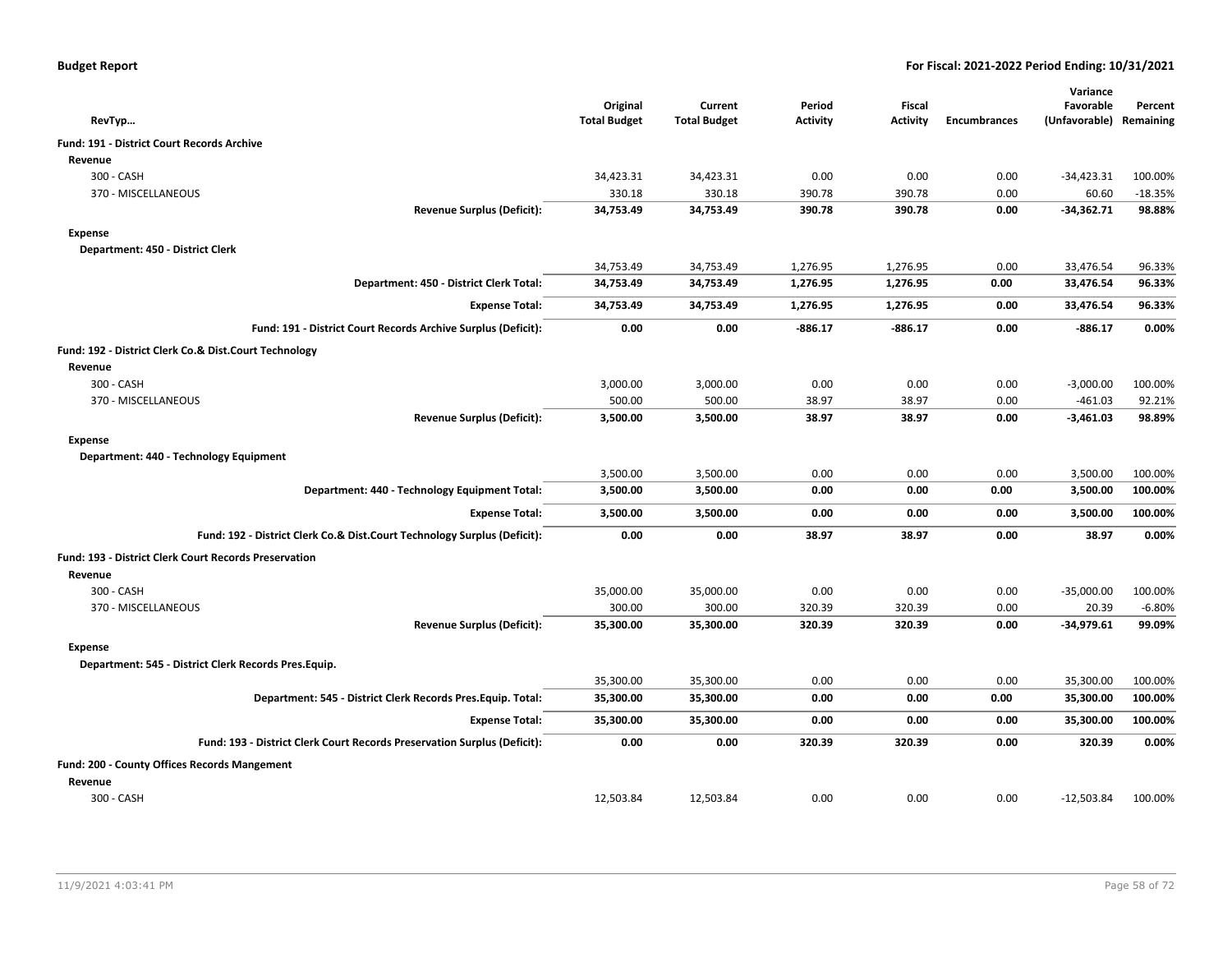**Budget Report** — For Fiscal: 2021-2022 Period Ending: 10/31/2021

| RevTyp… | Original Total Budget | Current Total Budget | Period Activity | Fiscal Activity | Encumbrances | Variance Favorable (Unfavorable) | Percent Remaining |
|---|---|---|---|---|---|---|---|
| **Fund: 191 - District Court Records Archive** | | | | | | | |
| **Revenue** | | | | | | | |
| 300 - CASH | 34,423.31 | 34,423.31 | 0.00 | 0.00 | 0.00 | -34,423.31 | 100.00% |
| 370 - MISCELLANEOUS | 330.18 | 330.18 | 390.78 | 390.78 | 0.00 | 60.60 | -18.35% |
| **Revenue Surplus (Deficit):** | **34,753.49** | **34,753.49** | **390.78** | **390.78** | **0.00** | **-34,362.71** | **98.88%** |
| **Expense** | | | | | | | |
| **Department: 450 - District Clerk** | | | | | | | |
| | 34,753.49 | 34,753.49 | 1,276.95 | 1,276.95 | 0.00 | 33,476.54 | 96.33% |
| **Department: 450 - District Clerk Total:** | **34,753.49** | **34,753.49** | **1,276.95** | **1,276.95** | **0.00** | **33,476.54** | **96.33%** |
| **Expense Total:** | **34,753.49** | **34,753.49** | **1,276.95** | **1,276.95** | **0.00** | **33,476.54** | **96.33%** |
| **Fund: 191 - District Court Records Archive Surplus (Deficit):** | **0.00** | **0.00** | **-886.17** | **-886.17** | **0.00** | **-886.17** | **0.00%** |
| **Fund: 192 - District Clerk Co.& Dist.Court Technology** | | | | | | | |
| **Revenue** | | | | | | | |
| 300 - CASH | 3,000.00 | 3,000.00 | 0.00 | 0.00 | 0.00 | -3,000.00 | 100.00% |
| 370 - MISCELLANEOUS | 500.00 | 500.00 | 38.97 | 38.97 | 0.00 | -461.03 | 92.21% |
| **Revenue Surplus (Deficit):** | **3,500.00** | **3,500.00** | **38.97** | **38.97** | **0.00** | **-3,461.03** | **98.89%** |
| **Expense** | | | | | | | |
| **Department: 440 - Technology Equipment** | | | | | | | |
| | 3,500.00 | 3,500.00 | 0.00 | 0.00 | 0.00 | 3,500.00 | 100.00% |
| **Department: 440 - Technology Equipment Total:** | **3,500.00** | **3,500.00** | **0.00** | **0.00** | **0.00** | **3,500.00** | **100.00%** |
| **Expense Total:** | **3,500.00** | **3,500.00** | **0.00** | **0.00** | **0.00** | **3,500.00** | **100.00%** |
| **Fund: 192 - District Clerk Co.& Dist.Court Technology Surplus (Deficit):** | **0.00** | **0.00** | **38.97** | **38.97** | **0.00** | **38.97** | **0.00%** |
| **Fund: 193 - District Clerk Court Records Preservation** | | | | | | | |
| **Revenue** | | | | | | | |
| 300 - CASH | 35,000.00 | 35,000.00 | 0.00 | 0.00 | 0.00 | -35,000.00 | 100.00% |
| 370 - MISCELLANEOUS | 300.00 | 300.00 | 320.39 | 320.39 | 0.00 | 20.39 | -6.80% |
| **Revenue Surplus (Deficit):** | **35,300.00** | **35,300.00** | **320.39** | **320.39** | **0.00** | **-34,979.61** | **99.09%** |
| **Expense** | | | | | | | |
| **Department: 545 - District Clerk Records Pres.Equip.** | | | | | | | |
| | 35,300.00 | 35,300.00 | 0.00 | 0.00 | 0.00 | 35,300.00 | 100.00% |
| **Department: 545 - District Clerk Records Pres.Equip. Total:** | **35,300.00** | **35,300.00** | **0.00** | **0.00** | **0.00** | **35,300.00** | **100.00%** |
| **Expense Total:** | **35,300.00** | **35,300.00** | **0.00** | **0.00** | **0.00** | **35,300.00** | **100.00%** |
| **Fund: 193 - District Clerk Court Records Preservation Surplus (Deficit):** | **0.00** | **0.00** | **320.39** | **320.39** | **0.00** | **320.39** | **0.00%** |
| **Fund: 200 - County Offices Records Mangement** | | | | | | | |
| **Revenue** | | | | | | | |
| 300 - CASH | 12,503.84 | 12,503.84 | 0.00 | 0.00 | 0.00 | -12,503.84 | 100.00% |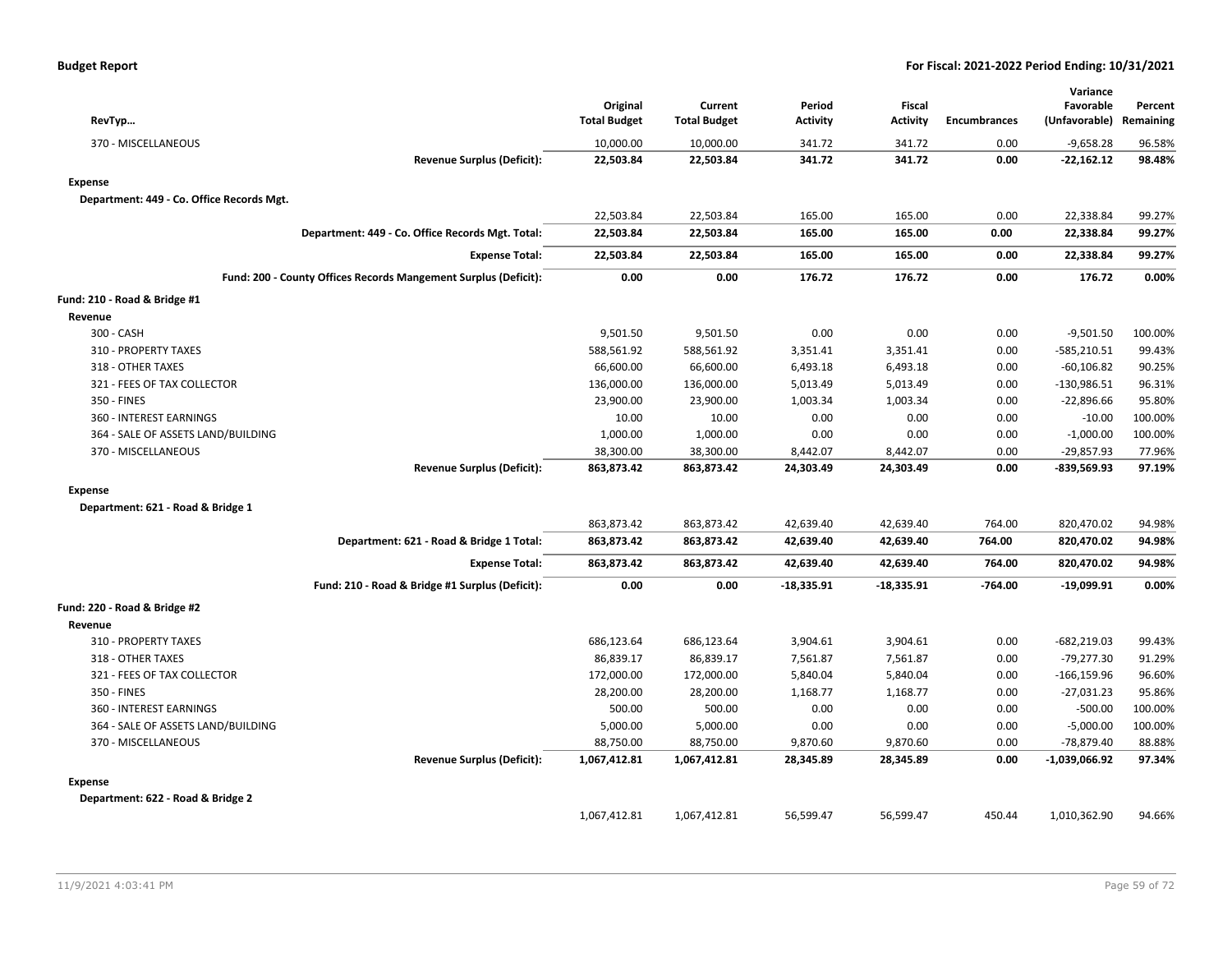**Budget Report** | **For Fiscal: 2021-2022 Period Ending: 10/31/2021**

| RevTyp… | Original Total Budget | Current Total Budget | Period Activity | Fiscal Activity | Encumbrances | Variance Favorable (Unfavorable) | Percent Remaining |
|---|---|---|---|---|---|---|---|
| 370 - MISCELLANEOUS | 10,000.00 | 10,000.00 | 341.72 | 341.72 | 0.00 | -9,658.28 | 96.58% |
| **Revenue Surplus (Deficit):** | **22,503.84** | **22,503.84** | **341.72** | **341.72** | **0.00** | **-22,162.12** | **98.48%** |
| **Expense** | | | | | | | |
| **Department: 449 - Co. Office Records Mgt.** | | | | | | | |
| | 22,503.84 | 22,503.84 | 165.00 | 165.00 | 0.00 | 22,338.84 | 99.27% |
| **Department: 449 - Co. Office Records Mgt. Total:** | **22,503.84** | **22,503.84** | **165.00** | **165.00** | **0.00** | **22,338.84** | **99.27%** |
| **Expense Total:** | **22,503.84** | **22,503.84** | **165.00** | **165.00** | **0.00** | **22,338.84** | **99.27%** |
| **Fund: 200 - County Offices Records Mangement Surplus (Deficit):** | **0.00** | **0.00** | **176.72** | **176.72** | **0.00** | **176.72** | **0.00%** |
| **Fund: 210 - Road & Bridge #1** | | | | | | | |
| **Revenue** | | | | | | | |
| 300 - CASH | 9,501.50 | 9,501.50 | 0.00 | 0.00 | 0.00 | -9,501.50 | 100.00% |
| 310 - PROPERTY TAXES | 588,561.92 | 588,561.92 | 3,351.41 | 3,351.41 | 0.00 | -585,210.51 | 99.43% |
| 318 - OTHER TAXES | 66,600.00 | 66,600.00 | 6,493.18 | 6,493.18 | 0.00 | -60,106.82 | 90.25% |
| 321 - FEES OF TAX COLLECTOR | 136,000.00 | 136,000.00 | 5,013.49 | 5,013.49 | 0.00 | -130,986.51 | 96.31% |
| 350 - FINES | 23,900.00 | 23,900.00 | 1,003.34 | 1,003.34 | 0.00 | -22,896.66 | 95.80% |
| 360 - INTEREST EARNINGS | 10.00 | 10.00 | 0.00 | 0.00 | 0.00 | -10.00 | 100.00% |
| 364 - SALE OF ASSETS LAND/BUILDING | 1,000.00 | 1,000.00 | 0.00 | 0.00 | 0.00 | -1,000.00 | 100.00% |
| 370 - MISCELLANEOUS | 38,300.00 | 38,300.00 | 8,442.07 | 8,442.07 | 0.00 | -29,857.93 | 77.96% |
| **Revenue Surplus (Deficit):** | **863,873.42** | **863,873.42** | **24,303.49** | **24,303.49** | **0.00** | **-839,569.93** | **97.19%** |
| **Expense** | | | | | | | |
| **Department: 621 - Road & Bridge 1** | | | | | | | |
| | 863,873.42 | 863,873.42 | 42,639.40 | 42,639.40 | 764.00 | 820,470.02 | 94.98% |
| **Department: 621 - Road & Bridge 1 Total:** | **863,873.42** | **863,873.42** | **42,639.40** | **42,639.40** | **764.00** | **820,470.02** | **94.98%** |
| **Expense Total:** | **863,873.42** | **863,873.42** | **42,639.40** | **42,639.40** | **764.00** | **820,470.02** | **94.98%** |
| **Fund: 210 - Road & Bridge #1 Surplus (Deficit):** | **0.00** | **0.00** | **-18,335.91** | **-18,335.91** | **-764.00** | **-19,099.91** | **0.00%** |
| **Fund: 220 - Road & Bridge #2** | | | | | | | |
| **Revenue** | | | | | | | |
| 310 - PROPERTY TAXES | 686,123.64 | 686,123.64 | 3,904.61 | 3,904.61 | 0.00 | -682,219.03 | 99.43% |
| 318 - OTHER TAXES | 86,839.17 | 86,839.17 | 7,561.87 | 7,561.87 | 0.00 | -79,277.30 | 91.29% |
| 321 - FEES OF TAX COLLECTOR | 172,000.00 | 172,000.00 | 5,840.04 | 5,840.04 | 0.00 | -166,159.96 | 96.60% |
| 350 - FINES | 28,200.00 | 28,200.00 | 1,168.77 | 1,168.77 | 0.00 | -27,031.23 | 95.86% |
| 360 - INTEREST EARNINGS | 500.00 | 500.00 | 0.00 | 0.00 | 0.00 | -500.00 | 100.00% |
| 364 - SALE OF ASSETS LAND/BUILDING | 5,000.00 | 5,000.00 | 0.00 | 0.00 | 0.00 | -5,000.00 | 100.00% |
| 370 - MISCELLANEOUS | 88,750.00 | 88,750.00 | 9,870.60 | 9,870.60 | 0.00 | -78,879.40 | 88.88% |
| **Revenue Surplus (Deficit):** | **1,067,412.81** | **1,067,412.81** | **28,345.89** | **28,345.89** | **0.00** | **-1,039,066.92** | **97.34%** |
| **Expense** | | | | | | | |
| **Department: 622 - Road & Bridge 2** | | | | | | | |
| | 1,067,412.81 | 1,067,412.81 | 56,599.47 | 56,599.47 | 450.44 | 1,010,362.90 | 94.66% |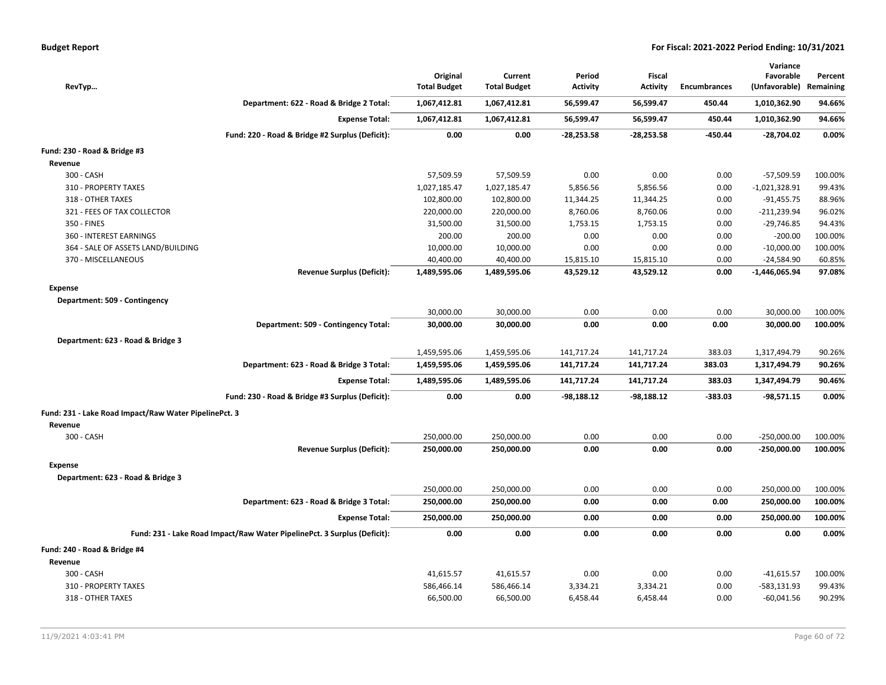| RevTyp... | Original Total Budget | Current Total Budget | Period Activity | Fiscal Activity | Encumbrances | Variance Favorable (Unfavorable) | Percent Remaining |
|---|---|---|---|---|---|---|---|
| **Department: 622 - Road & Bridge 2 Total:** | **1,067,412.81** | **1,067,412.81** | **56,599.47** | **56,599.47** | **450.44** | **1,010,362.90** | **94.66%** |
| **Expense Total:** | **1,067,412.81** | **1,067,412.81** | **56,599.47** | **56,599.47** | **450.44** | **1,010,362.90** | **94.66%** |
| **Fund: 220 - Road & Bridge #2 Surplus (Deficit):** | **0.00** | **0.00** | **-28,253.58** | **-28,253.58** | **-450.44** | **-28,704.02** | **0.00%** |
| **Fund: 230 - Road & Bridge #3** | | | | | | | |
| **Revenue** | | | | | | | |
| 300 - CASH | 57,509.59 | 57,509.59 | 0.00 | 0.00 | 0.00 | -57,509.59 | 100.00% |
| 310 - PROPERTY TAXES | 1,027,185.47 | 1,027,185.47 | 5,856.56 | 5,856.56 | 0.00 | -1,021,328.91 | 99.43% |
| 318 - OTHER TAXES | 102,800.00 | 102,800.00 | 11,344.25 | 11,344.25 | 0.00 | -91,455.75 | 88.96% |
| 321 - FEES OF TAX COLLECTOR | 220,000.00 | 220,000.00 | 8,760.06 | 8,760.06 | 0.00 | -211,239.94 | 96.02% |
| 350 - FINES | 31,500.00 | 31,500.00 | 1,753.15 | 1,753.15 | 0.00 | -29,746.85 | 94.43% |
| 360 - INTEREST EARNINGS | 200.00 | 200.00 | 0.00 | 0.00 | 0.00 | -200.00 | 100.00% |
| 364 - SALE OF ASSETS LAND/BUILDING | 10,000.00 | 10,000.00 | 0.00 | 0.00 | 0.00 | -10,000.00 | 100.00% |
| 370 - MISCELLANEOUS | 40,400.00 | 40,400.00 | 15,815.10 | 15,815.10 | 0.00 | -24,584.90 | 60.85% |
| **Revenue Surplus (Deficit):** | **1,489,595.06** | **1,489,595.06** | **43,529.12** | **43,529.12** | **0.00** | **-1,446,065.94** | **97.08%** |
| **Expense** | | | | | | | |
| **Department: 509 - Contingency** | | | | | | | |
| | 30,000.00 | 30,000.00 | 0.00 | 0.00 | 0.00 | 30,000.00 | 100.00% |
| **Department: 509 - Contingency Total:** | **30,000.00** | **30,000.00** | **0.00** | **0.00** | **0.00** | **30,000.00** | **100.00%** |
| **Department: 623 - Road & Bridge 3** | | | | | | | |
| | 1,459,595.06 | 1,459,595.06 | 141,717.24 | 141,717.24 | 383.03 | 1,317,494.79 | 90.26% |
| **Department: 623 - Road & Bridge 3 Total:** | **1,459,595.06** | **1,459,595.06** | **141,717.24** | **141,717.24** | **383.03** | **1,317,494.79** | **90.26%** |
| **Expense Total:** | **1,489,595.06** | **1,489,595.06** | **141,717.24** | **141,717.24** | **383.03** | **1,347,494.79** | **90.46%** |
| **Fund: 230 - Road & Bridge #3 Surplus (Deficit):** | **0.00** | **0.00** | **-98,188.12** | **-98,188.12** | **-383.03** | **-98,571.15** | **0.00%** |
| **Fund: 231 - Lake Road Impact/Raw Water PipelinePct. 3** | | | | | | | |
| **Revenue** | | | | | | | |
| 300 - CASH | 250,000.00 | 250,000.00 | 0.00 | 0.00 | 0.00 | -250,000.00 | 100.00% |
| **Revenue Surplus (Deficit):** | **250,000.00** | **250,000.00** | **0.00** | **0.00** | **0.00** | **-250,000.00** | **100.00%** |
| **Expense** | | | | | | | |
| **Department: 623 - Road & Bridge 3** | | | | | | | |
| | 250,000.00 | 250,000.00 | 0.00 | 0.00 | 0.00 | 250,000.00 | 100.00% |
| **Department: 623 - Road & Bridge 3 Total:** | **250,000.00** | **250,000.00** | **0.00** | **0.00** | **0.00** | **250,000.00** | **100.00%** |
| **Expense Total:** | **250,000.00** | **250,000.00** | **0.00** | **0.00** | **0.00** | **250,000.00** | **100.00%** |
| **Fund: 231 - Lake Road Impact/Raw Water PipelinePct. 3 Surplus (Deficit):** | **0.00** | **0.00** | **0.00** | **0.00** | **0.00** | **0.00** | **0.00%** |
| **Fund: 240 - Road & Bridge #4** | | | | | | | |
| **Revenue** | | | | | | | |
| 300 - CASH | 41,615.57 | 41,615.57 | 0.00 | 0.00 | 0.00 | -41,615.57 | 100.00% |
| 310 - PROPERTY TAXES | 586,466.14 | 586,466.14 | 3,334.21 | 3,334.21 | 0.00 | -583,131.93 | 99.43% |
| 318 - OTHER TAXES | 66,500.00 | 66,500.00 | 6,458.44 | 6,458.44 | 0.00 | -60,041.56 | 90.29% |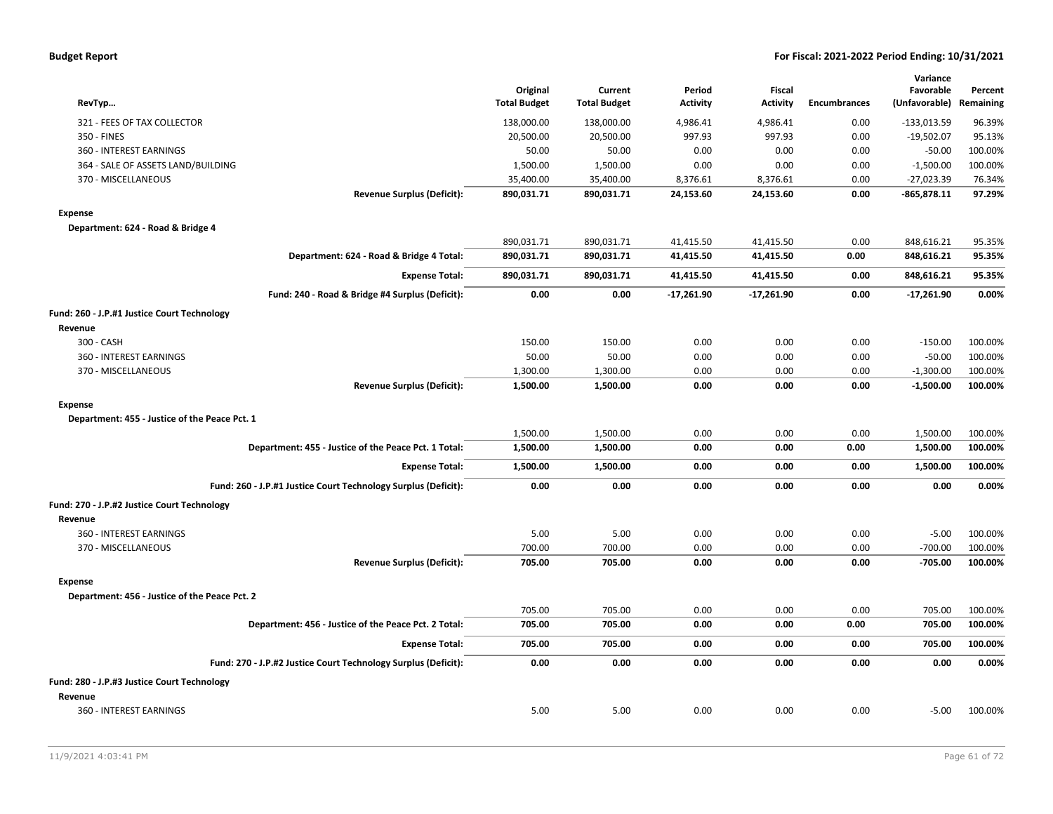| RevTyp... | Original Total Budget | Current Total Budget | Period Activity | Fiscal Activity | Encumbrances | Variance Favorable (Unfavorable) | Percent Remaining |
|---|---|---|---|---|---|---|---|
| 321 - FEES OF TAX COLLECTOR | 138,000.00 | 138,000.00 | 4,986.41 | 4,986.41 | 0.00 | -133,013.59 | 96.39% |
| 350 - FINES | 20,500.00 | 20,500.00 | 997.93 | 997.93 | 0.00 | -19,502.07 | 95.13% |
| 360 - INTEREST EARNINGS | 50.00 | 50.00 | 0.00 | 0.00 | 0.00 | -50.00 | 100.00% |
| 364 - SALE OF ASSETS LAND/BUILDING | 1,500.00 | 1,500.00 | 0.00 | 0.00 | 0.00 | -1,500.00 | 100.00% |
| 370 - MISCELLANEOUS | 35,400.00 | 35,400.00 | 8,376.61 | 8,376.61 | 0.00 | -27,023.39 | 76.34% |
| **Revenue Surplus (Deficit):** | **890,031.71** | **890,031.71** | **24,153.60** | **24,153.60** | **0.00** | **-865,878.11** | **97.29%** |
| **Expense** | | | | | | | |
| **Department: 624 - Road & Bridge 4** | | | | | | | |
| | 890,031.71 | 890,031.71 | 41,415.50 | 41,415.50 | 0.00 | 848,616.21 | 95.35% |
| **Department: 624 - Road & Bridge 4 Total:** | **890,031.71** | **890,031.71** | **41,415.50** | **41,415.50** | **0.00** | **848,616.21** | **95.35%** |
| **Expense Total:** | **890,031.71** | **890,031.71** | **41,415.50** | **41,415.50** | **0.00** | **848,616.21** | **95.35%** |
| **Fund: 240 - Road & Bridge #4 Surplus (Deficit):** | **0.00** | **0.00** | **-17,261.90** | **-17,261.90** | **0.00** | **-17,261.90** | **0.00%** |
| **Fund: 260 - J.P.#1 Justice Court Technology** | | | | | | | |
| **Revenue** | | | | | | | |
| 300 - CASH | 150.00 | 150.00 | 0.00 | 0.00 | 0.00 | -150.00 | 100.00% |
| 360 - INTEREST EARNINGS | 50.00 | 50.00 | 0.00 | 0.00 | 0.00 | -50.00 | 100.00% |
| 370 - MISCELLANEOUS | 1,300.00 | 1,300.00 | 0.00 | 0.00 | 0.00 | -1,300.00 | 100.00% |
| **Revenue Surplus (Deficit):** | **1,500.00** | **1,500.00** | **0.00** | **0.00** | **0.00** | **-1,500.00** | **100.00%** |
| **Expense** | | | | | | | |
| **Department: 455 - Justice of the Peace Pct. 1** | | | | | | | |
| | 1,500.00 | 1,500.00 | 0.00 | 0.00 | 0.00 | 1,500.00 | 100.00% |
| **Department: 455 - Justice of the Peace Pct. 1 Total:** | **1,500.00** | **1,500.00** | **0.00** | **0.00** | **0.00** | **1,500.00** | **100.00%** |
| **Expense Total:** | **1,500.00** | **1,500.00** | **0.00** | **0.00** | **0.00** | **1,500.00** | **100.00%** |
| **Fund: 260 - J.P.#1 Justice Court Technology Surplus (Deficit):** | **0.00** | **0.00** | **0.00** | **0.00** | **0.00** | **0.00** | **0.00%** |
| **Fund: 270 - J.P.#2 Justice Court Technology** | | | | | | | |
| **Revenue** | | | | | | | |
| 360 - INTEREST EARNINGS | 5.00 | 5.00 | 0.00 | 0.00 | 0.00 | -5.00 | 100.00% |
| 370 - MISCELLANEOUS | 700.00 | 700.00 | 0.00 | 0.00 | 0.00 | -700.00 | 100.00% |
| **Revenue Surplus (Deficit):** | **705.00** | **705.00** | **0.00** | **0.00** | **0.00** | **-705.00** | **100.00%** |
| **Expense** | | | | | | | |
| **Department: 456 - Justice of the Peace Pct. 2** | | | | | | | |
| | 705.00 | 705.00 | 0.00 | 0.00 | 0.00 | 705.00 | 100.00% |
| **Department: 456 - Justice of the Peace Pct. 2 Total:** | **705.00** | **705.00** | **0.00** | **0.00** | **0.00** | **705.00** | **100.00%** |
| **Expense Total:** | **705.00** | **705.00** | **0.00** | **0.00** | **0.00** | **705.00** | **100.00%** |
| **Fund: 270 - J.P.#2 Justice Court Technology Surplus (Deficit):** | **0.00** | **0.00** | **0.00** | **0.00** | **0.00** | **0.00** | **0.00%** |
| **Fund: 280 - J.P.#3 Justice Court Technology** | | | | | | | |
| **Revenue** | | | | | | | |
| 360 - INTEREST EARNINGS | 5.00 | 5.00 | 0.00 | 0.00 | 0.00 | -5.00 | 100.00% |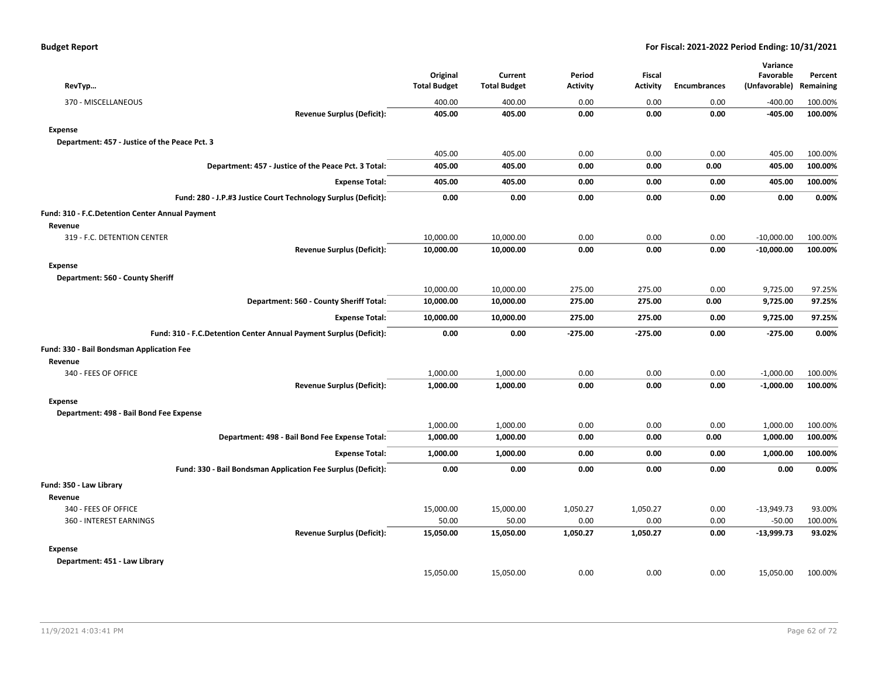| RevTyp... | Original Total Budget | Current Total Budget | Period Activity | Fiscal Activity | Encumbrances | Variance Favorable (Unfavorable) | Percent Remaining |
|---|---|---|---|---|---|---|---|
| 370 - MISCELLANEOUS | 400.00 | 400.00 | 0.00 | 0.00 | 0.00 | -400.00 | 100.00% |
| **Revenue Surplus (Deficit):** | **405.00** | **405.00** | **0.00** | **0.00** | **0.00** | **-405.00** | **100.00%** |
| **Expense** | | | | | | | |
| **Department: 457 - Justice of the Peace Pct. 3** | | | | | | | |
| | 405.00 | 405.00 | 0.00 | 0.00 | 0.00 | 405.00 | 100.00% |
| **Department: 457 - Justice of the Peace Pct. 3 Total:** | **405.00** | **405.00** | **0.00** | **0.00** | **0.00** | **405.00** | **100.00%** |
| **Expense Total:** | **405.00** | **405.00** | **0.00** | **0.00** | **0.00** | **405.00** | **100.00%** |
| **Fund: 280 - J.P.#3 Justice Court Technology Surplus (Deficit):** | **0.00** | **0.00** | **0.00** | **0.00** | **0.00** | **0.00** | **0.00%** |
| **Fund: 310 - F.C.Detention Center Annual Payment** | | | | | | | |
| **Revenue** | | | | | | | |
| 319 - F.C. DETENTION CENTER | 10,000.00 | 10,000.00 | 0.00 | 0.00 | 0.00 | -10,000.00 | 100.00% |
| **Revenue Surplus (Deficit):** | **10,000.00** | **10,000.00** | **0.00** | **0.00** | **0.00** | **-10,000.00** | **100.00%** |
| **Expense** | | | | | | | |
| **Department: 560 - County Sheriff** | | | | | | | |
| | 10,000.00 | 10,000.00 | 275.00 | 275.00 | 0.00 | 9,725.00 | 97.25% |
| **Department: 560 - County Sheriff Total:** | **10,000.00** | **10,000.00** | **275.00** | **275.00** | **0.00** | **9,725.00** | **97.25%** |
| **Expense Total:** | **10,000.00** | **10,000.00** | **275.00** | **275.00** | **0.00** | **9,725.00** | **97.25%** |
| **Fund: 310 - F.C.Detention Center Annual Payment Surplus (Deficit):** | **0.00** | **0.00** | **-275.00** | **-275.00** | **0.00** | **-275.00** | **0.00%** |
| **Fund: 330 - Bail Bondsman Application Fee** | | | | | | | |
| **Revenue** | | | | | | | |
| 340 - FEES OF OFFICE | 1,000.00 | 1,000.00 | 0.00 | 0.00 | 0.00 | -1,000.00 | 100.00% |
| **Revenue Surplus (Deficit):** | **1,000.00** | **1,000.00** | **0.00** | **0.00** | **0.00** | **-1,000.00** | **100.00%** |
| **Expense** | | | | | | | |
| **Department: 498 - Bail Bond Fee Expense** | | | | | | | |
| | 1,000.00 | 1,000.00 | 0.00 | 0.00 | 0.00 | 1,000.00 | 100.00% |
| **Department: 498 - Bail Bond Fee Expense Total:** | **1,000.00** | **1,000.00** | **0.00** | **0.00** | **0.00** | **1,000.00** | **100.00%** |
| **Expense Total:** | **1,000.00** | **1,000.00** | **0.00** | **0.00** | **0.00** | **1,000.00** | **100.00%** |
| **Fund: 330 - Bail Bondsman Application Fee Surplus (Deficit):** | **0.00** | **0.00** | **0.00** | **0.00** | **0.00** | **0.00** | **0.00%** |
| **Fund: 350 - Law Library** | | | | | | | |
| **Revenue** | | | | | | | |
| 340 - FEES OF OFFICE | 15,000.00 | 15,000.00 | 1,050.27 | 1,050.27 | 0.00 | -13,949.73 | 93.00% |
| 360 - INTEREST EARNINGS | 50.00 | 50.00 | 0.00 | 0.00 | 0.00 | -50.00 | 100.00% |
| **Revenue Surplus (Deficit):** | **15,050.00** | **15,050.00** | **1,050.27** | **1,050.27** | **0.00** | **-13,999.73** | **93.02%** |
| **Expense** | | | | | | | |
| **Department: 451 - Law Library** | | | | | | | |
| | 15,050.00 | 15,050.00 | 0.00 | 0.00 | 0.00 | 15,050.00 | 100.00% |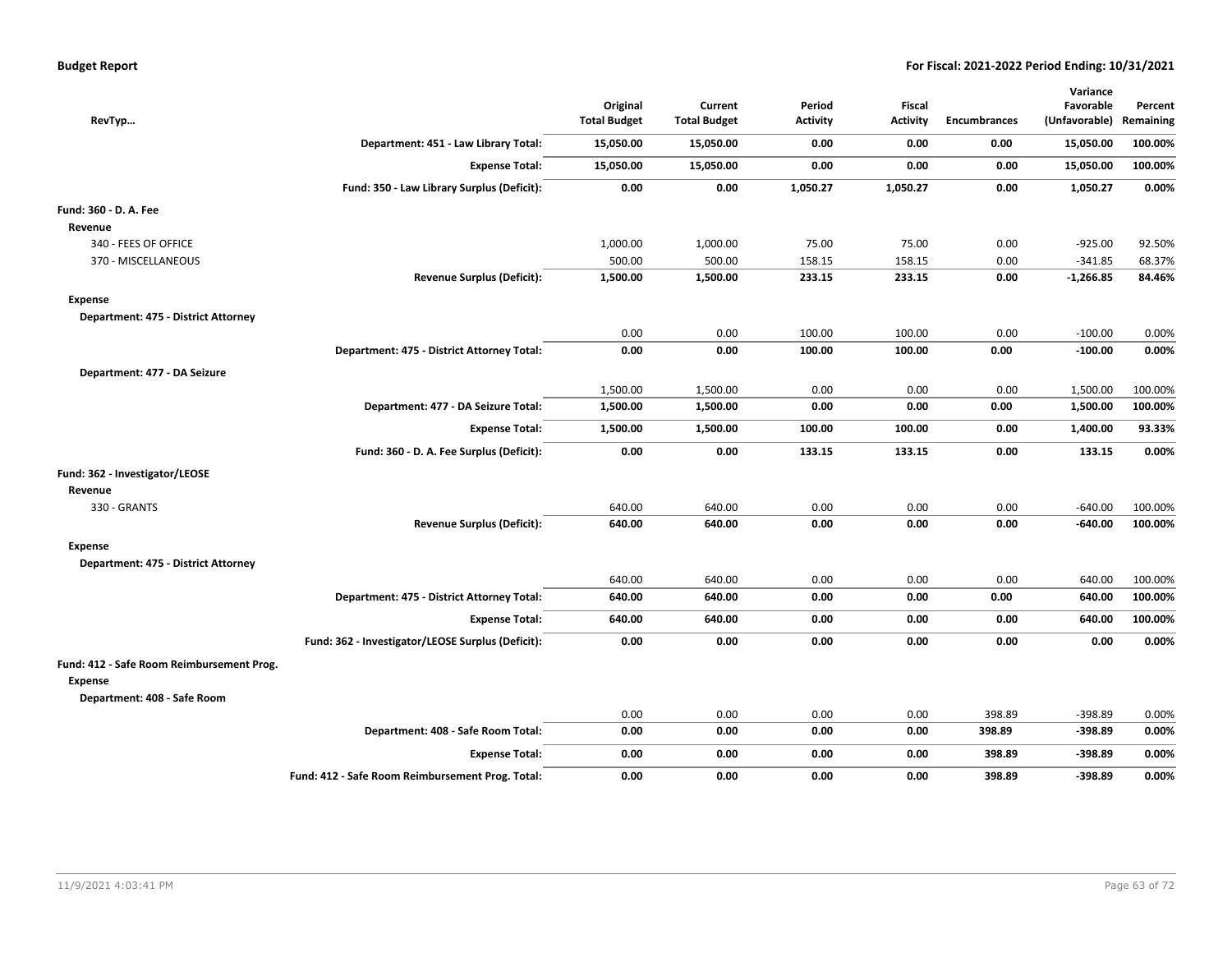| RevTyp… | | Original Total Budget | Current Total Budget | Period Activity | Fiscal Activity | Encumbrances | Variance Favorable (Unfavorable) | Percent Remaining |
|---|---|---|---|---|---|---|---|---|
| | **Department: 451 - Law Library Total:** | **15,050.00** | **15,050.00** | **0.00** | **0.00** | **0.00** | **15,050.00** | **100.00%** |
| | **Expense Total:** | **15,050.00** | **15,050.00** | **0.00** | **0.00** | **0.00** | **15,050.00** | **100.00%** |
| | **Fund: 350 - Law Library Surplus (Deficit):** | **0.00** | **0.00** | **1,050.27** | **1,050.27** | **0.00** | **1,050.27** | **0.00%** |
| **Fund: 360 - D. A. Fee** | | | | | | | | |
| **Revenue** | | | | | | | | |
| 340 - FEES OF OFFICE | | 1,000.00 | 1,000.00 | 75.00 | 75.00 | 0.00 | -925.00 | 92.50% |
| 370 - MISCELLANEOUS | | 500.00 | 500.00 | 158.15 | 158.15 | 0.00 | -341.85 | 68.37% |
| | **Revenue Surplus (Deficit):** | **1,500.00** | **1,500.00** | **233.15** | **233.15** | **0.00** | **-1,266.85** | **84.46%** |
| **Expense** | | | | | | | | |
| **Department: 475 - District Attorney** | | | | | | | | |
| | | 0.00 | 0.00 | 100.00 | 100.00 | 0.00 | -100.00 | 0.00% |
| | **Department: 475 - District Attorney Total:** | **0.00** | **0.00** | **100.00** | **100.00** | **0.00** | **-100.00** | **0.00%** |
| **Department: 477 - DA Seizure** | | | | | | | | |
| | | 1,500.00 | 1,500.00 | 0.00 | 0.00 | 0.00 | 1,500.00 | 100.00% |
| | **Department: 477 - DA Seizure Total:** | **1,500.00** | **1,500.00** | **0.00** | **0.00** | **0.00** | **1,500.00** | **100.00%** |
| | **Expense Total:** | **1,500.00** | **1,500.00** | **100.00** | **100.00** | **0.00** | **1,400.00** | **93.33%** |
| | **Fund: 360 - D. A. Fee Surplus (Deficit):** | **0.00** | **0.00** | **133.15** | **133.15** | **0.00** | **133.15** | **0.00%** |
| **Fund: 362 - Investigator/LEOSE** | | | | | | | | |
| **Revenue** | | | | | | | | |
| 330 - GRANTS | | 640.00 | 640.00 | 0.00 | 0.00 | 0.00 | -640.00 | 100.00% |
| | **Revenue Surplus (Deficit):** | **640.00** | **640.00** | **0.00** | **0.00** | **0.00** | **-640.00** | **100.00%** |
| **Expense** | | | | | | | | |
| **Department: 475 - District Attorney** | | | | | | | | |
| | | 640.00 | 640.00 | 0.00 | 0.00 | 0.00 | 640.00 | 100.00% |
| | **Department: 475 - District Attorney Total:** | **640.00** | **640.00** | **0.00** | **0.00** | **0.00** | **640.00** | **100.00%** |
| | **Expense Total:** | **640.00** | **640.00** | **0.00** | **0.00** | **0.00** | **640.00** | **100.00%** |
| | **Fund: 362 - Investigator/LEOSE Surplus (Deficit):** | **0.00** | **0.00** | **0.00** | **0.00** | **0.00** | **0.00** | **0.00%** |
| **Fund: 412 - Safe Room Reimbursement Prog.** | | | | | | | | |
| **Expense** | | | | | | | | |
| **Department: 408 - Safe Room** | | | | | | | | |
| | | 0.00 | 0.00 | 0.00 | 0.00 | 398.89 | -398.89 | 0.00% |
| | **Department: 408 - Safe Room Total:** | **0.00** | **0.00** | **0.00** | **0.00** | **398.89** | **-398.89** | **0.00%** |
| | **Expense Total:** | **0.00** | **0.00** | **0.00** | **0.00** | **398.89** | **-398.89** | **0.00%** |
| | **Fund: 412 - Safe Room Reimbursement Prog. Total:** | **0.00** | **0.00** | **0.00** | **0.00** | **398.89** | **-398.89** | **0.00%** |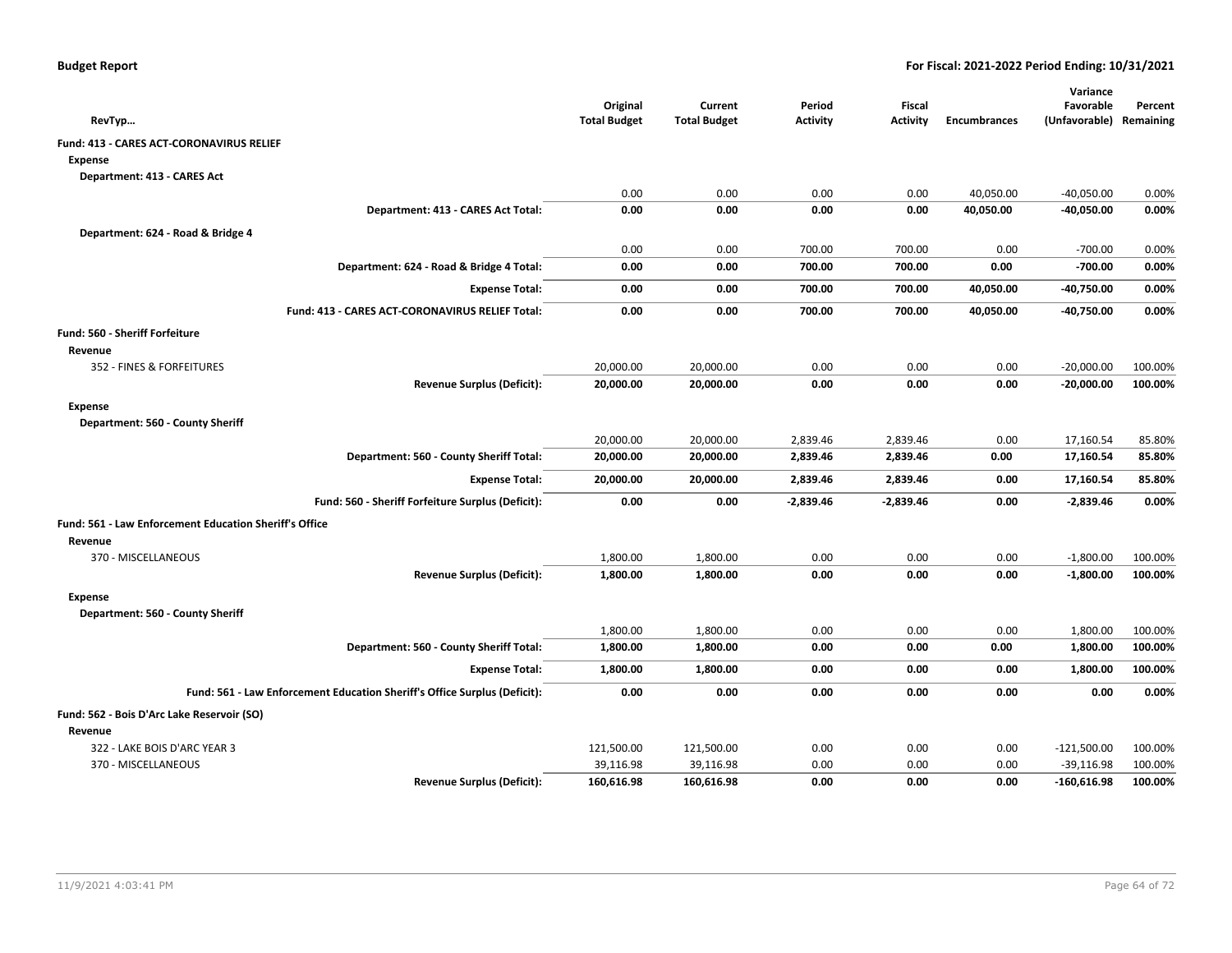**Budget Report** **For Fiscal: 2021-2022 Period Ending: 10/31/2021**

| RevTyp… | Original Total Budget | Current Total Budget | Period Activity | Fiscal Activity | Encumbrances | Variance Favorable (Unfavorable) | Percent Remaining |
|---|---|---|---|---|---|---|---|
| **Fund: 413 - CARES ACT-CORONAVIRUS RELIEF** | | | | | | | |
| **Expense** | | | | | | | |
| **Department: 413 - CARES Act** | | | | | | | |
| | 0.00 | 0.00 | 0.00 | 0.00 | 40,050.00 | -40,050.00 | 0.00% |
| **Department: 413 - CARES Act Total:** | **0.00** | **0.00** | **0.00** | **0.00** | **40,050.00** | **-40,050.00** | **0.00%** |
| **Department: 624 - Road & Bridge 4** | | | | | | | |
| | 0.00 | 0.00 | 700.00 | 700.00 | 0.00 | -700.00 | 0.00% |
| **Department: 624 - Road & Bridge 4 Total:** | **0.00** | **0.00** | **700.00** | **700.00** | **0.00** | **-700.00** | **0.00%** |
| **Expense Total:** | **0.00** | **0.00** | **700.00** | **700.00** | **40,050.00** | **-40,750.00** | **0.00%** |
| **Fund: 413 - CARES ACT-CORONAVIRUS RELIEF Total:** | **0.00** | **0.00** | **700.00** | **700.00** | **40,050.00** | **-40,750.00** | **0.00%** |
| **Fund: 560 - Sheriff Forfeiture** | | | | | | | |
| **Revenue** | | | | | | | |
| 352 - FINES & FORFEITURES | 20,000.00 | 20,000.00 | 0.00 | 0.00 | 0.00 | -20,000.00 | 100.00% |
| **Revenue Surplus (Deficit):** | **20,000.00** | **20,000.00** | **0.00** | **0.00** | **0.00** | **-20,000.00** | **100.00%** |
| **Expense** | | | | | | | |
| **Department: 560 - County Sheriff** | | | | | | | |
| | 20,000.00 | 20,000.00 | 2,839.46 | 2,839.46 | 0.00 | 17,160.54 | 85.80% |
| **Department: 560 - County Sheriff Total:** | **20,000.00** | **20,000.00** | **2,839.46** | **2,839.46** | **0.00** | **17,160.54** | **85.80%** |
| **Expense Total:** | **20,000.00** | **20,000.00** | **2,839.46** | **2,839.46** | **0.00** | **17,160.54** | **85.80%** |
| **Fund: 560 - Sheriff Forfeiture Surplus (Deficit):** | **0.00** | **0.00** | **-2,839.46** | **-2,839.46** | **0.00** | **-2,839.46** | **0.00%** |
| **Fund: 561 - Law Enforcement Education Sheriff's Office** | | | | | | | |
| **Revenue** | | | | | | | |
| 370 - MISCELLANEOUS | 1,800.00 | 1,800.00 | 0.00 | 0.00 | 0.00 | -1,800.00 | 100.00% |
| **Revenue Surplus (Deficit):** | **1,800.00** | **1,800.00** | **0.00** | **0.00** | **0.00** | **-1,800.00** | **100.00%** |
| **Expense** | | | | | | | |
| **Department: 560 - County Sheriff** | | | | | | | |
| | 1,800.00 | 1,800.00 | 0.00 | 0.00 | 0.00 | 1,800.00 | 100.00% |
| **Department: 560 - County Sheriff Total:** | **1,800.00** | **1,800.00** | **0.00** | **0.00** | **0.00** | **1,800.00** | **100.00%** |
| **Expense Total:** | **1,800.00** | **1,800.00** | **0.00** | **0.00** | **0.00** | **1,800.00** | **100.00%** |
| **Fund: 561 - Law Enforcement Education Sheriff's Office Surplus (Deficit):** | **0.00** | **0.00** | **0.00** | **0.00** | **0.00** | **0.00** | **0.00%** |
| **Fund: 562 - Bois D'Arc Lake Reservoir (SO)** | | | | | | | |
| **Revenue** | | | | | | | |
| 322 - LAKE BOIS D'ARC YEAR 3 | 121,500.00 | 121,500.00 | 0.00 | 0.00 | 0.00 | -121,500.00 | 100.00% |
| 370 - MISCELLANEOUS | 39,116.98 | 39,116.98 | 0.00 | 0.00 | 0.00 | -39,116.98 | 100.00% |
| **Revenue Surplus (Deficit):** | **160,616.98** | **160,616.98** | **0.00** | **0.00** | **0.00** | **-160,616.98** | **100.00%** |

11/9/2021 4:03:41 PM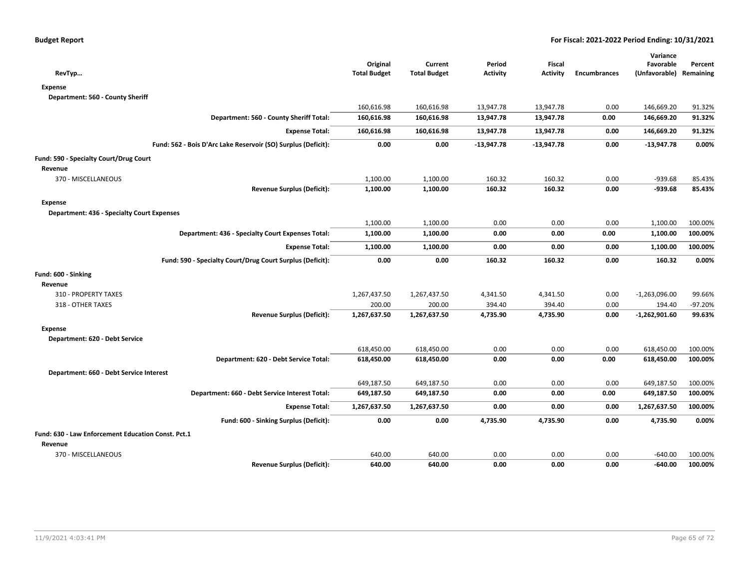**Budget Report** **For Fiscal: 2021-2022 Period Ending: 10/31/2021**

| RevTyp… | Original Total Budget | Current Total Budget | Period Activity | Fiscal Activity | Encumbrances | Variance Favorable (Unfavorable) | Percent Remaining |
|---|---|---|---|---|---|---|---|
| **Expense** | | | | | | | |
| **Department: 560 - County Sheriff** | | | | | | | |
| | 160,616.98 | 160,616.98 | 13,947.78 | 13,947.78 | 0.00 | 146,669.20 | 91.32% |
| **Department: 560 - County Sheriff Total:** | **160,616.98** | **160,616.98** | **13,947.78** | **13,947.78** | **0.00** | **146,669.20** | **91.32%** |
| **Expense Total:** | **160,616.98** | **160,616.98** | **13,947.78** | **13,947.78** | **0.00** | **146,669.20** | **91.32%** |
| **Fund: 562 - Bois D'Arc Lake Reservoir (SO) Surplus (Deficit):** | **0.00** | **0.00** | **-13,947.78** | **-13,947.78** | **0.00** | **-13,947.78** | **0.00%** |
| **Fund: 590 - Specialty Court/Drug Court** | | | | | | | |
| **Revenue** | | | | | | | |
| 370 - MISCELLANEOUS | 1,100.00 | 1,100.00 | 160.32 | 160.32 | 0.00 | -939.68 | 85.43% |
| **Revenue Surplus (Deficit):** | **1,100.00** | **1,100.00** | **160.32** | **160.32** | **0.00** | **-939.68** | **85.43%** |
| **Expense** | | | | | | | |
| **Department: 436 - Specialty Court Expenses** | | | | | | | |
| | 1,100.00 | 1,100.00 | 0.00 | 0.00 | 0.00 | 1,100.00 | 100.00% |
| **Department: 436 - Specialty Court Expenses Total:** | **1,100.00** | **1,100.00** | **0.00** | **0.00** | **0.00** | **1,100.00** | **100.00%** |
| **Expense Total:** | **1,100.00** | **1,100.00** | **0.00** | **0.00** | **0.00** | **1,100.00** | **100.00%** |
| **Fund: 590 - Specialty Court/Drug Court Surplus (Deficit):** | **0.00** | **0.00** | **160.32** | **160.32** | **0.00** | **160.32** | **0.00%** |
| **Fund: 600 - Sinking** | | | | | | | |
| **Revenue** | | | | | | | |
| 310 - PROPERTY TAXES | 1,267,437.50 | 1,267,437.50 | 4,341.50 | 4,341.50 | 0.00 | -1,263,096.00 | 99.66% |
| 318 - OTHER TAXES | 200.00 | 200.00 | 394.40 | 394.40 | 0.00 | 194.40 | -97.20% |
| **Revenue Surplus (Deficit):** | **1,267,637.50** | **1,267,637.50** | **4,735.90** | **4,735.90** | **0.00** | **-1,262,901.60** | **99.63%** |
| **Expense** | | | | | | | |
| **Department: 620 - Debt Service** | | | | | | | |
| | 618,450.00 | 618,450.00 | 0.00 | 0.00 | 0.00 | 618,450.00 | 100.00% |
| **Department: 620 - Debt Service Total:** | **618,450.00** | **618,450.00** | **0.00** | **0.00** | **0.00** | **618,450.00** | **100.00%** |
| **Department: 660 - Debt Service Interest** | | | | | | | |
| | 649,187.50 | 649,187.50 | 0.00 | 0.00 | 0.00 | 649,187.50 | 100.00% |
| **Department: 660 - Debt Service Interest Total:** | **649,187.50** | **649,187.50** | **0.00** | **0.00** | **0.00** | **649,187.50** | **100.00%** |
| **Expense Total:** | **1,267,637.50** | **1,267,637.50** | **0.00** | **0.00** | **0.00** | **1,267,637.50** | **100.00%** |
| **Fund: 600 - Sinking Surplus (Deficit):** | **0.00** | **0.00** | **4,735.90** | **4,735.90** | **0.00** | **4,735.90** | **0.00%** |
| **Fund: 630 - Law Enforcement Education Const. Pct.1** | | | | | | | |
| **Revenue** | | | | | | | |
| 370 - MISCELLANEOUS | 640.00 | 640.00 | 0.00 | 0.00 | 0.00 | -640.00 | 100.00% |
| **Revenue Surplus (Deficit):** | **640.00** | **640.00** | **0.00** | **0.00** | **0.00** | **-640.00** | **100.00%** |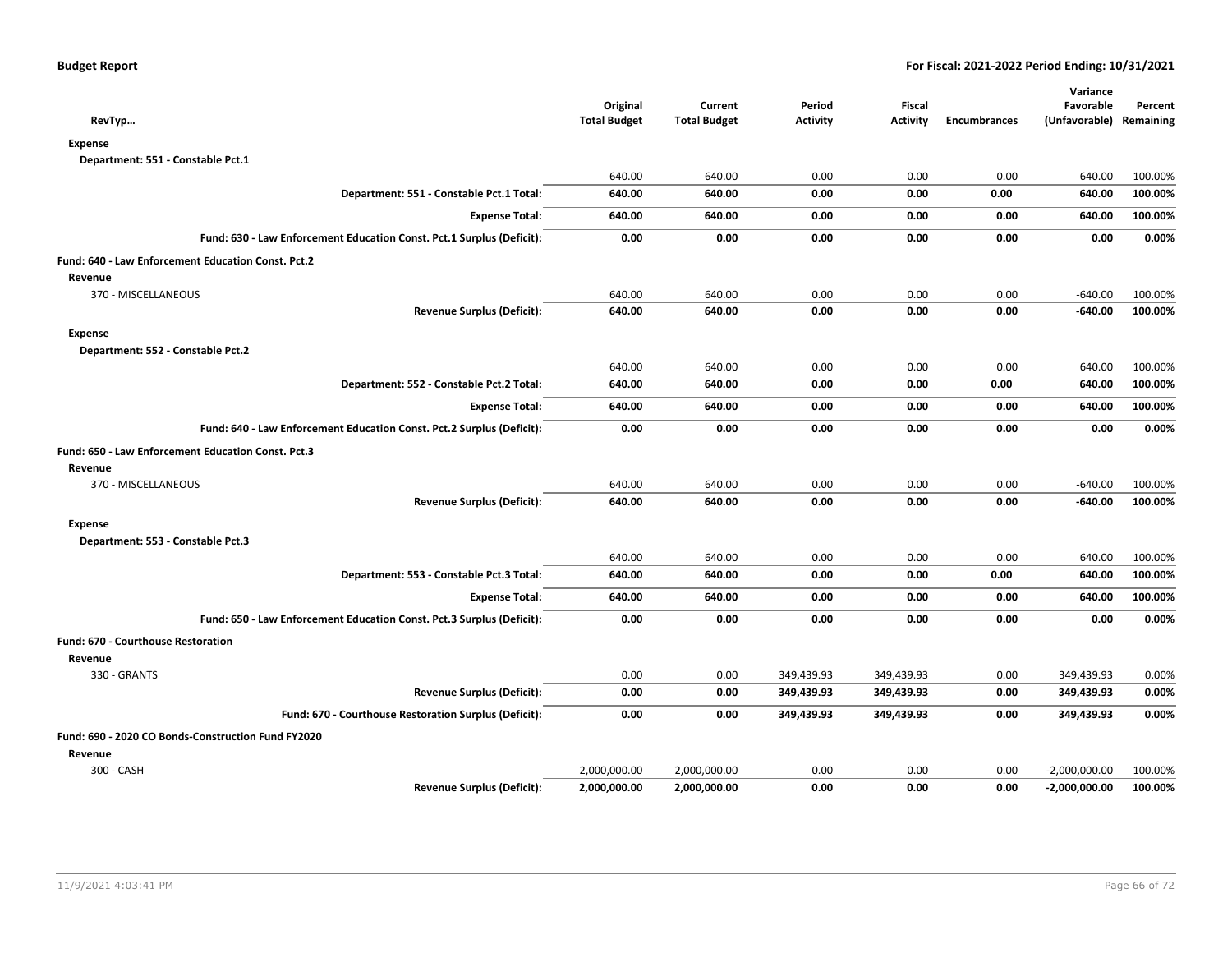**Budget Report** — **For Fiscal: 2021-2022 Period Ending: 10/31/2021**

| RevTyp… | Original Total Budget | Current Total Budget | Period Activity | Fiscal Activity | Encumbrances | Variance Favorable (Unfavorable) | Percent Remaining |
|---|---|---|---|---|---|---|---|
| **Expense** | | | | | | | |
| **Department: 551 - Constable Pct.1** | | | | | | | |
| | 640.00 | 640.00 | 0.00 | 0.00 | 0.00 | 640.00 | 100.00% |
| **Department: 551 - Constable Pct.1 Total:** | **640.00** | **640.00** | **0.00** | **0.00** | **0.00** | **640.00** | **100.00%** |
| **Expense Total:** | **640.00** | **640.00** | **0.00** | **0.00** | **0.00** | **640.00** | **100.00%** |
| **Fund: 630 - Law Enforcement Education Const. Pct.1 Surplus (Deficit):** | **0.00** | **0.00** | **0.00** | **0.00** | **0.00** | **0.00** | **0.00%** |
| **Fund: 640 - Law Enforcement Education Const. Pct.2** | | | | | | | |
| **Revenue** | | | | | | | |
| 370 - MISCELLANEOUS | 640.00 | 640.00 | 0.00 | 0.00 | 0.00 | -640.00 | 100.00% |
| **Revenue Surplus (Deficit):** | **640.00** | **640.00** | **0.00** | **0.00** | **0.00** | **-640.00** | **100.00%** |
| **Expense** | | | | | | | |
| **Department: 552 - Constable Pct.2** | | | | | | | |
| | 640.00 | 640.00 | 0.00 | 0.00 | 0.00 | 640.00 | 100.00% |
| **Department: 552 - Constable Pct.2 Total:** | **640.00** | **640.00** | **0.00** | **0.00** | **0.00** | **640.00** | **100.00%** |
| **Expense Total:** | **640.00** | **640.00** | **0.00** | **0.00** | **0.00** | **640.00** | **100.00%** |
| **Fund: 640 - Law Enforcement Education Const. Pct.2 Surplus (Deficit):** | **0.00** | **0.00** | **0.00** | **0.00** | **0.00** | **0.00** | **0.00%** |
| **Fund: 650 - Law Enforcement Education Const. Pct.3** | | | | | | | |
| **Revenue** | | | | | | | |
| 370 - MISCELLANEOUS | 640.00 | 640.00 | 0.00 | 0.00 | 0.00 | -640.00 | 100.00% |
| **Revenue Surplus (Deficit):** | **640.00** | **640.00** | **0.00** | **0.00** | **0.00** | **-640.00** | **100.00%** |
| **Expense** | | | | | | | |
| **Department: 553 - Constable Pct.3** | | | | | | | |
| | 640.00 | 640.00 | 0.00 | 0.00 | 0.00 | 640.00 | 100.00% |
| **Department: 553 - Constable Pct.3 Total:** | **640.00** | **640.00** | **0.00** | **0.00** | **0.00** | **640.00** | **100.00%** |
| **Expense Total:** | **640.00** | **640.00** | **0.00** | **0.00** | **0.00** | **640.00** | **100.00%** |
| **Fund: 650 - Law Enforcement Education Const. Pct.3 Surplus (Deficit):** | **0.00** | **0.00** | **0.00** | **0.00** | **0.00** | **0.00** | **0.00%** |
| **Fund: 670 - Courthouse Restoration** | | | | | | | |
| **Revenue** | | | | | | | |
| 330 - GRANTS | 0.00 | 0.00 | 349,439.93 | 349,439.93 | 0.00 | 349,439.93 | 0.00% |
| **Revenue Surplus (Deficit):** | **0.00** | **0.00** | **349,439.93** | **349,439.93** | **0.00** | **349,439.93** | **0.00%** |
| **Fund: 670 - Courthouse Restoration Surplus (Deficit):** | **0.00** | **0.00** | **349,439.93** | **349,439.93** | **0.00** | **349,439.93** | **0.00%** |
| **Fund: 690 - 2020 CO Bonds-Construction Fund FY2020** | | | | | | | |
| **Revenue** | | | | | | | |
| 300 - CASH | 2,000,000.00 | 2,000,000.00 | 0.00 | 0.00 | 0.00 | -2,000,000.00 | 100.00% |
| **Revenue Surplus (Deficit):** | **2,000,000.00** | **2,000,000.00** | **0.00** | **0.00** | **0.00** | **-2,000,000.00** | **100.00%** |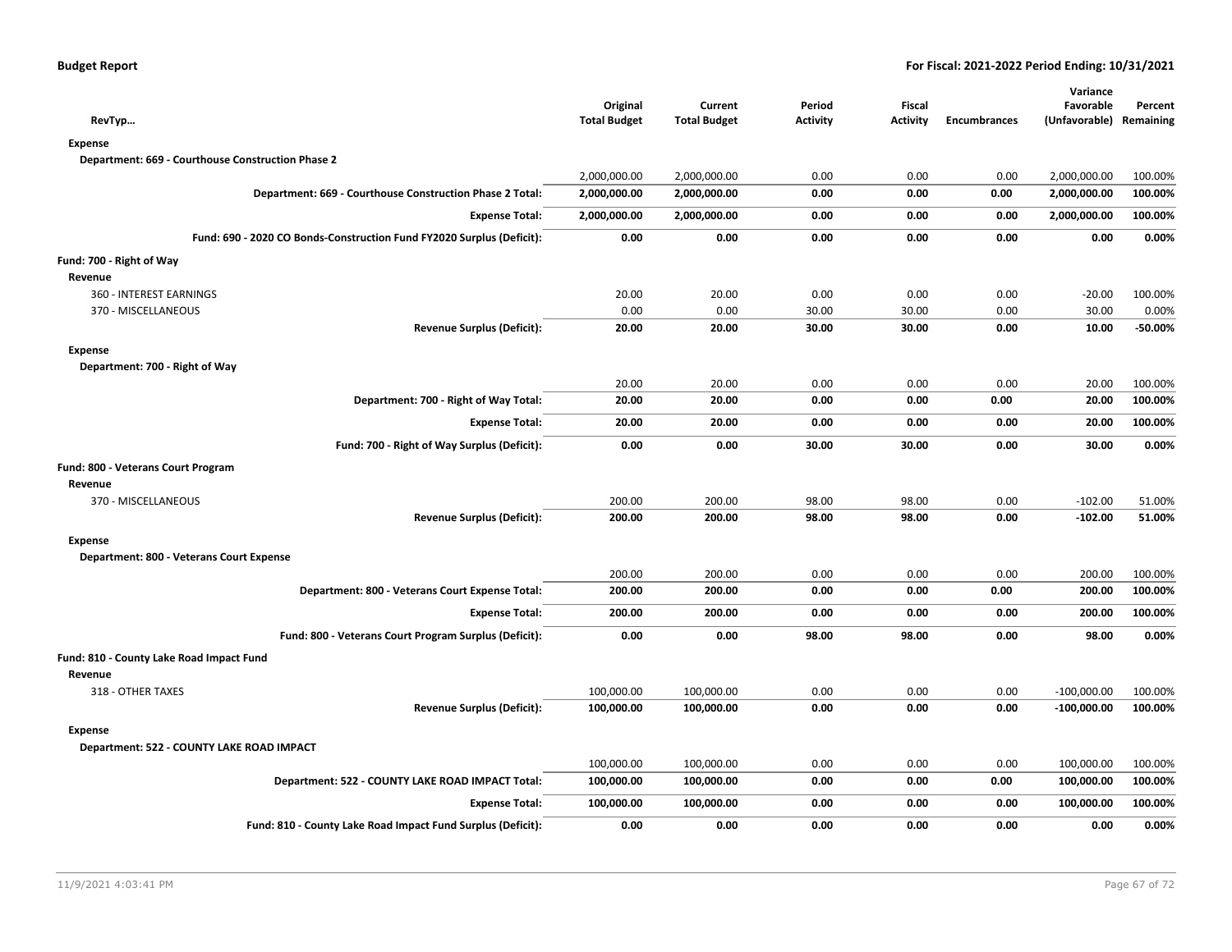**Budget Report** — For Fiscal: 2021-2022 Period Ending: 10/31/2021

| RevTyp… | Original Total Budget | Current Total Budget | Period Activity | Fiscal Activity | Encumbrances | Variance Favorable (Unfavorable) | Percent Remaining |
|---|---|---|---|---|---|---|---|
| **Expense** | | | | | | | |
| **Department: 669 - Courthouse Construction Phase 2** | | | | | | | |
| | 2,000,000.00 | 2,000,000.00 | 0.00 | 0.00 | 0.00 | 2,000,000.00 | 100.00% |
| **Department: 669 - Courthouse Construction Phase 2 Total:** | **2,000,000.00** | **2,000,000.00** | **0.00** | **0.00** | **0.00** | **2,000,000.00** | **100.00%** |
| **Expense Total:** | **2,000,000.00** | **2,000,000.00** | **0.00** | **0.00** | **0.00** | **2,000,000.00** | **100.00%** |
| **Fund: 690 - 2020 CO Bonds-Construction Fund FY2020 Surplus (Deficit):** | **0.00** | **0.00** | **0.00** | **0.00** | **0.00** | **0.00** | **0.00%** |
| **Fund: 700 - Right of Way** | | | | | | | |
| **Revenue** | | | | | | | |
| 360 - INTEREST EARNINGS | 20.00 | 20.00 | 0.00 | 0.00 | 0.00 | -20.00 | 100.00% |
| 370 - MISCELLANEOUS | 0.00 | 0.00 | 30.00 | 30.00 | 0.00 | 30.00 | 0.00% |
| **Revenue Surplus (Deficit):** | **20.00** | **20.00** | **30.00** | **30.00** | **0.00** | **10.00** | **-50.00%** |
| **Expense** | | | | | | | |
| **Department: 700 - Right of Way** | | | | | | | |
| | 20.00 | 20.00 | 0.00 | 0.00 | 0.00 | 20.00 | 100.00% |
| **Department: 700 - Right of Way Total:** | **20.00** | **20.00** | **0.00** | **0.00** | **0.00** | **20.00** | **100.00%** |
| **Expense Total:** | **20.00** | **20.00** | **0.00** | **0.00** | **0.00** | **20.00** | **100.00%** |
| **Fund: 700 - Right of Way Surplus (Deficit):** | **0.00** | **0.00** | **30.00** | **30.00** | **0.00** | **30.00** | **0.00%** |
| **Fund: 800 - Veterans Court Program** | | | | | | | |
| **Revenue** | | | | | | | |
| 370 - MISCELLANEOUS | 200.00 | 200.00 | 98.00 | 98.00 | 0.00 | -102.00 | 51.00% |
| **Revenue Surplus (Deficit):** | **200.00** | **200.00** | **98.00** | **98.00** | **0.00** | **-102.00** | **51.00%** |
| **Expense** | | | | | | | |
| **Department: 800 - Veterans Court Expense** | | | | | | | |
| | 200.00 | 200.00 | 0.00 | 0.00 | 0.00 | 200.00 | 100.00% |
| **Department: 800 - Veterans Court Expense Total:** | **200.00** | **200.00** | **0.00** | **0.00** | **0.00** | **200.00** | **100.00%** |
| **Expense Total:** | **200.00** | **200.00** | **0.00** | **0.00** | **0.00** | **200.00** | **100.00%** |
| **Fund: 800 - Veterans Court Program Surplus (Deficit):** | **0.00** | **0.00** | **98.00** | **98.00** | **0.00** | **98.00** | **0.00%** |
| **Fund: 810 - County Lake Road Impact Fund** | | | | | | | |
| **Revenue** | | | | | | | |
| 318 - OTHER TAXES | 100,000.00 | 100,000.00 | 0.00 | 0.00 | 0.00 | -100,000.00 | 100.00% |
| **Revenue Surplus (Deficit):** | **100,000.00** | **100,000.00** | **0.00** | **0.00** | **0.00** | **-100,000.00** | **100.00%** |
| **Expense** | | | | | | | |
| **Department: 522 - COUNTY LAKE ROAD IMPACT** | | | | | | | |
| | 100,000.00 | 100,000.00 | 0.00 | 0.00 | 0.00 | 100,000.00 | 100.00% |
| **Department: 522 - COUNTY LAKE ROAD IMPACT Total:** | **100,000.00** | **100,000.00** | **0.00** | **0.00** | **0.00** | **100,000.00** | **100.00%** |
| **Expense Total:** | **100,000.00** | **100,000.00** | **0.00** | **0.00** | **0.00** | **100,000.00** | **100.00%** |
| **Fund: 810 - County Lake Road Impact Fund Surplus (Deficit):** | **0.00** | **0.00** | **0.00** | **0.00** | **0.00** | **0.00** | **0.00%** |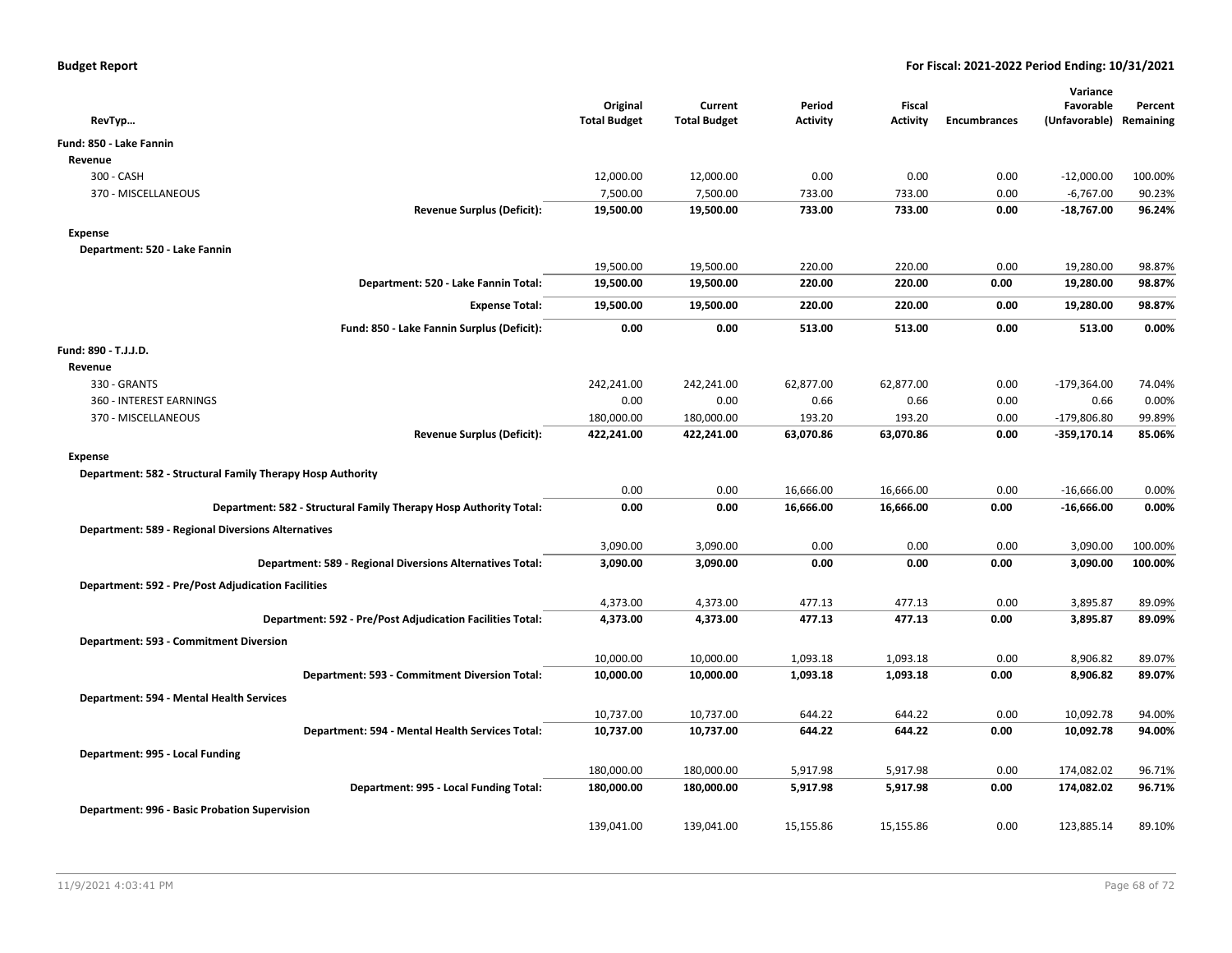**Budget Report** — For Fiscal: 2021-2022 Period Ending: 10/31/2021

| RevTyp… | Original Total Budget | Current Total Budget | Period Activity | Fiscal Activity | Encumbrances | Variance Favorable (Unfavorable) | Percent Remaining |
|---|---|---|---|---|---|---|---|
| **Fund: 850 - Lake Fannin** | | | | | | | |
| **Revenue** | | | | | | | |
| 300 - CASH | 12,000.00 | 12,000.00 | 0.00 | 0.00 | 0.00 | -12,000.00 | 100.00% |
| 370 - MISCELLANEOUS | 7,500.00 | 7,500.00 | 733.00 | 733.00 | 0.00 | -6,767.00 | 90.23% |
| **Revenue Surplus (Deficit):** | **19,500.00** | **19,500.00** | **733.00** | **733.00** | **0.00** | **-18,767.00** | **96.24%** |
| **Expense** | | | | | | | |
| **Department: 520 - Lake Fannin** | | | | | | | |
| | 19,500.00 | 19,500.00 | 220.00 | 220.00 | 0.00 | 19,280.00 | 98.87% |
| **Department: 520 - Lake Fannin Total:** | **19,500.00** | **19,500.00** | **220.00** | **220.00** | **0.00** | **19,280.00** | **98.87%** |
| **Expense Total:** | **19,500.00** | **19,500.00** | **220.00** | **220.00** | **0.00** | **19,280.00** | **98.87%** |
| **Fund: 850 - Lake Fannin Surplus (Deficit):** | **0.00** | **0.00** | **513.00** | **513.00** | **0.00** | **513.00** | **0.00%** |
| **Fund: 890 - T.J.J.D.** | | | | | | | |
| **Revenue** | | | | | | | |
| 330 - GRANTS | 242,241.00 | 242,241.00 | 62,877.00 | 62,877.00 | 0.00 | -179,364.00 | 74.04% |
| 360 - INTEREST EARNINGS | 0.00 | 0.00 | 0.66 | 0.66 | 0.00 | 0.66 | 0.00% |
| 370 - MISCELLANEOUS | 180,000.00 | 180,000.00 | 193.20 | 193.20 | 0.00 | -179,806.80 | 99.89% |
| **Revenue Surplus (Deficit):** | **422,241.00** | **422,241.00** | **63,070.86** | **63,070.86** | **0.00** | **-359,170.14** | **85.06%** |
| **Expense** | | | | | | | |
| **Department: 582 - Structural Family Therapy Hosp Authority** | | | | | | | |
| | 0.00 | 0.00 | 16,666.00 | 16,666.00 | 0.00 | -16,666.00 | 0.00% |
| **Department: 582 - Structural Family Therapy Hosp Authority Total:** | **0.00** | **0.00** | **16,666.00** | **16,666.00** | **0.00** | **-16,666.00** | **0.00%** |
| **Department: 589 - Regional Diversions Alternatives** | | | | | | | |
| | 3,090.00 | 3,090.00 | 0.00 | 0.00 | 0.00 | 3,090.00 | 100.00% |
| **Department: 589 - Regional Diversions Alternatives Total:** | **3,090.00** | **3,090.00** | **0.00** | **0.00** | **0.00** | **3,090.00** | **100.00%** |
| **Department: 592 - Pre/Post Adjudication Facilities** | | | | | | | |
| | 4,373.00 | 4,373.00 | 477.13 | 477.13 | 0.00 | 3,895.87 | 89.09% |
| **Department: 592 - Pre/Post Adjudication Facilities Total:** | **4,373.00** | **4,373.00** | **477.13** | **477.13** | **0.00** | **3,895.87** | **89.09%** |
| **Department: 593 - Commitment Diversion** | | | | | | | |
| | 10,000.00 | 10,000.00 | 1,093.18 | 1,093.18 | 0.00 | 8,906.82 | 89.07% |
| **Department: 593 - Commitment Diversion Total:** | **10,000.00** | **10,000.00** | **1,093.18** | **1,093.18** | **0.00** | **8,906.82** | **89.07%** |
| **Department: 594 - Mental Health Services** | | | | | | | |
| | 10,737.00 | 10,737.00 | 644.22 | 644.22 | 0.00 | 10,092.78 | 94.00% |
| **Department: 594 - Mental Health Services Total:** | **10,737.00** | **10,737.00** | **644.22** | **644.22** | **0.00** | **10,092.78** | **94.00%** |
| **Department: 995 - Local Funding** | | | | | | | |
| | 180,000.00 | 180,000.00 | 5,917.98 | 5,917.98 | 0.00 | 174,082.02 | 96.71% |
| **Department: 995 - Local Funding Total:** | **180,000.00** | **180,000.00** | **5,917.98** | **5,917.98** | **0.00** | **174,082.02** | **96.71%** |
| **Department: 996 - Basic Probation Supervision** | | | | | | | |
| | 139,041.00 | 139,041.00 | 15,155.86 | 15,155.86 | 0.00 | 123,885.14 | 89.10% |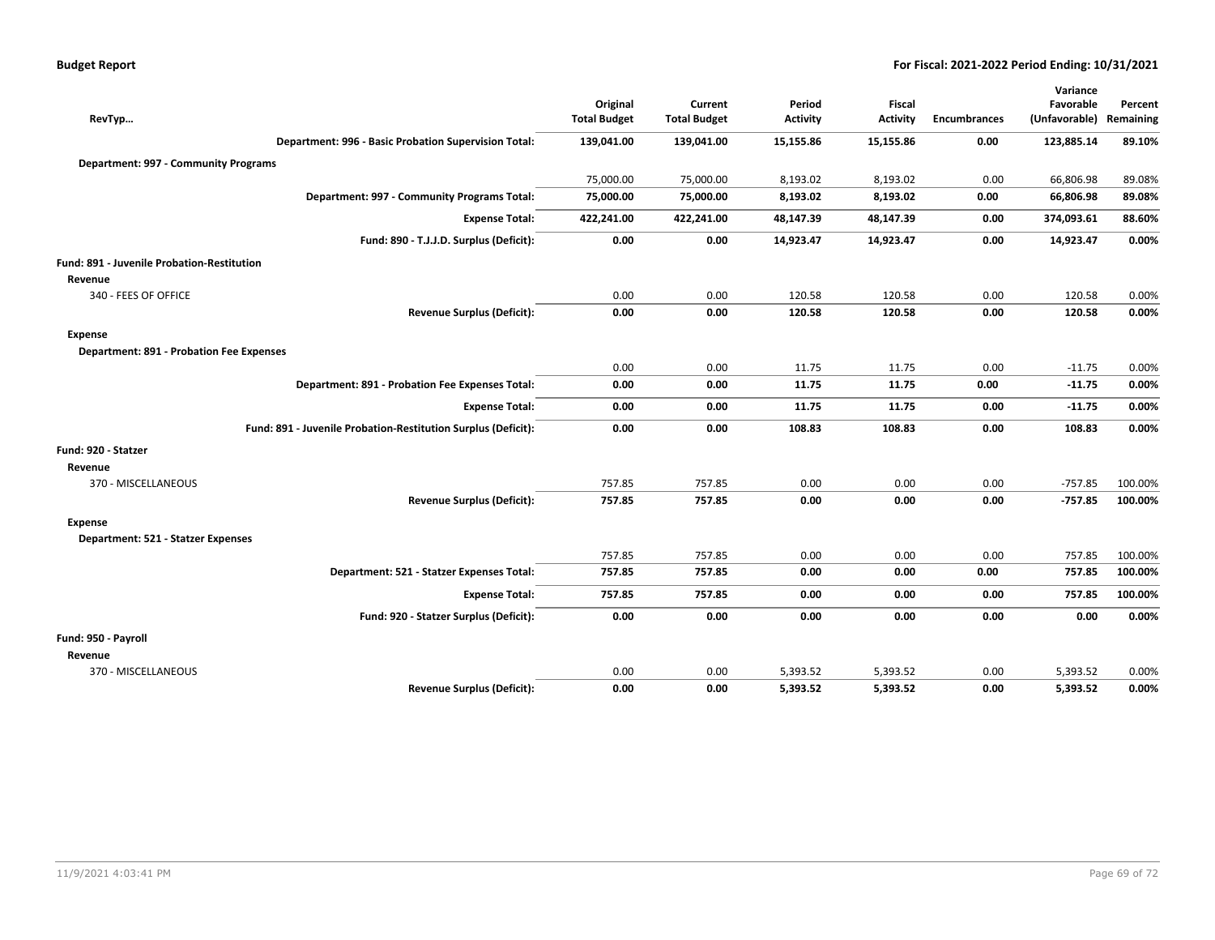| RevTyp… | Original Total Budget | Current Total Budget | Period Activity | Fiscal Activity | Encumbrances | Variance Favorable (Unfavorable) | Percent Remaining |
|---|---|---|---|---|---|---|---|
| **Department: 996 - Basic Probation Supervision Total:** | **139,041.00** | **139,041.00** | **15,155.86** | **15,155.86** | **0.00** | **123,885.14** | **89.10%** |
| **Department: 997 - Community Programs** | | | | | | | |
| | 75,000.00 | 75,000.00 | 8,193.02 | 8,193.02 | 0.00 | 66,806.98 | 89.08% |
| **Department: 997 - Community Programs Total:** | **75,000.00** | **75,000.00** | **8,193.02** | **8,193.02** | **0.00** | **66,806.98** | **89.08%** |
| **Expense Total:** | **422,241.00** | **422,241.00** | **48,147.39** | **48,147.39** | **0.00** | **374,093.61** | **88.60%** |
| **Fund: 890 - T.J.J.D. Surplus (Deficit):** | **0.00** | **0.00** | **14,923.47** | **14,923.47** | **0.00** | **14,923.47** | **0.00%** |
| **Fund: 891 - Juvenile Probation-Restitution** | | | | | | | |
| **Revenue** | | | | | | | |
| 340 - FEES OF OFFICE | 0.00 | 0.00 | 120.58 | 120.58 | 0.00 | 120.58 | 0.00% |
| **Revenue Surplus (Deficit):** | **0.00** | **0.00** | **120.58** | **120.58** | **0.00** | **120.58** | **0.00%** |
| **Expense** | | | | | | | |
| **Department: 891 - Probation Fee Expenses** | | | | | | | |
| | 0.00 | 0.00 | 11.75 | 11.75 | 0.00 | -11.75 | 0.00% |
| **Department: 891 - Probation Fee Expenses Total:** | **0.00** | **0.00** | **11.75** | **11.75** | **0.00** | **-11.75** | **0.00%** |
| **Expense Total:** | **0.00** | **0.00** | **11.75** | **11.75** | **0.00** | **-11.75** | **0.00%** |
| **Fund: 891 - Juvenile Probation-Restitution Surplus (Deficit):** | **0.00** | **0.00** | **108.83** | **108.83** | **0.00** | **108.83** | **0.00%** |
| **Fund: 920 - Statzer** | | | | | | | |
| **Revenue** | | | | | | | |
| 370 - MISCELLANEOUS | 757.85 | 757.85 | 0.00 | 0.00 | 0.00 | -757.85 | 100.00% |
| **Revenue Surplus (Deficit):** | **757.85** | **757.85** | **0.00** | **0.00** | **0.00** | **-757.85** | **100.00%** |
| **Expense** | | | | | | | |
| **Department: 521 - Statzer Expenses** | | | | | | | |
| | 757.85 | 757.85 | 0.00 | 0.00 | 0.00 | 757.85 | 100.00% |
| **Department: 521 - Statzer Expenses Total:** | **757.85** | **757.85** | **0.00** | **0.00** | **0.00** | **757.85** | **100.00%** |
| **Expense Total:** | **757.85** | **757.85** | **0.00** | **0.00** | **0.00** | **757.85** | **100.00%** |
| **Fund: 920 - Statzer Surplus (Deficit):** | **0.00** | **0.00** | **0.00** | **0.00** | **0.00** | **0.00** | **0.00%** |
| **Fund: 950 - Payroll** | | | | | | | |
| **Revenue** | | | | | | | |
| 370 - MISCELLANEOUS | 0.00 | 0.00 | 5,393.52 | 5,393.52 | 0.00 | 5,393.52 | 0.00% |
| **Revenue Surplus (Deficit):** | **0.00** | **0.00** | **5,393.52** | **5,393.52** | **0.00** | **5,393.52** | **0.00%** |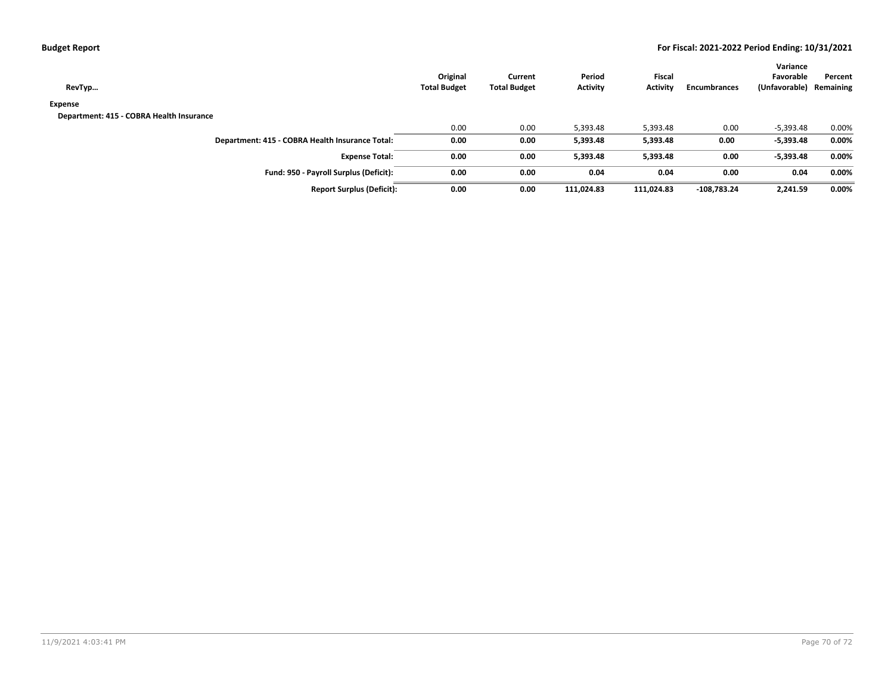**Budget Report** — **For Fiscal: 2021-2022 Period Ending: 10/31/2021**

| RevTyp… | Original Total Budget | Current Total Budget | Period Activity | Fiscal Activity | Encumbrances | Variance Favorable (Unfavorable) | Percent Remaining |
|---|---|---|---|---|---|---|---|
| **Expense** | | | | | | | |
| **Department: 415 - COBRA Health Insurance** | | | | | | | |
| | 0.00 | 0.00 | 5,393.48 | 5,393.48 | 0.00 | -5,393.48 | 0.00% |
| **Department: 415 - COBRA Health Insurance Total:** | **0.00** | **0.00** | **5,393.48** | **5,393.48** | **0.00** | **-5,393.48** | **0.00%** |
| **Expense Total:** | **0.00** | **0.00** | **5,393.48** | **5,393.48** | **0.00** | **-5,393.48** | **0.00%** |
| **Fund: 950 - Payroll Surplus (Deficit):** | **0.00** | **0.00** | **0.04** | **0.04** | **0.00** | **0.04** | **0.00%** |
| **Report Surplus (Deficit):** | **0.00** | **0.00** | **111,024.83** | **111,024.83** | **-108,783.24** | **2,241.59** | **0.00%** |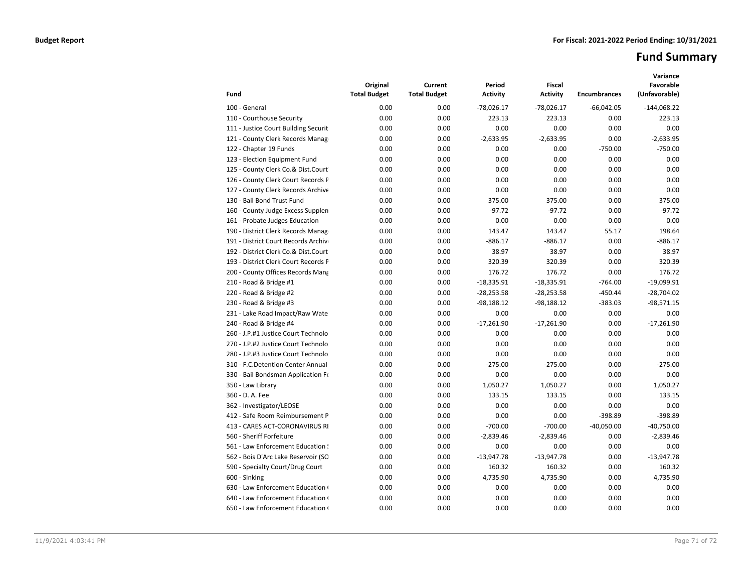**Budget Report** **For Fiscal: 2021-2022 Period Ending: 10/31/2021**

# Fund Summary

| Fund | Original Total Budget | Current Total Budget | Period Activity | Fiscal Activity | Encumbrances | Variance Favorable (Unfavorable) |
|---|---|---|---|---|---|---|
| 100 - General | 0.00 | 0.00 | -78,026.17 | -78,026.17 | -66,042.05 | -144,068.22 |
| 110 - Courthouse Security | 0.00 | 0.00 | 223.13 | 223.13 | 0.00 | 223.13 |
| 111 - Justice Court Building Securit | 0.00 | 0.00 | 0.00 | 0.00 | 0.00 | 0.00 |
| 121 - County Clerk Records Manag | 0.00 | 0.00 | -2,633.95 | -2,633.95 | 0.00 | -2,633.95 |
| 122 - Chapter 19 Funds | 0.00 | 0.00 | 0.00 | 0.00 | -750.00 | -750.00 |
| 123 - Election Equipment Fund | 0.00 | 0.00 | 0.00 | 0.00 | 0.00 | 0.00 |
| 125 - County Clerk Co.& Dist.Court | 0.00 | 0.00 | 0.00 | 0.00 | 0.00 | 0.00 |
| 126 - County Clerk Court Records P | 0.00 | 0.00 | 0.00 | 0.00 | 0.00 | 0.00 |
| 127 - County Clerk Records Archive | 0.00 | 0.00 | 0.00 | 0.00 | 0.00 | 0.00 |
| 130 - Bail Bond Trust Fund | 0.00 | 0.00 | 375.00 | 375.00 | 0.00 | 375.00 |
| 160 - County Judge Excess Supplen | 0.00 | 0.00 | -97.72 | -97.72 | 0.00 | -97.72 |
| 161 - Probate Judges Education | 0.00 | 0.00 | 0.00 | 0.00 | 0.00 | 0.00 |
| 190 - District Clerk Records Manag | 0.00 | 0.00 | 143.47 | 143.47 | 55.17 | 198.64 |
| 191 - District Court Records Archiv | 0.00 | 0.00 | -886.17 | -886.17 | 0.00 | -886.17 |
| 192 - District Clerk Co.& Dist.Court | 0.00 | 0.00 | 38.97 | 38.97 | 0.00 | 38.97 |
| 193 - District Clerk Court Records P | 0.00 | 0.00 | 320.39 | 320.39 | 0.00 | 320.39 |
| 200 - County Offices Records Mang | 0.00 | 0.00 | 176.72 | 176.72 | 0.00 | 176.72 |
| 210 - Road & Bridge #1 | 0.00 | 0.00 | -18,335.91 | -18,335.91 | -764.00 | -19,099.91 |
| 220 - Road & Bridge #2 | 0.00 | 0.00 | -28,253.58 | -28,253.58 | -450.44 | -28,704.02 |
| 230 - Road & Bridge #3 | 0.00 | 0.00 | -98,188.12 | -98,188.12 | -383.03 | -98,571.15 |
| 231 - Lake Road Impact/Raw Wate | 0.00 | 0.00 | 0.00 | 0.00 | 0.00 | 0.00 |
| 240 - Road & Bridge #4 | 0.00 | 0.00 | -17,261.90 | -17,261.90 | 0.00 | -17,261.90 |
| 260 - J.P.#1 Justice Court Technolo | 0.00 | 0.00 | 0.00 | 0.00 | 0.00 | 0.00 |
| 270 - J.P.#2 Justice Court Technolo | 0.00 | 0.00 | 0.00 | 0.00 | 0.00 | 0.00 |
| 280 - J.P.#3 Justice Court Technolo | 0.00 | 0.00 | 0.00 | 0.00 | 0.00 | 0.00 |
| 310 - F.C.Detention Center Annual | 0.00 | 0.00 | -275.00 | -275.00 | 0.00 | -275.00 |
| 330 - Bail Bondsman Application Fe | 0.00 | 0.00 | 0.00 | 0.00 | 0.00 | 0.00 |
| 350 - Law Library | 0.00 | 0.00 | 1,050.27 | 1,050.27 | 0.00 | 1,050.27 |
| 360 - D. A. Fee | 0.00 | 0.00 | 133.15 | 133.15 | 0.00 | 133.15 |
| 362 - Investigator/LEOSE | 0.00 | 0.00 | 0.00 | 0.00 | 0.00 | 0.00 |
| 412 - Safe Room Reimbursement P | 0.00 | 0.00 | 0.00 | 0.00 | -398.89 | -398.89 |
| 413 - CARES ACT-CORONAVIRUS RI | 0.00 | 0.00 | -700.00 | -700.00 | -40,050.00 | -40,750.00 |
| 560 - Sheriff Forfeiture | 0.00 | 0.00 | -2,839.46 | -2,839.46 | 0.00 | -2,839.46 |
| 561 - Law Enforcement Education S | 0.00 | 0.00 | 0.00 | 0.00 | 0.00 | 0.00 |
| 562 - Bois D'Arc Lake Reservoir (SO | 0.00 | 0.00 | -13,947.78 | -13,947.78 | 0.00 | -13,947.78 |
| 590 - Specialty Court/Drug Court | 0.00 | 0.00 | 160.32 | 160.32 | 0.00 | 160.32 |
| 600 - Sinking | 0.00 | 0.00 | 4,735.90 | 4,735.90 | 0.00 | 4,735.90 |
| 630 - Law Enforcement Education ( | 0.00 | 0.00 | 0.00 | 0.00 | 0.00 | 0.00 |
| 640 - Law Enforcement Education ( | 0.00 | 0.00 | 0.00 | 0.00 | 0.00 | 0.00 |
| 650 - Law Enforcement Education ( | 0.00 | 0.00 | 0.00 | 0.00 | 0.00 | 0.00 |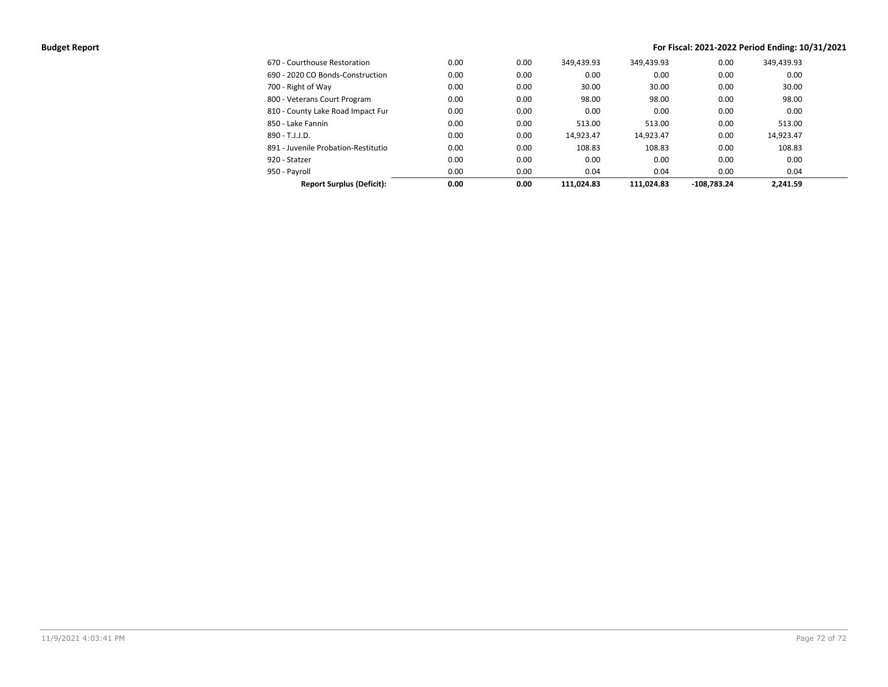| | | | | | | |
|---|---|---|---|---|---|---|
| 670 - Courthouse Restoration | 0.00 | 0.00 | 349,439.93 | 349,439.93 | 0.00 | 349,439.93 |
| 690 - 2020 CO Bonds-Construction | 0.00 | 0.00 | 0.00 | 0.00 | 0.00 | 0.00 |
| 700 - Right of Way | 0.00 | 0.00 | 30.00 | 30.00 | 0.00 | 30.00 |
| 800 - Veterans Court Program | 0.00 | 0.00 | 98.00 | 98.00 | 0.00 | 98.00 |
| 810 - County Lake Road Impact Fur | 0.00 | 0.00 | 0.00 | 0.00 | 0.00 | 0.00 |
| 850 - Lake Fannin | 0.00 | 0.00 | 513.00 | 513.00 | 0.00 | 513.00 |
| 890 - T.J.J.D. | 0.00 | 0.00 | 14,923.47 | 14,923.47 | 0.00 | 14,923.47 |
| 891 - Juvenile Probation-Restitutio | 0.00 | 0.00 | 108.83 | 108.83 | 0.00 | 108.83 |
| 920 - Statzer | 0.00 | 0.00 | 0.00 | 0.00 | 0.00 | 0.00 |
| 950 - Payroll | 0.00 | 0.00 | 0.04 | 0.04 | 0.00 | 0.04 |
| **Report Surplus (Deficit):** | **0.00** | **0.00** | **111,024.83** | **111,024.83** | **-108,783.24** | **2,241.59** |